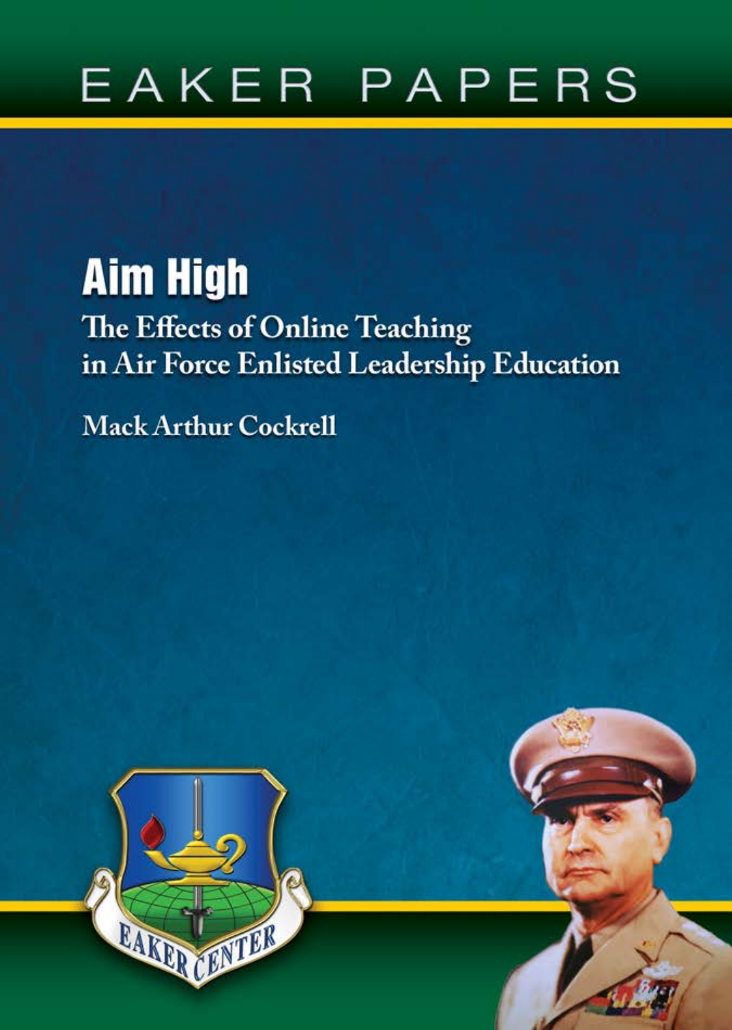EAKER PAPERS

# Aim High

## The Effects of Online Teaching in Air Force Enlisted Leadership Education

Mack Arthur Cockrell

EAKER CENTER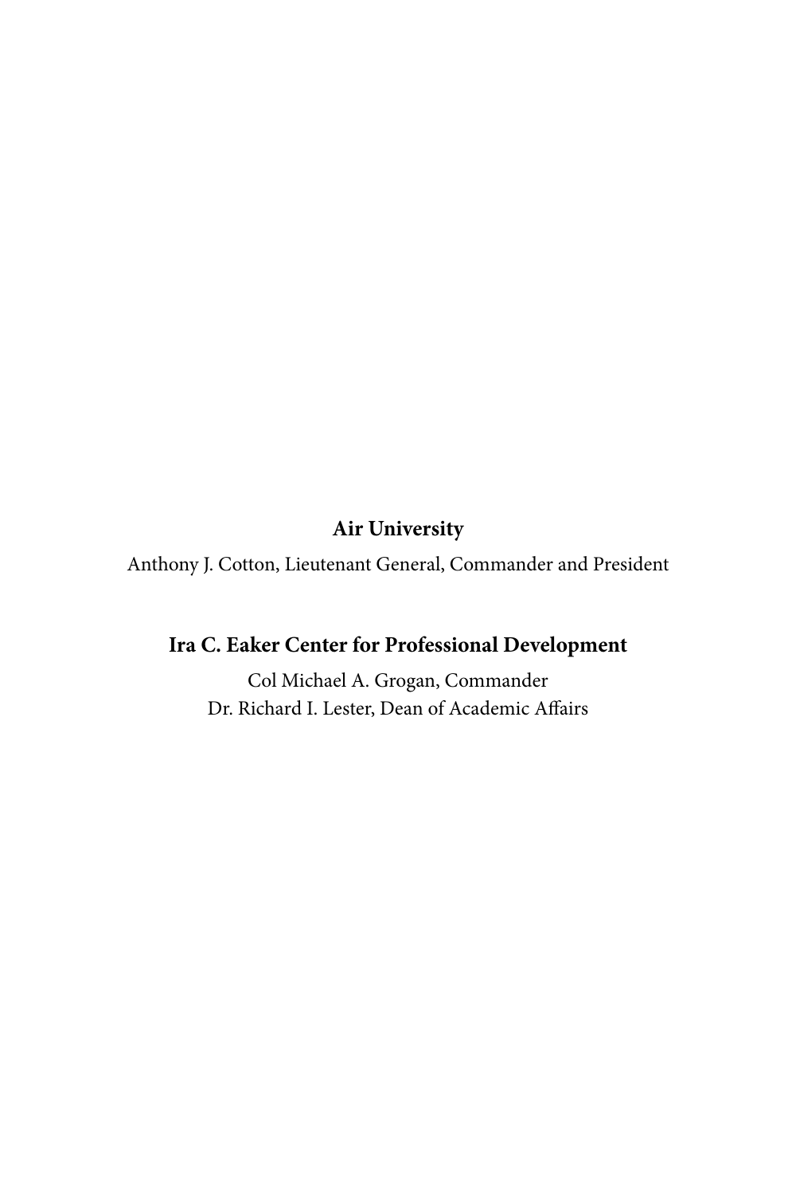**Air University**

Anthony J. Cotton, Lieutenant General, Commander and President

**Ira C. Eaker Center for Professional Development**

Col Michael A. Grogan, Commander
Dr. Richard I. Lester, Dean of Academic Affairs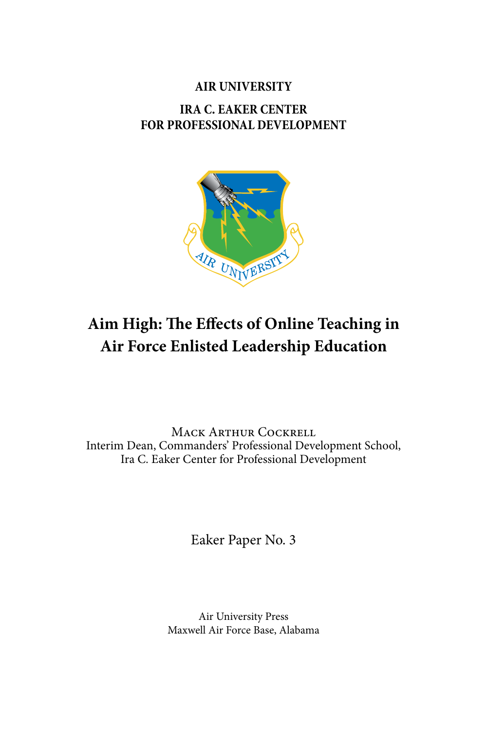**AIR UNIVERSITY**

**IRA C. EAKER CENTER**
**FOR PROFESSIONAL DEVELOPMENT**

# Aim High: The Effects of Online Teaching in Air Force Enlisted Leadership Education

Mack Arthur Cockrell
Interim Dean, Commanders' Professional Development School,
Ira C. Eaker Center for Professional Development

Eaker Paper No. 3

Air University Press
Maxwell Air Force Base, Alabama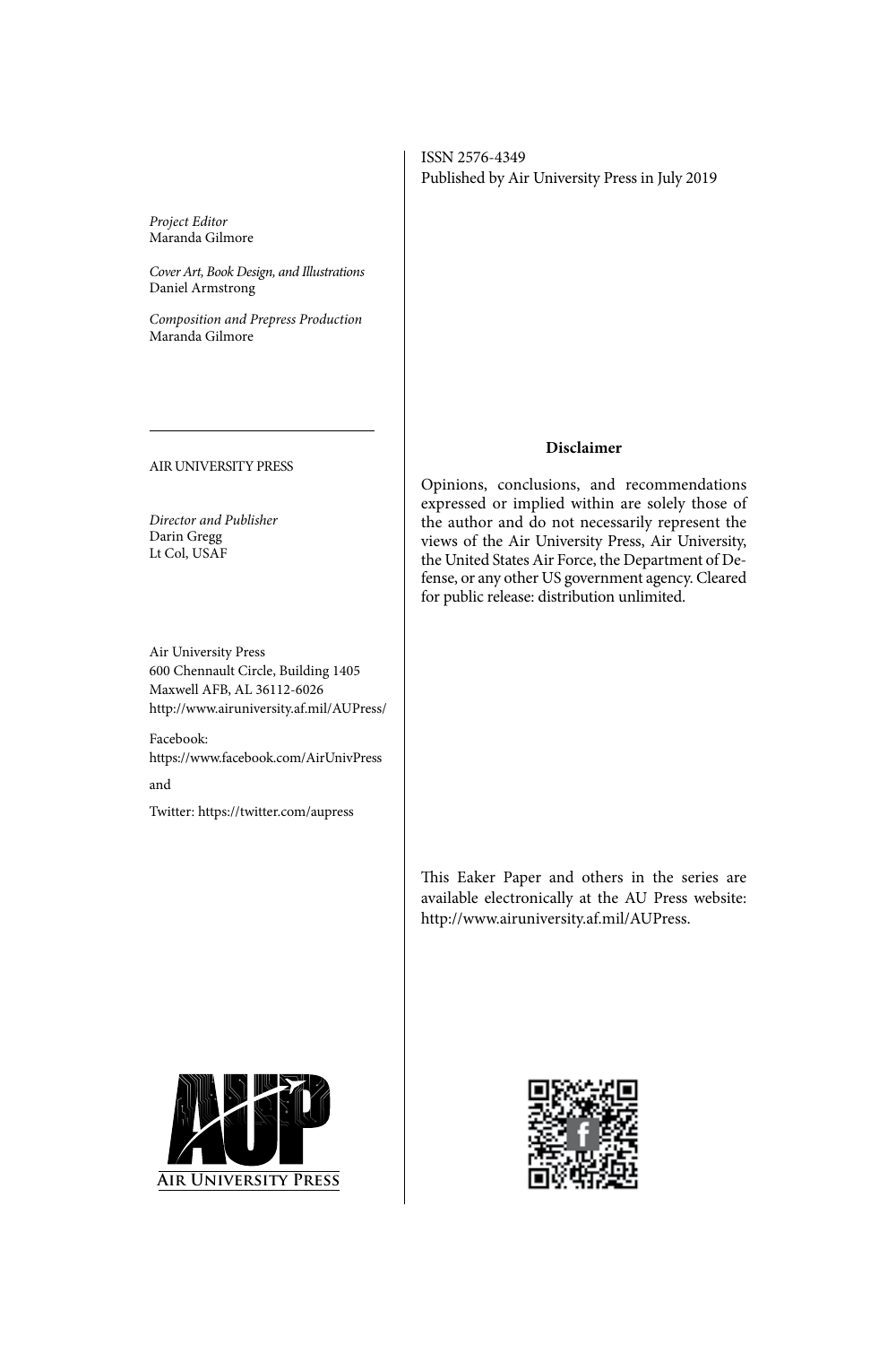*Project Editor*
Maranda Gilmore

*Cover Art, Book Design, and Illustrations*
Daniel Armstrong

*Composition and Prepress Production*
Maranda Gilmore

---

AIR UNIVERSITY PRESS

*Director and Publisher*
Darin Gregg
Lt Col, USAF

Air University Press
600 Chennault Circle, Building 1405
Maxwell AFB, AL 36112-6026
http://www.airuniversity.af.mil/AUPress/

Facebook:
https://www.facebook.com/AirUnivPress

and

Twitter: https://twitter.com/aupress

ISSN 2576-4349
Published by Air University Press in July 2019

**Disclaimer**

Opinions, conclusions, and recommendations expressed or implied within are solely those of the author and do not necessarily represent the views of the Air University Press, Air University, the United States Air Force, the Department of Defense, or any other US government agency. Cleared for public release: distribution unlimited.

This Eaker Paper and others in the series are available electronically at the AU Press website: http://www.airuniversity.af.mil/AUPress.

AIR UNIVERSITY PRESS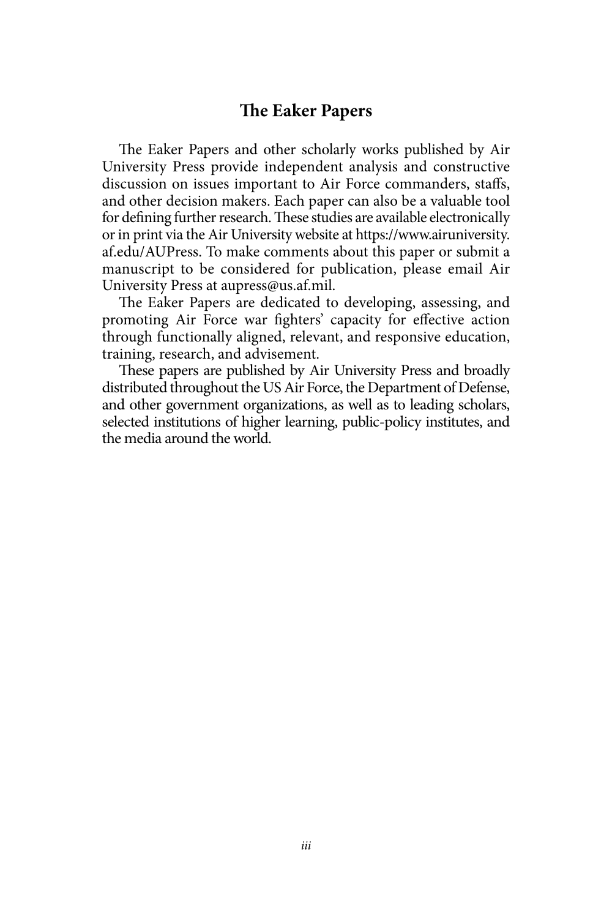## The Eaker Papers

The Eaker Papers and other scholarly works published by Air University Press provide independent analysis and constructive discussion on issues important to Air Force commanders, staffs, and other decision makers. Each paper can also be a valuable tool for defining further research. These studies are available electronically or in print via the Air University website at https://www.airuniversity.af.edu/AUPress. To make comments about this paper or submit a manuscript to be considered for publication, please email Air University Press at aupress@us.af.mil.

The Eaker Papers are dedicated to developing, assessing, and promoting Air Force war fighters' capacity for effective action through functionally aligned, relevant, and responsive education, training, research, and advisement.

These papers are published by Air University Press and broadly distributed throughout the US Air Force, the Department of Defense, and other government organizations, as well as to leading scholars, selected institutions of higher learning, public-policy institutes, and the media around the world.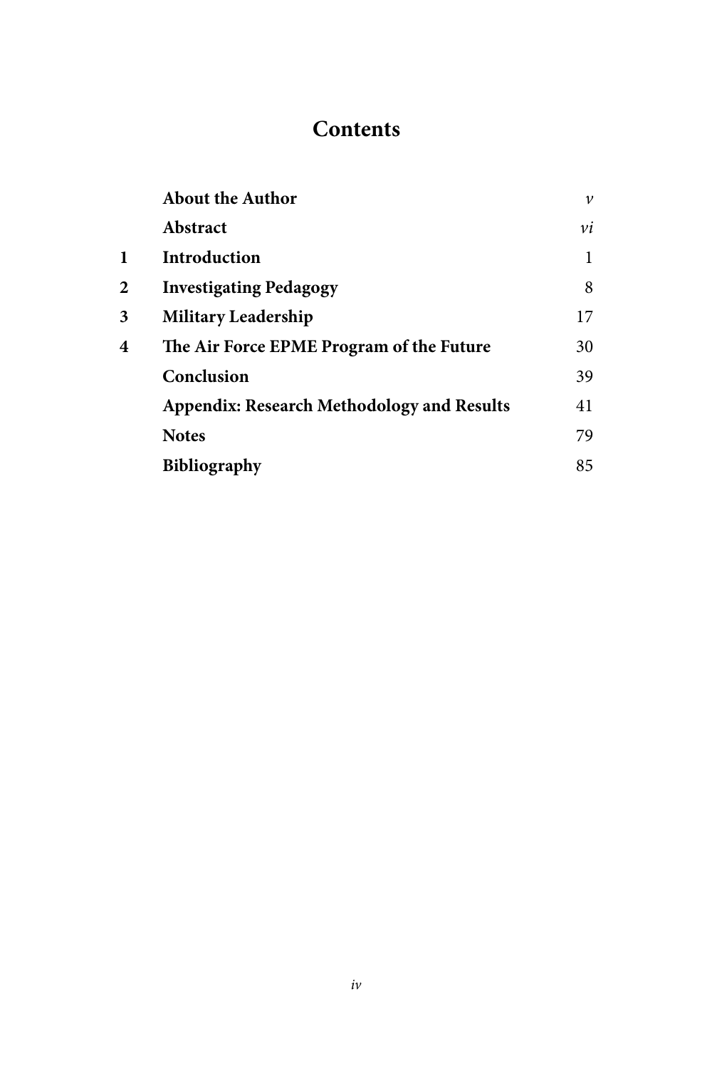# Contents

| | | |
|---|---|---|
| | **About the Author** | *v* |
| | **Abstract** | *vi* |
| **1** | **Introduction** | 1 |
| **2** | **Investigating Pedagogy** | 8 |
| **3** | **Military Leadership** | 17 |
| **4** | **The Air Force EPME Program of the Future** | 30 |
| | **Conclusion** | 39 |
| | **Appendix: Research Methodology and Results** | 41 |
| | **Notes** | 79 |
| | **Bibliography** | 85 |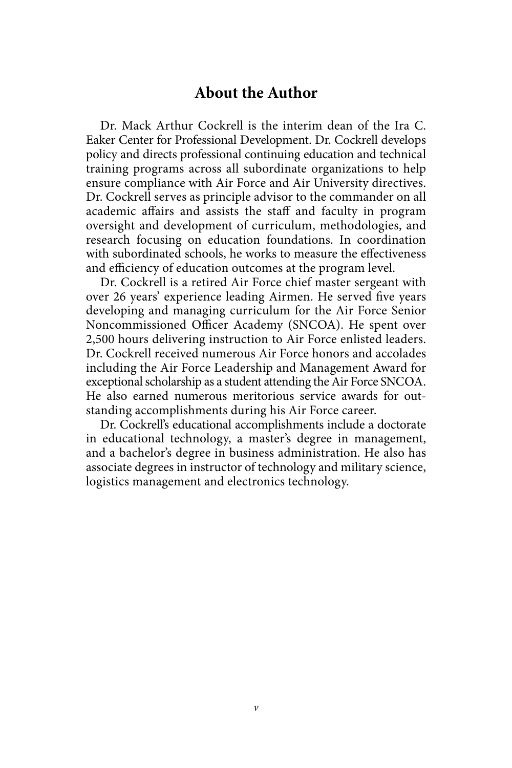## About the Author

Dr. Mack Arthur Cockrell is the interim dean of the Ira C. Eaker Center for Professional Development. Dr. Cockrell develops policy and directs professional continuing education and technical training programs across all subordinate organizations to help ensure compliance with Air Force and Air University directives. Dr. Cockrell serves as principle advisor to the commander on all academic affairs and assists the staff and faculty in program oversight and development of curriculum, methodologies, and research focusing on education foundations. In coordination with subordinated schools, he works to measure the effectiveness and efficiency of education outcomes at the program level.

Dr. Cockrell is a retired Air Force chief master sergeant with over 26 years' experience leading Airmen. He served five years developing and managing curriculum for the Air Force Senior Noncommissioned Officer Academy (SNCOA). He spent over 2,500 hours delivering instruction to Air Force enlisted leaders. Dr. Cockrell received numerous Air Force honors and accolades including the Air Force Leadership and Management Award for exceptional scholarship as a student attending the Air Force SNCOA. He also earned numerous meritorious service awards for outstanding accomplishments during his Air Force career.

Dr. Cockrell's educational accomplishments include a doctorate in educational technology, a master's degree in management, and a bachelor's degree in business administration. He also has associate degrees in instructor of technology and military science, logistics management and electronics technology.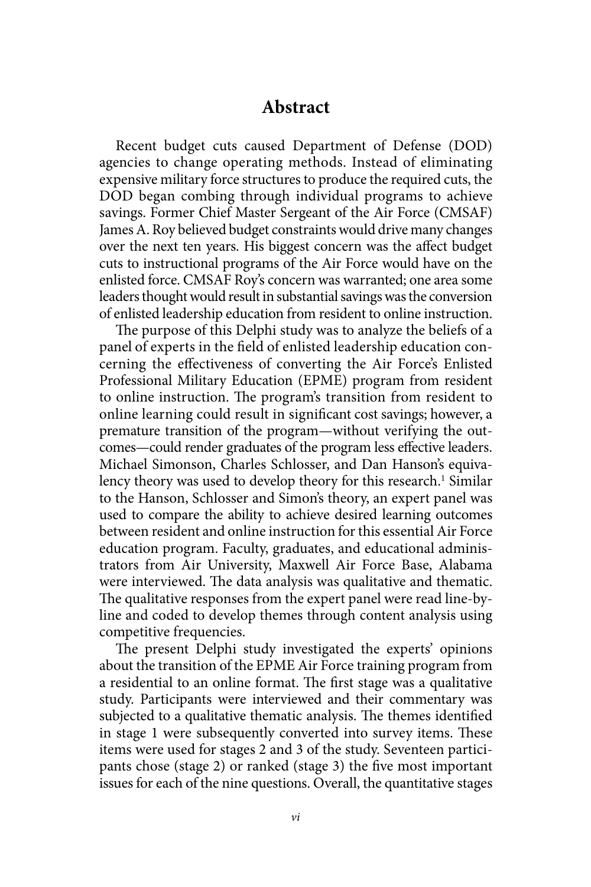# Abstract

Recent budget cuts caused Department of Defense (DOD) agencies to change operating methods. Instead of eliminating expensive military force structures to produce the required cuts, the DOD began combing through individual programs to achieve savings. Former Chief Master Sergeant of the Air Force (CMSAF) James A. Roy believed budget constraints would drive many changes over the next ten years. His biggest concern was the affect budget cuts to instructional programs of the Air Force would have on the enlisted force. CMSAF Roy's concern was warranted; one area some leaders thought would result in substantial savings was the conversion of enlisted leadership education from resident to online instruction.

The purpose of this Delphi study was to analyze the beliefs of a panel of experts in the field of enlisted leadership education concerning the effectiveness of converting the Air Force's Enlisted Professional Military Education (EPME) program from resident to online instruction. The program's transition from resident to online learning could result in significant cost savings; however, a premature transition of the program—without verifying the outcomes—could render graduates of the program less effective leaders. Michael Simonson, Charles Schlosser, and Dan Hanson's equivalency theory was used to develop theory for this research.[1] Similar to the Hanson, Schlosser and Simon's theory, an expert panel was used to compare the ability to achieve desired learning outcomes between resident and online instruction for this essential Air Force education program. Faculty, graduates, and educational administrators from Air University, Maxwell Air Force Base, Alabama were interviewed. The data analysis was qualitative and thematic. The qualitative responses from the expert panel were read line-by-line and coded to develop themes through content analysis using competitive frequencies.

The present Delphi study investigated the experts' opinions about the transition of the EPME Air Force training program from a residential to an online format. The first stage was a qualitative study. Participants were interviewed and their commentary was subjected to a qualitative thematic analysis. The themes identified in stage 1 were subsequently converted into survey items. These items were used for stages 2 and 3 of the study. Seventeen participants chose (stage 2) or ranked (stage 3) the five most important issues for each of the nine questions. Overall, the quantitative stages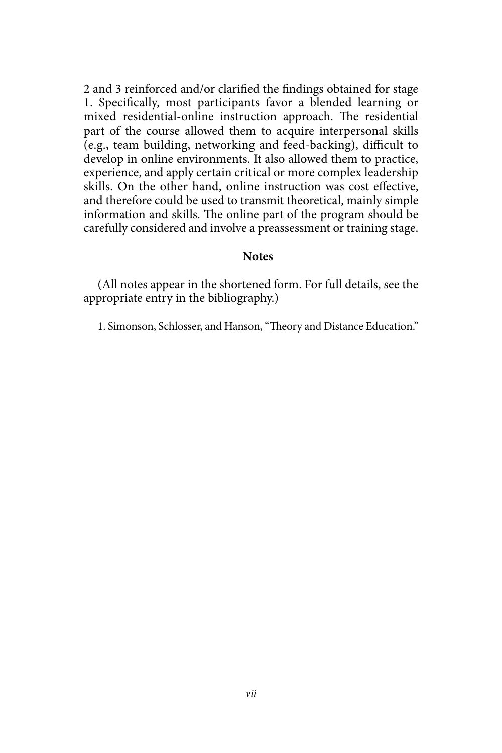2 and 3 reinforced and/or clarified the findings obtained for stage 1. Specifically, most participants favor a blended learning or mixed residential-online instruction approach. The residential part of the course allowed them to acquire interpersonal skills (e.g., team building, networking and feed-backing), difficult to develop in online environments. It also allowed them to practice, experience, and apply certain critical or more complex leadership skills. On the other hand, online instruction was cost effective, and therefore could be used to transmit theoretical, mainly simple information and skills. The online part of the program should be carefully considered and involve a preassessment or training stage.

## Notes

(All notes appear in the shortened form. For full details, see the appropriate entry in the bibliography.)

1. Simonson, Schlosser, and Hanson, "Theory and Distance Education."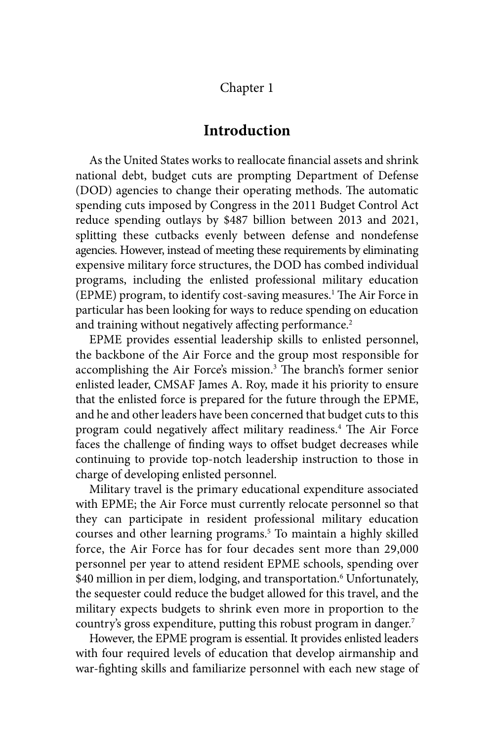Chapter 1

# Introduction

As the United States works to reallocate financial assets and shrink national debt, budget cuts are prompting Department of Defense (DOD) agencies to change their operating methods. The automatic spending cuts imposed by Congress in the 2011 Budget Control Act reduce spending outlays by $487 billion between 2013 and 2021, splitting these cutbacks evenly between defense and nondefense agencies. However, instead of meeting these requirements by eliminating expensive military force structures, the DOD has combed individual programs, including the enlisted professional military education (EPME) program, to identify cost-saving measures.[1] The Air Force in particular has been looking for ways to reduce spending on education and training without negatively affecting performance.[2]

EPME provides essential leadership skills to enlisted personnel, the backbone of the Air Force and the group most responsible for accomplishing the Air Force's mission.[3] The branch's former senior enlisted leader, CMSAF James A. Roy, made it his priority to ensure that the enlisted force is prepared for the future through the EPME, and he and other leaders have been concerned that budget cuts to this program could negatively affect military readiness.[4] The Air Force faces the challenge of finding ways to offset budget decreases while continuing to provide top-notch leadership instruction to those in charge of developing enlisted personnel.

Military travel is the primary educational expenditure associated with EPME; the Air Force must currently relocate personnel so that they can participate in resident professional military education courses and other learning programs.[5] To maintain a highly skilled force, the Air Force has for four decades sent more than 29,000 personnel per year to attend resident EPME schools, spending over $40 million in per diem, lodging, and transportation.[6] Unfortunately, the sequester could reduce the budget allowed for this travel, and the military expects budgets to shrink even more in proportion to the country's gross expenditure, putting this robust program in danger.[7]

However, the EPME program is essential. It provides enlisted leaders with four required levels of education that develop airmanship and war-fighting skills and familiarize personnel with each new stage of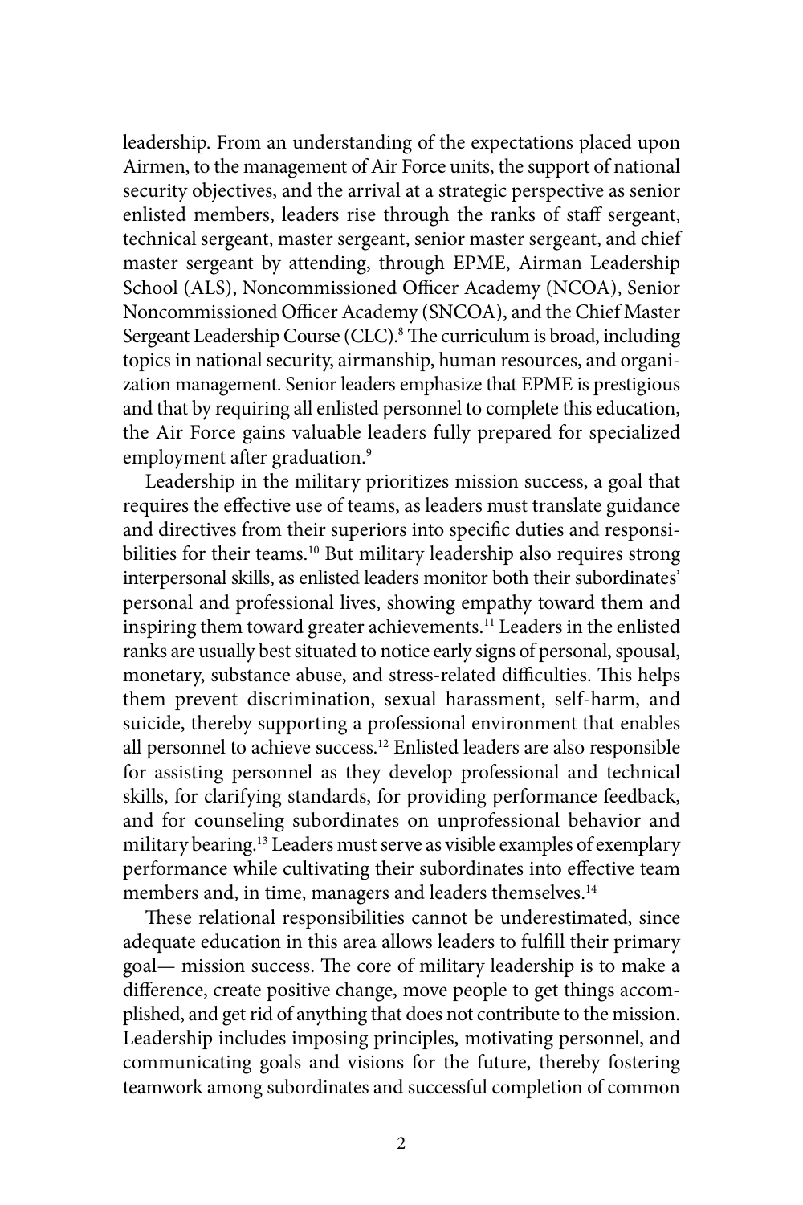leadership. From an understanding of the expectations placed upon Airmen, to the management of Air Force units, the support of national security objectives, and the arrival at a strategic perspective as senior enlisted members, leaders rise through the ranks of staff sergeant, technical sergeant, master sergeant, senior master sergeant, and chief master sergeant by attending, through EPME, Airman Leadership School (ALS), Noncommissioned Officer Academy (NCOA), Senior Noncommissioned Officer Academy (SNCOA), and the Chief Master Sergeant Leadership Course (CLC).[8] The curriculum is broad, including topics in national security, airmanship, human resources, and organization management. Senior leaders emphasize that EPME is prestigious and that by requiring all enlisted personnel to complete this education, the Air Force gains valuable leaders fully prepared for specialized employment after graduation.[9]

Leadership in the military prioritizes mission success, a goal that requires the effective use of teams, as leaders must translate guidance and directives from their superiors into specific duties and responsibilities for their teams.[10] But military leadership also requires strong interpersonal skills, as enlisted leaders monitor both their subordinates' personal and professional lives, showing empathy toward them and inspiring them toward greater achievements.[11] Leaders in the enlisted ranks are usually best situated to notice early signs of personal, spousal, monetary, substance abuse, and stress-related difficulties. This helps them prevent discrimination, sexual harassment, self-harm, and suicide, thereby supporting a professional environment that enables all personnel to achieve success.[12] Enlisted leaders are also responsible for assisting personnel as they develop professional and technical skills, for clarifying standards, for providing performance feedback, and for counseling subordinates on unprofessional behavior and military bearing.[13] Leaders must serve as visible examples of exemplary performance while cultivating their subordinates into effective team members and, in time, managers and leaders themselves.[14]

These relational responsibilities cannot be underestimated, since adequate education in this area allows leaders to fulfill their primary goal— mission success. The core of military leadership is to make a difference, create positive change, move people to get things accomplished, and get rid of anything that does not contribute to the mission. Leadership includes imposing principles, motivating personnel, and communicating goals and visions for the future, thereby fostering teamwork among subordinates and successful completion of common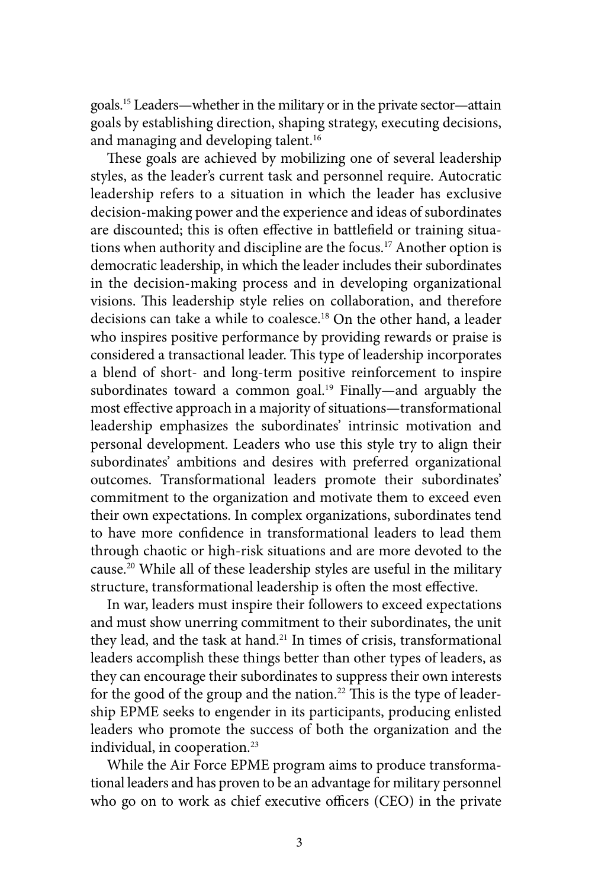goals.[15] Leaders—whether in the military or in the private sector—attain goals by establishing direction, shaping strategy, executing decisions, and managing and developing talent.[16]

These goals are achieved by mobilizing one of several leadership styles, as the leader's current task and personnel require. Autocratic leadership refers to a situation in which the leader has exclusive decision-making power and the experience and ideas of subordinates are discounted; this is often effective in battlefield or training situations when authority and discipline are the focus.[17] Another option is democratic leadership, in which the leader includes their subordinates in the decision-making process and in developing organizational visions. This leadership style relies on collaboration, and therefore decisions can take a while to coalesce.[18] On the other hand, a leader who inspires positive performance by providing rewards or praise is considered a transactional leader. This type of leadership incorporates a blend of short- and long-term positive reinforcement to inspire subordinates toward a common goal.[19] Finally—and arguably the most effective approach in a majority of situations—transformational leadership emphasizes the subordinates' intrinsic motivation and personal development. Leaders who use this style try to align their subordinates' ambitions and desires with preferred organizational outcomes. Transformational leaders promote their subordinates' commitment to the organization and motivate them to exceed even their own expectations. In complex organizations, subordinates tend to have more confidence in transformational leaders to lead them through chaotic or high-risk situations and are more devoted to the cause.[20] While all of these leadership styles are useful in the military structure, transformational leadership is often the most effective.

In war, leaders must inspire their followers to exceed expectations and must show unerring commitment to their subordinates, the unit they lead, and the task at hand.[21] In times of crisis, transformational leaders accomplish these things better than other types of leaders, as they can encourage their subordinates to suppress their own interests for the good of the group and the nation.[22] This is the type of leadership EPME seeks to engender in its participants, producing enlisted leaders who promote the success of both the organization and the individual, in cooperation.[23]

While the Air Force EPME program aims to produce transformational leaders and has proven to be an advantage for military personnel who go on to work as chief executive officers (CEO) in the private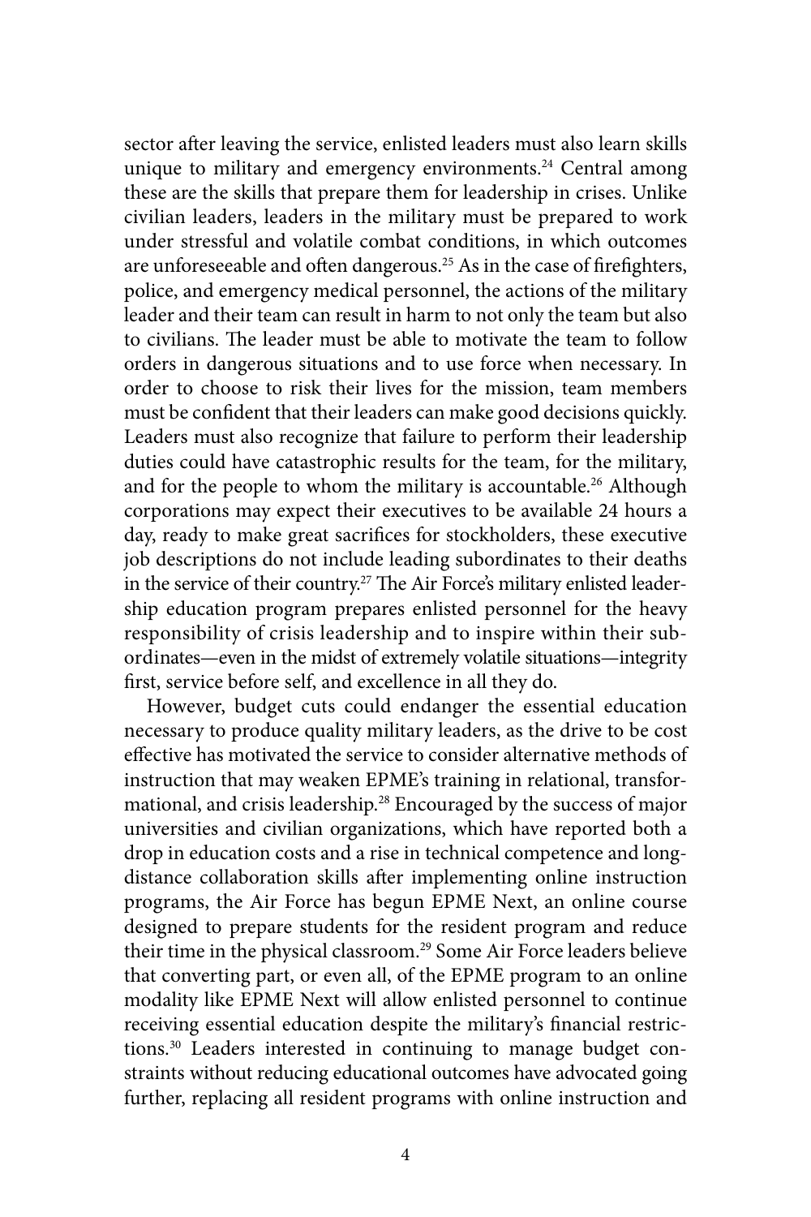sector after leaving the service, enlisted leaders must also learn skills unique to military and emergency environments.[24] Central among these are the skills that prepare them for leadership in crises. Unlike civilian leaders, leaders in the military must be prepared to work under stressful and volatile combat conditions, in which outcomes are unforeseeable and often dangerous.[25] As in the case of firefighters, police, and emergency medical personnel, the actions of the military leader and their team can result in harm to not only the team but also to civilians. The leader must be able to motivate the team to follow orders in dangerous situations and to use force when necessary. In order to choose to risk their lives for the mission, team members must be confident that their leaders can make good decisions quickly. Leaders must also recognize that failure to perform their leadership duties could have catastrophic results for the team, for the military, and for the people to whom the military is accountable.[26] Although corporations may expect their executives to be available 24 hours a day, ready to make great sacrifices for stockholders, these executive job descriptions do not include leading subordinates to their deaths in the service of their country.[27] The Air Force's military enlisted leadership education program prepares enlisted personnel for the heavy responsibility of crisis leadership and to inspire within their subordinates—even in the midst of extremely volatile situations—integrity first, service before self, and excellence in all they do.

However, budget cuts could endanger the essential education necessary to produce quality military leaders, as the drive to be cost effective has motivated the service to consider alternative methods of instruction that may weaken EPME's training in relational, transformational, and crisis leadership.[28] Encouraged by the success of major universities and civilian organizations, which have reported both a drop in education costs and a rise in technical competence and long-distance collaboration skills after implementing online instruction programs, the Air Force has begun EPME Next, an online course designed to prepare students for the resident program and reduce their time in the physical classroom.[29] Some Air Force leaders believe that converting part, or even all, of the EPME program to an online modality like EPME Next will allow enlisted personnel to continue receiving essential education despite the military's financial restrictions.[30] Leaders interested in continuing to manage budget constraints without reducing educational outcomes have advocated going further, replacing all resident programs with online instruction and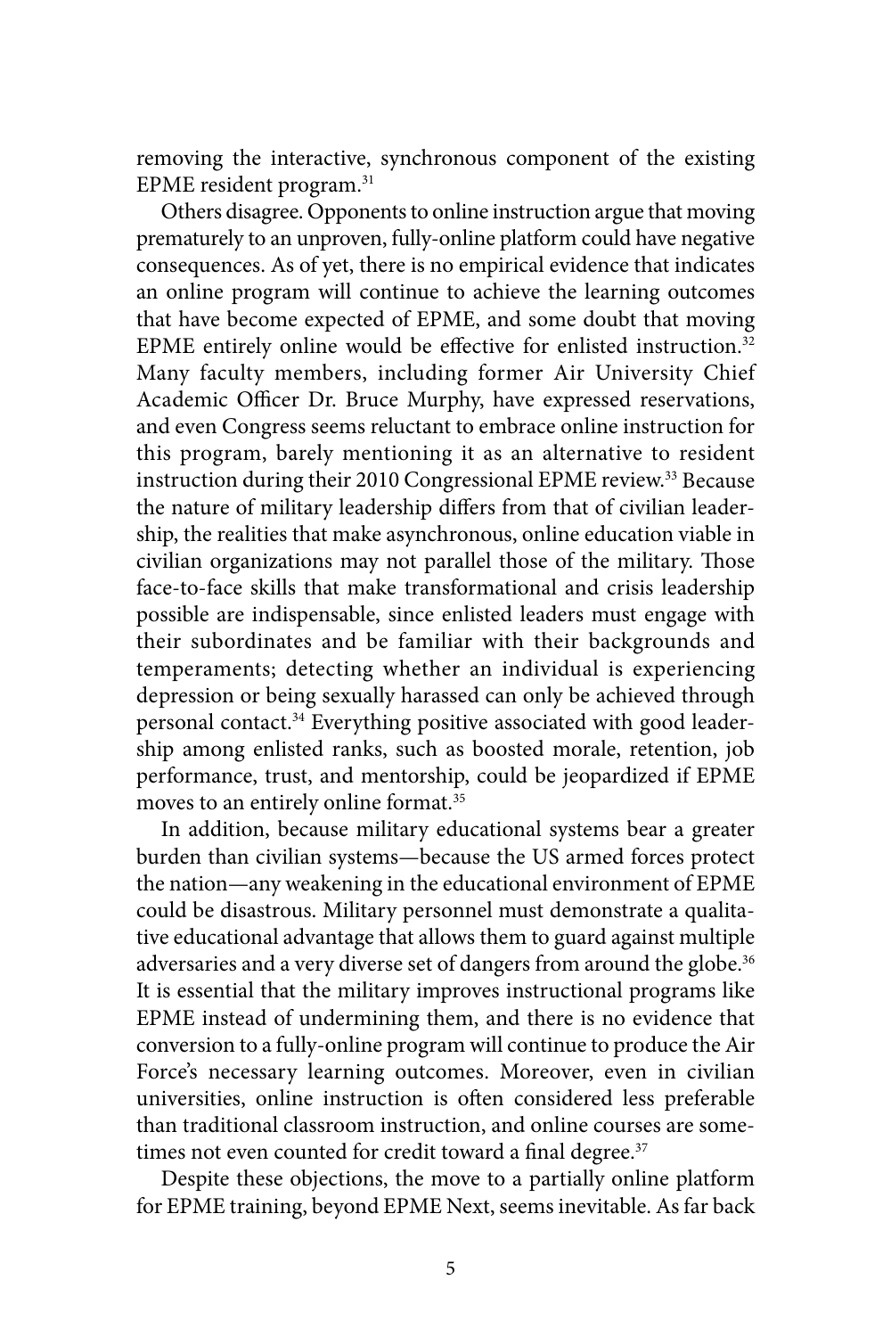removing the interactive, synchronous component of the existing EPME resident program.[31]

Others disagree. Opponents to online instruction argue that moving prematurely to an unproven, fully-online platform could have negative consequences. As of yet, there is no empirical evidence that indicates an online program will continue to achieve the learning outcomes that have become expected of EPME, and some doubt that moving EPME entirely online would be effective for enlisted instruction.[32] Many faculty members, including former Air University Chief Academic Officer Dr. Bruce Murphy, have expressed reservations, and even Congress seems reluctant to embrace online instruction for this program, barely mentioning it as an alternative to resident instruction during their 2010 Congressional EPME review.[33] Because the nature of military leadership differs from that of civilian leadership, the realities that make asynchronous, online education viable in civilian organizations may not parallel those of the military. Those face-to-face skills that make transformational and crisis leadership possible are indispensable, since enlisted leaders must engage with their subordinates and be familiar with their backgrounds and temperaments; detecting whether an individual is experiencing depression or being sexually harassed can only be achieved through personal contact.[34] Everything positive associated with good leadership among enlisted ranks, such as boosted morale, retention, job performance, trust, and mentorship, could be jeopardized if EPME moves to an entirely online format.[35]

In addition, because military educational systems bear a greater burden than civilian systems—because the US armed forces protect the nation—any weakening in the educational environment of EPME could be disastrous. Military personnel must demonstrate a qualitative educational advantage that allows them to guard against multiple adversaries and a very diverse set of dangers from around the globe.[36] It is essential that the military improves instructional programs like EPME instead of undermining them, and there is no evidence that conversion to a fully-online program will continue to produce the Air Force's necessary learning outcomes. Moreover, even in civilian universities, online instruction is often considered less preferable than traditional classroom instruction, and online courses are sometimes not even counted for credit toward a final degree.[37]

Despite these objections, the move to a partially online platform for EPME training, beyond EPME Next, seems inevitable. As far back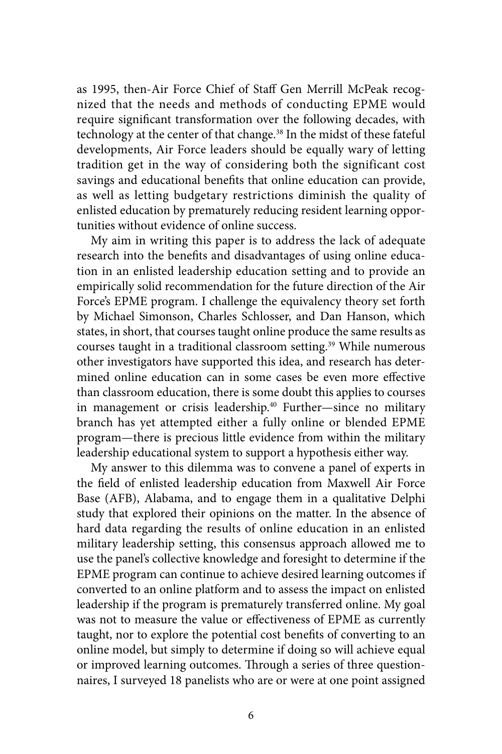as 1995, then-Air Force Chief of Staff Gen Merrill McPeak recognized that the needs and methods of conducting EPME would require significant transformation over the following decades, with technology at the center of that change.[38] In the midst of these fateful developments, Air Force leaders should be equally wary of letting tradition get in the way of considering both the significant cost savings and educational benefits that online education can provide, as well as letting budgetary restrictions diminish the quality of enlisted education by prematurely reducing resident learning opportunities without evidence of online success.

My aim in writing this paper is to address the lack of adequate research into the benefits and disadvantages of using online education in an enlisted leadership education setting and to provide an empirically solid recommendation for the future direction of the Air Force's EPME program. I challenge the equivalency theory set forth by Michael Simonson, Charles Schlosser, and Dan Hanson, which states, in short, that courses taught online produce the same results as courses taught in a traditional classroom setting.[39] While numerous other investigators have supported this idea, and research has determined online education can in some cases be even more effective than classroom education, there is some doubt this applies to courses in management or crisis leadership.[40] Further—since no military branch has yet attempted either a fully online or blended EPME program—there is precious little evidence from within the military leadership educational system to support a hypothesis either way.

My answer to this dilemma was to convene a panel of experts in the field of enlisted leadership education from Maxwell Air Force Base (AFB), Alabama, and to engage them in a qualitative Delphi study that explored their opinions on the matter. In the absence of hard data regarding the results of online education in an enlisted military leadership setting, this consensus approach allowed me to use the panel's collective knowledge and foresight to determine if the EPME program can continue to achieve desired learning outcomes if converted to an online platform and to assess the impact on enlisted leadership if the program is prematurely transferred online. My goal was not to measure the value or effectiveness of EPME as currently taught, nor to explore the potential cost benefits of converting to an online model, but simply to determine if doing so will achieve equal or improved learning outcomes. Through a series of three questionnaires, I surveyed 18 panelists who are or were at one point assigned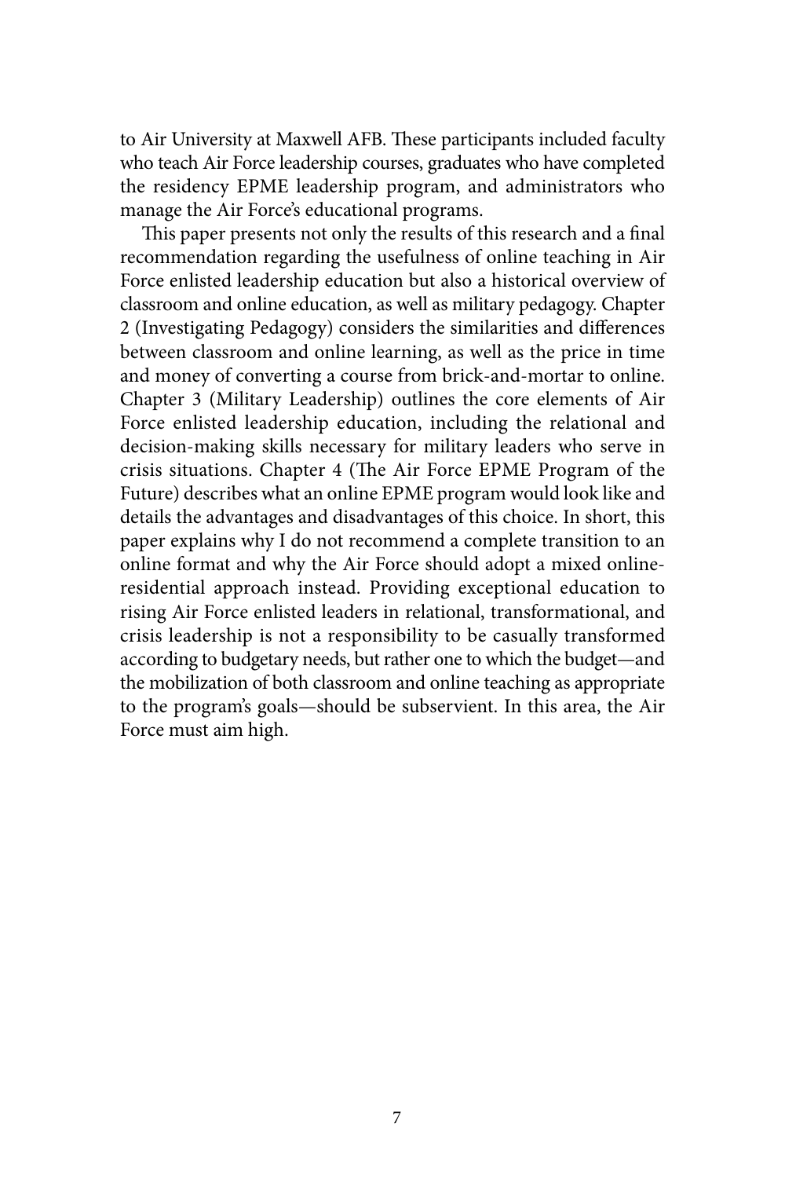to Air University at Maxwell AFB. These participants included faculty who teach Air Force leadership courses, graduates who have completed the residency EPME leadership program, and administrators who manage the Air Force's educational programs.

This paper presents not only the results of this research and a final recommendation regarding the usefulness of online teaching in Air Force enlisted leadership education but also a historical overview of classroom and online education, as well as military pedagogy. Chapter 2 (Investigating Pedagogy) considers the similarities and differences between classroom and online learning, as well as the price in time and money of converting a course from brick-and-mortar to online. Chapter 3 (Military Leadership) outlines the core elements of Air Force enlisted leadership education, including the relational and decision-making skills necessary for military leaders who serve in crisis situations. Chapter 4 (The Air Force EPME Program of the Future) describes what an online EPME program would look like and details the advantages and disadvantages of this choice. In short, this paper explains why I do not recommend a complete transition to an online format and why the Air Force should adopt a mixed online-residential approach instead. Providing exceptional education to rising Air Force enlisted leaders in relational, transformational, and crisis leadership is not a responsibility to be casually transformed according to budgetary needs, but rather one to which the budget—and the mobilization of both classroom and online teaching as appropriate to the program's goals—should be subservient. In this area, the Air Force must aim high.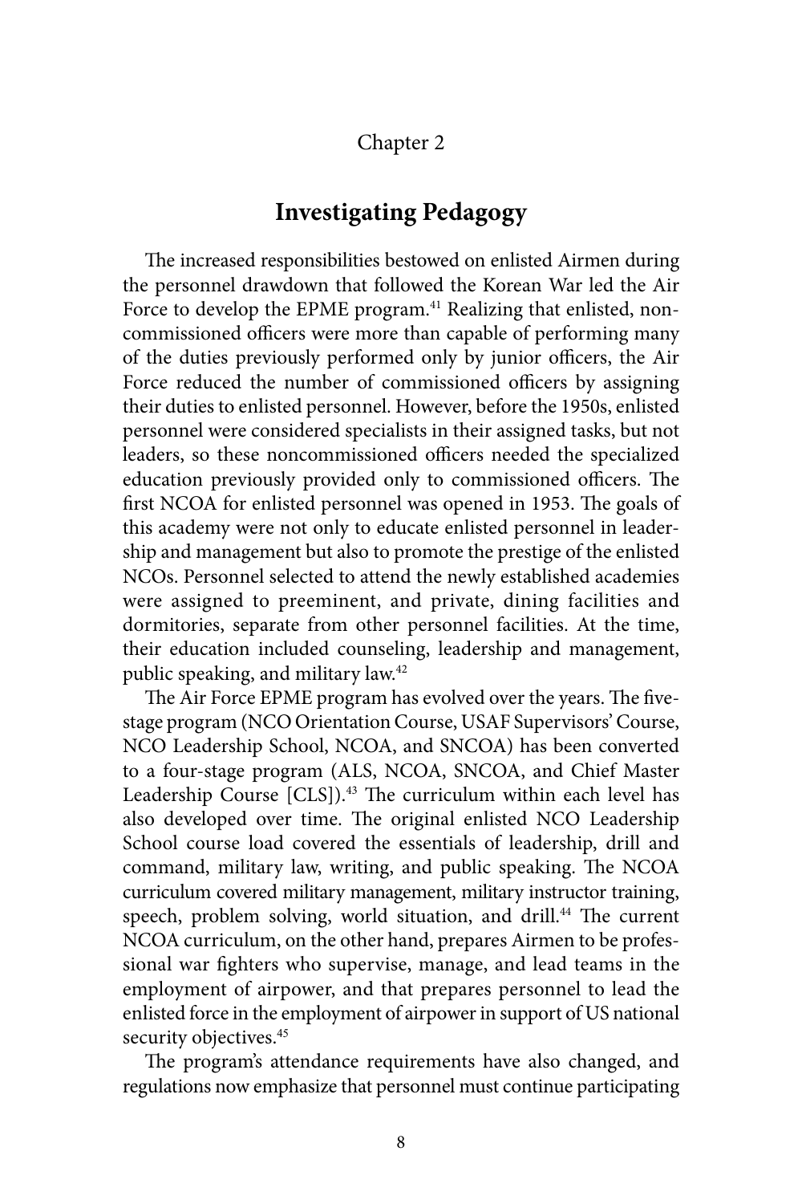Chapter 2

# Investigating Pedagogy

The increased responsibilities bestowed on enlisted Airmen during the personnel drawdown that followed the Korean War led the Air Force to develop the EPME program.[41] Realizing that enlisted, noncommissioned officers were more than capable of performing many of the duties previously performed only by junior officers, the Air Force reduced the number of commissioned officers by assigning their duties to enlisted personnel. However, before the 1950s, enlisted personnel were considered specialists in their assigned tasks, but not leaders, so these noncommissioned officers needed the specialized education previously provided only to commissioned officers. The first NCOA for enlisted personnel was opened in 1953. The goals of this academy were not only to educate enlisted personnel in leadership and management but also to promote the prestige of the enlisted NCOs. Personnel selected to attend the newly established academies were assigned to preeminent, and private, dining facilities and dormitories, separate from other personnel facilities. At the time, their education included counseling, leadership and management, public speaking, and military law.[42]

The Air Force EPME program has evolved over the years. The five-stage program (NCO Orientation Course, USAF Supervisors' Course, NCO Leadership School, NCOA, and SNCOA) has been converted to a four-stage program (ALS, NCOA, SNCOA, and Chief Master Leadership Course [CLS]).[43] The curriculum within each level has also developed over time. The original enlisted NCO Leadership School course load covered the essentials of leadership, drill and command, military law, writing, and public speaking. The NCOA curriculum covered military management, military instructor training, speech, problem solving, world situation, and drill.[44] The current NCOA curriculum, on the other hand, prepares Airmen to be professional war fighters who supervise, manage, and lead teams in the employment of airpower, and that prepares personnel to lead the enlisted force in the employment of airpower in support of US national security objectives.[45]

The program's attendance requirements have also changed, and regulations now emphasize that personnel must continue participating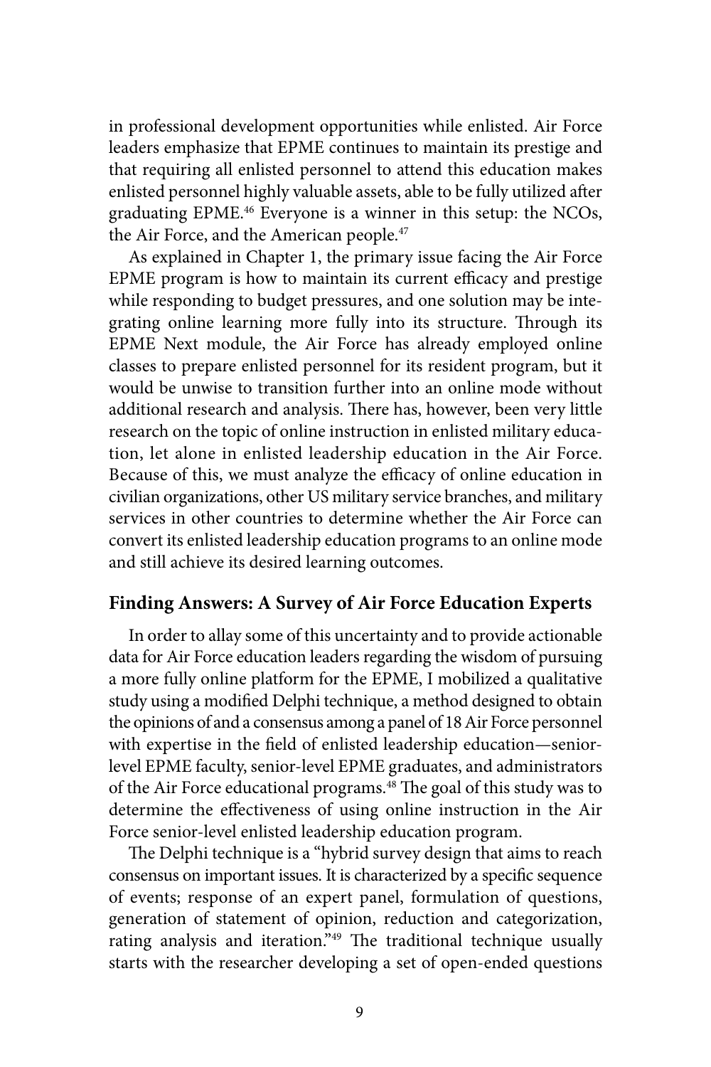in professional development opportunities while enlisted. Air Force leaders emphasize that EPME continues to maintain its prestige and that requiring all enlisted personnel to attend this education makes enlisted personnel highly valuable assets, able to be fully utilized after graduating EPME.[46] Everyone is a winner in this setup: the NCOs, the Air Force, and the American people.[47]

As explained in Chapter 1, the primary issue facing the Air Force EPME program is how to maintain its current efficacy and prestige while responding to budget pressures, and one solution may be integrating online learning more fully into its structure. Through its EPME Next module, the Air Force has already employed online classes to prepare enlisted personnel for its resident program, but it would be unwise to transition further into an online mode without additional research and analysis. There has, however, been very little research on the topic of online instruction in enlisted military education, let alone in enlisted leadership education in the Air Force. Because of this, we must analyze the efficacy of online education in civilian organizations, other US military service branches, and military services in other countries to determine whether the Air Force can convert its enlisted leadership education programs to an online mode and still achieve its desired learning outcomes.

## Finding Answers: A Survey of Air Force Education Experts

In order to allay some of this uncertainty and to provide actionable data for Air Force education leaders regarding the wisdom of pursuing a more fully online platform for the EPME, I mobilized a qualitative study using a modified Delphi technique, a method designed to obtain the opinions of and a consensus among a panel of 18 Air Force personnel with expertise in the field of enlisted leadership education—senior-level EPME faculty, senior-level EPME graduates, and administrators of the Air Force educational programs.[48] The goal of this study was to determine the effectiveness of using online instruction in the Air Force senior-level enlisted leadership education program.

The Delphi technique is a "hybrid survey design that aims to reach consensus on important issues. It is characterized by a specific sequence of events; response of an expert panel, formulation of questions, generation of statement of opinion, reduction and categorization, rating analysis and iteration."[49] The traditional technique usually starts with the researcher developing a set of open-ended questions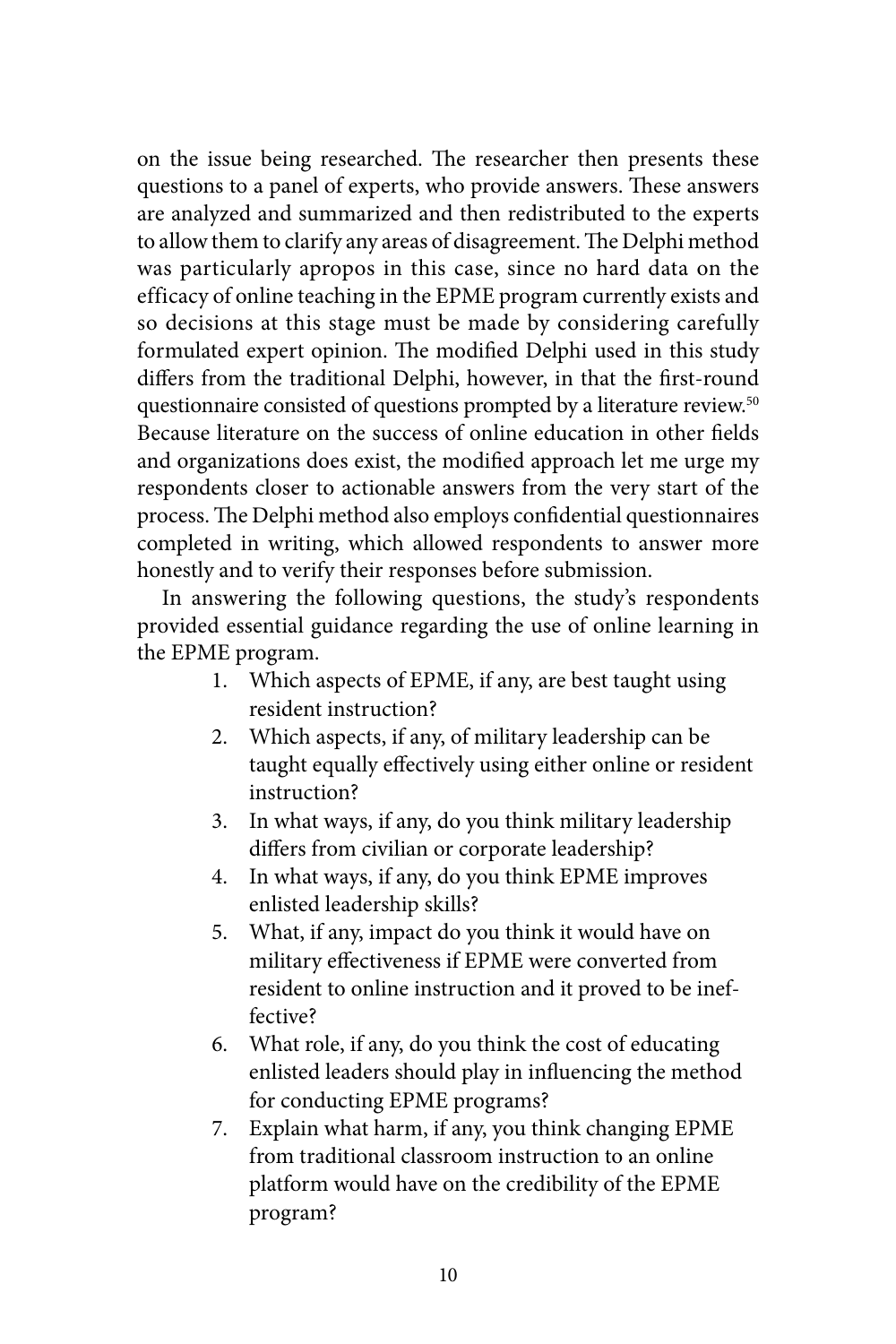on the issue being researched. The researcher then presents these questions to a panel of experts, who provide answers. These answers are analyzed and summarized and then redistributed to the experts to allow them to clarify any areas of disagreement. The Delphi method was particularly apropos in this case, since no hard data on the efficacy of online teaching in the EPME program currently exists and so decisions at this stage must be made by considering carefully formulated expert opinion. The modified Delphi used in this study differs from the traditional Delphi, however, in that the first-round questionnaire consisted of questions prompted by a literature review.[50] Because literature on the success of online education in other fields and organizations does exist, the modified approach let me urge my respondents closer to actionable answers from the very start of the process. The Delphi method also employs confidential questionnaires completed in writing, which allowed respondents to answer more honestly and to verify their responses before submission.

In answering the following questions, the study's respondents provided essential guidance regarding the use of online learning in the EPME program.

1. Which aspects of EPME, if any, are best taught using resident instruction?
2. Which aspects, if any, of military leadership can be taught equally effectively using either online or resident instruction?
3. In what ways, if any, do you think military leadership differs from civilian or corporate leadership?
4. In what ways, if any, do you think EPME improves enlisted leadership skills?
5. What, if any, impact do you think it would have on military effectiveness if EPME were converted from resident to online instruction and it proved to be ineffective?
6. What role, if any, do you think the cost of educating enlisted leaders should play in influencing the method for conducting EPME programs?
7. Explain what harm, if any, you think changing EPME from traditional classroom instruction to an online platform would have on the credibility of the EPME program?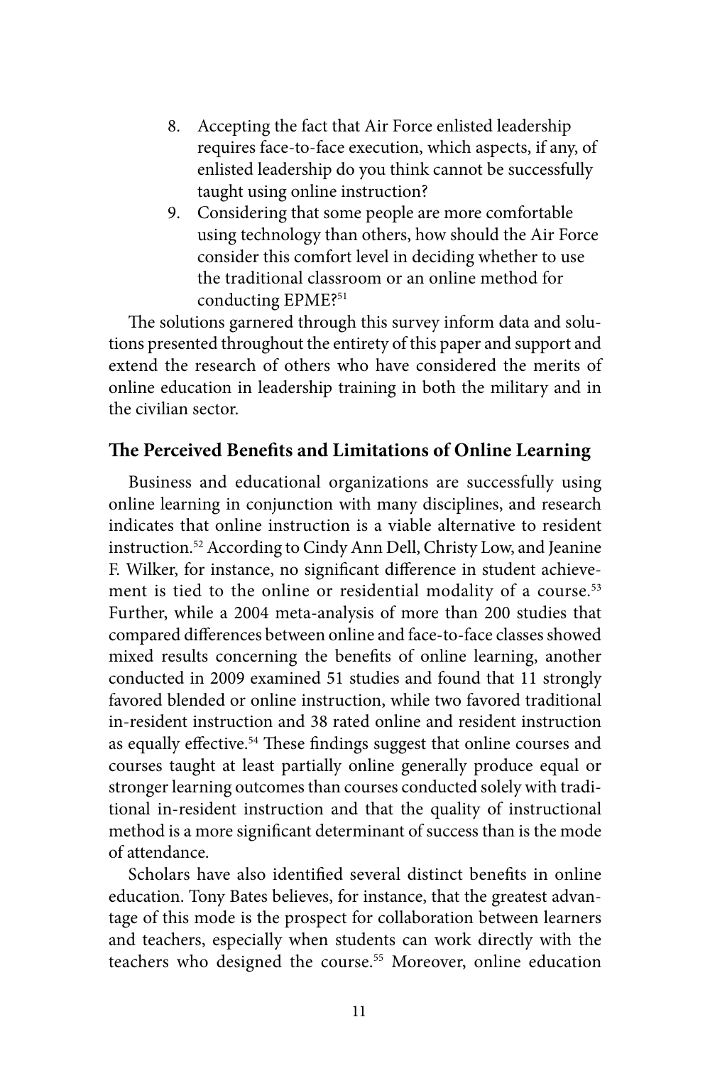8. Accepting the fact that Air Force enlisted leadership requires face-to-face execution, which aspects, if any, of enlisted leadership do you think cannot be successfully taught using online instruction?
9. Considering that some people are more comfortable using technology than others, how should the Air Force consider this comfort level in deciding whether to use the traditional classroom or an online method for conducting EPME?[51]

The solutions garnered through this survey inform data and solutions presented throughout the entirety of this paper and support and extend the research of others who have considered the merits of online education in leadership training in both the military and in the civilian sector.

## The Perceived Benefits and Limitations of Online Learning

Business and educational organizations are successfully using online learning in conjunction with many disciplines, and research indicates that online instruction is a viable alternative to resident instruction.[52] According to Cindy Ann Dell, Christy Low, and Jeanine F. Wilker, for instance, no significant difference in student achievement is tied to the online or residential modality of a course.[53] Further, while a 2004 meta-analysis of more than 200 studies that compared differences between online and face-to-face classes showed mixed results concerning the benefits of online learning, another conducted in 2009 examined 51 studies and found that 11 strongly favored blended or online instruction, while two favored traditional in-resident instruction and 38 rated online and resident instruction as equally effective.[54] These findings suggest that online courses and courses taught at least partially online generally produce equal or stronger learning outcomes than courses conducted solely with traditional in-resident instruction and that the quality of instructional method is a more significant determinant of success than is the mode of attendance.

Scholars have also identified several distinct benefits in online education. Tony Bates believes, for instance, that the greatest advantage of this mode is the prospect for collaboration between learners and teachers, especially when students can work directly with the teachers who designed the course.[55] Moreover, online education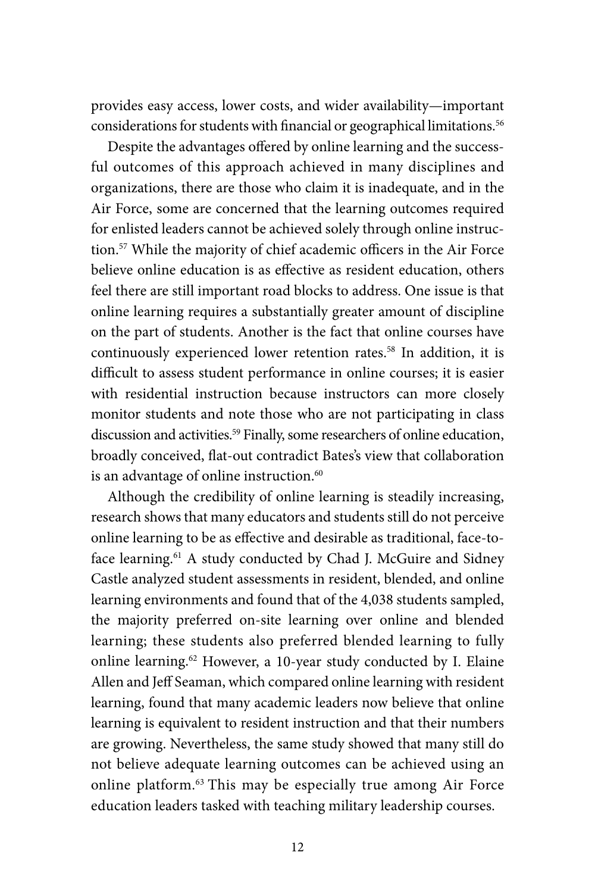provides easy access, lower costs, and wider availability—important considerations for students with financial or geographical limitations.[56]

Despite the advantages offered by online learning and the successful outcomes of this approach achieved in many disciplines and organizations, there are those who claim it is inadequate, and in the Air Force, some are concerned that the learning outcomes required for enlisted leaders cannot be achieved solely through online instruction.[57] While the majority of chief academic officers in the Air Force believe online education is as effective as resident education, others feel there are still important road blocks to address. One issue is that online learning requires a substantially greater amount of discipline on the part of students. Another is the fact that online courses have continuously experienced lower retention rates.[58] In addition, it is difficult to assess student performance in online courses; it is easier with residential instruction because instructors can more closely monitor students and note those who are not participating in class discussion and activities.[59] Finally, some researchers of online education, broadly conceived, flat-out contradict Bates's view that collaboration is an advantage of online instruction.[60]

Although the credibility of online learning is steadily increasing, research shows that many educators and students still do not perceive online learning to be as effective and desirable as traditional, face-to-face learning.[61] A study conducted by Chad J. McGuire and Sidney Castle analyzed student assessments in resident, blended, and online learning environments and found that of the 4,038 students sampled, the majority preferred on-site learning over online and blended learning; these students also preferred blended learning to fully online learning.[62] However, a 10-year study conducted by I. Elaine Allen and Jeff Seaman, which compared online learning with resident learning, found that many academic leaders now believe that online learning is equivalent to resident instruction and that their numbers are growing. Nevertheless, the same study showed that many still do not believe adequate learning outcomes can be achieved using an online platform.[63] This may be especially true among Air Force education leaders tasked with teaching military leadership courses.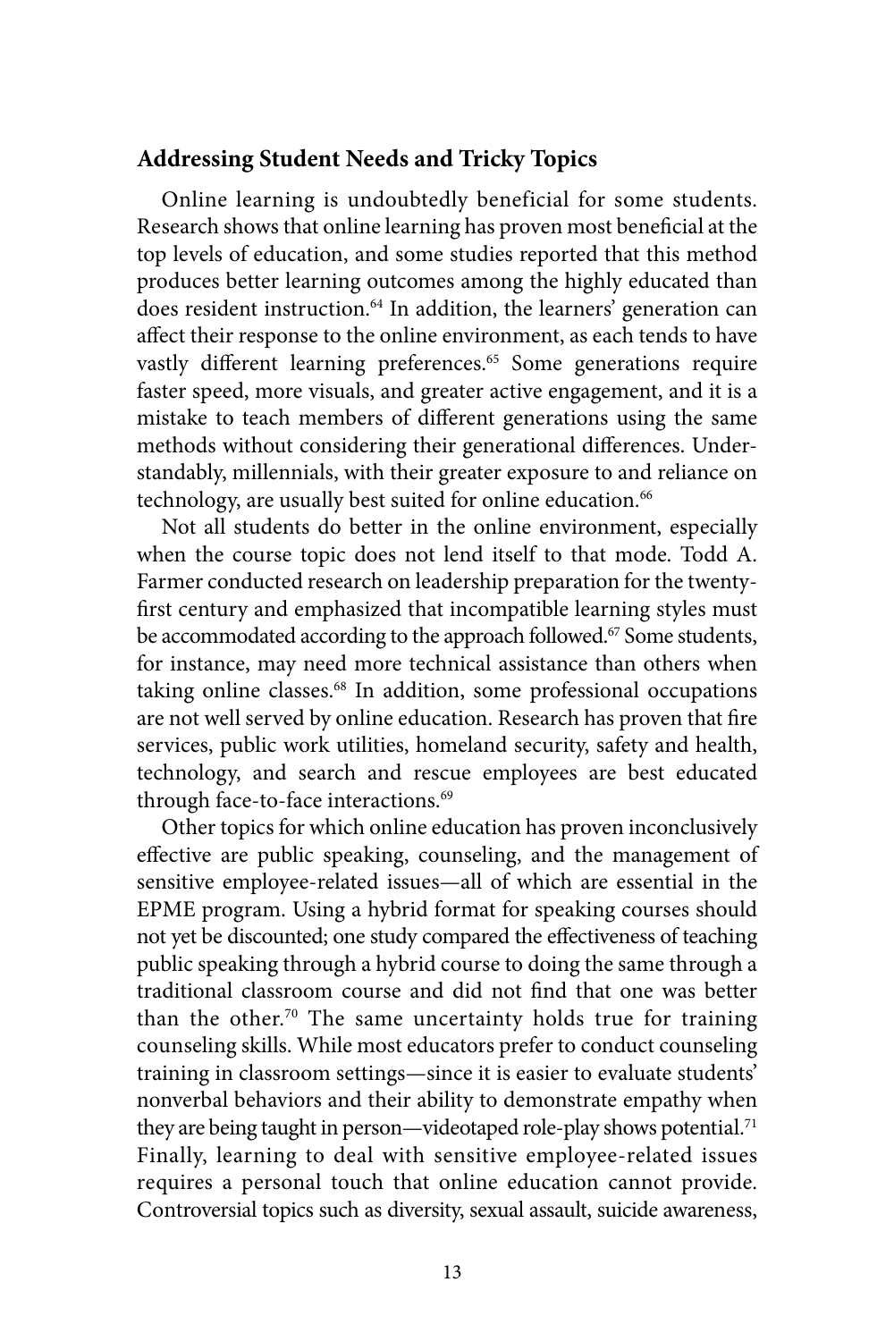## Addressing Student Needs and Tricky Topics

Online learning is undoubtedly beneficial for some students. Research shows that online learning has proven most beneficial at the top levels of education, and some studies reported that this method produces better learning outcomes among the highly educated than does resident instruction.[64] In addition, the learners' generation can affect their response to the online environment, as each tends to have vastly different learning preferences.[65] Some generations require faster speed, more visuals, and greater active engagement, and it is a mistake to teach members of different generations using the same methods without considering their generational differences. Understandably, millennials, with their greater exposure to and reliance on technology, are usually best suited for online education.[66]

Not all students do better in the online environment, especially when the course topic does not lend itself to that mode. Todd A. Farmer conducted research on leadership preparation for the twenty-first century and emphasized that incompatible learning styles must be accommodated according to the approach followed.[67] Some students, for instance, may need more technical assistance than others when taking online classes.[68] In addition, some professional occupations are not well served by online education. Research has proven that fire services, public work utilities, homeland security, safety and health, technology, and search and rescue employees are best educated through face-to-face interactions.[69]

Other topics for which online education has proven inconclusively effective are public speaking, counseling, and the management of sensitive employee-related issues—all of which are essential in the EPME program. Using a hybrid format for speaking courses should not yet be discounted; one study compared the effectiveness of teaching public speaking through a hybrid course to doing the same through a traditional classroom course and did not find that one was better than the other.[70] The same uncertainty holds true for training counseling skills. While most educators prefer to conduct counseling training in classroom settings—since it is easier to evaluate students' nonverbal behaviors and their ability to demonstrate empathy when they are being taught in person—videotaped role-play shows potential.[71] Finally, learning to deal with sensitive employee-related issues requires a personal touch that online education cannot provide. Controversial topics such as diversity, sexual assault, suicide awareness,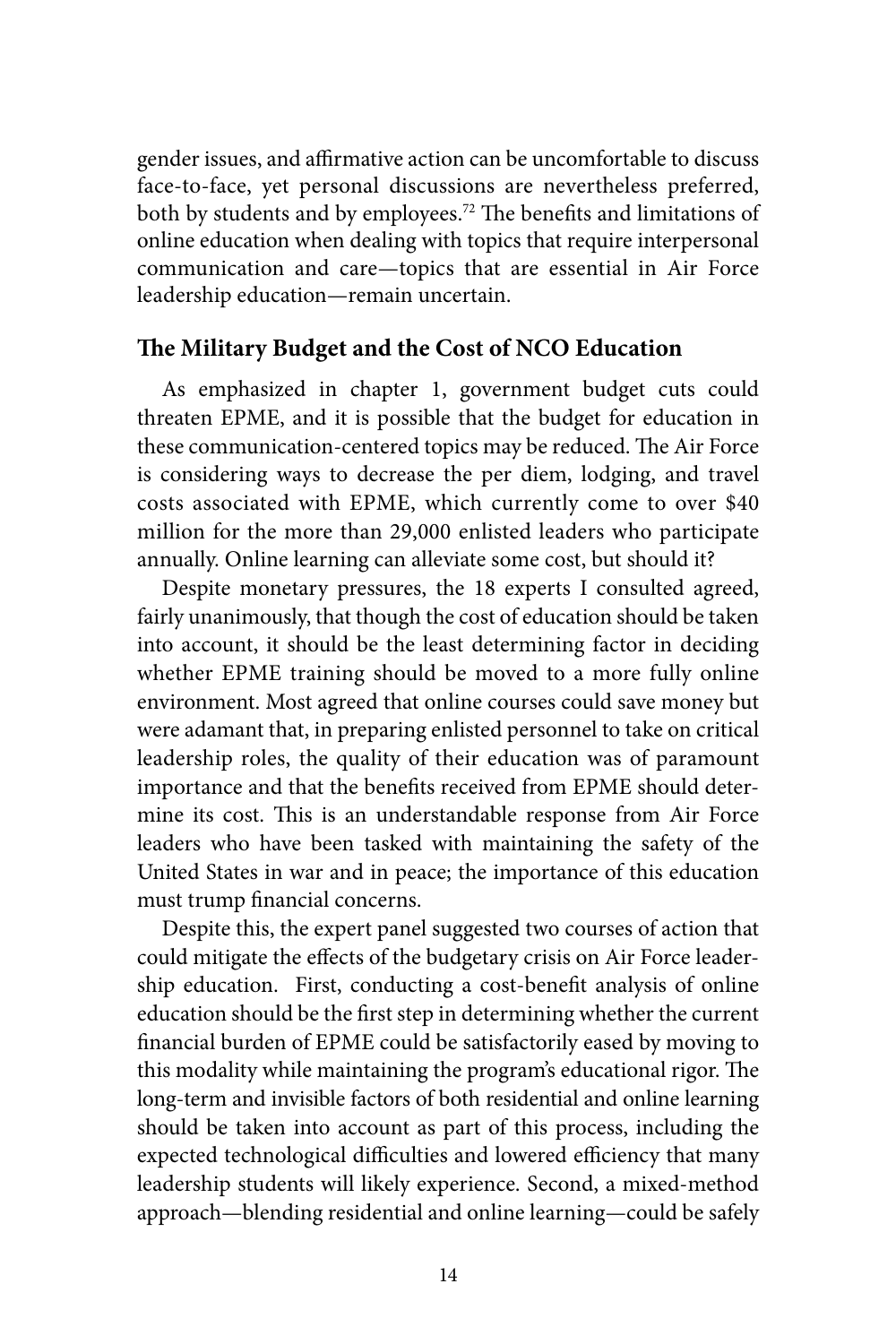gender issues, and affirmative action can be uncomfortable to discuss face-to-face, yet personal discussions are nevertheless preferred, both by students and by employees.[72] The benefits and limitations of online education when dealing with topics that require interpersonal communication and care—topics that are essential in Air Force leadership education—remain uncertain.

## The Military Budget and the Cost of NCO Education

As emphasized in chapter 1, government budget cuts could threaten EPME, and it is possible that the budget for education in these communication-centered topics may be reduced. The Air Force is considering ways to decrease the per diem, lodging, and travel costs associated with EPME, which currently come to over $40 million for the more than 29,000 enlisted leaders who participate annually. Online learning can alleviate some cost, but should it?

Despite monetary pressures, the 18 experts I consulted agreed, fairly unanimously, that though the cost of education should be taken into account, it should be the least determining factor in deciding whether EPME training should be moved to a more fully online environment. Most agreed that online courses could save money but were adamant that, in preparing enlisted personnel to take on critical leadership roles, the quality of their education was of paramount importance and that the benefits received from EPME should determine its cost. This is an understandable response from Air Force leaders who have been tasked with maintaining the safety of the United States in war and in peace; the importance of this education must trump financial concerns.

Despite this, the expert panel suggested two courses of action that could mitigate the effects of the budgetary crisis on Air Force leadership education. First, conducting a cost-benefit analysis of online education should be the first step in determining whether the current financial burden of EPME could be satisfactorily eased by moving to this modality while maintaining the program's educational rigor. The long-term and invisible factors of both residential and online learning should be taken into account as part of this process, including the expected technological difficulties and lowered efficiency that many leadership students will likely experience. Second, a mixed-method approach—blending residential and online learning—could be safely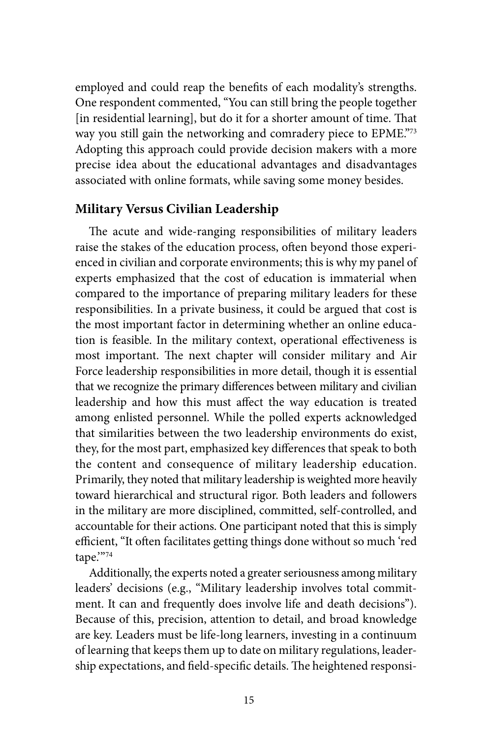employed and could reap the benefits of each modality's strengths. One respondent commented, "You can still bring the people together [in residential learning], but do it for a shorter amount of time. That way you still gain the networking and comradery piece to EPME."[73] Adopting this approach could provide decision makers with a more precise idea about the educational advantages and disadvantages associated with online formats, while saving some money besides.

## Military Versus Civilian Leadership

The acute and wide-ranging responsibilities of military leaders raise the stakes of the education process, often beyond those experienced in civilian and corporate environments; this is why my panel of experts emphasized that the cost of education is immaterial when compared to the importance of preparing military leaders for these responsibilities. In a private business, it could be argued that cost is the most important factor in determining whether an online education is feasible. In the military context, operational effectiveness is most important. The next chapter will consider military and Air Force leadership responsibilities in more detail, though it is essential that we recognize the primary differences between military and civilian leadership and how this must affect the way education is treated among enlisted personnel. While the polled experts acknowledged that similarities between the two leadership environments do exist, they, for the most part, emphasized key differences that speak to both the content and consequence of military leadership education. Primarily, they noted that military leadership is weighted more heavily toward hierarchical and structural rigor. Both leaders and followers in the military are more disciplined, committed, self-controlled, and accountable for their actions. One participant noted that this is simply efficient, "It often facilitates getting things done without so much 'red tape.'"[74]

Additionally, the experts noted a greater seriousness among military leaders' decisions (e.g., "Military leadership involves total commitment. It can and frequently does involve life and death decisions"). Because of this, precision, attention to detail, and broad knowledge are key. Leaders must be life-long learners, investing in a continuum of learning that keeps them up to date on military regulations, leadership expectations, and field-specific details. The heightened responsi-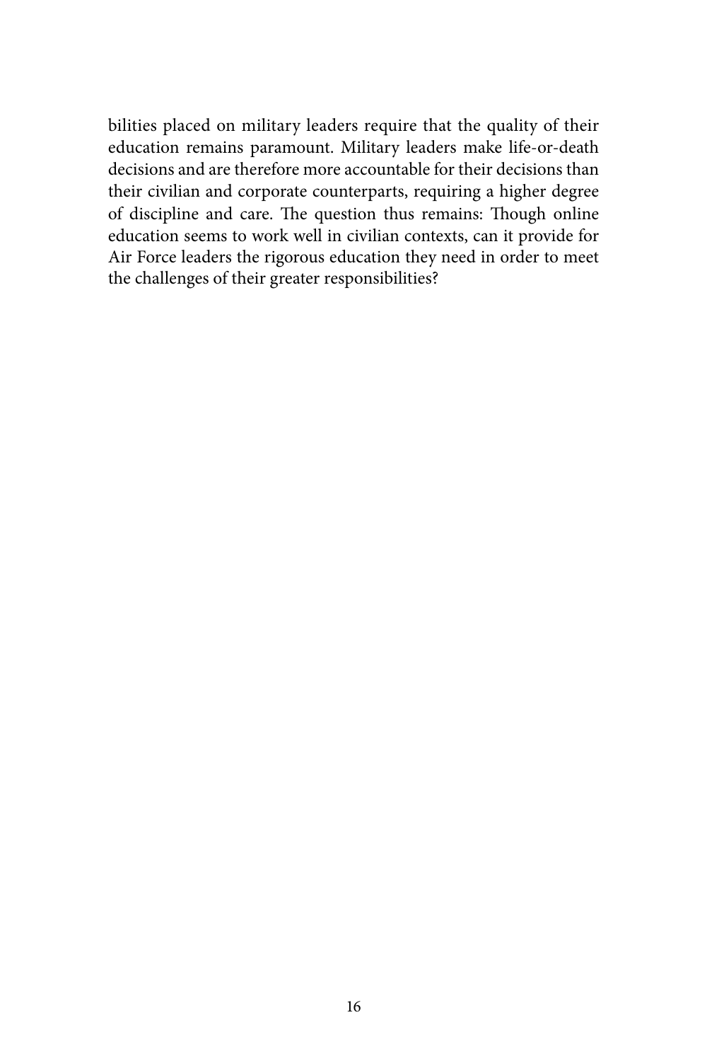bilities placed on military leaders require that the quality of their education remains paramount. Military leaders make life-or-death decisions and are therefore more accountable for their decisions than their civilian and corporate counterparts, requiring a higher degree of discipline and care. The question thus remains: Though online education seems to work well in civilian contexts, can it provide for Air Force leaders the rigorous education they need in order to meet the challenges of their greater responsibilities?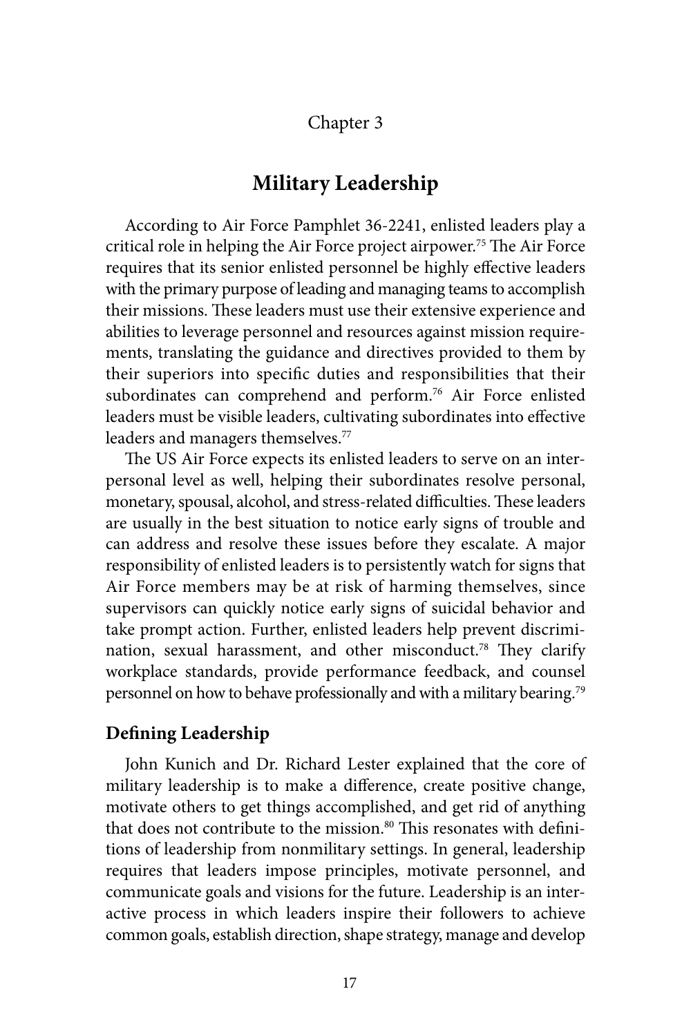Chapter 3

# Military Leadership

According to Air Force Pamphlet 36-2241, enlisted leaders play a critical role in helping the Air Force project airpower.[75] The Air Force requires that its senior enlisted personnel be highly effective leaders with the primary purpose of leading and managing teams to accomplish their missions. These leaders must use their extensive experience and abilities to leverage personnel and resources against mission requirements, translating the guidance and directives provided to them by their superiors into specific duties and responsibilities that their subordinates can comprehend and perform.[76] Air Force enlisted leaders must be visible leaders, cultivating subordinates into effective leaders and managers themselves.[77]

The US Air Force expects its enlisted leaders to serve on an interpersonal level as well, helping their subordinates resolve personal, monetary, spousal, alcohol, and stress-related difficulties. These leaders are usually in the best situation to notice early signs of trouble and can address and resolve these issues before they escalate. A major responsibility of enlisted leaders is to persistently watch for signs that Air Force members may be at risk of harming themselves, since supervisors can quickly notice early signs of suicidal behavior and take prompt action. Further, enlisted leaders help prevent discrimination, sexual harassment, and other misconduct.[78] They clarify workplace standards, provide performance feedback, and counsel personnel on how to behave professionally and with a military bearing.[79]

## Defining Leadership

John Kunich and Dr. Richard Lester explained that the core of military leadership is to make a difference, create positive change, motivate others to get things accomplished, and get rid of anything that does not contribute to the mission.[80] This resonates with definitions of leadership from nonmilitary settings. In general, leadership requires that leaders impose principles, motivate personnel, and communicate goals and visions for the future. Leadership is an interactive process in which leaders inspire their followers to achieve common goals, establish direction, shape strategy, manage and develop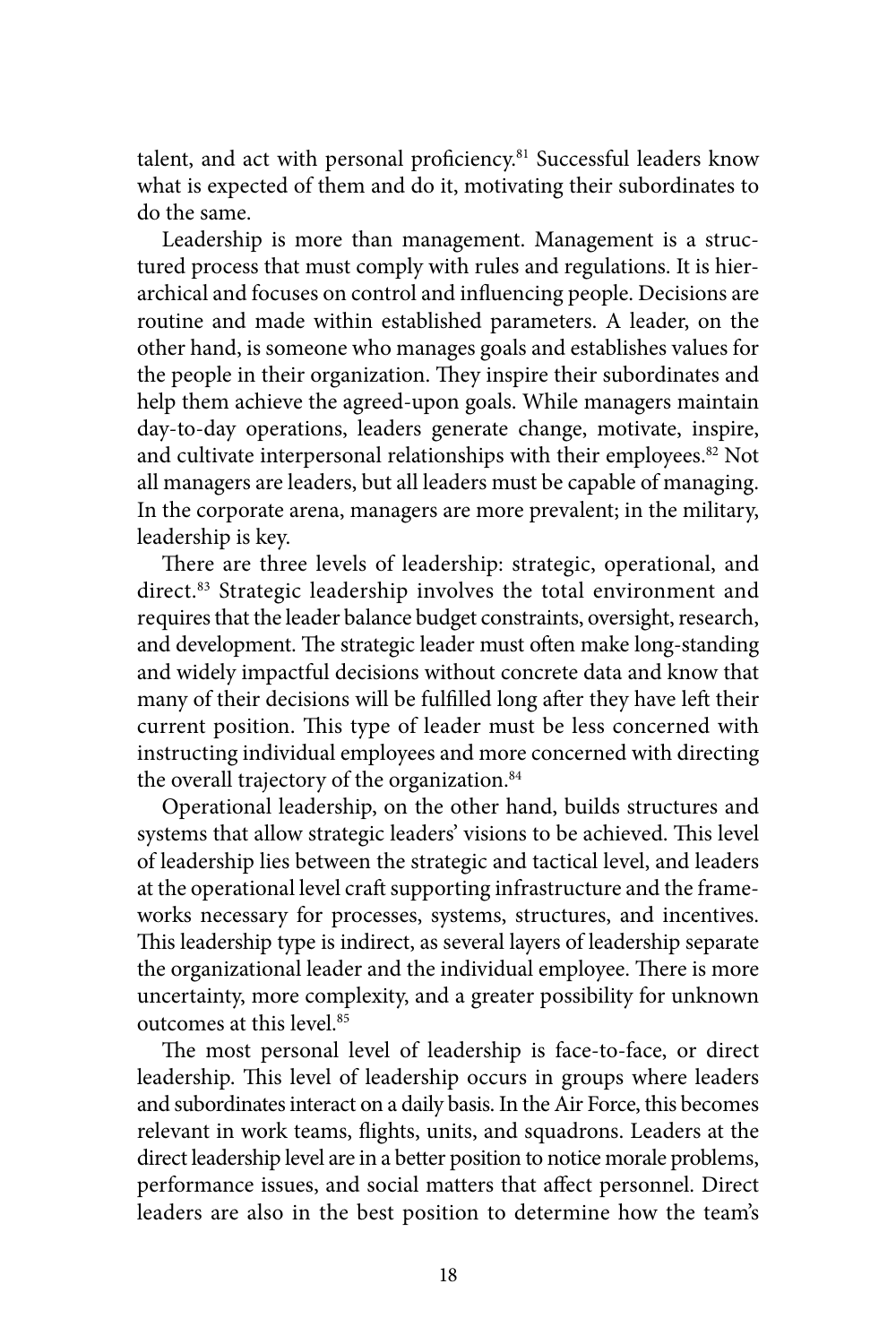talent, and act with personal proficiency.[81] Successful leaders know what is expected of them and do it, motivating their subordinates to do the same.

Leadership is more than management. Management is a structured process that must comply with rules and regulations. It is hierarchical and focuses on control and influencing people. Decisions are routine and made within established parameters. A leader, on the other hand, is someone who manages goals and establishes values for the people in their organization. They inspire their subordinates and help them achieve the agreed-upon goals. While managers maintain day-to-day operations, leaders generate change, motivate, inspire, and cultivate interpersonal relationships with their employees.[82] Not all managers are leaders, but all leaders must be capable of managing. In the corporate arena, managers are more prevalent; in the military, leadership is key.

There are three levels of leadership: strategic, operational, and direct.[83] Strategic leadership involves the total environment and requires that the leader balance budget constraints, oversight, research, and development. The strategic leader must often make long-standing and widely impactful decisions without concrete data and know that many of their decisions will be fulfilled long after they have left their current position. This type of leader must be less concerned with instructing individual employees and more concerned with directing the overall trajectory of the organization.[84]

Operational leadership, on the other hand, builds structures and systems that allow strategic leaders' visions to be achieved. This level of leadership lies between the strategic and tactical level, and leaders at the operational level craft supporting infrastructure and the frameworks necessary for processes, systems, structures, and incentives. This leadership type is indirect, as several layers of leadership separate the organizational leader and the individual employee. There is more uncertainty, more complexity, and a greater possibility for unknown outcomes at this level.[85]

The most personal level of leadership is face-to-face, or direct leadership. This level of leadership occurs in groups where leaders and subordinates interact on a daily basis. In the Air Force, this becomes relevant in work teams, flights, units, and squadrons. Leaders at the direct leadership level are in a better position to notice morale problems, performance issues, and social matters that affect personnel. Direct leaders are also in the best position to determine how the team's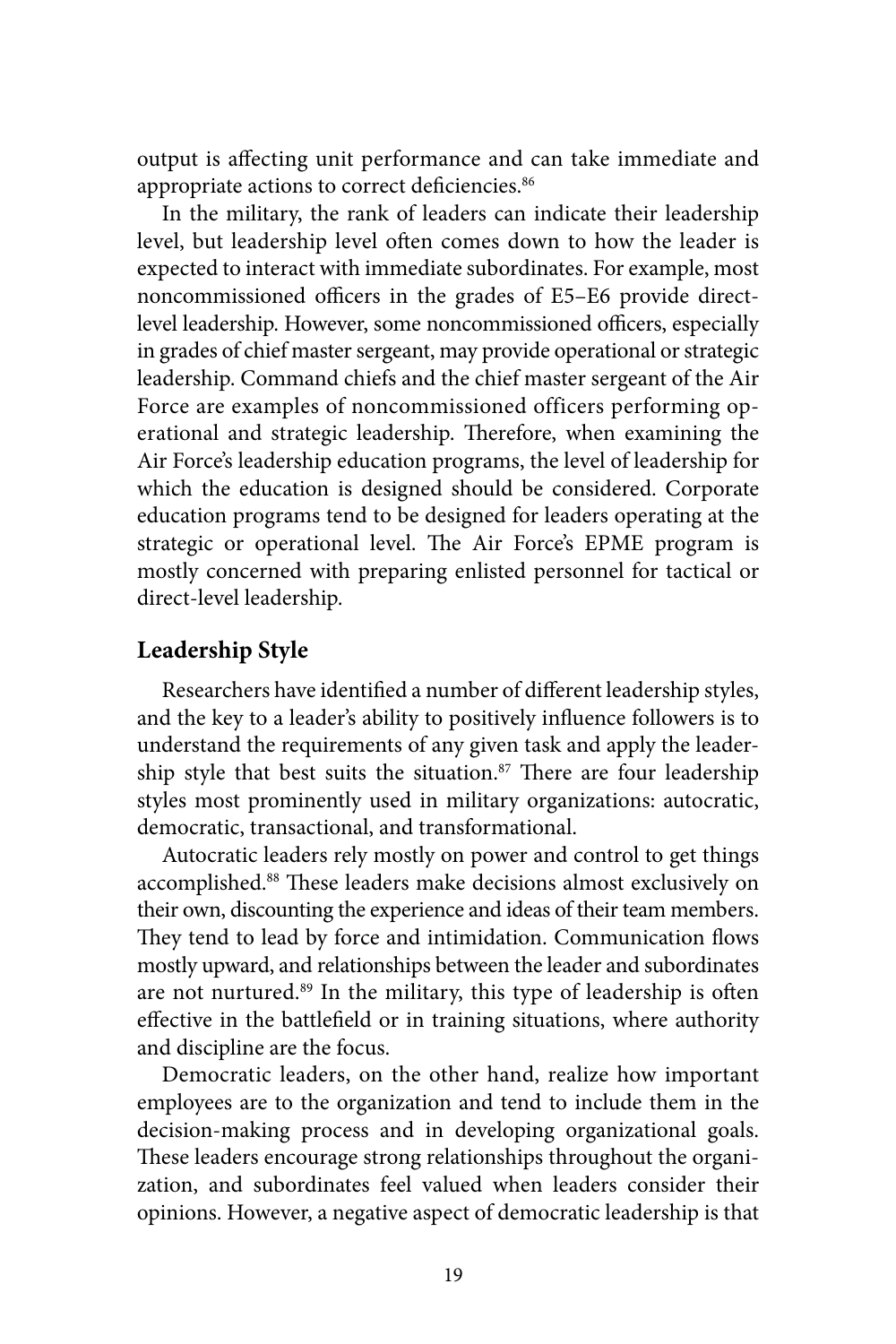output is affecting unit performance and can take immediate and appropriate actions to correct deficiencies.[86]

In the military, the rank of leaders can indicate their leadership level, but leadership level often comes down to how the leader is expected to interact with immediate subordinates. For example, most noncommissioned officers in the grades of E5–E6 provide direct-level leadership. However, some noncommissioned officers, especially in grades of chief master sergeant, may provide operational or strategic leadership. Command chiefs and the chief master sergeant of the Air Force are examples of noncommissioned officers performing operational and strategic leadership. Therefore, when examining the Air Force's leadership education programs, the level of leadership for which the education is designed should be considered. Corporate education programs tend to be designed for leaders operating at the strategic or operational level. The Air Force's EPME program is mostly concerned with preparing enlisted personnel for tactical or direct-level leadership.

## Leadership Style

Researchers have identified a number of different leadership styles, and the key to a leader's ability to positively influence followers is to understand the requirements of any given task and apply the leadership style that best suits the situation.[87] There are four leadership styles most prominently used in military organizations: autocratic, democratic, transactional, and transformational.

Autocratic leaders rely mostly on power and control to get things accomplished.[88] These leaders make decisions almost exclusively on their own, discounting the experience and ideas of their team members. They tend to lead by force and intimidation. Communication flows mostly upward, and relationships between the leader and subordinates are not nurtured.[89] In the military, this type of leadership is often effective in the battlefield or in training situations, where authority and discipline are the focus.

Democratic leaders, on the other hand, realize how important employees are to the organization and tend to include them in the decision-making process and in developing organizational goals. These leaders encourage strong relationships throughout the organization, and subordinates feel valued when leaders consider their opinions. However, a negative aspect of democratic leadership is that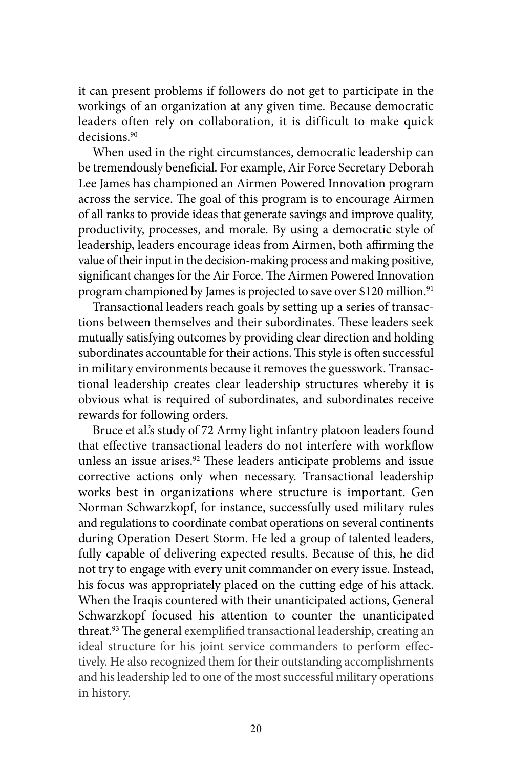it can present problems if followers do not get to participate in the workings of an organization at any given time. Because democratic leaders often rely on collaboration, it is difficult to make quick decisions.[90]

When used in the right circumstances, democratic leadership can be tremendously beneficial. For example, Air Force Secretary Deborah Lee James has championed an Airmen Powered Innovation program across the service. The goal of this program is to encourage Airmen of all ranks to provide ideas that generate savings and improve quality, productivity, processes, and morale. By using a democratic style of leadership, leaders encourage ideas from Airmen, both affirming the value of their input in the decision-making process and making positive, significant changes for the Air Force. The Airmen Powered Innovation program championed by James is projected to save over $120 million.[91]

Transactional leaders reach goals by setting up a series of transactions between themselves and their subordinates. These leaders seek mutually satisfying outcomes by providing clear direction and holding subordinates accountable for their actions. This style is often successful in military environments because it removes the guesswork. Transactional leadership creates clear leadership structures whereby it is obvious what is required of subordinates, and subordinates receive rewards for following orders.

Bruce et al.'s study of 72 Army light infantry platoon leaders found that effective transactional leaders do not interfere with workflow unless an issue arises.[92] These leaders anticipate problems and issue corrective actions only when necessary. Transactional leadership works best in organizations where structure is important. Gen Norman Schwarzkopf, for instance, successfully used military rules and regulations to coordinate combat operations on several continents during Operation Desert Storm. He led a group of talented leaders, fully capable of delivering expected results. Because of this, he did not try to engage with every unit commander on every issue. Instead, his focus was appropriately placed on the cutting edge of his attack. When the Iraqis countered with their unanticipated actions, General Schwarzkopf focused his attention to counter the unanticipated threat.[93] The general exemplified transactional leadership, creating an ideal structure for his joint service commanders to perform effectively. He also recognized them for their outstanding accomplishments and his leadership led to one of the most successful military operations in history.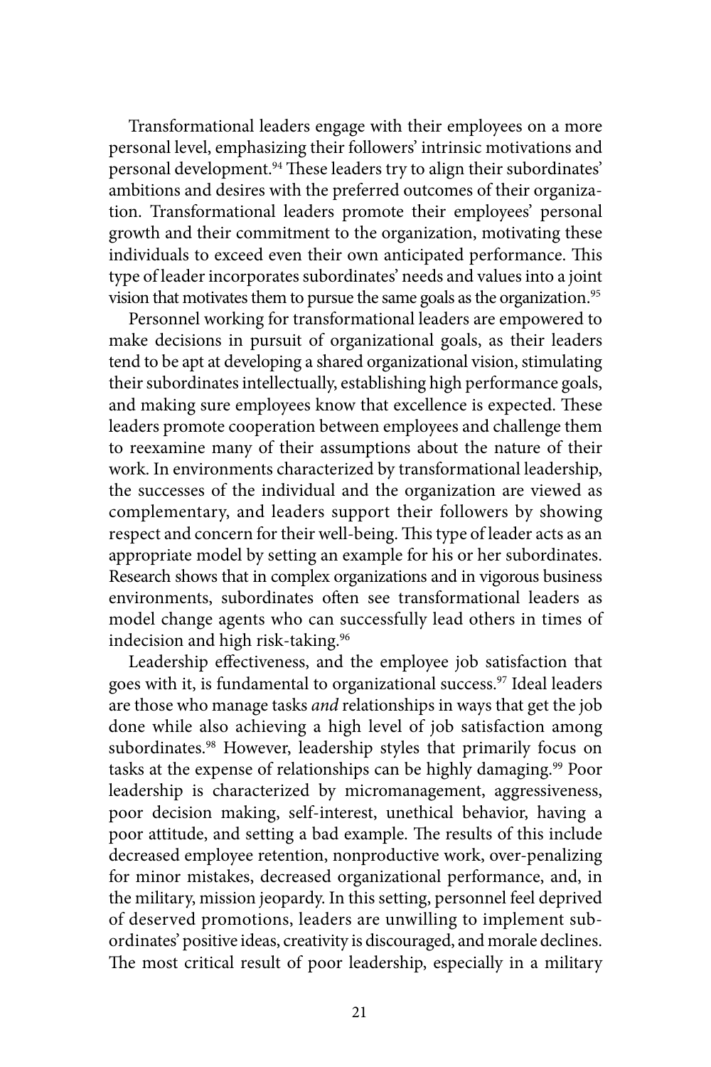Transformational leaders engage with their employees on a more personal level, emphasizing their followers' intrinsic motivations and personal development.[94] These leaders try to align their subordinates' ambitions and desires with the preferred outcomes of their organization. Transformational leaders promote their employees' personal growth and their commitment to the organization, motivating these individuals to exceed even their own anticipated performance. This type of leader incorporates subordinates' needs and values into a joint vision that motivates them to pursue the same goals as the organization.[95]

Personnel working for transformational leaders are empowered to make decisions in pursuit of organizational goals, as their leaders tend to be apt at developing a shared organizational vision, stimulating their subordinates intellectually, establishing high performance goals, and making sure employees know that excellence is expected. These leaders promote cooperation between employees and challenge them to reexamine many of their assumptions about the nature of their work. In environments characterized by transformational leadership, the successes of the individual and the organization are viewed as complementary, and leaders support their followers by showing respect and concern for their well-being. This type of leader acts as an appropriate model by setting an example for his or her subordinates. Research shows that in complex organizations and in vigorous business environments, subordinates often see transformational leaders as model change agents who can successfully lead others in times of indecision and high risk-taking.[96]

Leadership effectiveness, and the employee job satisfaction that goes with it, is fundamental to organizational success.[97] Ideal leaders are those who manage tasks *and* relationships in ways that get the job done while also achieving a high level of job satisfaction among subordinates.[98] However, leadership styles that primarily focus on tasks at the expense of relationships can be highly damaging.[99] Poor leadership is characterized by micromanagement, aggressiveness, poor decision making, self-interest, unethical behavior, having a poor attitude, and setting a bad example. The results of this include decreased employee retention, nonproductive work, over-penalizing for minor mistakes, decreased organizational performance, and, in the military, mission jeopardy. In this setting, personnel feel deprived of deserved promotions, leaders are unwilling to implement subordinates' positive ideas, creativity is discouraged, and morale declines. The most critical result of poor leadership, especially in a military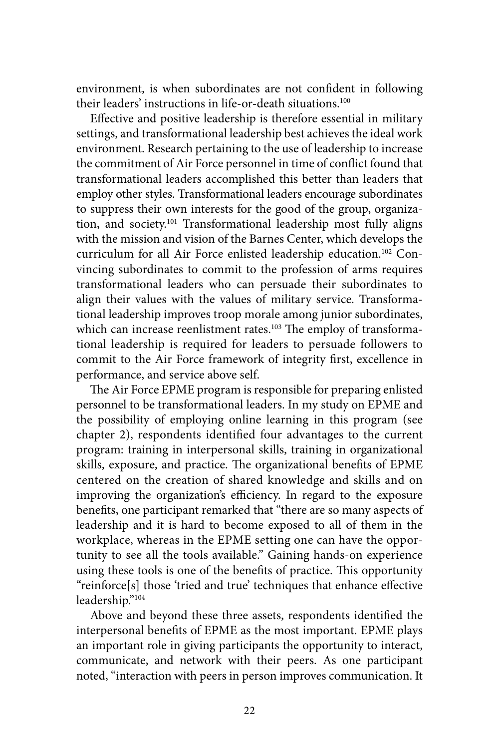environment, is when subordinates are not confident in following their leaders' instructions in life-or-death situations.[100]

Effective and positive leadership is therefore essential in military settings, and transformational leadership best achieves the ideal work environment. Research pertaining to the use of leadership to increase the commitment of Air Force personnel in time of conflict found that transformational leaders accomplished this better than leaders that employ other styles. Transformational leaders encourage subordinates to suppress their own interests for the good of the group, organization, and society.[101] Transformational leadership most fully aligns with the mission and vision of the Barnes Center, which develops the curriculum for all Air Force enlisted leadership education.[102] Convincing subordinates to commit to the profession of arms requires transformational leaders who can persuade their subordinates to align their values with the values of military service. Transformational leadership improves troop morale among junior subordinates, which can increase reenlistment rates.[103] The employ of transformational leadership is required for leaders to persuade followers to commit to the Air Force framework of integrity first, excellence in performance, and service above self.

The Air Force EPME program is responsible for preparing enlisted personnel to be transformational leaders. In my study on EPME and the possibility of employing online learning in this program (see chapter 2), respondents identified four advantages to the current program: training in interpersonal skills, training in organizational skills, exposure, and practice. The organizational benefits of EPME centered on the creation of shared knowledge and skills and on improving the organization's efficiency. In regard to the exposure benefits, one participant remarked that "there are so many aspects of leadership and it is hard to become exposed to all of them in the workplace, whereas in the EPME setting one can have the opportunity to see all the tools available." Gaining hands-on experience using these tools is one of the benefits of practice. This opportunity "reinforce[s] those 'tried and true' techniques that enhance effective leadership."[104]

Above and beyond these three assets, respondents identified the interpersonal benefits of EPME as the most important. EPME plays an important role in giving participants the opportunity to interact, communicate, and network with their peers. As one participant noted, "interaction with peers in person improves communication. It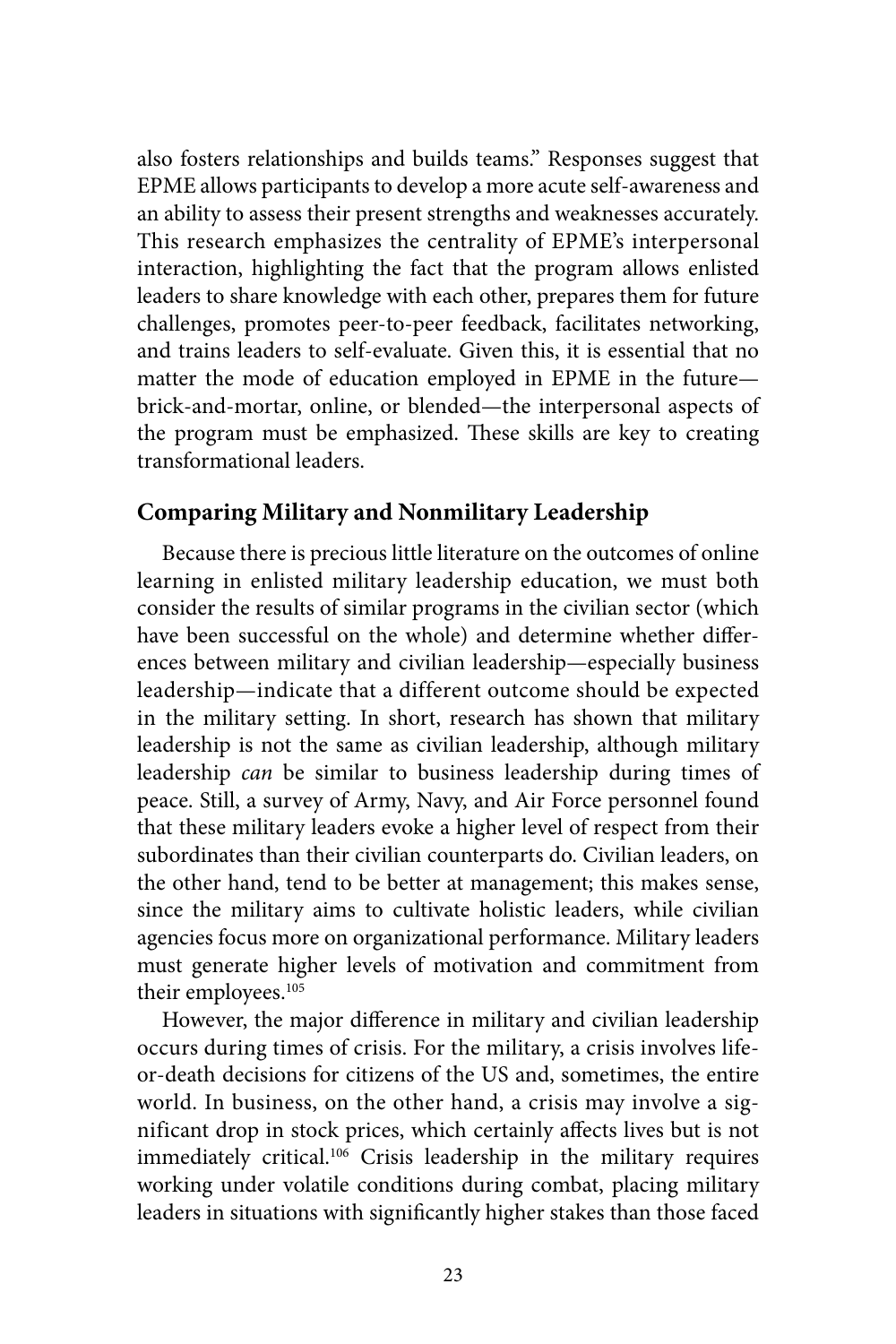also fosters relationships and builds teams." Responses suggest that EPME allows participants to develop a more acute self-awareness and an ability to assess their present strengths and weaknesses accurately. This research emphasizes the centrality of EPME's interpersonal interaction, highlighting the fact that the program allows enlisted leaders to share knowledge with each other, prepares them for future challenges, promotes peer-to-peer feedback, facilitates networking, and trains leaders to self-evaluate. Given this, it is essential that no matter the mode of education employed in EPME in the future—brick-and-mortar, online, or blended—the interpersonal aspects of the program must be emphasized. These skills are key to creating transformational leaders.

## Comparing Military and Nonmilitary Leadership

Because there is precious little literature on the outcomes of online learning in enlisted military leadership education, we must both consider the results of similar programs in the civilian sector (which have been successful on the whole) and determine whether differences between military and civilian leadership—especially business leadership—indicate that a different outcome should be expected in the military setting. In short, research has shown that military leadership is not the same as civilian leadership, although military leadership *can* be similar to business leadership during times of peace. Still, a survey of Army, Navy, and Air Force personnel found that these military leaders evoke a higher level of respect from their subordinates than their civilian counterparts do. Civilian leaders, on the other hand, tend to be better at management; this makes sense, since the military aims to cultivate holistic leaders, while civilian agencies focus more on organizational performance. Military leaders must generate higher levels of motivation and commitment from their employees.[105]

However, the major difference in military and civilian leadership occurs during times of crisis. For the military, a crisis involves life-or-death decisions for citizens of the US and, sometimes, the entire world. In business, on the other hand, a crisis may involve a significant drop in stock prices, which certainly affects lives but is not immediately critical.[106] Crisis leadership in the military requires working under volatile conditions during combat, placing military leaders in situations with significantly higher stakes than those faced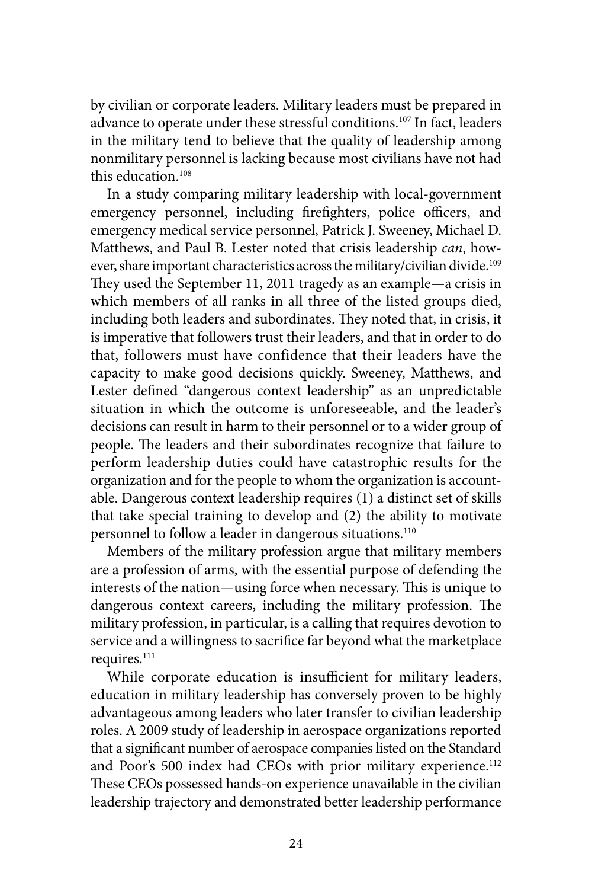by civilian or corporate leaders. Military leaders must be prepared in advance to operate under these stressful conditions.[107] In fact, leaders in the military tend to believe that the quality of leadership among nonmilitary personnel is lacking because most civilians have not had this education.[108]

In a study comparing military leadership with local-government emergency personnel, including firefighters, police officers, and emergency medical service personnel, Patrick J. Sweeney, Michael D. Matthews, and Paul B. Lester noted that crisis leadership *can*, however, share important characteristics across the military/civilian divide.[109] They used the September 11, 2011 tragedy as an example—a crisis in which members of all ranks in all three of the listed groups died, including both leaders and subordinates. They noted that, in crisis, it is imperative that followers trust their leaders, and that in order to do that, followers must have confidence that their leaders have the capacity to make good decisions quickly. Sweeney, Matthews, and Lester defined "dangerous context leadership" as an unpredictable situation in which the outcome is unforeseeable, and the leader's decisions can result in harm to their personnel or to a wider group of people. The leaders and their subordinates recognize that failure to perform leadership duties could have catastrophic results for the organization and for the people to whom the organization is accountable. Dangerous context leadership requires (1) a distinct set of skills that take special training to develop and (2) the ability to motivate personnel to follow a leader in dangerous situations.[110]

Members of the military profession argue that military members are a profession of arms, with the essential purpose of defending the interests of the nation—using force when necessary. This is unique to dangerous context careers, including the military profession. The military profession, in particular, is a calling that requires devotion to service and a willingness to sacrifice far beyond what the marketplace requires.[111]

While corporate education is insufficient for military leaders, education in military leadership has conversely proven to be highly advantageous among leaders who later transfer to civilian leadership roles. A 2009 study of leadership in aerospace organizations reported that a significant number of aerospace companies listed on the Standard and Poor's 500 index had CEOs with prior military experience.[112] These CEOs possessed hands-on experience unavailable in the civilian leadership trajectory and demonstrated better leadership performance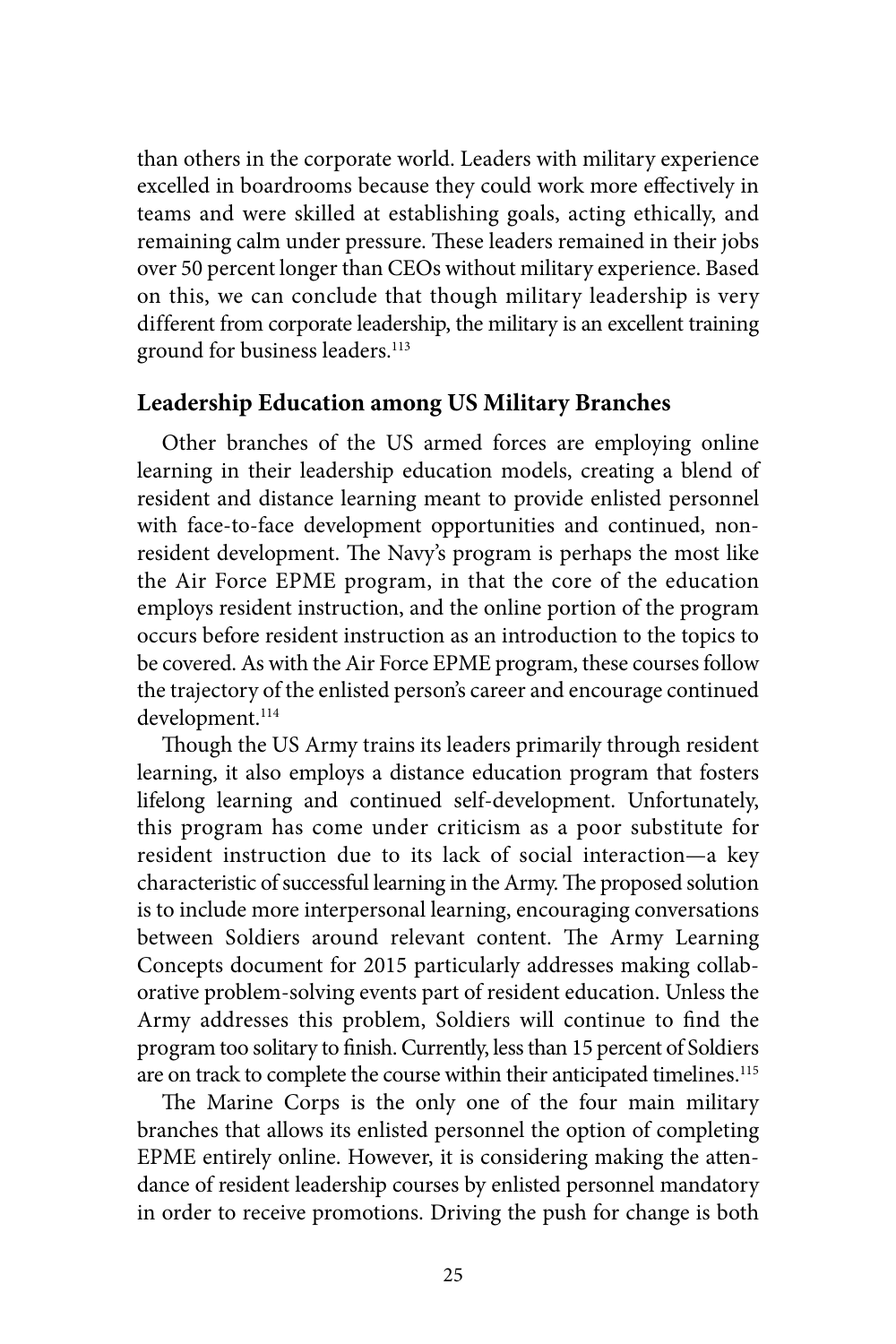than others in the corporate world. Leaders with military experience excelled in boardrooms because they could work more effectively in teams and were skilled at establishing goals, acting ethically, and remaining calm under pressure. These leaders remained in their jobs over 50 percent longer than CEOs without military experience. Based on this, we can conclude that though military leadership is very different from corporate leadership, the military is an excellent training ground for business leaders.[113]

## Leadership Education among US Military Branches

Other branches of the US armed forces are employing online learning in their leadership education models, creating a blend of resident and distance learning meant to provide enlisted personnel with face-to-face development opportunities and continued, non-resident development. The Navy's program is perhaps the most like the Air Force EPME program, in that the core of the education employs resident instruction, and the online portion of the program occurs before resident instruction as an introduction to the topics to be covered. As with the Air Force EPME program, these courses follow the trajectory of the enlisted person's career and encourage continued development.[114]

Though the US Army trains its leaders primarily through resident learning, it also employs a distance education program that fosters lifelong learning and continued self-development. Unfortunately, this program has come under criticism as a poor substitute for resident instruction due to its lack of social interaction—a key characteristic of successful learning in the Army. The proposed solution is to include more interpersonal learning, encouraging conversations between Soldiers around relevant content. The Army Learning Concepts document for 2015 particularly addresses making collaborative problem-solving events part of resident education. Unless the Army addresses this problem, Soldiers will continue to find the program too solitary to finish. Currently, less than 15 percent of Soldiers are on track to complete the course within their anticipated timelines.[115]

The Marine Corps is the only one of the four main military branches that allows its enlisted personnel the option of completing EPME entirely online. However, it is considering making the attendance of resident leadership courses by enlisted personnel mandatory in order to receive promotions. Driving the push for change is both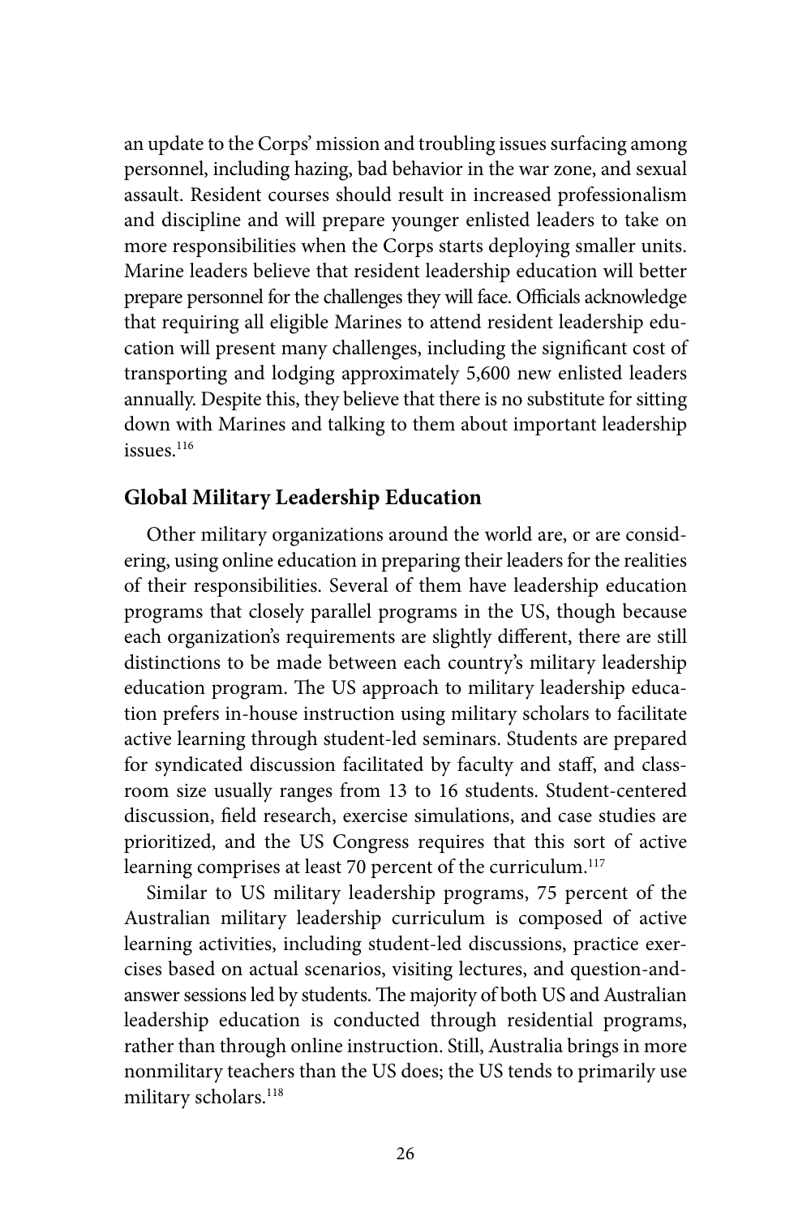an update to the Corps' mission and troubling issues surfacing among personnel, including hazing, bad behavior in the war zone, and sexual assault. Resident courses should result in increased professionalism and discipline and will prepare younger enlisted leaders to take on more responsibilities when the Corps starts deploying smaller units. Marine leaders believe that resident leadership education will better prepare personnel for the challenges they will face. Officials acknowledge that requiring all eligible Marines to attend resident leadership education will present many challenges, including the significant cost of transporting and lodging approximately 5,600 new enlisted leaders annually. Despite this, they believe that there is no substitute for sitting down with Marines and talking to them about important leadership issues.[116]

## Global Military Leadership Education

Other military organizations around the world are, or are considering, using online education in preparing their leaders for the realities of their responsibilities. Several of them have leadership education programs that closely parallel programs in the US, though because each organization's requirements are slightly different, there are still distinctions to be made between each country's military leadership education program. The US approach to military leadership education prefers in-house instruction using military scholars to facilitate active learning through student-led seminars. Students are prepared for syndicated discussion facilitated by faculty and staff, and classroom size usually ranges from 13 to 16 students. Student-centered discussion, field research, exercise simulations, and case studies are prioritized, and the US Congress requires that this sort of active learning comprises at least 70 percent of the curriculum.[117]

Similar to US military leadership programs, 75 percent of the Australian military leadership curriculum is composed of active learning activities, including student-led discussions, practice exercises based on actual scenarios, visiting lectures, and question-and-answer sessions led by students. The majority of both US and Australian leadership education is conducted through residential programs, rather than through online instruction. Still, Australia brings in more nonmilitary teachers than the US does; the US tends to primarily use military scholars.[118]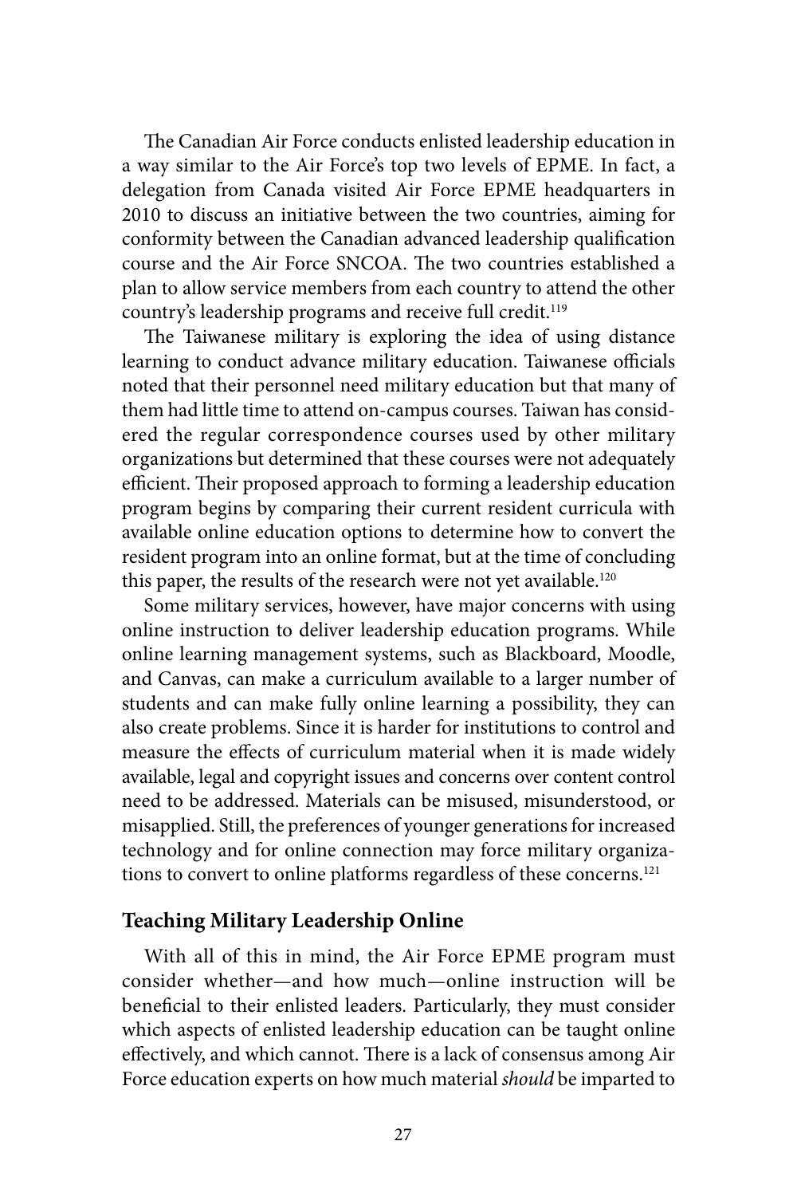The Canadian Air Force conducts enlisted leadership education in a way similar to the Air Force's top two levels of EPME. In fact, a delegation from Canada visited Air Force EPME headquarters in 2010 to discuss an initiative between the two countries, aiming for conformity between the Canadian advanced leadership qualification course and the Air Force SNCOA. The two countries established a plan to allow service members from each country to attend the other country's leadership programs and receive full credit.[119]

The Taiwanese military is exploring the idea of using distance learning to conduct advance military education. Taiwanese officials noted that their personnel need military education but that many of them had little time to attend on-campus courses. Taiwan has considered the regular correspondence courses used by other military organizations but determined that these courses were not adequately efficient. Their proposed approach to forming a leadership education program begins by comparing their current resident curricula with available online education options to determine how to convert the resident program into an online format, but at the time of concluding this paper, the results of the research were not yet available.[120]

Some military services, however, have major concerns with using online instruction to deliver leadership education programs. While online learning management systems, such as Blackboard, Moodle, and Canvas, can make a curriculum available to a larger number of students and can make fully online learning a possibility, they can also create problems. Since it is harder for institutions to control and measure the effects of curriculum material when it is made widely available, legal and copyright issues and concerns over content control need to be addressed. Materials can be misused, misunderstood, or misapplied. Still, the preferences of younger generations for increased technology and for online connection may force military organizations to convert to online platforms regardless of these concerns.[121]

## Teaching Military Leadership Online

With all of this in mind, the Air Force EPME program must consider whether—and how much—online instruction will be beneficial to their enlisted leaders. Particularly, they must consider which aspects of enlisted leadership education can be taught online effectively, and which cannot. There is a lack of consensus among Air Force education experts on how much material *should* be imparted to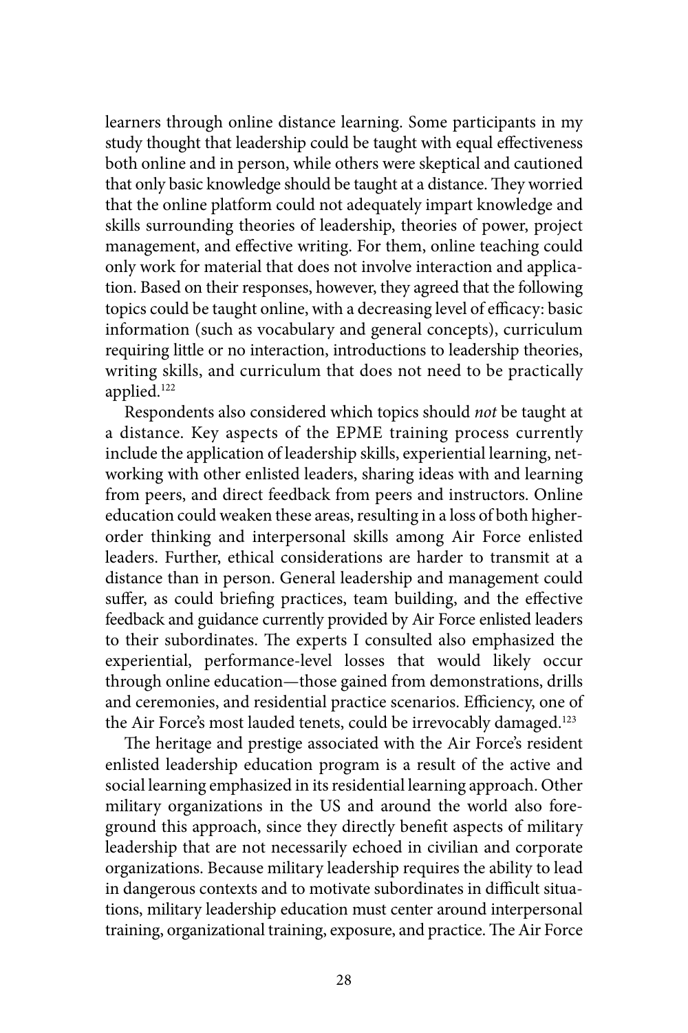learners through online distance learning. Some participants in my study thought that leadership could be taught with equal effectiveness both online and in person, while others were skeptical and cautioned that only basic knowledge should be taught at a distance. They worried that the online platform could not adequately impart knowledge and skills surrounding theories of leadership, theories of power, project management, and effective writing. For them, online teaching could only work for material that does not involve interaction and application. Based on their responses, however, they agreed that the following topics could be taught online, with a decreasing level of efficacy: basic information (such as vocabulary and general concepts), curriculum requiring little or no interaction, introductions to leadership theories, writing skills, and curriculum that does not need to be practically applied.[122]

Respondents also considered which topics should *not* be taught at a distance. Key aspects of the EPME training process currently include the application of leadership skills, experiential learning, networking with other enlisted leaders, sharing ideas with and learning from peers, and direct feedback from peers and instructors. Online education could weaken these areas, resulting in a loss of both higher-order thinking and interpersonal skills among Air Force enlisted leaders. Further, ethical considerations are harder to transmit at a distance than in person. General leadership and management could suffer, as could briefing practices, team building, and the effective feedback and guidance currently provided by Air Force enlisted leaders to their subordinates. The experts I consulted also emphasized the experiential, performance-level losses that would likely occur through online education—those gained from demonstrations, drills and ceremonies, and residential practice scenarios. Efficiency, one of the Air Force's most lauded tenets, could be irrevocably damaged.[123]

The heritage and prestige associated with the Air Force's resident enlisted leadership education program is a result of the active and social learning emphasized in its residential learning approach. Other military organizations in the US and around the world also foreground this approach, since they directly benefit aspects of military leadership that are not necessarily echoed in civilian and corporate organizations. Because military leadership requires the ability to lead in dangerous contexts and to motivate subordinates in difficult situations, military leadership education must center around interpersonal training, organizational training, exposure, and practice. The Air Force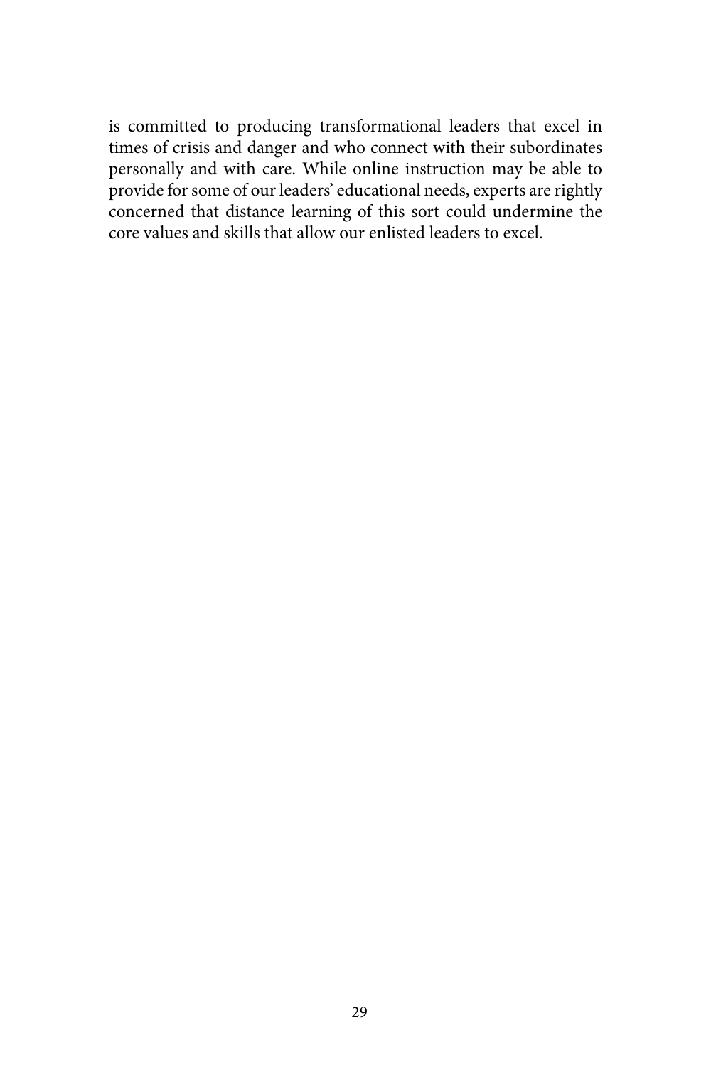is committed to producing transformational leaders that excel in times of crisis and danger and who connect with their subordinates personally and with care. While online instruction may be able to provide for some of our leaders' educational needs, experts are rightly concerned that distance learning of this sort could undermine the core values and skills that allow our enlisted leaders to excel.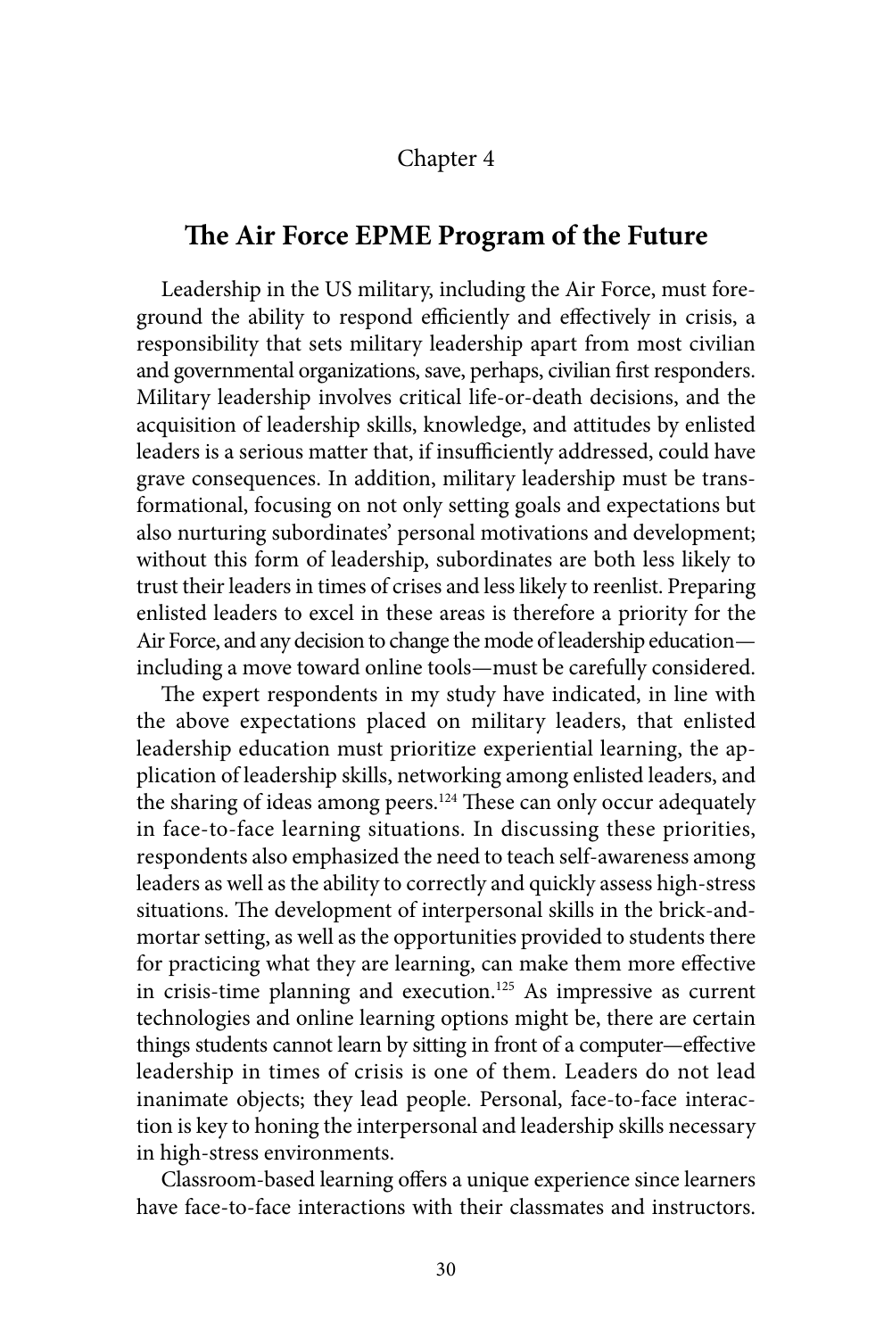Chapter 4

# The Air Force EPME Program of the Future

Leadership in the US military, including the Air Force, must foreground the ability to respond efficiently and effectively in crisis, a responsibility that sets military leadership apart from most civilian and governmental organizations, save, perhaps, civilian first responders. Military leadership involves critical life-or-death decisions, and the acquisition of leadership skills, knowledge, and attitudes by enlisted leaders is a serious matter that, if insufficiently addressed, could have grave consequences. In addition, military leadership must be transformational, focusing on not only setting goals and expectations but also nurturing subordinates' personal motivations and development; without this form of leadership, subordinates are both less likely to trust their leaders in times of crises and less likely to reenlist. Preparing enlisted leaders to excel in these areas is therefore a priority for the Air Force, and any decision to change the mode of leadership education—including a move toward online tools—must be carefully considered.

The expert respondents in my study have indicated, in line with the above expectations placed on military leaders, that enlisted leadership education must prioritize experiential learning, the application of leadership skills, networking among enlisted leaders, and the sharing of ideas among peers.[124] These can only occur adequately in face-to-face learning situations. In discussing these priorities, respondents also emphasized the need to teach self-awareness among leaders as well as the ability to correctly and quickly assess high-stress situations. The development of interpersonal skills in the brick-and-mortar setting, as well as the opportunities provided to students there for practicing what they are learning, can make them more effective in crisis-time planning and execution.[125] As impressive as current technologies and online learning options might be, there are certain things students cannot learn by sitting in front of a computer—effective leadership in times of crisis is one of them. Leaders do not lead inanimate objects; they lead people. Personal, face-to-face interaction is key to honing the interpersonal and leadership skills necessary in high-stress environments.

Classroom-based learning offers a unique experience since learners have face-to-face interactions with their classmates and instructors.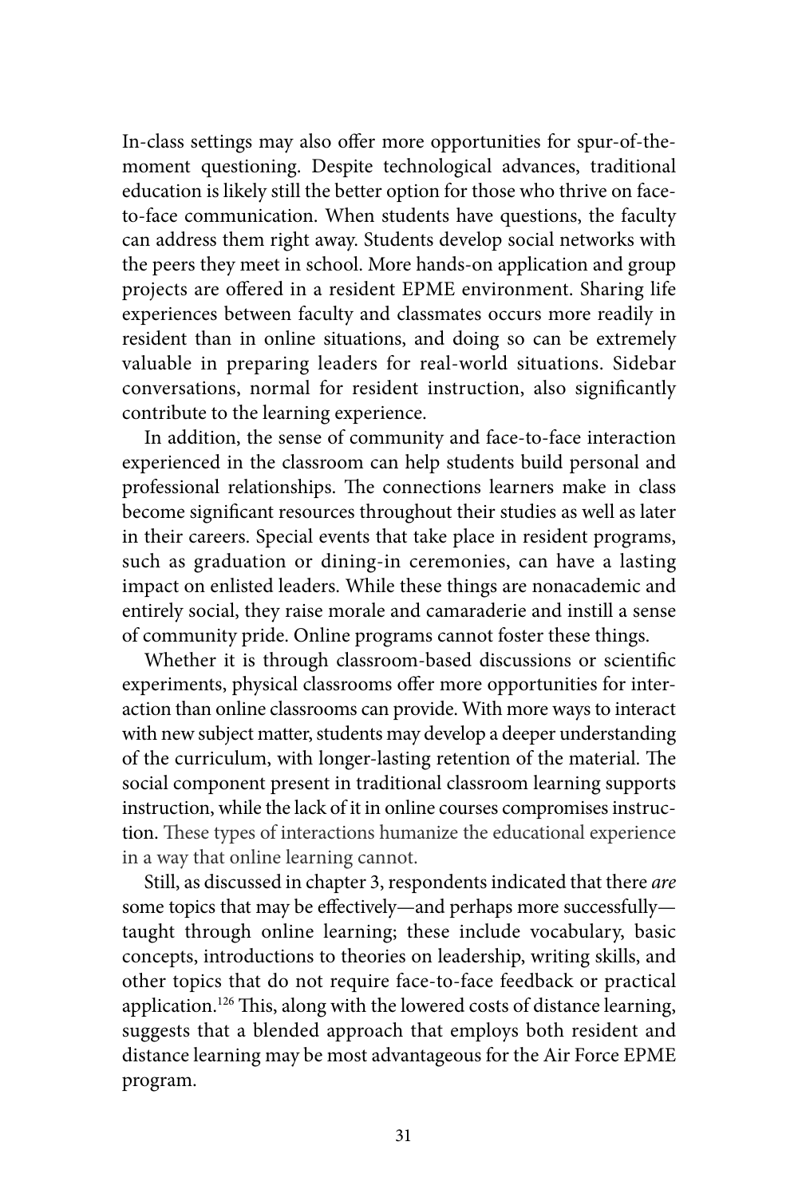In-class settings may also offer more opportunities for spur-of-the-moment questioning. Despite technological advances, traditional education is likely still the better option for those who thrive on face-to-face communication. When students have questions, the faculty can address them right away. Students develop social networks with the peers they meet in school. More hands-on application and group projects are offered in a resident EPME environment. Sharing life experiences between faculty and classmates occurs more readily in resident than in online situations, and doing so can be extremely valuable in preparing leaders for real-world situations. Sidebar conversations, normal for resident instruction, also significantly contribute to the learning experience.

In addition, the sense of community and face-to-face interaction experienced in the classroom can help students build personal and professional relationships. The connections learners make in class become significant resources throughout their studies as well as later in their careers. Special events that take place in resident programs, such as graduation or dining-in ceremonies, can have a lasting impact on enlisted leaders. While these things are nonacademic and entirely social, they raise morale and camaraderie and instill a sense of community pride. Online programs cannot foster these things.

Whether it is through classroom-based discussions or scientific experiments, physical classrooms offer more opportunities for interaction than online classrooms can provide. With more ways to interact with new subject matter, students may develop a deeper understanding of the curriculum, with longer-lasting retention of the material. The social component present in traditional classroom learning supports instruction, while the lack of it in online courses compromises instruction. These types of interactions humanize the educational experience in a way that online learning cannot.

Still, as discussed in chapter 3, respondents indicated that there *are* some topics that may be effectively—and perhaps more successfully—taught through online learning; these include vocabulary, basic concepts, introductions to theories on leadership, writing skills, and other topics that do not require face-to-face feedback or practical application.[126] This, along with the lowered costs of distance learning, suggests that a blended approach that employs both resident and distance learning may be most advantageous for the Air Force EPME program.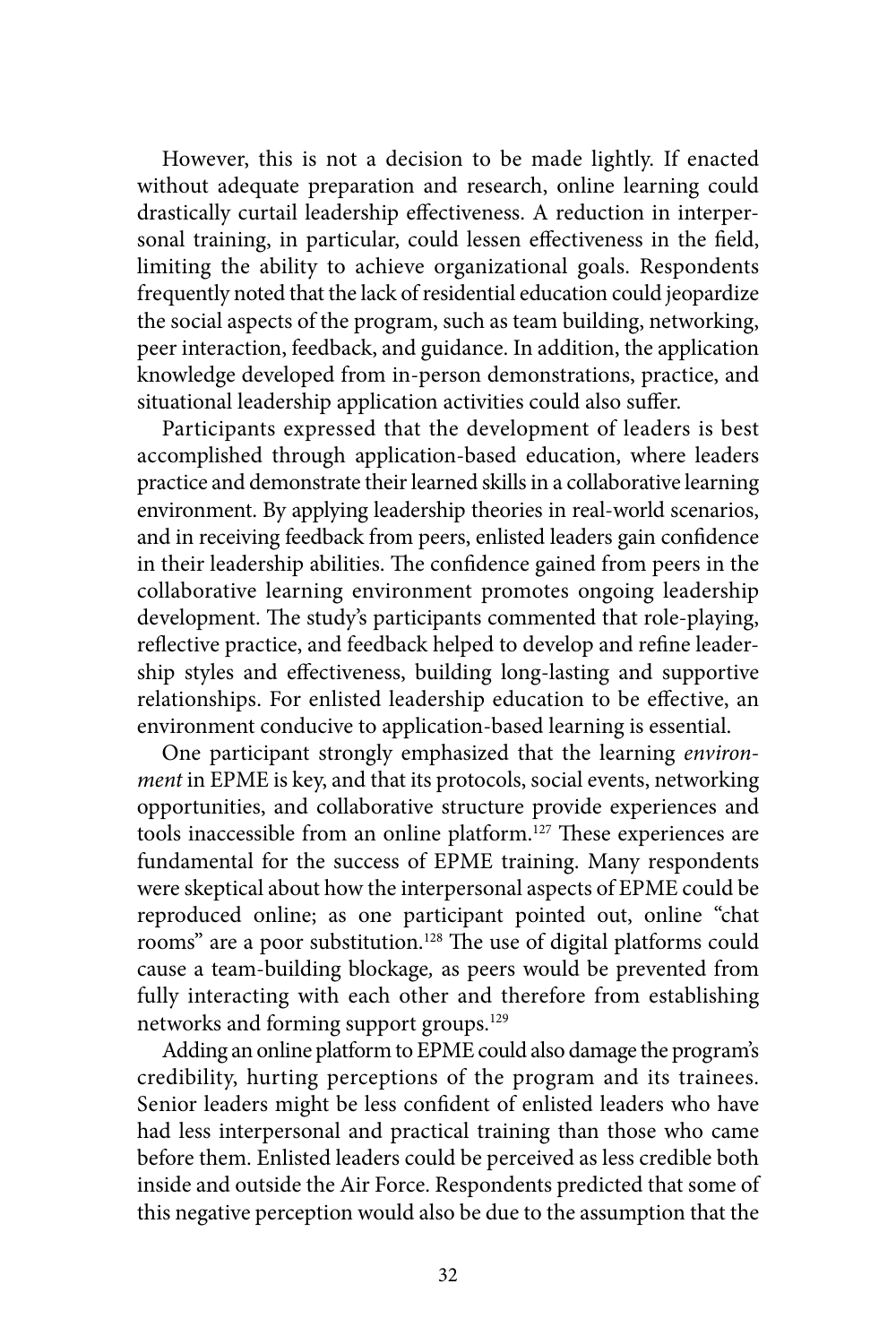However, this is not a decision to be made lightly. If enacted without adequate preparation and research, online learning could drastically curtail leadership effectiveness. A reduction in interpersonal training, in particular, could lessen effectiveness in the field, limiting the ability to achieve organizational goals. Respondents frequently noted that the lack of residential education could jeopardize the social aspects of the program, such as team building, networking, peer interaction, feedback, and guidance. In addition, the application knowledge developed from in-person demonstrations, practice, and situational leadership application activities could also suffer.

Participants expressed that the development of leaders is best accomplished through application-based education, where leaders practice and demonstrate their learned skills in a collaborative learning environment. By applying leadership theories in real-world scenarios, and in receiving feedback from peers, enlisted leaders gain confidence in their leadership abilities. The confidence gained from peers in the collaborative learning environment promotes ongoing leadership development. The study's participants commented that role-playing, reflective practice, and feedback helped to develop and refine leadership styles and effectiveness, building long-lasting and supportive relationships. For enlisted leadership education to be effective, an environment conducive to application-based learning is essential.

One participant strongly emphasized that the learning *environment* in EPME is key, and that its protocols, social events, networking opportunities, and collaborative structure provide experiences and tools inaccessible from an online platform.[127] These experiences are fundamental for the success of EPME training. Many respondents were skeptical about how the interpersonal aspects of EPME could be reproduced online; as one participant pointed out, online "chat rooms" are a poor substitution.[128] The use of digital platforms could cause a team-building blockage, as peers would be prevented from fully interacting with each other and therefore from establishing networks and forming support groups.[129]

Adding an online platform to EPME could also damage the program's credibility, hurting perceptions of the program and its trainees. Senior leaders might be less confident of enlisted leaders who have had less interpersonal and practical training than those who came before them. Enlisted leaders could be perceived as less credible both inside and outside the Air Force. Respondents predicted that some of this negative perception would also be due to the assumption that the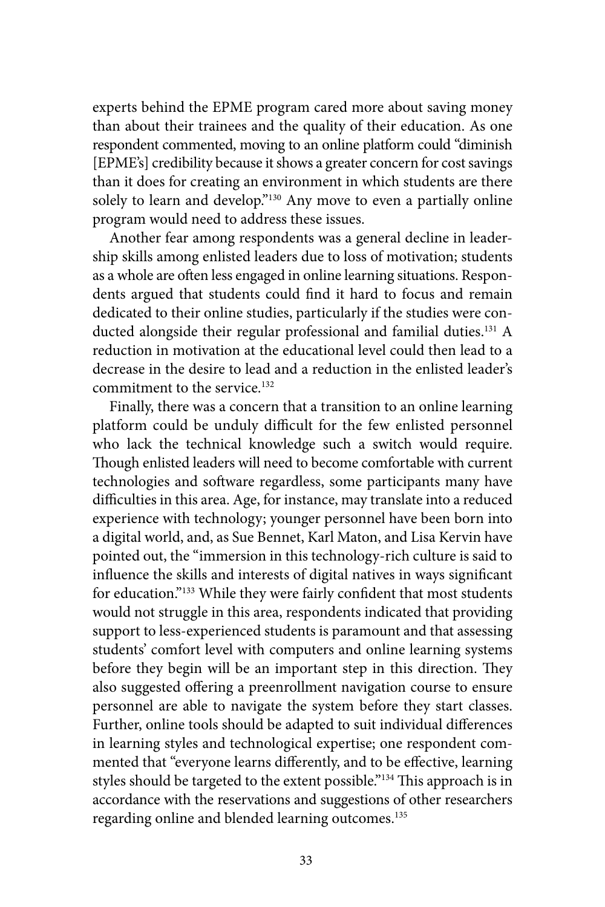experts behind the EPME program cared more about saving money than about their trainees and the quality of their education. As one respondent commented, moving to an online platform could "diminish [EPME's] credibility because it shows a greater concern for cost savings than it does for creating an environment in which students are there solely to learn and develop."[130] Any move to even a partially online program would need to address these issues.

Another fear among respondents was a general decline in leadership skills among enlisted leaders due to loss of motivation; students as a whole are often less engaged in online learning situations. Respondents argued that students could find it hard to focus and remain dedicated to their online studies, particularly if the studies were conducted alongside their regular professional and familial duties.[131] A reduction in motivation at the educational level could then lead to a decrease in the desire to lead and a reduction in the enlisted leader's commitment to the service.[132]

Finally, there was a concern that a transition to an online learning platform could be unduly difficult for the few enlisted personnel who lack the technical knowledge such a switch would require. Though enlisted leaders will need to become comfortable with current technologies and software regardless, some participants many have difficulties in this area. Age, for instance, may translate into a reduced experience with technology; younger personnel have been born into a digital world, and, as Sue Bennet, Karl Maton, and Lisa Kervin have pointed out, the "immersion in this technology-rich culture is said to influence the skills and interests of digital natives in ways significant for education."[133] While they were fairly confident that most students would not struggle in this area, respondents indicated that providing support to less-experienced students is paramount and that assessing students' comfort level with computers and online learning systems before they begin will be an important step in this direction. They also suggested offering a preenrollment navigation course to ensure personnel are able to navigate the system before they start classes. Further, online tools should be adapted to suit individual differences in learning styles and technological expertise; one respondent commented that "everyone learns differently, and to be effective, learning styles should be targeted to the extent possible."[134] This approach is in accordance with the reservations and suggestions of other researchers regarding online and blended learning outcomes.[135]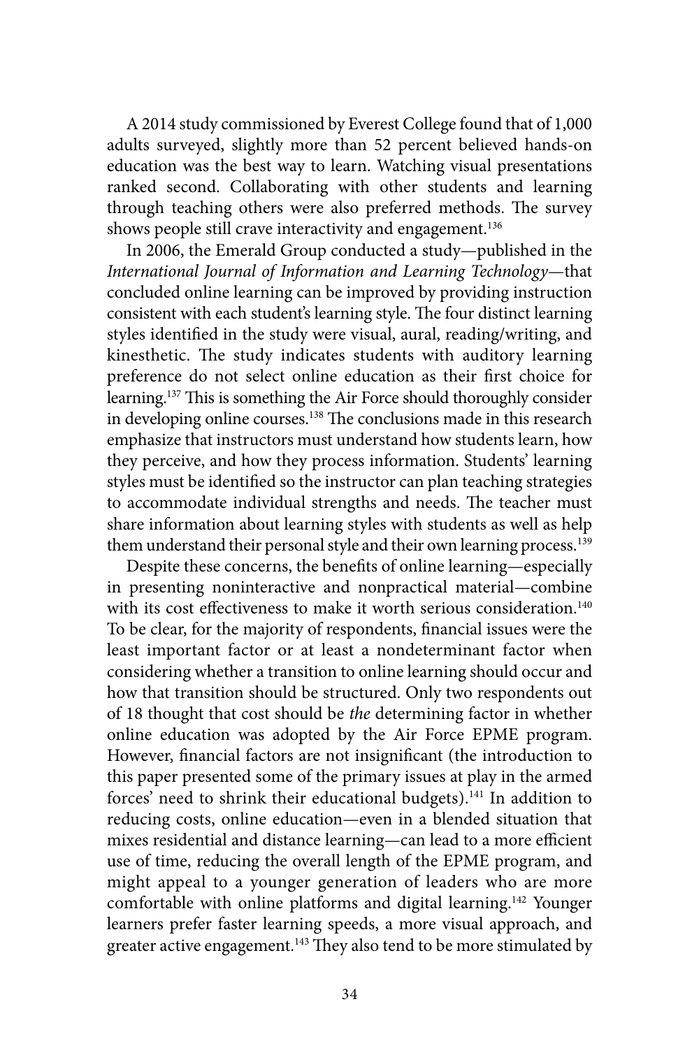A 2014 study commissioned by Everest College found that of 1,000 adults surveyed, slightly more than 52 percent believed hands-on education was the best way to learn. Watching visual presentations ranked second. Collaborating with other students and learning through teaching others were also preferred methods. The survey shows people still crave interactivity and engagement.[136]

In 2006, the Emerald Group conducted a study—published in the *International Journal of Information and Learning Technology*—that concluded online learning can be improved by providing instruction consistent with each student's learning style. The four distinct learning styles identified in the study were visual, aural, reading/writing, and kinesthetic. The study indicates students with auditory learning preference do not select online education as their first choice for learning.[137] This is something the Air Force should thoroughly consider in developing online courses.[138] The conclusions made in this research emphasize that instructors must understand how students learn, how they perceive, and how they process information. Students' learning styles must be identified so the instructor can plan teaching strategies to accommodate individual strengths and needs. The teacher must share information about learning styles with students as well as help them understand their personal style and their own learning process.[139]

Despite these concerns, the benefits of online learning—especially in presenting noninteractive and nonpractical material—combine with its cost effectiveness to make it worth serious consideration.[140] To be clear, for the majority of respondents, financial issues were the least important factor or at least a nondeterminant factor when considering whether a transition to online learning should occur and how that transition should be structured. Only two respondents out of 18 thought that cost should be *the* determining factor in whether online education was adopted by the Air Force EPME program. However, financial factors are not insignificant (the introduction to this paper presented some of the primary issues at play in the armed forces' need to shrink their educational budgets).[141] In addition to reducing costs, online education—even in a blended situation that mixes residential and distance learning—can lead to a more efficient use of time, reducing the overall length of the EPME program, and might appeal to a younger generation of leaders who are more comfortable with online platforms and digital learning.[142] Younger learners prefer faster learning speeds, a more visual approach, and greater active engagement.[143] They also tend to be more stimulated by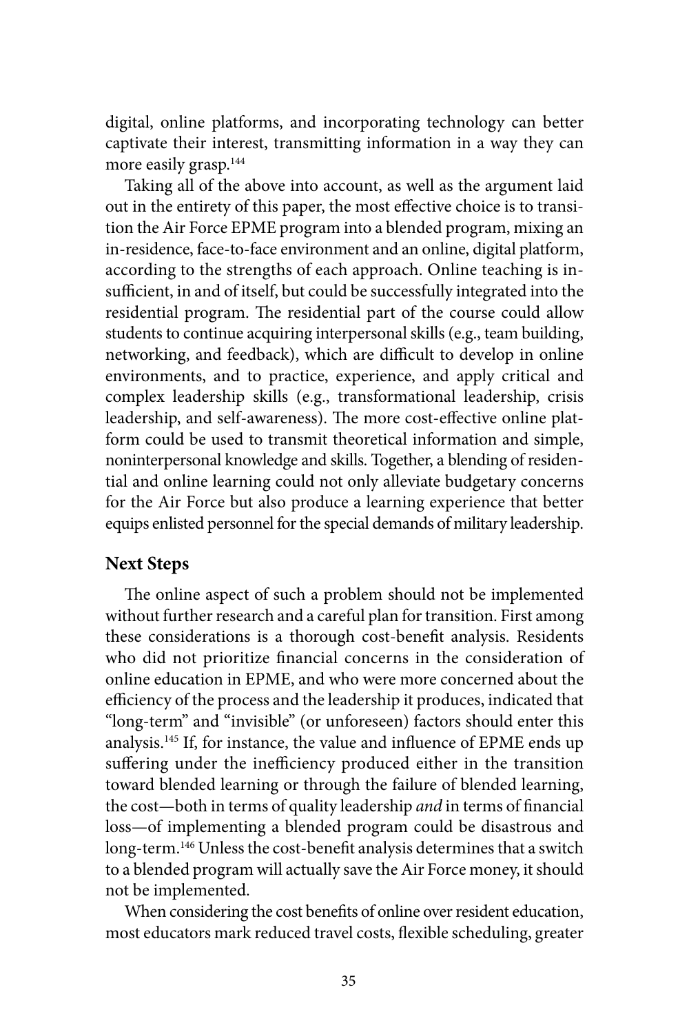digital, online platforms, and incorporating technology can better captivate their interest, transmitting information in a way they can more easily grasp.[144]

Taking all of the above into account, as well as the argument laid out in the entirety of this paper, the most effective choice is to transition the Air Force EPME program into a blended program, mixing an in-residence, face-to-face environment and an online, digital platform, according to the strengths of each approach. Online teaching is insufficient, in and of itself, but could be successfully integrated into the residential program. The residential part of the course could allow students to continue acquiring interpersonal skills (e.g., team building, networking, and feedback), which are difficult to develop in online environments, and to practice, experience, and apply critical and complex leadership skills (e.g., transformational leadership, crisis leadership, and self-awareness). The more cost-effective online platform could be used to transmit theoretical information and simple, noninterpersonal knowledge and skills. Together, a blending of residential and online learning could not only alleviate budgetary concerns for the Air Force but also produce a learning experience that better equips enlisted personnel for the special demands of military leadership.

## Next Steps

The online aspect of such a problem should not be implemented without further research and a careful plan for transition. First among these considerations is a thorough cost-benefit analysis. Residents who did not prioritize financial concerns in the consideration of online education in EPME, and who were more concerned about the efficiency of the process and the leadership it produces, indicated that "long-term" and "invisible" (or unforeseen) factors should enter this analysis.[145] If, for instance, the value and influence of EPME ends up suffering under the inefficiency produced either in the transition toward blended learning or through the failure of blended learning, the cost—both in terms of quality leadership *and* in terms of financial loss—of implementing a blended program could be disastrous and long-term.[146] Unless the cost-benefit analysis determines that a switch to a blended program will actually save the Air Force money, it should not be implemented.

When considering the cost benefits of online over resident education, most educators mark reduced travel costs, flexible scheduling, greater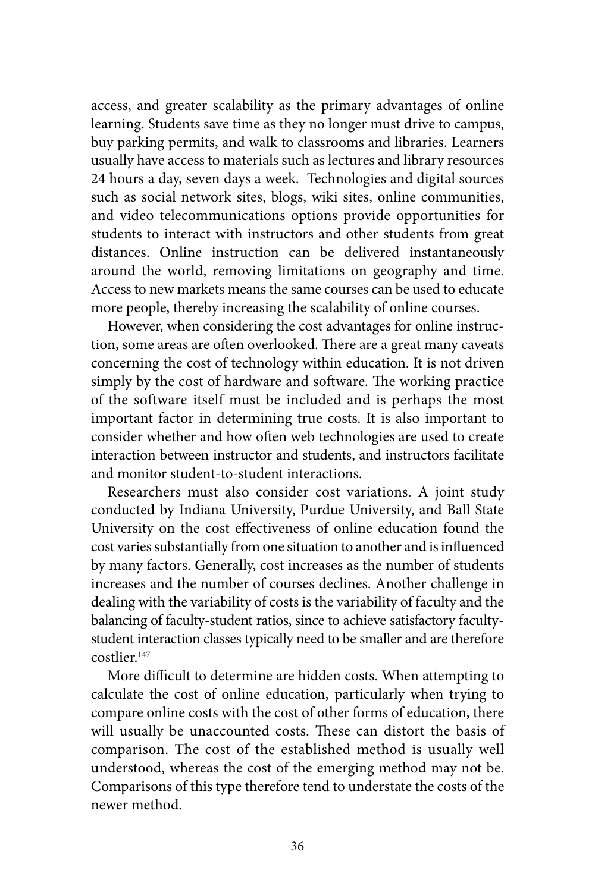access, and greater scalability as the primary advantages of online learning. Students save time as they no longer must drive to campus, buy parking permits, and walk to classrooms and libraries. Learners usually have access to materials such as lectures and library resources 24 hours a day, seven days a week. Technologies and digital sources such as social network sites, blogs, wiki sites, online communities, and video telecommunications options provide opportunities for students to interact with instructors and other students from great distances. Online instruction can be delivered instantaneously around the world, removing limitations on geography and time. Access to new markets means the same courses can be used to educate more people, thereby increasing the scalability of online courses.

However, when considering the cost advantages for online instruction, some areas are often overlooked. There are a great many caveats concerning the cost of technology within education. It is not driven simply by the cost of hardware and software. The working practice of the software itself must be included and is perhaps the most important factor in determining true costs. It is also important to consider whether and how often web technologies are used to create interaction between instructor and students, and instructors facilitate and monitor student-to-student interactions.

Researchers must also consider cost variations. A joint study conducted by Indiana University, Purdue University, and Ball State University on the cost effectiveness of online education found the cost varies substantially from one situation to another and is influenced by many factors. Generally, cost increases as the number of students increases and the number of courses declines. Another challenge in dealing with the variability of costs is the variability of faculty and the balancing of faculty-student ratios, since to achieve satisfactory faculty-student interaction classes typically need to be smaller and are therefore costlier.[147]

More difficult to determine are hidden costs. When attempting to calculate the cost of online education, particularly when trying to compare online costs with the cost of other forms of education, there will usually be unaccounted costs. These can distort the basis of comparison. The cost of the established method is usually well understood, whereas the cost of the emerging method may not be. Comparisons of this type therefore tend to understate the costs of the newer method.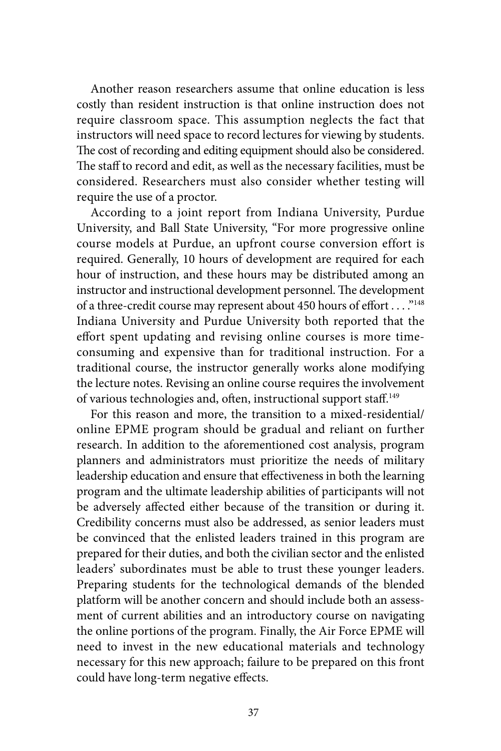Another reason researchers assume that online education is less costly than resident instruction is that online instruction does not require classroom space. This assumption neglects the fact that instructors will need space to record lectures for viewing by students. The cost of recording and editing equipment should also be considered. The staff to record and edit, as well as the necessary facilities, must be considered. Researchers must also consider whether testing will require the use of a proctor.

According to a joint report from Indiana University, Purdue University, and Ball State University, "For more progressive online course models at Purdue, an upfront course conversion effort is required. Generally, 10 hours of development are required for each hour of instruction, and these hours may be distributed among an instructor and instructional development personnel. The development of a three-credit course may represent about 450 hours of effort . . . ."[148] Indiana University and Purdue University both reported that the effort spent updating and revising online courses is more time-consuming and expensive than for traditional instruction. For a traditional course, the instructor generally works alone modifying the lecture notes. Revising an online course requires the involvement of various technologies and, often, instructional support staff.[149]

For this reason and more, the transition to a mixed-residential/online EPME program should be gradual and reliant on further research. In addition to the aforementioned cost analysis, program planners and administrators must prioritize the needs of military leadership education and ensure that effectiveness in both the learning program and the ultimate leadership abilities of participants will not be adversely affected either because of the transition or during it. Credibility concerns must also be addressed, as senior leaders must be convinced that the enlisted leaders trained in this program are prepared for their duties, and both the civilian sector and the enlisted leaders' subordinates must be able to trust these younger leaders. Preparing students for the technological demands of the blended platform will be another concern and should include both an assessment of current abilities and an introductory course on navigating the online portions of the program. Finally, the Air Force EPME will need to invest in the new educational materials and technology necessary for this new approach; failure to be prepared on this front could have long-term negative effects.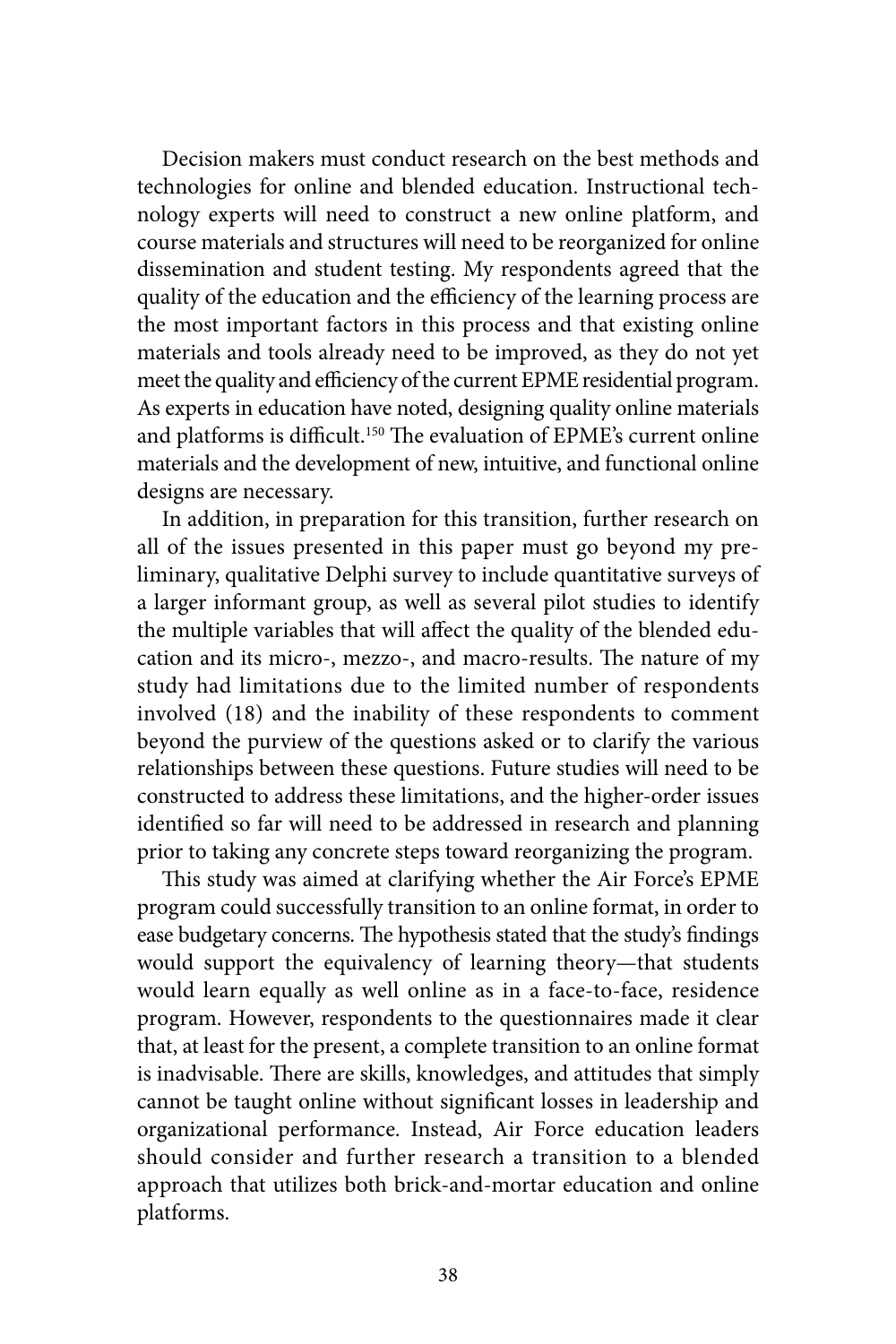Decision makers must conduct research on the best methods and technologies for online and blended education. Instructional technology experts will need to construct a new online platform, and course materials and structures will need to be reorganized for online dissemination and student testing. My respondents agreed that the quality of the education and the efficiency of the learning process are the most important factors in this process and that existing online materials and tools already need to be improved, as they do not yet meet the quality and efficiency of the current EPME residential program. As experts in education have noted, designing quality online materials and platforms is difficult.[150] The evaluation of EPME's current online materials and the development of new, intuitive, and functional online designs are necessary.

In addition, in preparation for this transition, further research on all of the issues presented in this paper must go beyond my preliminary, qualitative Delphi survey to include quantitative surveys of a larger informant group, as well as several pilot studies to identify the multiple variables that will affect the quality of the blended education and its micro-, mezzo-, and macro-results. The nature of my study had limitations due to the limited number of respondents involved (18) and the inability of these respondents to comment beyond the purview of the questions asked or to clarify the various relationships between these questions. Future studies will need to be constructed to address these limitations, and the higher-order issues identified so far will need to be addressed in research and planning prior to taking any concrete steps toward reorganizing the program.

This study was aimed at clarifying whether the Air Force's EPME program could successfully transition to an online format, in order to ease budgetary concerns. The hypothesis stated that the study's findings would support the equivalency of learning theory—that students would learn equally as well online as in a face-to-face, residence program. However, respondents to the questionnaires made it clear that, at least for the present, a complete transition to an online format is inadvisable. There are skills, knowledges, and attitudes that simply cannot be taught online without significant losses in leadership and organizational performance. Instead, Air Force education leaders should consider and further research a transition to a blended approach that utilizes both brick-and-mortar education and online platforms.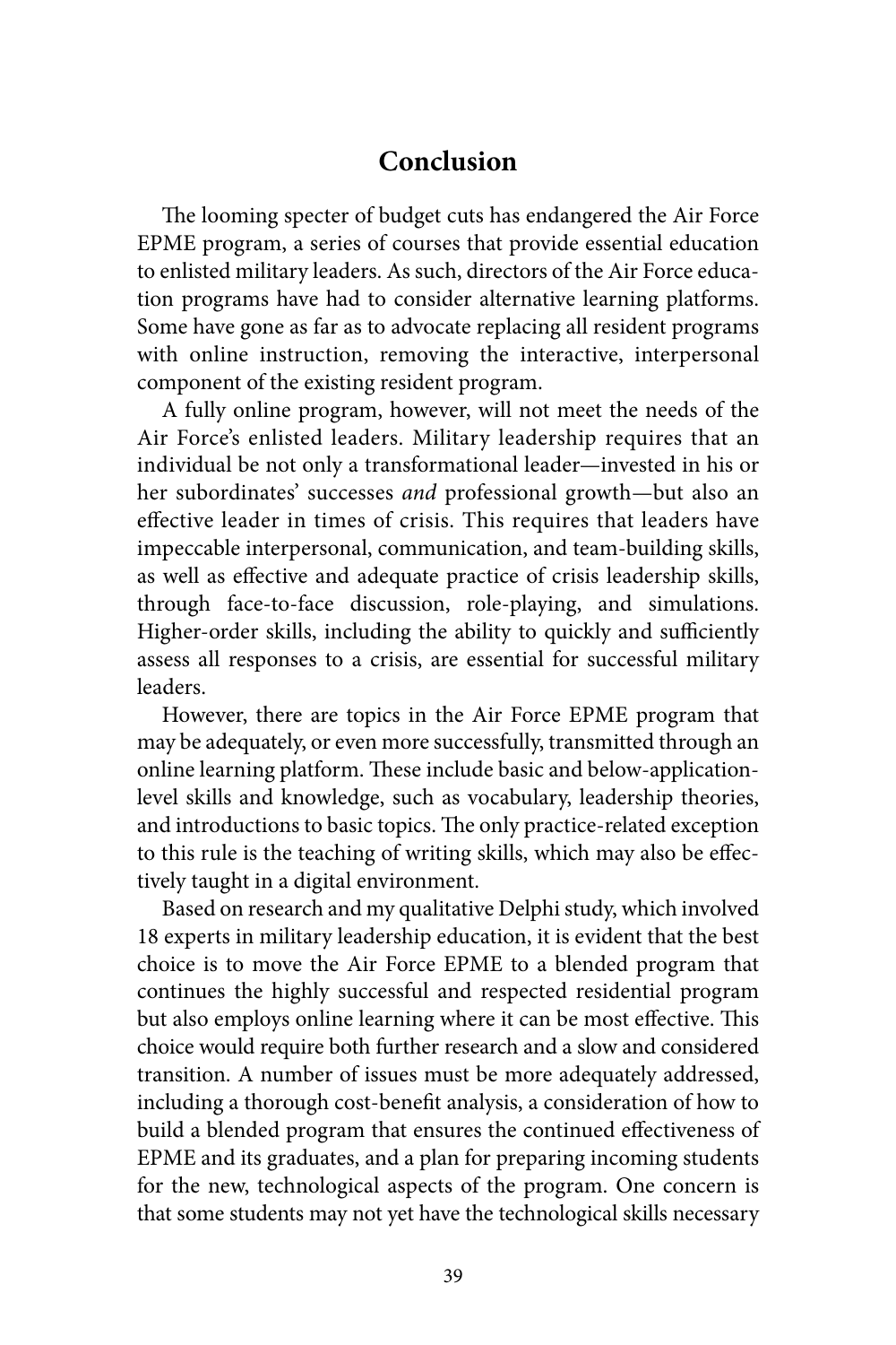# Conclusion

The looming specter of budget cuts has endangered the Air Force EPME program, a series of courses that provide essential education to enlisted military leaders. As such, directors of the Air Force education programs have had to consider alternative learning platforms. Some have gone as far as to advocate replacing all resident programs with online instruction, removing the interactive, interpersonal component of the existing resident program.

A fully online program, however, will not meet the needs of the Air Force's enlisted leaders. Military leadership requires that an individual be not only a transformational leader—invested in his or her subordinates' successes *and* professional growth—but also an effective leader in times of crisis. This requires that leaders have impeccable interpersonal, communication, and team-building skills, as well as effective and adequate practice of crisis leadership skills, through face-to-face discussion, role-playing, and simulations. Higher-order skills, including the ability to quickly and sufficiently assess all responses to a crisis, are essential for successful military leaders.

However, there are topics in the Air Force EPME program that may be adequately, or even more successfully, transmitted through an online learning platform. These include basic and below-application-level skills and knowledge, such as vocabulary, leadership theories, and introductions to basic topics. The only practice-related exception to this rule is the teaching of writing skills, which may also be effectively taught in a digital environment.

Based on research and my qualitative Delphi study, which involved 18 experts in military leadership education, it is evident that the best choice is to move the Air Force EPME to a blended program that continues the highly successful and respected residential program but also employs online learning where it can be most effective. This choice would require both further research and a slow and considered transition. A number of issues must be more adequately addressed, including a thorough cost-benefit analysis, a consideration of how to build a blended program that ensures the continued effectiveness of EPME and its graduates, and a plan for preparing incoming students for the new, technological aspects of the program. One concern is that some students may not yet have the technological skills necessary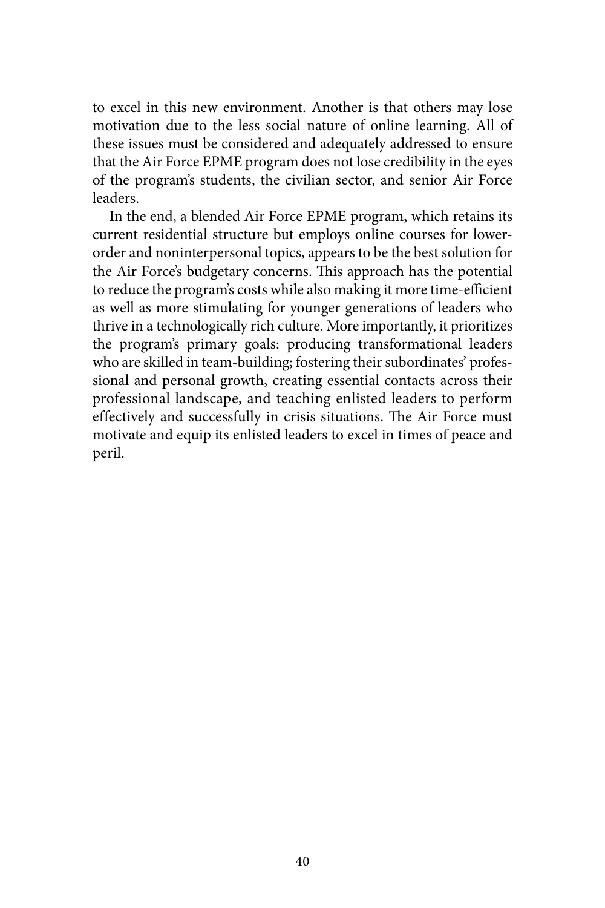to excel in this new environment. Another is that others may lose motivation due to the less social nature of online learning. All of these issues must be considered and adequately addressed to ensure that the Air Force EPME program does not lose credibility in the eyes of the program's students, the civilian sector, and senior Air Force leaders.

In the end, a blended Air Force EPME program, which retains its current residential structure but employs online courses for lower-order and noninterpersonal topics, appears to be the best solution for the Air Force's budgetary concerns. This approach has the potential to reduce the program's costs while also making it more time-efficient as well as more stimulating for younger generations of leaders who thrive in a technologically rich culture. More importantly, it prioritizes the program's primary goals: producing transformational leaders who are skilled in team-building; fostering their subordinates' professional and personal growth, creating essential contacts across their professional landscape, and teaching enlisted leaders to perform effectively and successfully in crisis situations. The Air Force must motivate and equip its enlisted leaders to excel in times of peace and peril.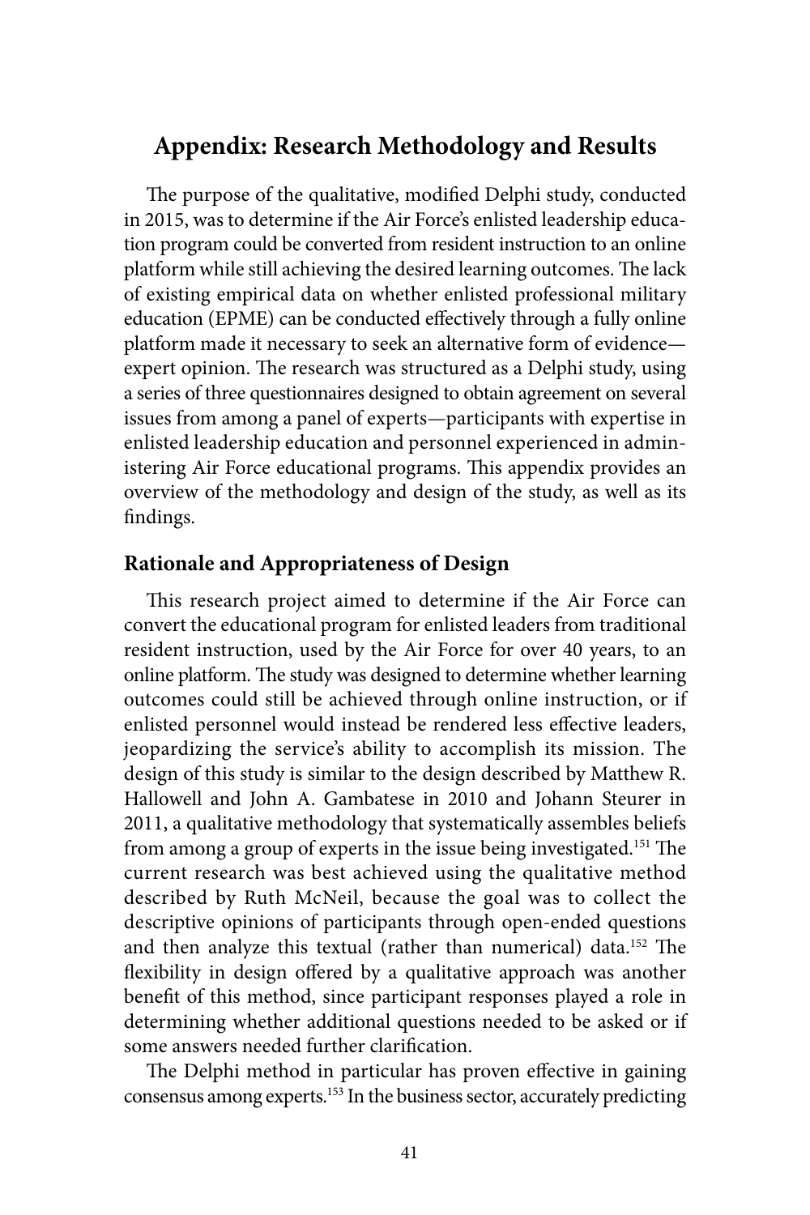# Appendix: Research Methodology and Results

The purpose of the qualitative, modified Delphi study, conducted in 2015, was to determine if the Air Force's enlisted leadership education program could be converted from resident instruction to an online platform while still achieving the desired learning outcomes. The lack of existing empirical data on whether enlisted professional military education (EPME) can be conducted effectively through a fully online platform made it necessary to seek an alternative form of evidence—expert opinion. The research was structured as a Delphi study, using a series of three questionnaires designed to obtain agreement on several issues from among a panel of experts—participants with expertise in enlisted leadership education and personnel experienced in administering Air Force educational programs. This appendix provides an overview of the methodology and design of the study, as well as its findings.

## Rationale and Appropriateness of Design

This research project aimed to determine if the Air Force can convert the educational program for enlisted leaders from traditional resident instruction, used by the Air Force for over 40 years, to an online platform. The study was designed to determine whether learning outcomes could still be achieved through online instruction, or if enlisted personnel would instead be rendered less effective leaders, jeopardizing the service's ability to accomplish its mission. The design of this study is similar to the design described by Matthew R. Hallowell and John A. Gambatese in 2010 and Johann Steurer in 2011, a qualitative methodology that systematically assembles beliefs from among a group of experts in the issue being investigated.[151] The current research was best achieved using the qualitative method described by Ruth McNeil, because the goal was to collect the descriptive opinions of participants through open-ended questions and then analyze this textual (rather than numerical) data.[152] The flexibility in design offered by a qualitative approach was another benefit of this method, since participant responses played a role in determining whether additional questions needed to be asked or if some answers needed further clarification.

The Delphi method in particular has proven effective in gaining consensus among experts.[153] In the business sector, accurately predicting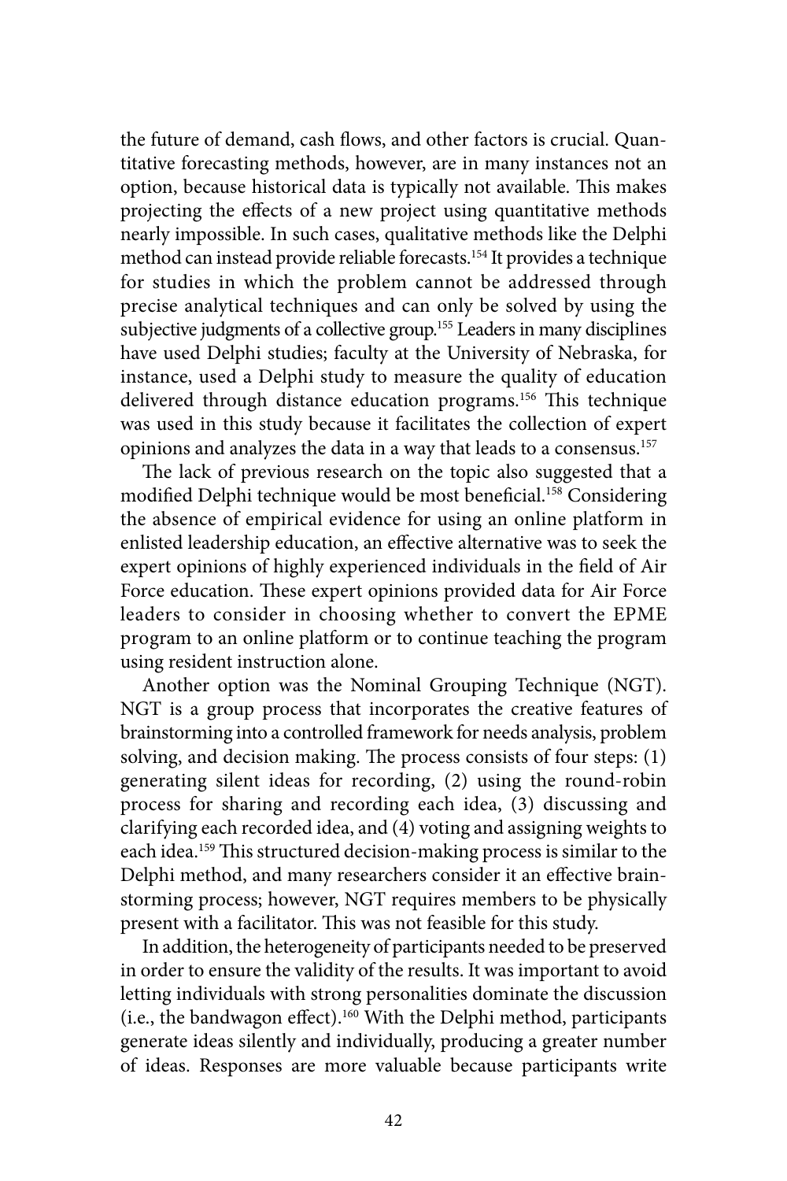the future of demand, cash flows, and other factors is crucial. Quantitative forecasting methods, however, are in many instances not an option, because historical data is typically not available. This makes projecting the effects of a new project using quantitative methods nearly impossible. In such cases, qualitative methods like the Delphi method can instead provide reliable forecasts.[154] It provides a technique for studies in which the problem cannot be addressed through precise analytical techniques and can only be solved by using the subjective judgments of a collective group.[155] Leaders in many disciplines have used Delphi studies; faculty at the University of Nebraska, for instance, used a Delphi study to measure the quality of education delivered through distance education programs.[156] This technique was used in this study because it facilitates the collection of expert opinions and analyzes the data in a way that leads to a consensus.[157]

The lack of previous research on the topic also suggested that a modified Delphi technique would be most beneficial.[158] Considering the absence of empirical evidence for using an online platform in enlisted leadership education, an effective alternative was to seek the expert opinions of highly experienced individuals in the field of Air Force education. These expert opinions provided data for Air Force leaders to consider in choosing whether to convert the EPME program to an online platform or to continue teaching the program using resident instruction alone.

Another option was the Nominal Grouping Technique (NGT). NGT is a group process that incorporates the creative features of brainstorming into a controlled framework for needs analysis, problem solving, and decision making. The process consists of four steps: (1) generating silent ideas for recording, (2) using the round-robin process for sharing and recording each idea, (3) discussing and clarifying each recorded idea, and (4) voting and assigning weights to each idea.[159] This structured decision-making process is similar to the Delphi method, and many researchers consider it an effective brainstorming process; however, NGT requires members to be physically present with a facilitator. This was not feasible for this study.

In addition, the heterogeneity of participants needed to be preserved in order to ensure the validity of the results. It was important to avoid letting individuals with strong personalities dominate the discussion (i.e., the bandwagon effect).[160] With the Delphi method, participants generate ideas silently and individually, producing a greater number of ideas. Responses are more valuable because participants write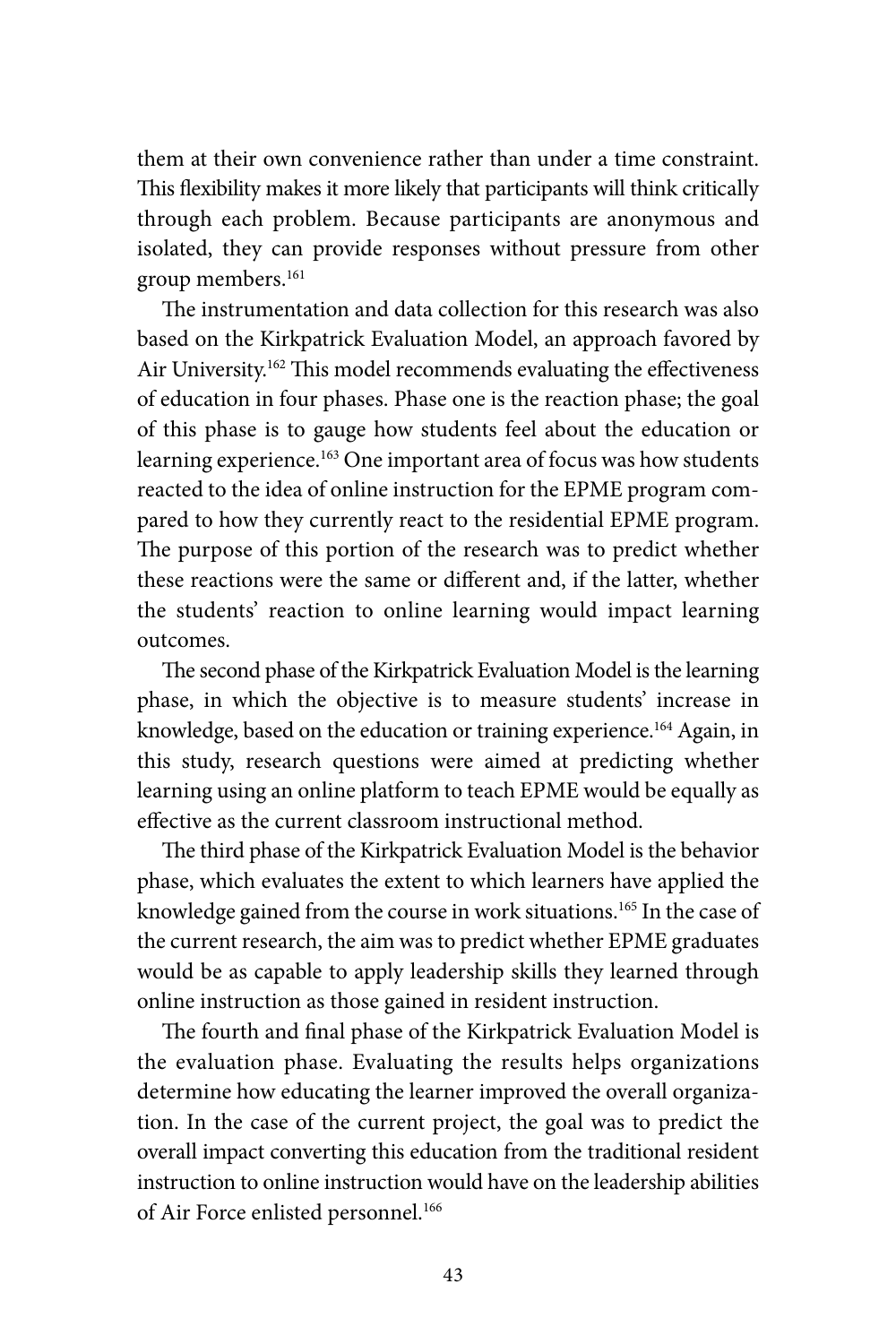them at their own convenience rather than under a time constraint. This flexibility makes it more likely that participants will think critically through each problem. Because participants are anonymous and isolated, they can provide responses without pressure from other group members.[161]

The instrumentation and data collection for this research was also based on the Kirkpatrick Evaluation Model, an approach favored by Air University.[162] This model recommends evaluating the effectiveness of education in four phases. Phase one is the reaction phase; the goal of this phase is to gauge how students feel about the education or learning experience.[163] One important area of focus was how students reacted to the idea of online instruction for the EPME program compared to how they currently react to the residential EPME program. The purpose of this portion of the research was to predict whether these reactions were the same or different and, if the latter, whether the students' reaction to online learning would impact learning outcomes.

The second phase of the Kirkpatrick Evaluation Model is the learning phase, in which the objective is to measure students' increase in knowledge, based on the education or training experience.[164] Again, in this study, research questions were aimed at predicting whether learning using an online platform to teach EPME would be equally as effective as the current classroom instructional method.

The third phase of the Kirkpatrick Evaluation Model is the behavior phase, which evaluates the extent to which learners have applied the knowledge gained from the course in work situations.[165] In the case of the current research, the aim was to predict whether EPME graduates would be as capable to apply leadership skills they learned through online instruction as those gained in resident instruction.

The fourth and final phase of the Kirkpatrick Evaluation Model is the evaluation phase. Evaluating the results helps organizations determine how educating the learner improved the overall organization. In the case of the current project, the goal was to predict the overall impact converting this education from the traditional resident instruction to online instruction would have on the leadership abilities of Air Force enlisted personnel.[166]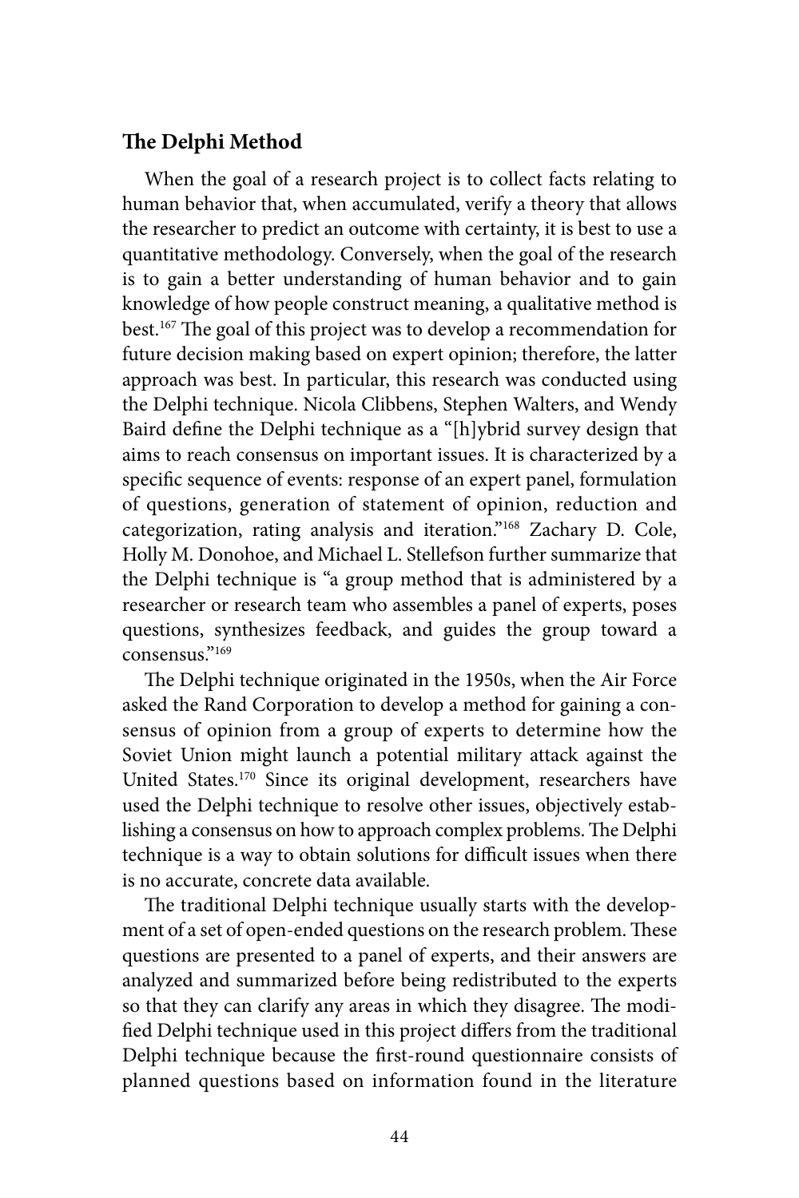## The Delphi Method

When the goal of a research project is to collect facts relating to human behavior that, when accumulated, verify a theory that allows the researcher to predict an outcome with certainty, it is best to use a quantitative methodology. Conversely, when the goal of the research is to gain a better understanding of human behavior and to gain knowledge of how people construct meaning, a qualitative method is best.[167] The goal of this project was to develop a recommendation for future decision making based on expert opinion; therefore, the latter approach was best. In particular, this research was conducted using the Delphi technique. Nicola Clibbens, Stephen Walters, and Wendy Baird define the Delphi technique as a "[h]ybrid survey design that aims to reach consensus on important issues. It is characterized by a specific sequence of events: response of an expert panel, formulation of questions, generation of statement of opinion, reduction and categorization, rating analysis and iteration."[168] Zachary D. Cole, Holly M. Donohoe, and Michael L. Stellefson further summarize that the Delphi technique is "a group method that is administered by a researcher or research team who assembles a panel of experts, poses questions, synthesizes feedback, and guides the group toward a consensus."[169]

The Delphi technique originated in the 1950s, when the Air Force asked the Rand Corporation to develop a method for gaining a consensus of opinion from a group of experts to determine how the Soviet Union might launch a potential military attack against the United States.[170] Since its original development, researchers have used the Delphi technique to resolve other issues, objectively establishing a consensus on how to approach complex problems. The Delphi technique is a way to obtain solutions for difficult issues when there is no accurate, concrete data available.

The traditional Delphi technique usually starts with the development of a set of open-ended questions on the research problem. These questions are presented to a panel of experts, and their answers are analyzed and summarized before being redistributed to the experts so that they can clarify any areas in which they disagree. The modified Delphi technique used in this project differs from the traditional Delphi technique because the first-round questionnaire consists of planned questions based on information found in the literature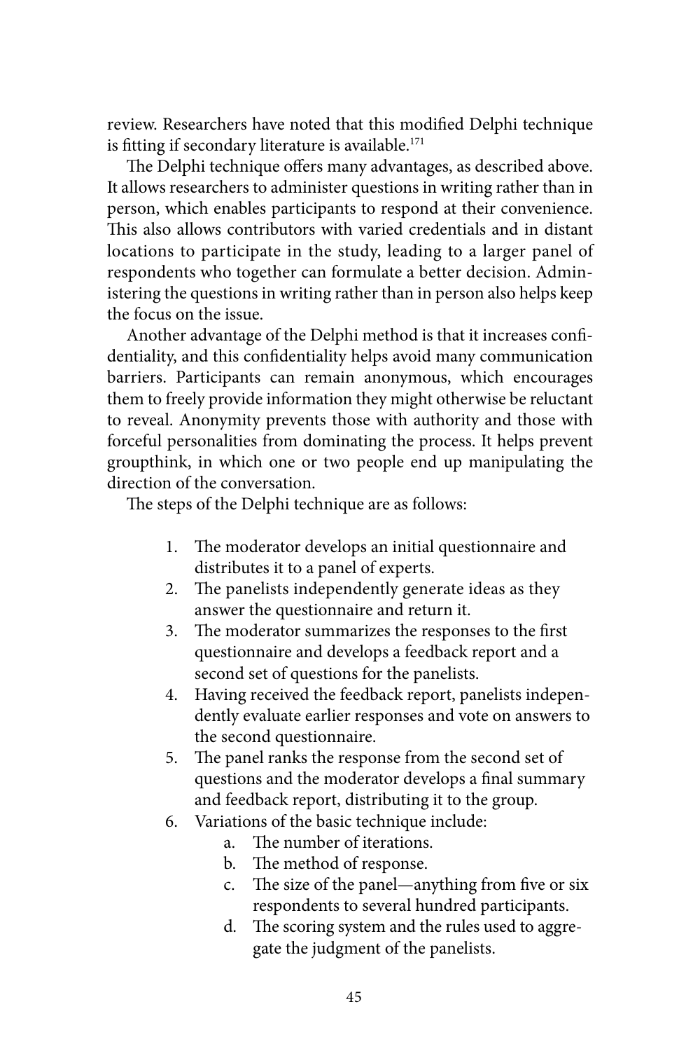review. Researchers have noted that this modified Delphi technique is fitting if secondary literature is available.[171]

The Delphi technique offers many advantages, as described above. It allows researchers to administer questions in writing rather than in person, which enables participants to respond at their convenience. This also allows contributors with varied credentials and in distant locations to participate in the study, leading to a larger panel of respondents who together can formulate a better decision. Administering the questions in writing rather than in person also helps keep the focus on the issue.

Another advantage of the Delphi method is that it increases confidentiality, and this confidentiality helps avoid many communication barriers. Participants can remain anonymous, which encourages them to freely provide information they might otherwise be reluctant to reveal. Anonymity prevents those with authority and those with forceful personalities from dominating the process. It helps prevent groupthink, in which one or two people end up manipulating the direction of the conversation.

The steps of the Delphi technique are as follows:

1. The moderator develops an initial questionnaire and distributes it to a panel of experts.
2. The panelists independently generate ideas as they answer the questionnaire and return it.
3. The moderator summarizes the responses to the first questionnaire and develops a feedback report and a second set of questions for the panelists.
4. Having received the feedback report, panelists independently evaluate earlier responses and vote on answers to the second questionnaire.
5. The panel ranks the response from the second set of questions and the moderator develops a final summary and feedback report, distributing it to the group.
6. Variations of the basic technique include:
    a. The number of iterations.
    b. The method of response.
    c. The size of the panel—anything from five or six respondents to several hundred participants.
    d. The scoring system and the rules used to aggregate the judgment of the panelists.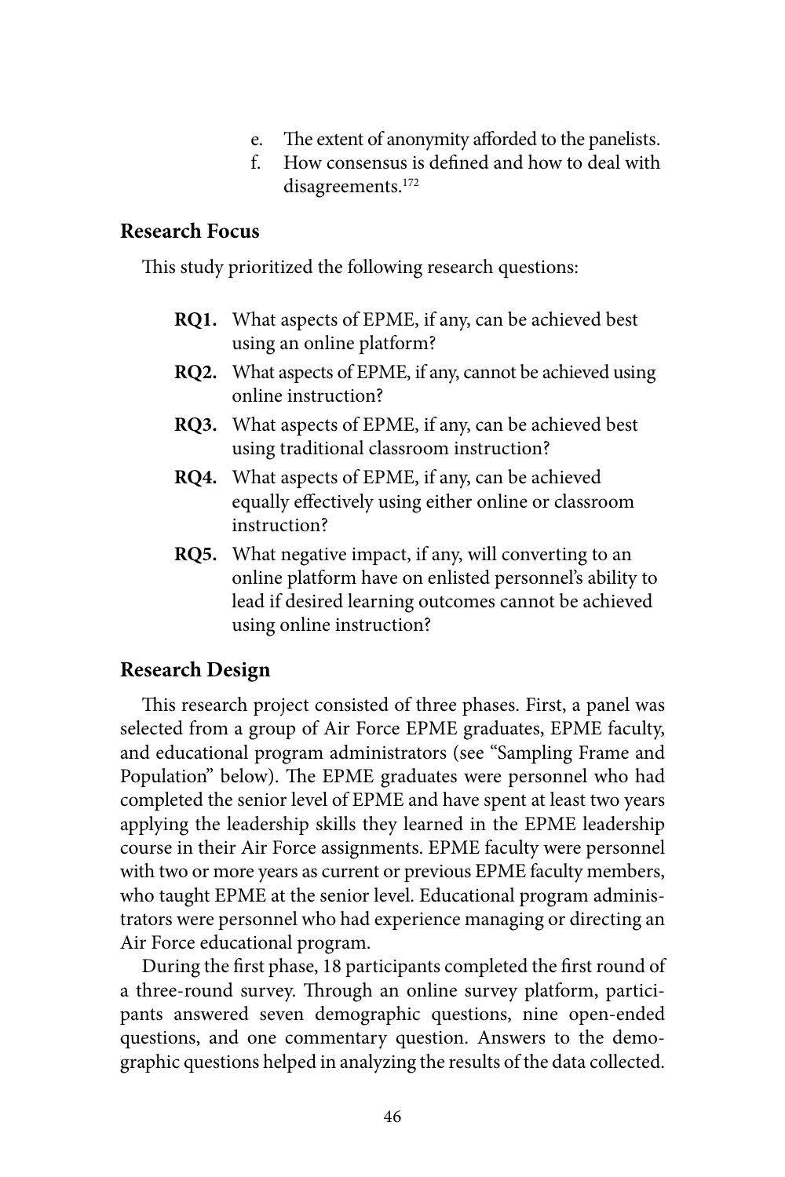e. The extent of anonymity afforded to the panelists.
f. How consensus is defined and how to deal with disagreements.[172]

## Research Focus

This study prioritized the following research questions:

**RQ1.** What aspects of EPME, if any, can be achieved best using an online platform?

**RQ2.** What aspects of EPME, if any, cannot be achieved using online instruction?

**RQ3.** What aspects of EPME, if any, can be achieved best using traditional classroom instruction?

**RQ4.** What aspects of EPME, if any, can be achieved equally effectively using either online or classroom instruction?

**RQ5.** What negative impact, if any, will converting to an online platform have on enlisted personnel's ability to lead if desired learning outcomes cannot be achieved using online instruction?

## Research Design

This research project consisted of three phases. First, a panel was selected from a group of Air Force EPME graduates, EPME faculty, and educational program administrators (see "Sampling Frame and Population" below). The EPME graduates were personnel who had completed the senior level of EPME and have spent at least two years applying the leadership skills they learned in the EPME leadership course in their Air Force assignments. EPME faculty were personnel with two or more years as current or previous EPME faculty members, who taught EPME at the senior level. Educational program administrators were personnel who had experience managing or directing an Air Force educational program.

During the first phase, 18 participants completed the first round of a three-round survey. Through an online survey platform, participants answered seven demographic questions, nine open-ended questions, and one commentary question. Answers to the demographic questions helped in analyzing the results of the data collected.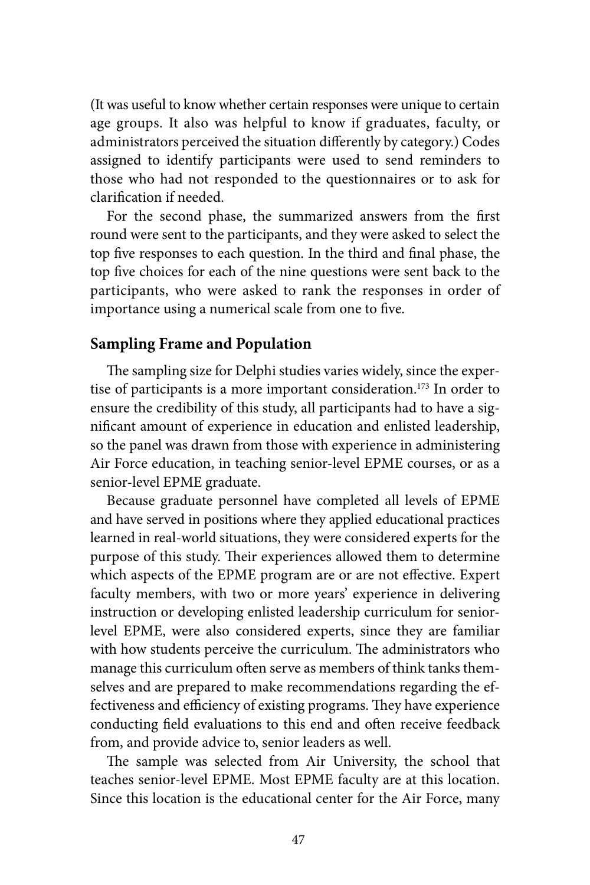(It was useful to know whether certain responses were unique to certain age groups. It also was helpful to know if graduates, faculty, or administrators perceived the situation differently by category.) Codes assigned to identify participants were used to send reminders to those who had not responded to the questionnaires or to ask for clarification if needed.

For the second phase, the summarized answers from the first round were sent to the participants, and they were asked to select the top five responses to each question. In the third and final phase, the top five choices for each of the nine questions were sent back to the participants, who were asked to rank the responses in order of importance using a numerical scale from one to five.

## Sampling Frame and Population

The sampling size for Delphi studies varies widely, since the expertise of participants is a more important consideration.[173] In order to ensure the credibility of this study, all participants had to have a significant amount of experience in education and enlisted leadership, so the panel was drawn from those with experience in administering Air Force education, in teaching senior-level EPME courses, or as a senior-level EPME graduate.

Because graduate personnel have completed all levels of EPME and have served in positions where they applied educational practices learned in real-world situations, they were considered experts for the purpose of this study. Their experiences allowed them to determine which aspects of the EPME program are or are not effective. Expert faculty members, with two or more years' experience in delivering instruction or developing enlisted leadership curriculum for senior-level EPME, were also considered experts, since they are familiar with how students perceive the curriculum. The administrators who manage this curriculum often serve as members of think tanks themselves and are prepared to make recommendations regarding the effectiveness and efficiency of existing programs. They have experience conducting field evaluations to this end and often receive feedback from, and provide advice to, senior leaders as well.

The sample was selected from Air University, the school that teaches senior-level EPME. Most EPME faculty are at this location. Since this location is the educational center for the Air Force, many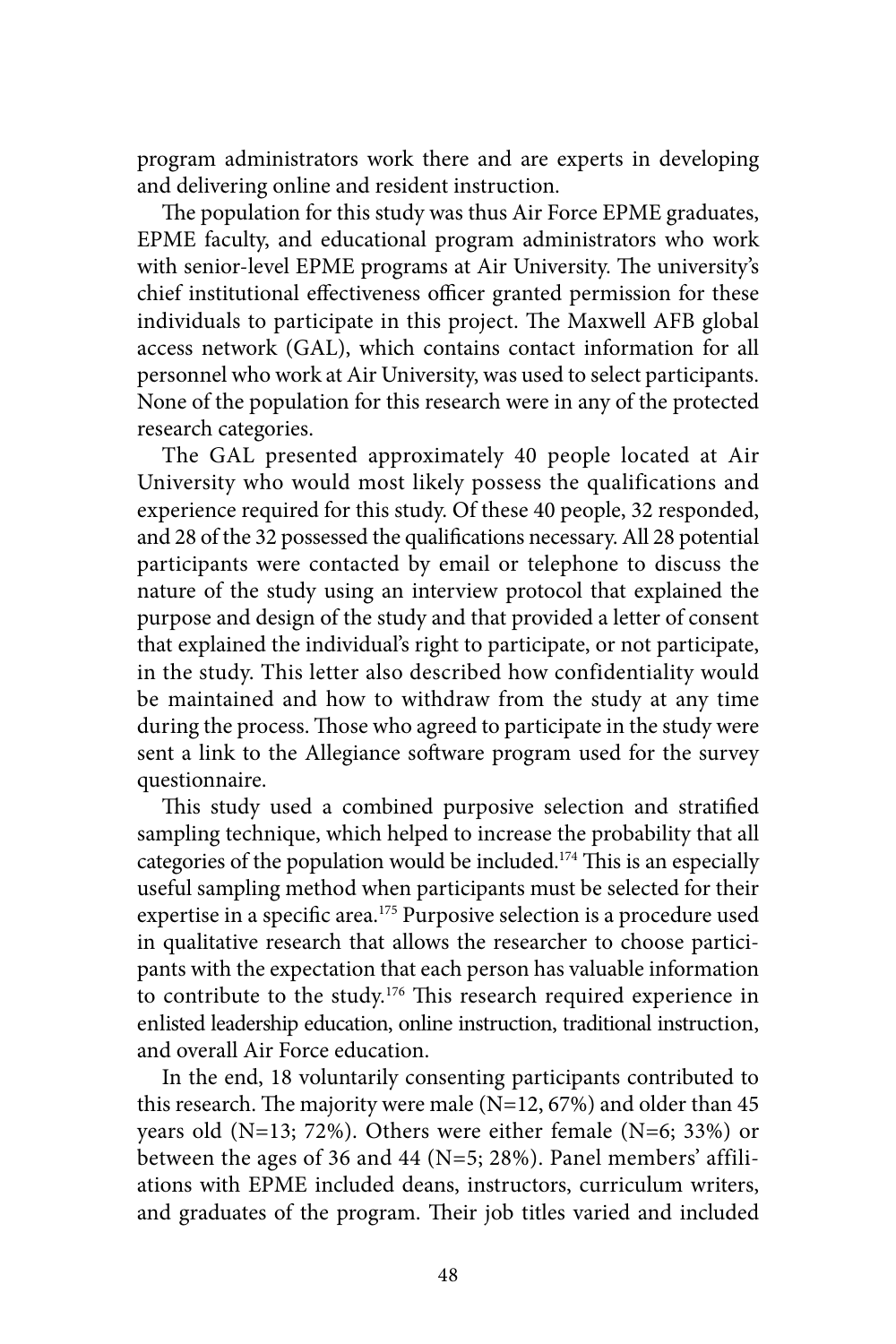program administrators work there and are experts in developing and delivering online and resident instruction.

The population for this study was thus Air Force EPME graduates, EPME faculty, and educational program administrators who work with senior-level EPME programs at Air University. The university's chief institutional effectiveness officer granted permission for these individuals to participate in this project. The Maxwell AFB global access network (GAL), which contains contact information for all personnel who work at Air University, was used to select participants. None of the population for this research were in any of the protected research categories.

The GAL presented approximately 40 people located at Air University who would most likely possess the qualifications and experience required for this study. Of these 40 people, 32 responded, and 28 of the 32 possessed the qualifications necessary. All 28 potential participants were contacted by email or telephone to discuss the nature of the study using an interview protocol that explained the purpose and design of the study and that provided a letter of consent that explained the individual's right to participate, or not participate, in the study. This letter also described how confidentiality would be maintained and how to withdraw from the study at any time during the process. Those who agreed to participate in the study were sent a link to the Allegiance software program used for the survey questionnaire.

This study used a combined purposive selection and stratified sampling technique, which helped to increase the probability that all categories of the population would be included.[174] This is an especially useful sampling method when participants must be selected for their expertise in a specific area.[175] Purposive selection is a procedure used in qualitative research that allows the researcher to choose participants with the expectation that each person has valuable information to contribute to the study.[176] This research required experience in enlisted leadership education, online instruction, traditional instruction, and overall Air Force education.

In the end, 18 voluntarily consenting participants contributed to this research. The majority were male (N=12, 67%) and older than 45 years old (N=13; 72%). Others were either female (N=6; 33%) or between the ages of 36 and 44 (N=5; 28%). Panel members' affiliations with EPME included deans, instructors, curriculum writers, and graduates of the program. Their job titles varied and included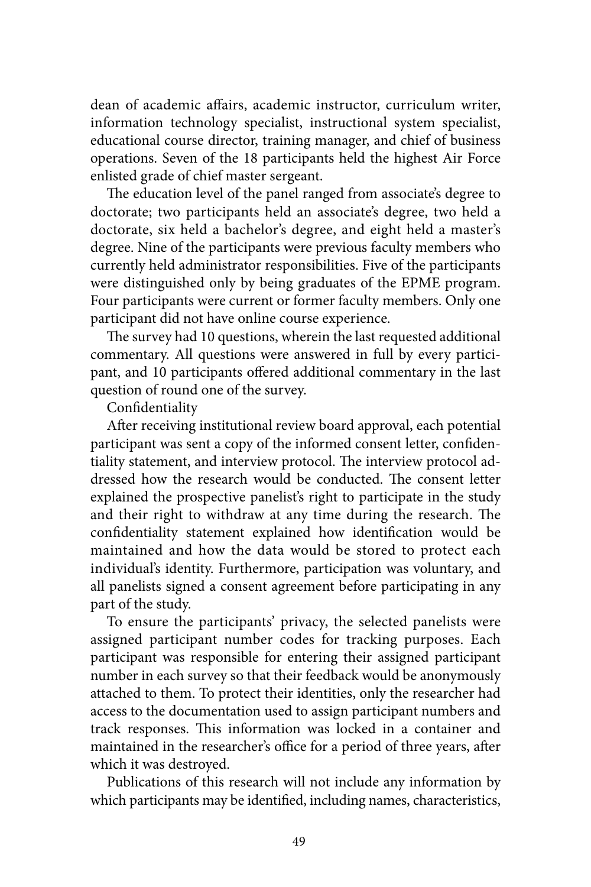dean of academic affairs, academic instructor, curriculum writer, information technology specialist, instructional system specialist, educational course director, training manager, and chief of business operations. Seven of the 18 participants held the highest Air Force enlisted grade of chief master sergeant.

The education level of the panel ranged from associate's degree to doctorate; two participants held an associate's degree, two held a doctorate, six held a bachelor's degree, and eight held a master's degree. Nine of the participants were previous faculty members who currently held administrator responsibilities. Five of the participants were distinguished only by being graduates of the EPME program. Four participants were current or former faculty members. Only one participant did not have online course experience.

The survey had 10 questions, wherein the last requested additional commentary. All questions were answered in full by every participant, and 10 participants offered additional commentary in the last question of round one of the survey.

Confidentiality

After receiving institutional review board approval, each potential participant was sent a copy of the informed consent letter, confidentiality statement, and interview protocol. The interview protocol addressed how the research would be conducted. The consent letter explained the prospective panelist's right to participate in the study and their right to withdraw at any time during the research. The confidentiality statement explained how identification would be maintained and how the data would be stored to protect each individual's identity. Furthermore, participation was voluntary, and all panelists signed a consent agreement before participating in any part of the study.

To ensure the participants' privacy, the selected panelists were assigned participant number codes for tracking purposes. Each participant was responsible for entering their assigned participant number in each survey so that their feedback would be anonymously attached to them. To protect their identities, only the researcher had access to the documentation used to assign participant numbers and track responses. This information was locked in a container and maintained in the researcher's office for a period of three years, after which it was destroyed.

Publications of this research will not include any information by which participants may be identified, including names, characteristics,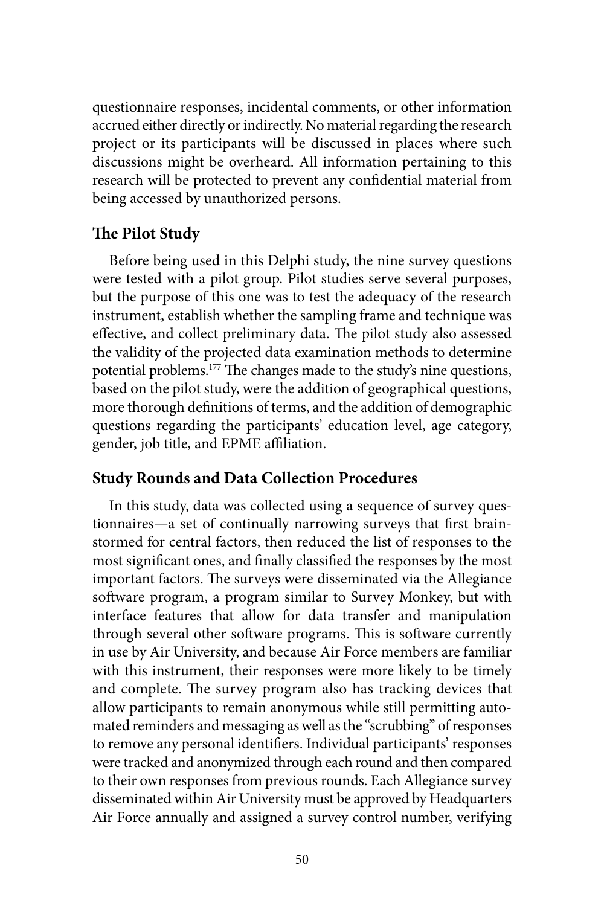questionnaire responses, incidental comments, or other information accrued either directly or indirectly. No material regarding the research project or its participants will be discussed in places where such discussions might be overheard. All information pertaining to this research will be protected to prevent any confidential material from being accessed by unauthorized persons.

### The Pilot Study

Before being used in this Delphi study, the nine survey questions were tested with a pilot group. Pilot studies serve several purposes, but the purpose of this one was to test the adequacy of the research instrument, establish whether the sampling frame and technique was effective, and collect preliminary data. The pilot study also assessed the validity of the projected data examination methods to determine potential problems.[177] The changes made to the study's nine questions, based on the pilot study, were the addition of geographical questions, more thorough definitions of terms, and the addition of demographic questions regarding the participants' education level, age category, gender, job title, and EPME affiliation.

### Study Rounds and Data Collection Procedures

In this study, data was collected using a sequence of survey questionnaires—a set of continually narrowing surveys that first brainstormed for central factors, then reduced the list of responses to the most significant ones, and finally classified the responses by the most important factors. The surveys were disseminated via the Allegiance software program, a program similar to Survey Monkey, but with interface features that allow for data transfer and manipulation through several other software programs. This is software currently in use by Air University, and because Air Force members are familiar with this instrument, their responses were more likely to be timely and complete. The survey program also has tracking devices that allow participants to remain anonymous while still permitting automated reminders and messaging as well as the "scrubbing" of responses to remove any personal identifiers. Individual participants' responses were tracked and anonymized through each round and then compared to their own responses from previous rounds. Each Allegiance survey disseminated within Air University must be approved by Headquarters Air Force annually and assigned a survey control number, verifying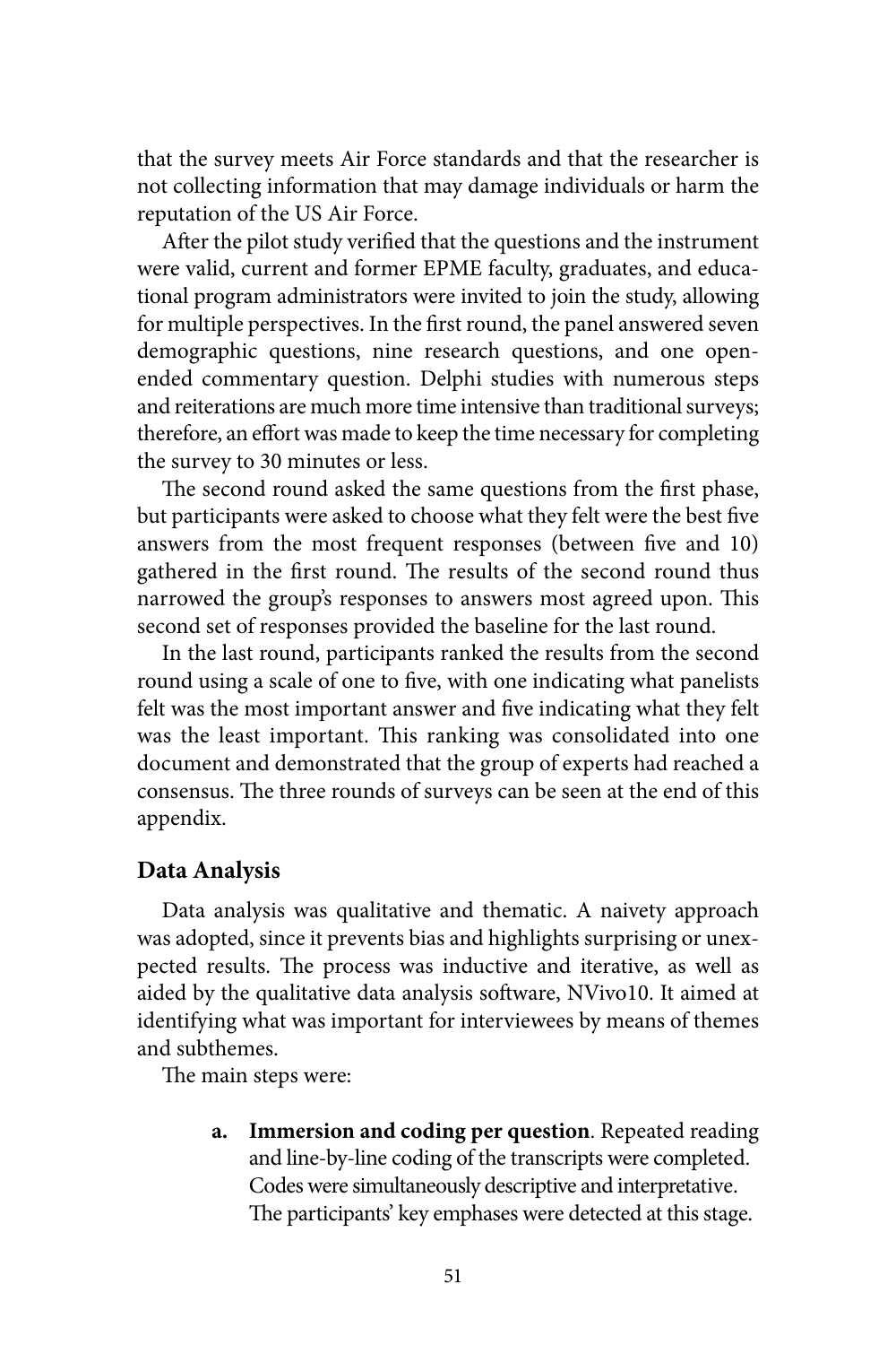that the survey meets Air Force standards and that the researcher is not collecting information that may damage individuals or harm the reputation of the US Air Force.

After the pilot study verified that the questions and the instrument were valid, current and former EPME faculty, graduates, and educational program administrators were invited to join the study, allowing for multiple perspectives. In the first round, the panel answered seven demographic questions, nine research questions, and one open-ended commentary question. Delphi studies with numerous steps and reiterations are much more time intensive than traditional surveys; therefore, an effort was made to keep the time necessary for completing the survey to 30 minutes or less.

The second round asked the same questions from the first phase, but participants were asked to choose what they felt were the best five answers from the most frequent responses (between five and 10) gathered in the first round. The results of the second round thus narrowed the group's responses to answers most agreed upon. This second set of responses provided the baseline for the last round.

In the last round, participants ranked the results from the second round using a scale of one to five, with one indicating what panelists felt was the most important answer and five indicating what they felt was the least important. This ranking was consolidated into one document and demonstrated that the group of experts had reached a consensus. The three rounds of surveys can be seen at the end of this appendix.

## Data Analysis

Data analysis was qualitative and thematic. A naivety approach was adopted, since it prevents bias and highlights surprising or unexpected results. The process was inductive and iterative, as well as aided by the qualitative data analysis software, NVivo10. It aimed at identifying what was important for interviewees by means of themes and subthemes.

The main steps were:

a. **Immersion and coding per question**. Repeated reading and line-by-line coding of the transcripts were completed. Codes were simultaneously descriptive and interpretative. The participants' key emphases were detected at this stage.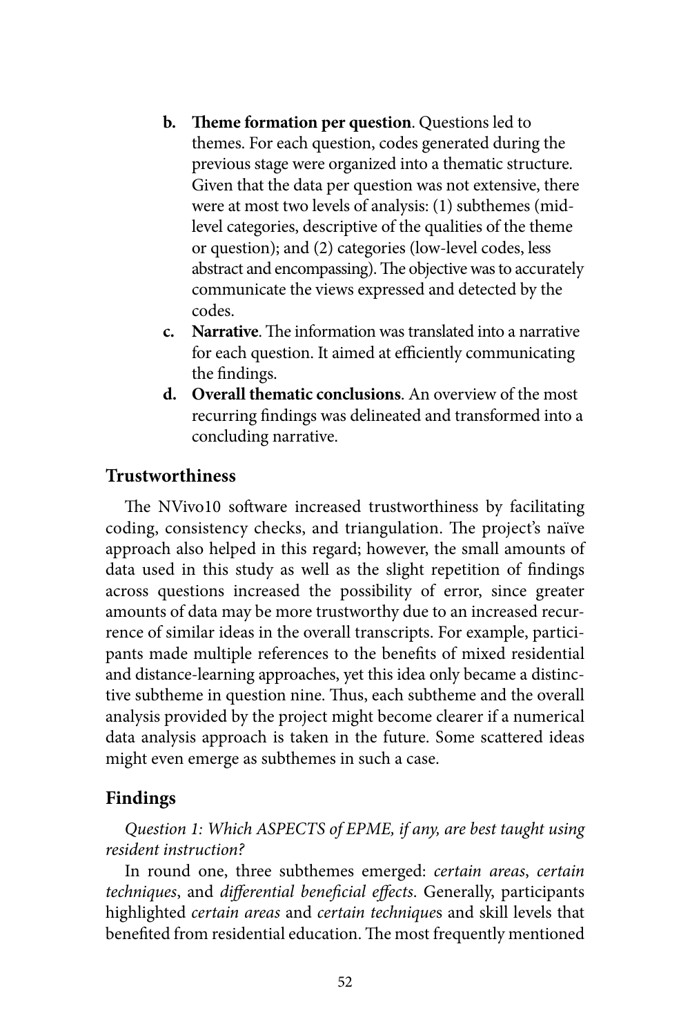b. **Theme formation per question**. Questions led to themes. For each question, codes generated during the previous stage were organized into a thematic structure. Given that the data per question was not extensive, there were at most two levels of analysis: (1) subthemes (mid-level categories, descriptive of the qualities of the theme or question); and (2) categories (low-level codes, less abstract and encompassing). The objective was to accurately communicate the views expressed and detected by the codes.
c. **Narrative**. The information was translated into a narrative for each question. It aimed at efficiently communicating the findings.
d. **Overall thematic conclusions**. An overview of the most recurring findings was delineated and transformed into a concluding narrative.

## Trustworthiness

The NVivo10 software increased trustworthiness by facilitating coding, consistency checks, and triangulation. The project's naïve approach also helped in this regard; however, the small amounts of data used in this study as well as the slight repetition of findings across questions increased the possibility of error, since greater amounts of data may be more trustworthy due to an increased recurrence of similar ideas in the overall transcripts. For example, participants made multiple references to the benefits of mixed residential and distance-learning approaches, yet this idea only became a distinctive subtheme in question nine. Thus, each subtheme and the overall analysis provided by the project might become clearer if a numerical data analysis approach is taken in the future. Some scattered ideas might even emerge as subthemes in such a case.

## Findings

*Question 1: Which ASPECTS of EPME, if any, are best taught using resident instruction?*

In round one, three subthemes emerged: *certain areas*, *certain techniques*, and *differential beneficial effects*. Generally, participants highlighted *certain areas* and *certain technique*s and skill levels that benefited from residential education. The most frequently mentioned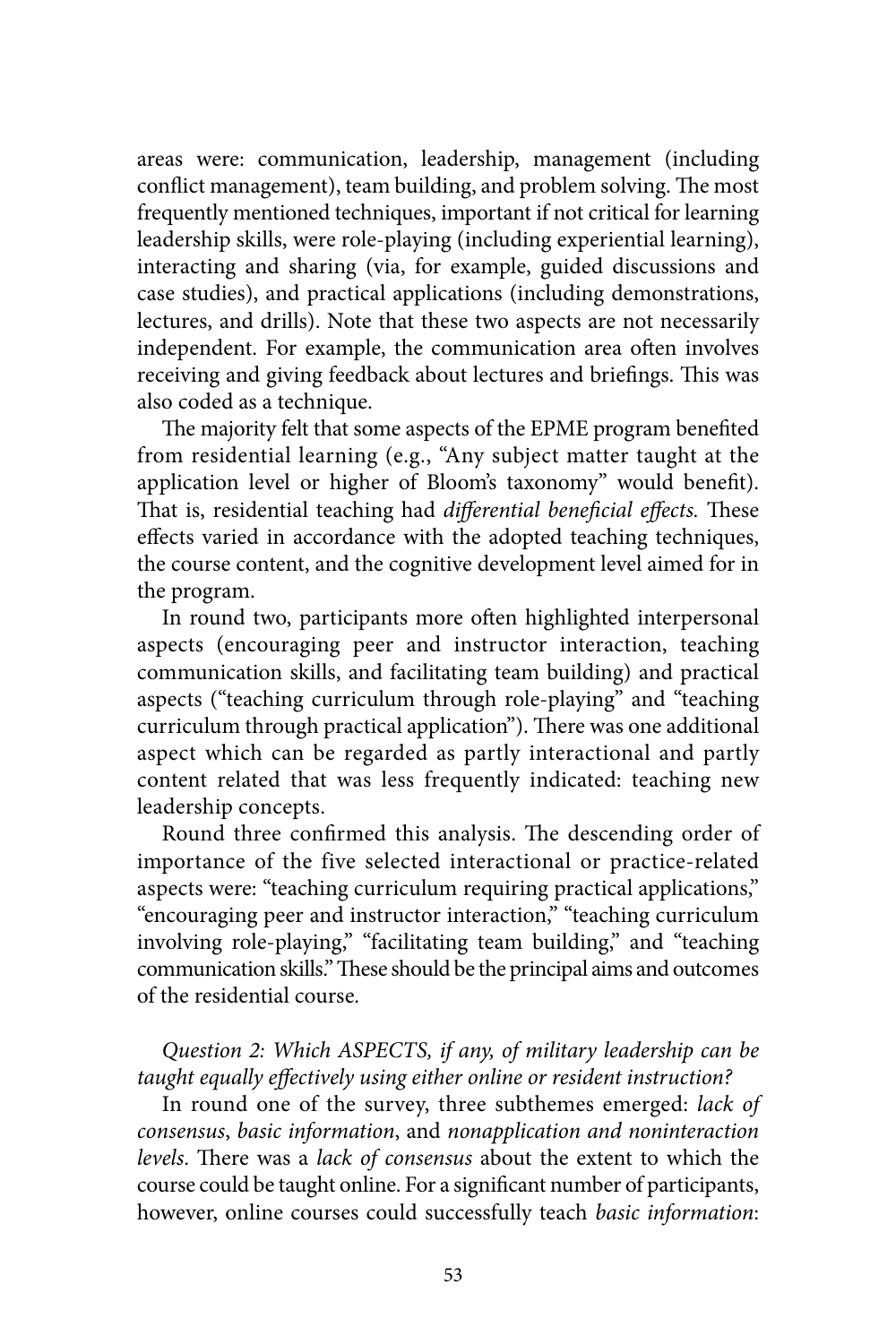areas were: communication, leadership, management (including conflict management), team building, and problem solving. The most frequently mentioned techniques, important if not critical for learning leadership skills, were role-playing (including experiential learning), interacting and sharing (via, for example, guided discussions and case studies), and practical applications (including demonstrations, lectures, and drills). Note that these two aspects are not necessarily independent. For example, the communication area often involves receiving and giving feedback about lectures and briefings. This was also coded as a technique.

The majority felt that some aspects of the EPME program benefited from residential learning (e.g., "Any subject matter taught at the application level or higher of Bloom's taxonomy" would benefit). That is, residential teaching had *differential beneficial effects.* These effects varied in accordance with the adopted teaching techniques, the course content, and the cognitive development level aimed for in the program.

In round two, participants more often highlighted interpersonal aspects (encouraging peer and instructor interaction, teaching communication skills, and facilitating team building) and practical aspects ("teaching curriculum through role-playing" and "teaching curriculum through practical application"). There was one additional aspect which can be regarded as partly interactional and partly content related that was less frequently indicated: teaching new leadership concepts.

Round three confirmed this analysis. The descending order of importance of the five selected interactional or practice-related aspects were: "teaching curriculum requiring practical applications," "encouraging peer and instructor interaction," "teaching curriculum involving role-playing," "facilitating team building," and "teaching communication skills." These should be the principal aims and outcomes of the residential course.

*Question 2: Which ASPECTS, if any, of military leadership can be taught equally effectively using either online or resident instruction?*

In round one of the survey, three subthemes emerged: *lack of consensus*, *basic information*, and *nonapplication and noninteraction levels*. There was a *lack of consensus* about the extent to which the course could be taught online. For a significant number of participants, however, online courses could successfully teach *basic information*: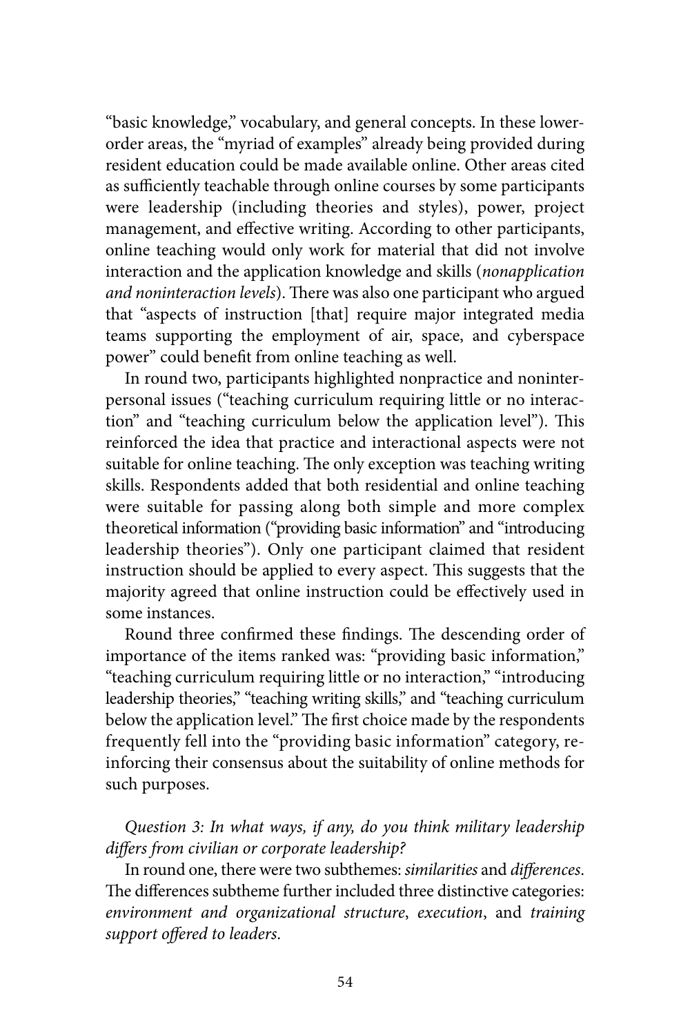"basic knowledge," vocabulary, and general concepts. In these lower-order areas, the "myriad of examples" already being provided during resident education could be made available online. Other areas cited as sufficiently teachable through online courses by some participants were leadership (including theories and styles), power, project management, and effective writing. According to other participants, online teaching would only work for material that did not involve interaction and the application knowledge and skills (*nonapplication and noninteraction levels*). There was also one participant who argued that "aspects of instruction [that] require major integrated media teams supporting the employment of air, space, and cyberspace power" could benefit from online teaching as well.

In round two, participants highlighted nonpractice and noninterpersonal issues ("teaching curriculum requiring little or no interaction" and "teaching curriculum below the application level"). This reinforced the idea that practice and interactional aspects were not suitable for online teaching. The only exception was teaching writing skills. Respondents added that both residential and online teaching were suitable for passing along both simple and more complex theoretical information ("providing basic information" and "introducing leadership theories"). Only one participant claimed that resident instruction should be applied to every aspect. This suggests that the majority agreed that online instruction could be effectively used in some instances.

Round three confirmed these findings. The descending order of importance of the items ranked was: "providing basic information," "teaching curriculum requiring little or no interaction," "introducing leadership theories," "teaching writing skills," and "teaching curriculum below the application level." The first choice made by the respondents frequently fell into the "providing basic information" category, reinforcing their consensus about the suitability of online methods for such purposes.

*Question 3: In what ways, if any, do you think military leadership differs from civilian or corporate leadership?*

In round one, there were two subthemes: *similarities* and *differences*. The differences subtheme further included three distinctive categories: *environment and organizational structure*, *execution*, and *training support offered to leaders*.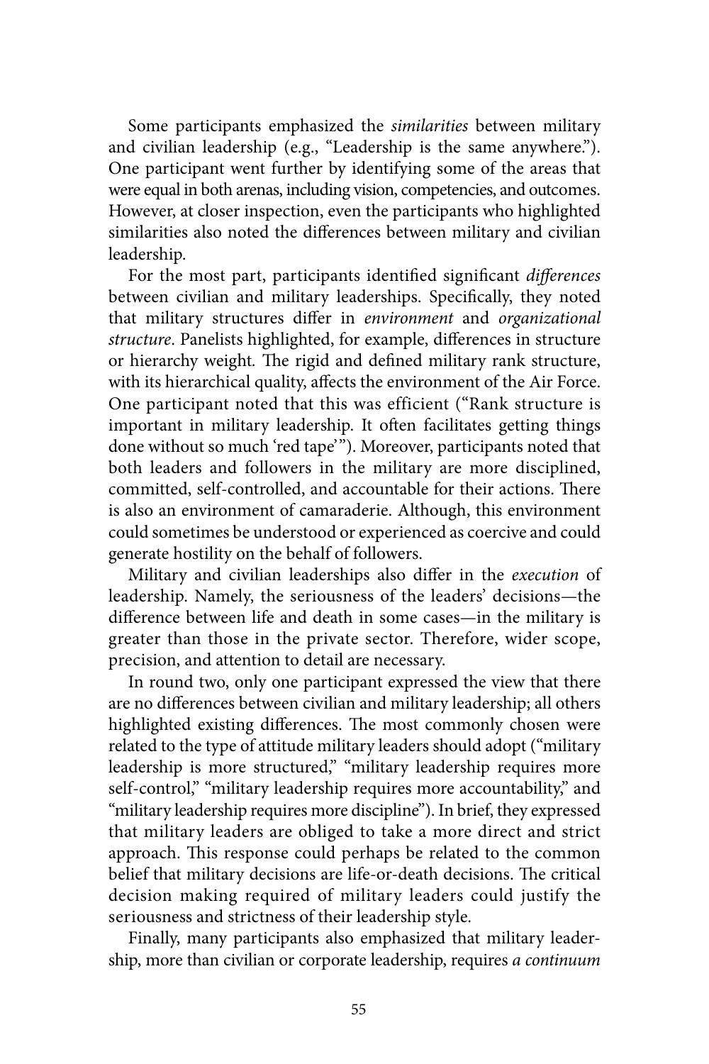Some participants emphasized the *similarities* between military and civilian leadership (e.g., "Leadership is the same anywhere."). One participant went further by identifying some of the areas that were equal in both arenas, including vision, competencies, and outcomes. However, at closer inspection, even the participants who highlighted similarities also noted the differences between military and civilian leadership.

For the most part, participants identified significant *differences* between civilian and military leaderships. Specifically, they noted that military structures differ in *environment* and *organizational structure*. Panelists highlighted, for example, differences in structure or hierarchy weight. The rigid and defined military rank structure, with its hierarchical quality, affects the environment of the Air Force. One participant noted that this was efficient ("Rank structure is important in military leadership. It often facilitates getting things done without so much 'red tape'"). Moreover, participants noted that both leaders and followers in the military are more disciplined, committed, self-controlled, and accountable for their actions. There is also an environment of camaraderie. Although, this environment could sometimes be understood or experienced as coercive and could generate hostility on the behalf of followers.

Military and civilian leaderships also differ in the *execution* of leadership. Namely, the seriousness of the leaders' decisions—the difference between life and death in some cases—in the military is greater than those in the private sector. Therefore, wider scope, precision, and attention to detail are necessary.

In round two, only one participant expressed the view that there are no differences between civilian and military leadership; all others highlighted existing differences. The most commonly chosen were related to the type of attitude military leaders should adopt ("military leadership is more structured," "military leadership requires more self-control," "military leadership requires more accountability," and "military leadership requires more discipline"). In brief, they expressed that military leaders are obliged to take a more direct and strict approach. This response could perhaps be related to the common belief that military decisions are life-or-death decisions. The critical decision making required of military leaders could justify the seriousness and strictness of their leadership style.

Finally, many participants also emphasized that military leadership, more than civilian or corporate leadership, requires *a continuum*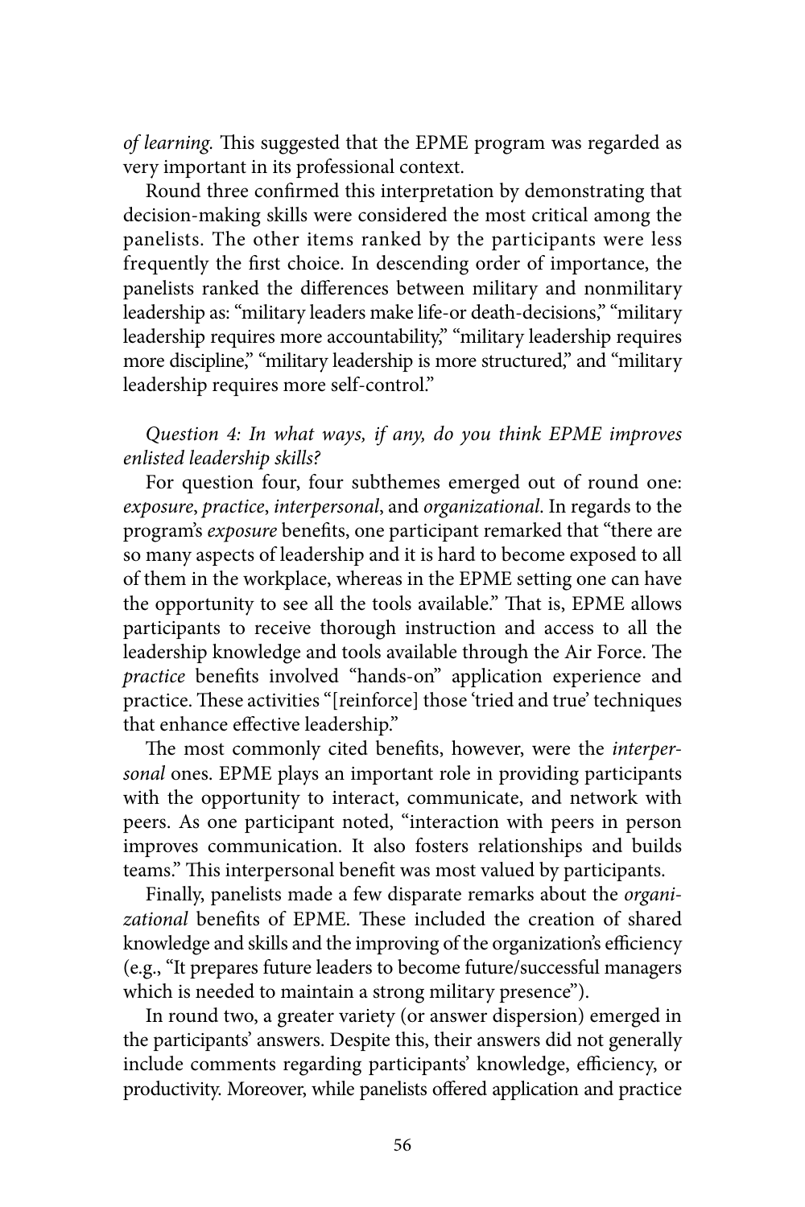*of learning.* This suggested that the EPME program was regarded as very important in its professional context.

Round three confirmed this interpretation by demonstrating that decision-making skills were considered the most critical among the panelists. The other items ranked by the participants were less frequently the first choice. In descending order of importance, the panelists ranked the differences between military and nonmilitary leadership as: "military leaders make life-or death-decisions," "military leadership requires more accountability," "military leadership requires more discipline," "military leadership is more structured," and "military leadership requires more self-control."

*Question 4: In what ways, if any, do you think EPME improves enlisted leadership skills?*

For question four, four subthemes emerged out of round one: *exposure*, *practice*, *interpersonal*, and *organizational*. In regards to the program's *exposure* benefits, one participant remarked that "there are so many aspects of leadership and it is hard to become exposed to all of them in the workplace, whereas in the EPME setting one can have the opportunity to see all the tools available." That is, EPME allows participants to receive thorough instruction and access to all the leadership knowledge and tools available through the Air Force. The *practice* benefits involved "hands-on" application experience and practice. These activities "[reinforce] those 'tried and true' techniques that enhance effective leadership."

The most commonly cited benefits, however, were the *interpersonal* ones. EPME plays an important role in providing participants with the opportunity to interact, communicate, and network with peers. As one participant noted, "interaction with peers in person improves communication. It also fosters relationships and builds teams." This interpersonal benefit was most valued by participants.

Finally, panelists made a few disparate remarks about the *organizational* benefits of EPME. These included the creation of shared knowledge and skills and the improving of the organization's efficiency (e.g., "It prepares future leaders to become future/successful managers which is needed to maintain a strong military presence").

In round two, a greater variety (or answer dispersion) emerged in the participants' answers. Despite this, their answers did not generally include comments regarding participants' knowledge, efficiency, or productivity. Moreover, while panelists offered application and practice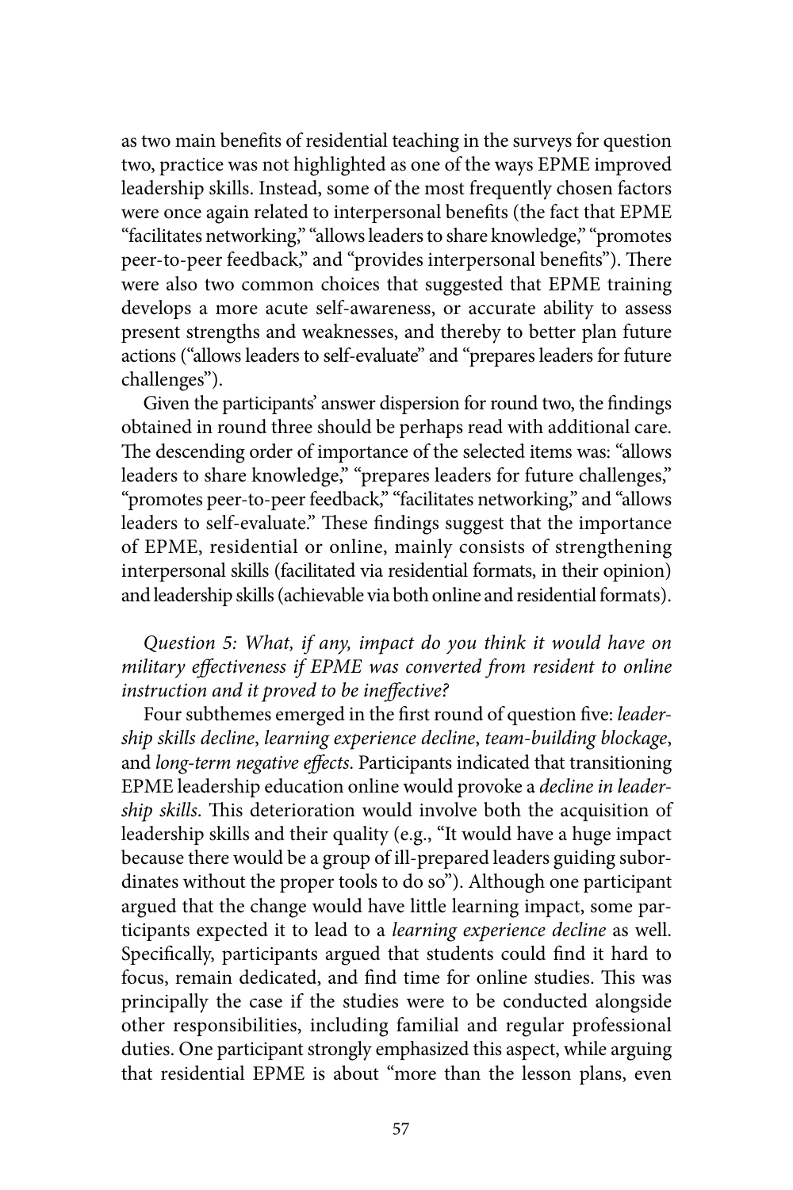as two main benefits of residential teaching in the surveys for question two, practice was not highlighted as one of the ways EPME improved leadership skills. Instead, some of the most frequently chosen factors were once again related to interpersonal benefits (the fact that EPME "facilitates networking," "allows leaders to share knowledge," "promotes peer-to-peer feedback," and "provides interpersonal benefits"). There were also two common choices that suggested that EPME training develops a more acute self-awareness, or accurate ability to assess present strengths and weaknesses, and thereby to better plan future actions ("allows leaders to self-evaluate" and "prepares leaders for future challenges").

Given the participants' answer dispersion for round two, the findings obtained in round three should be perhaps read with additional care. The descending order of importance of the selected items was: "allows leaders to share knowledge," "prepares leaders for future challenges," "promotes peer-to-peer feedback," "facilitates networking," and "allows leaders to self-evaluate." These findings suggest that the importance of EPME, residential or online, mainly consists of strengthening interpersonal skills (facilitated via residential formats, in their opinion) and leadership skills (achievable via both online and residential formats).

*Question 5: What, if any, impact do you think it would have on military effectiveness if EPME was converted from resident to online instruction and it proved to be ineffective?*

Four subthemes emerged in the first round of question five: *leadership skills decline*, *learning experience decline*, *team-building blockage*, and *long-term negative effects*. Participants indicated that transitioning EPME leadership education online would provoke a *decline in leadership skills*. This deterioration would involve both the acquisition of leadership skills and their quality (e.g., "It would have a huge impact because there would be a group of ill-prepared leaders guiding subordinates without the proper tools to do so"). Although one participant argued that the change would have little learning impact, some participants expected it to lead to a *learning experience decline* as well. Specifically, participants argued that students could find it hard to focus, remain dedicated, and find time for online studies. This was principally the case if the studies were to be conducted alongside other responsibilities, including familial and regular professional duties. One participant strongly emphasized this aspect, while arguing that residential EPME is about "more than the lesson plans, even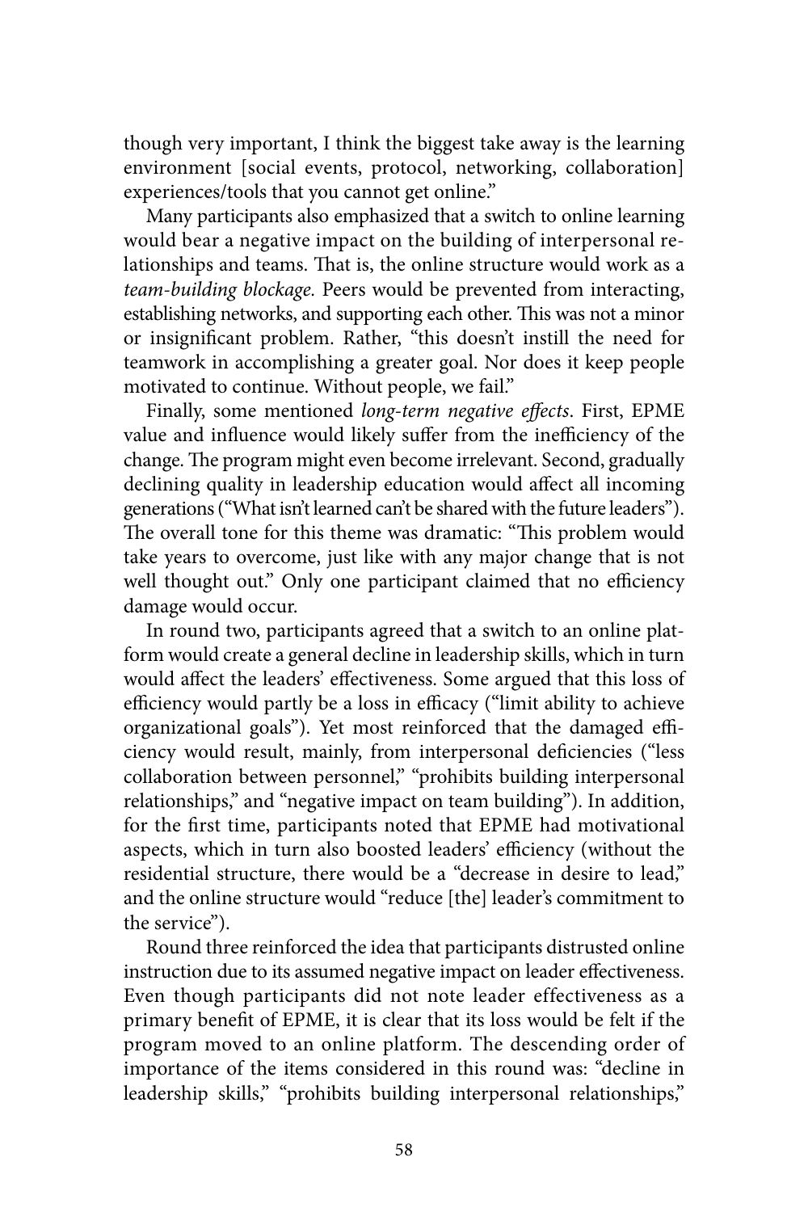though very important, I think the biggest take away is the learning environment [social events, protocol, networking, collaboration] experiences/tools that you cannot get online."

Many participants also emphasized that a switch to online learning would bear a negative impact on the building of interpersonal relationships and teams. That is, the online structure would work as a *team-building blockage.* Peers would be prevented from interacting, establishing networks, and supporting each other. This was not a minor or insignificant problem. Rather, "this doesn't instill the need for teamwork in accomplishing a greater goal. Nor does it keep people motivated to continue. Without people, we fail."

Finally, some mentioned *long-term negative effects*. First, EPME value and influence would likely suffer from the inefficiency of the change. The program might even become irrelevant. Second, gradually declining quality in leadership education would affect all incoming generations ("What isn't learned can't be shared with the future leaders"). The overall tone for this theme was dramatic: "This problem would take years to overcome, just like with any major change that is not well thought out." Only one participant claimed that no efficiency damage would occur.

In round two, participants agreed that a switch to an online platform would create a general decline in leadership skills, which in turn would affect the leaders' effectiveness. Some argued that this loss of efficiency would partly be a loss in efficacy ("limit ability to achieve organizational goals"). Yet most reinforced that the damaged efficiency would result, mainly, from interpersonal deficiencies ("less collaboration between personnel," "prohibits building interpersonal relationships," and "negative impact on team building"). In addition, for the first time, participants noted that EPME had motivational aspects, which in turn also boosted leaders' efficiency (without the residential structure, there would be a "decrease in desire to lead," and the online structure would "reduce [the] leader's commitment to the service").

Round three reinforced the idea that participants distrusted online instruction due to its assumed negative impact on leader effectiveness. Even though participants did not note leader effectiveness as a primary benefit of EPME, it is clear that its loss would be felt if the program moved to an online platform. The descending order of importance of the items considered in this round was: "decline in leadership skills," "prohibits building interpersonal relationships,"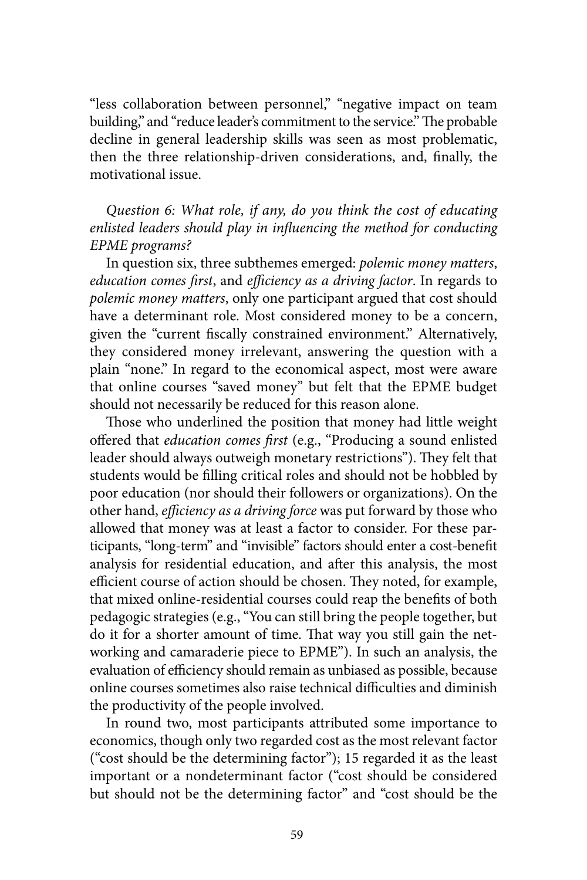"less collaboration between personnel," "negative impact on team building," and "reduce leader's commitment to the service." The probable decline in general leadership skills was seen as most problematic, then the three relationship-driven considerations, and, finally, the motivational issue.

*Question 6: What role, if any, do you think the cost of educating enlisted leaders should play in influencing the method for conducting EPME programs?*

In question six, three subthemes emerged: *polemic money matters*, *education comes first*, and *efficiency as a driving factor*. In regards to *polemic money matters*, only one participant argued that cost should have a determinant role. Most considered money to be a concern, given the "current fiscally constrained environment." Alternatively, they considered money irrelevant, answering the question with a plain "none." In regard to the economical aspect, most were aware that online courses "saved money" but felt that the EPME budget should not necessarily be reduced for this reason alone.

Those who underlined the position that money had little weight offered that *education comes first* (e.g., "Producing a sound enlisted leader should always outweigh monetary restrictions"). They felt that students would be filling critical roles and should not be hobbled by poor education (nor should their followers or organizations). On the other hand, *efficiency as a driving force* was put forward by those who allowed that money was at least a factor to consider. For these participants, "long-term" and "invisible" factors should enter a cost-benefit analysis for residential education, and after this analysis, the most efficient course of action should be chosen. They noted, for example, that mixed online-residential courses could reap the benefits of both pedagogic strategies (e.g., "You can still bring the people together, but do it for a shorter amount of time. That way you still gain the networking and camaraderie piece to EPME"). In such an analysis, the evaluation of efficiency should remain as unbiased as possible, because online courses sometimes also raise technical difficulties and diminish the productivity of the people involved.

In round two, most participants attributed some importance to economics, though only two regarded cost as the most relevant factor ("cost should be the determining factor"); 15 regarded it as the least important or a nondeterminant factor ("cost should be considered but should not be the determining factor" and "cost should be the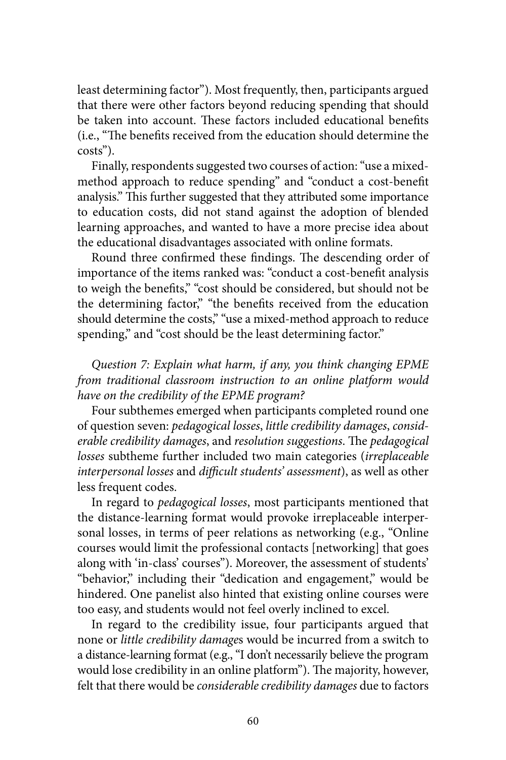least determining factor"). Most frequently, then, participants argued that there were other factors beyond reducing spending that should be taken into account. These factors included educational benefits (i.e., "The benefits received from the education should determine the costs").

Finally, respondents suggested two courses of action: "use a mixed-method approach to reduce spending" and "conduct a cost-benefit analysis." This further suggested that they attributed some importance to education costs, did not stand against the adoption of blended learning approaches, and wanted to have a more precise idea about the educational disadvantages associated with online formats.

Round three confirmed these findings. The descending order of importance of the items ranked was: "conduct a cost-benefit analysis to weigh the benefits," "cost should be considered, but should not be the determining factor," "the benefits received from the education should determine the costs," "use a mixed-method approach to reduce spending," and "cost should be the least determining factor."

*Question 7: Explain what harm, if any, you think changing EPME from traditional classroom instruction to an online platform would have on the credibility of the EPME program?*

Four subthemes emerged when participants completed round one of question seven: *pedagogical losses*, *little credibility damages*, *considerable credibility damages*, and *resolution suggestions*. The *pedagogical losses* subtheme further included two main categories (*irreplaceable interpersonal losses* and *difficult students' assessment*), as well as other less frequent codes.

In regard to *pedagogical losses*, most participants mentioned that the distance-learning format would provoke irreplaceable interpersonal losses, in terms of peer relations as networking (e.g., "Online courses would limit the professional contacts [networking] that goes along with 'in-class' courses"). Moreover, the assessment of students' "behavior," including their "dedication and engagement," would be hindered. One panelist also hinted that existing online courses were too easy, and students would not feel overly inclined to excel.

In regard to the credibility issue, four participants argued that none or *little credibility damage*s would be incurred from a switch to a distance-learning format (e.g., "I don't necessarily believe the program would lose credibility in an online platform"). The majority, however, felt that there would be *considerable credibility damages* due to factors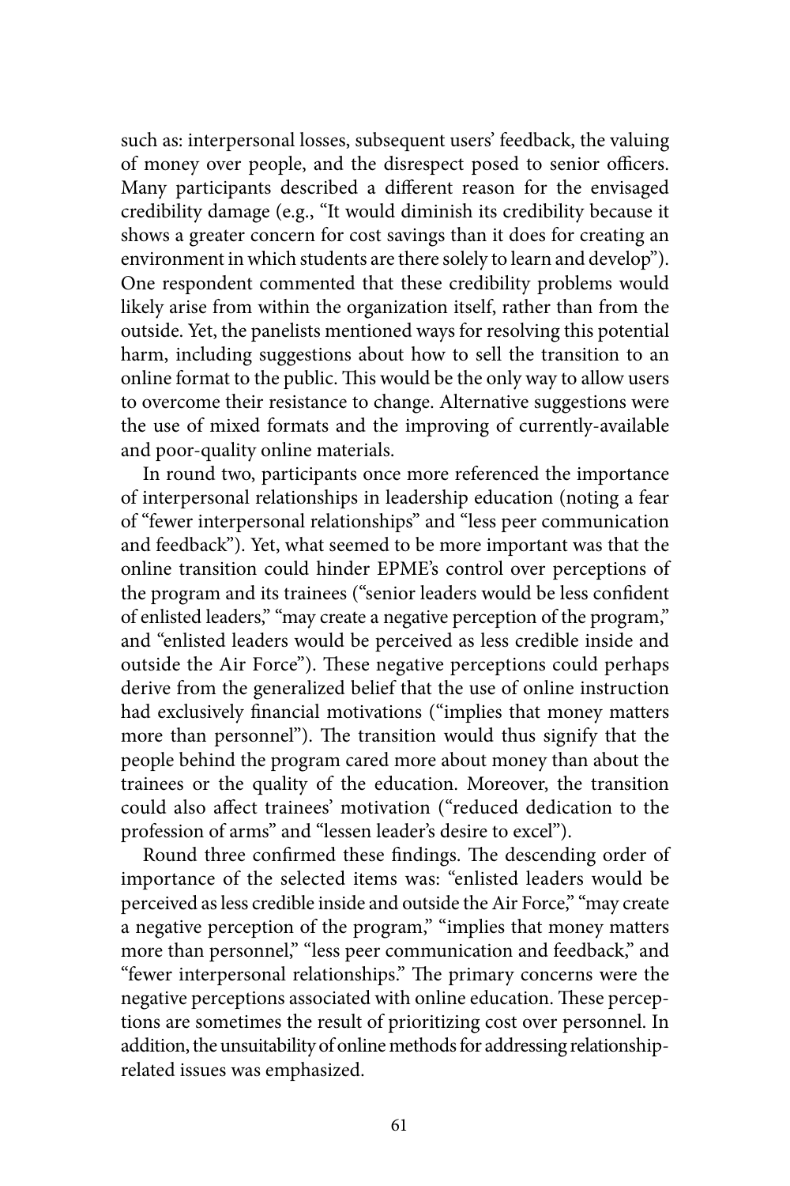such as: interpersonal losses, subsequent users' feedback, the valuing of money over people, and the disrespect posed to senior officers. Many participants described a different reason for the envisaged credibility damage (e.g., "It would diminish its credibility because it shows a greater concern for cost savings than it does for creating an environment in which students are there solely to learn and develop"). One respondent commented that these credibility problems would likely arise from within the organization itself, rather than from the outside. Yet, the panelists mentioned ways for resolving this potential harm, including suggestions about how to sell the transition to an online format to the public. This would be the only way to allow users to overcome their resistance to change. Alternative suggestions were the use of mixed formats and the improving of currently-available and poor-quality online materials.

In round two, participants once more referenced the importance of interpersonal relationships in leadership education (noting a fear of "fewer interpersonal relationships" and "less peer communication and feedback"). Yet, what seemed to be more important was that the online transition could hinder EPME's control over perceptions of the program and its trainees ("senior leaders would be less confident of enlisted leaders," "may create a negative perception of the program," and "enlisted leaders would be perceived as less credible inside and outside the Air Force"). These negative perceptions could perhaps derive from the generalized belief that the use of online instruction had exclusively financial motivations ("implies that money matters more than personnel"). The transition would thus signify that the people behind the program cared more about money than about the trainees or the quality of the education. Moreover, the transition could also affect trainees' motivation ("reduced dedication to the profession of arms" and "lessen leader's desire to excel").

Round three confirmed these findings. The descending order of importance of the selected items was: "enlisted leaders would be perceived as less credible inside and outside the Air Force," "may create a negative perception of the program," "implies that money matters more than personnel," "less peer communication and feedback," and "fewer interpersonal relationships." The primary concerns were the negative perceptions associated with online education. These perceptions are sometimes the result of prioritizing cost over personnel. In addition, the unsuitability of online methods for addressing relationship-related issues was emphasized.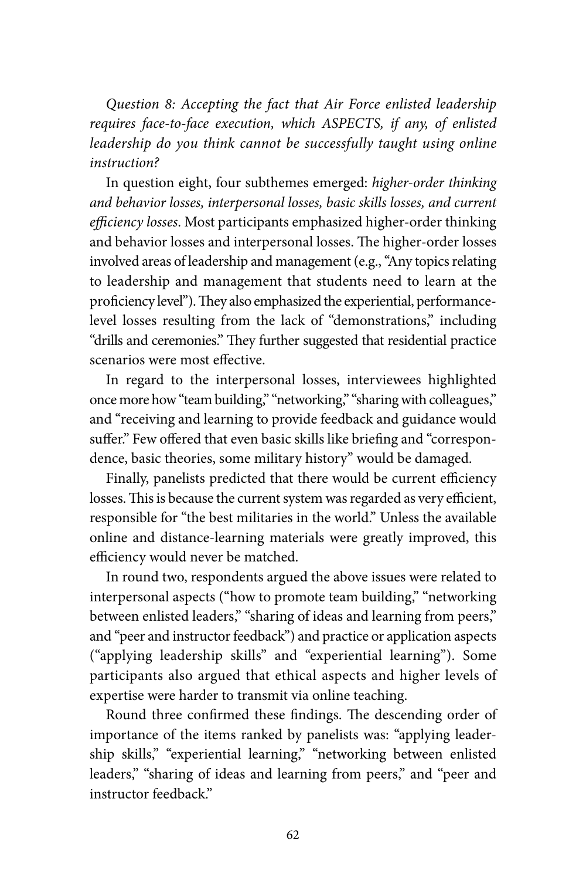*Question 8: Accepting the fact that Air Force enlisted leadership requires face-to-face execution, which ASPECTS, if any, of enlisted leadership do you think cannot be successfully taught using online instruction?*

In question eight, four subthemes emerged: *higher-order thinking and behavior losses, interpersonal losses, basic skills losses, and current efficiency losses*. Most participants emphasized higher-order thinking and behavior losses and interpersonal losses. The higher-order losses involved areas of leadership and management (e.g., "Any topics relating to leadership and management that students need to learn at the proficiency level"). They also emphasized the experiential, performance-level losses resulting from the lack of "demonstrations," including "drills and ceremonies." They further suggested that residential practice scenarios were most effective.

In regard to the interpersonal losses, interviewees highlighted once more how "team building," "networking," "sharing with colleagues," and "receiving and learning to provide feedback and guidance would suffer." Few offered that even basic skills like briefing and "correspondence, basic theories, some military history" would be damaged.

Finally, panelists predicted that there would be current efficiency losses. This is because the current system was regarded as very efficient, responsible for "the best militaries in the world." Unless the available online and distance-learning materials were greatly improved, this efficiency would never be matched.

In round two, respondents argued the above issues were related to interpersonal aspects ("how to promote team building," "networking between enlisted leaders," "sharing of ideas and learning from peers," and "peer and instructor feedback") and practice or application aspects ("applying leadership skills" and "experiential learning"). Some participants also argued that ethical aspects and higher levels of expertise were harder to transmit via online teaching.

Round three confirmed these findings. The descending order of importance of the items ranked by panelists was: "applying leadership skills," "experiential learning," "networking between enlisted leaders," "sharing of ideas and learning from peers," and "peer and instructor feedback."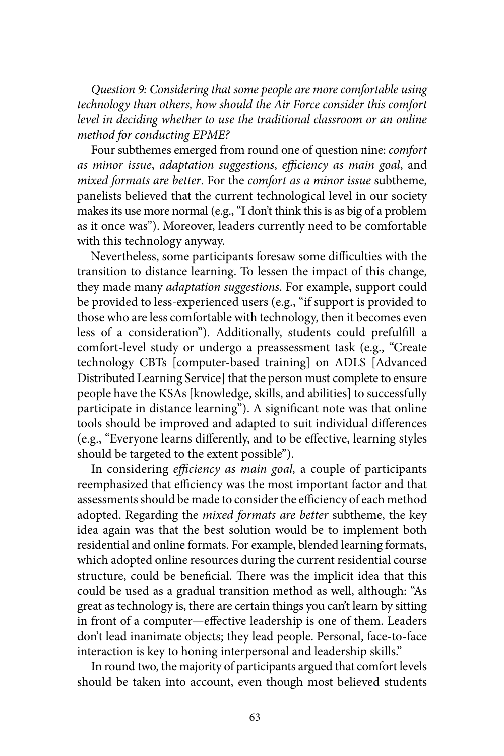*Question 9: Considering that some people are more comfortable using technology than others, how should the Air Force consider this comfort level in deciding whether to use the traditional classroom or an online method for conducting EPME?*

Four subthemes emerged from round one of question nine: *comfort as minor issue*, *adaptation suggestions*, *efficiency as main goal*, and *mixed formats are better*. For the *comfort as a minor issue* subtheme, panelists believed that the current technological level in our society makes its use more normal (e.g., "I don't think this is as big of a problem as it once was"). Moreover, leaders currently need to be comfortable with this technology anyway.

Nevertheless, some participants foresaw some difficulties with the transition to distance learning. To lessen the impact of this change, they made many *adaptation suggestions*. For example, support could be provided to less-experienced users (e.g., "if support is provided to those who are less comfortable with technology, then it becomes even less of a consideration"). Additionally, students could prefulfill a comfort-level study or undergo a preassessment task (e.g., "Create technology CBTs [computer-based training] on ADLS [Advanced Distributed Learning Service] that the person must complete to ensure people have the KSAs [knowledge, skills, and abilities] to successfully participate in distance learning"). A significant note was that online tools should be improved and adapted to suit individual differences (e.g., "Everyone learns differently, and to be effective, learning styles should be targeted to the extent possible").

In considering *efficiency as main goal,* a couple of participants reemphasized that efficiency was the most important factor and that assessments should be made to consider the efficiency of each method adopted. Regarding the *mixed formats are better* subtheme, the key idea again was that the best solution would be to implement both residential and online formats. For example, blended learning formats, which adopted online resources during the current residential course structure, could be beneficial. There was the implicit idea that this could be used as a gradual transition method as well, although: "As great as technology is, there are certain things you can't learn by sitting in front of a computer—effective leadership is one of them. Leaders don't lead inanimate objects; they lead people. Personal, face-to-face interaction is key to honing interpersonal and leadership skills."

In round two, the majority of participants argued that comfort levels should be taken into account, even though most believed students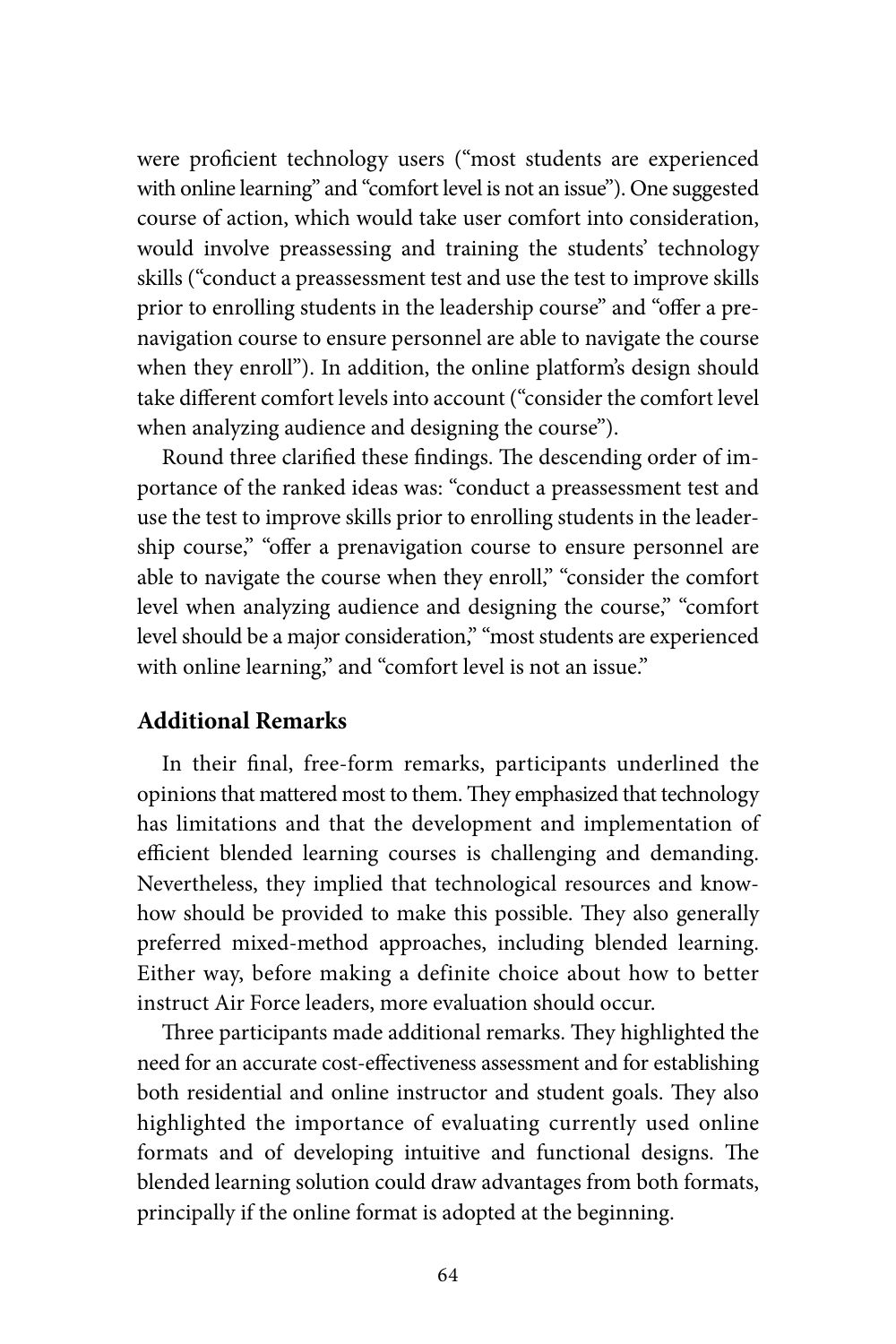were proficient technology users ("most students are experienced with online learning" and "comfort level is not an issue"). One suggested course of action, which would take user comfort into consideration, would involve preassessing and training the students' technology skills ("conduct a preassessment test and use the test to improve skills prior to enrolling students in the leadership course" and "offer a prenavigation course to ensure personnel are able to navigate the course when they enroll"). In addition, the online platform's design should take different comfort levels into account ("consider the comfort level when analyzing audience and designing the course").

Round three clarified these findings. The descending order of importance of the ranked ideas was: "conduct a preassessment test and use the test to improve skills prior to enrolling students in the leadership course," "offer a prenavigation course to ensure personnel are able to navigate the course when they enroll," "consider the comfort level when analyzing audience and designing the course," "comfort level should be a major consideration," "most students are experienced with online learning," and "comfort level is not an issue."

## Additional Remarks

In their final, free-form remarks, participants underlined the opinions that mattered most to them. They emphasized that technology has limitations and that the development and implementation of efficient blended learning courses is challenging and demanding. Nevertheless, they implied that technological resources and know-how should be provided to make this possible. They also generally preferred mixed-method approaches, including blended learning. Either way, before making a definite choice about how to better instruct Air Force leaders, more evaluation should occur.

Three participants made additional remarks. They highlighted the need for an accurate cost-effectiveness assessment and for establishing both residential and online instructor and student goals. They also highlighted the importance of evaluating currently used online formats and of developing intuitive and functional designs. The blended learning solution could draw advantages from both formats, principally if the online format is adopted at the beginning.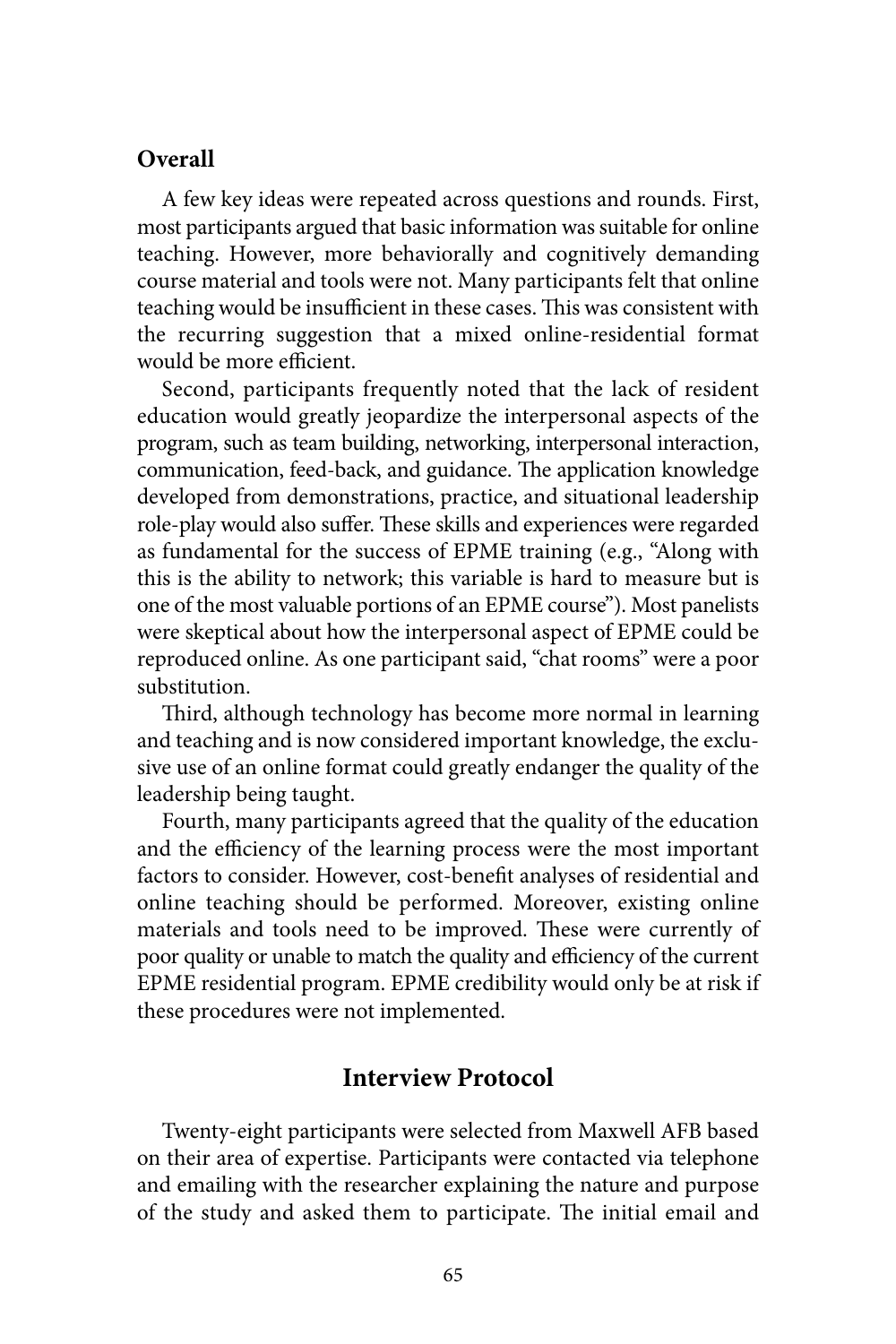### Overall

A few key ideas were repeated across questions and rounds. First, most participants argued that basic information was suitable for online teaching. However, more behaviorally and cognitively demanding course material and tools were not. Many participants felt that online teaching would be insufficient in these cases. This was consistent with the recurring suggestion that a mixed online-residential format would be more efficient.

Second, participants frequently noted that the lack of resident education would greatly jeopardize the interpersonal aspects of the program, such as team building, networking, interpersonal interaction, communication, feed-back, and guidance. The application knowledge developed from demonstrations, practice, and situational leadership role-play would also suffer. These skills and experiences were regarded as fundamental for the success of EPME training (e.g., "Along with this is the ability to network; this variable is hard to measure but is one of the most valuable portions of an EPME course"). Most panelists were skeptical about how the interpersonal aspect of EPME could be reproduced online. As one participant said, "chat rooms" were a poor substitution.

Third, although technology has become more normal in learning and teaching and is now considered important knowledge, the exclusive use of an online format could greatly endanger the quality of the leadership being taught.

Fourth, many participants agreed that the quality of the education and the efficiency of the learning process were the most important factors to consider. However, cost-benefit analyses of residential and online teaching should be performed. Moreover, existing online materials and tools need to be improved. These were currently of poor quality or unable to match the quality and efficiency of the current EPME residential program. EPME credibility would only be at risk if these procedures were not implemented.

## Interview Protocol

Twenty-eight participants were selected from Maxwell AFB based on their area of expertise. Participants were contacted via telephone and emailing with the researcher explaining the nature and purpose of the study and asked them to participate. The initial email and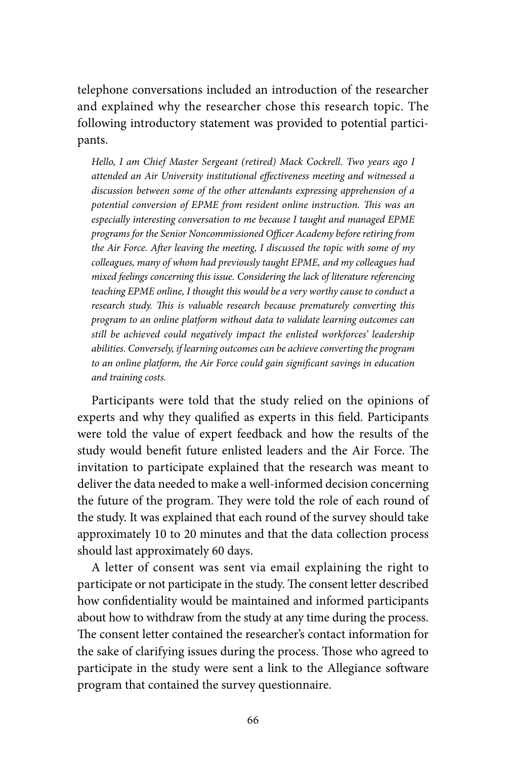telephone conversations included an introduction of the researcher and explained why the researcher chose this research topic. The following introductory statement was provided to potential participants.

> *Hello, I am Chief Master Sergeant (retired) Mack Cockrell. Two years ago I attended an Air University institutional effectiveness meeting and witnessed a discussion between some of the other attendants expressing apprehension of a potential conversion of EPME from resident online instruction. This was an especially interesting conversation to me because I taught and managed EPME programs for the Senior Noncommissioned Officer Academy before retiring from the Air Force. After leaving the meeting, I discussed the topic with some of my colleagues, many of whom had previously taught EPME, and my colleagues had mixed feelings concerning this issue. Considering the lack of literature referencing teaching EPME online, I thought this would be a very worthy cause to conduct a research study. This is valuable research because prematurely converting this program to an online platform without data to validate learning outcomes can still be achieved could negatively impact the enlisted workforces' leadership abilities. Conversely, if learning outcomes can be achieve converting the program to an online platform, the Air Force could gain significant savings in education and training costs.*

Participants were told that the study relied on the opinions of experts and why they qualified as experts in this field. Participants were told the value of expert feedback and how the results of the study would benefit future enlisted leaders and the Air Force. The invitation to participate explained that the research was meant to deliver the data needed to make a well-informed decision concerning the future of the program. They were told the role of each round of the study. It was explained that each round of the survey should take approximately 10 to 20 minutes and that the data collection process should last approximately 60 days.

A letter of consent was sent via email explaining the right to participate or not participate in the study. The consent letter described how confidentiality would be maintained and informed participants about how to withdraw from the study at any time during the process. The consent letter contained the researcher's contact information for the sake of clarifying issues during the process. Those who agreed to participate in the study were sent a link to the Allegiance software program that contained the survey questionnaire.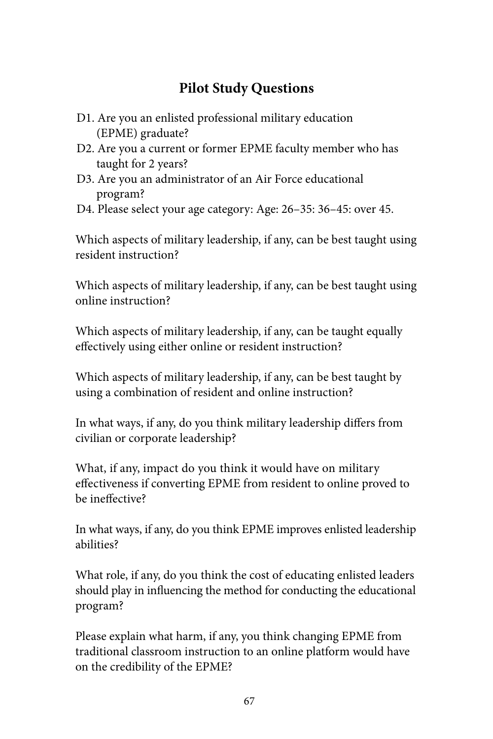## Pilot Study Questions

D1. Are you an enlisted professional military education (EPME) graduate?

D2. Are you a current or former EPME faculty member who has taught for 2 years?

D3. Are you an administrator of an Air Force educational program?

D4. Please select your age category: Age: 26–35: 36–45: over 45.

Which aspects of military leadership, if any, can be best taught using resident instruction?

Which aspects of military leadership, if any, can be best taught using online instruction?

Which aspects of military leadership, if any, can be taught equally effectively using either online or resident instruction?

Which aspects of military leadership, if any, can be best taught by using a combination of resident and online instruction?

In what ways, if any, do you think military leadership differs from civilian or corporate leadership?

What, if any, impact do you think it would have on military effectiveness if converting EPME from resident to online proved to be ineffective?

In what ways, if any, do you think EPME improves enlisted leadership abilities?

What role, if any, do you think the cost of educating enlisted leaders should play in influencing the method for conducting the educational program?

Please explain what harm, if any, you think changing EPME from traditional classroom instruction to an online platform would have on the credibility of the EPME?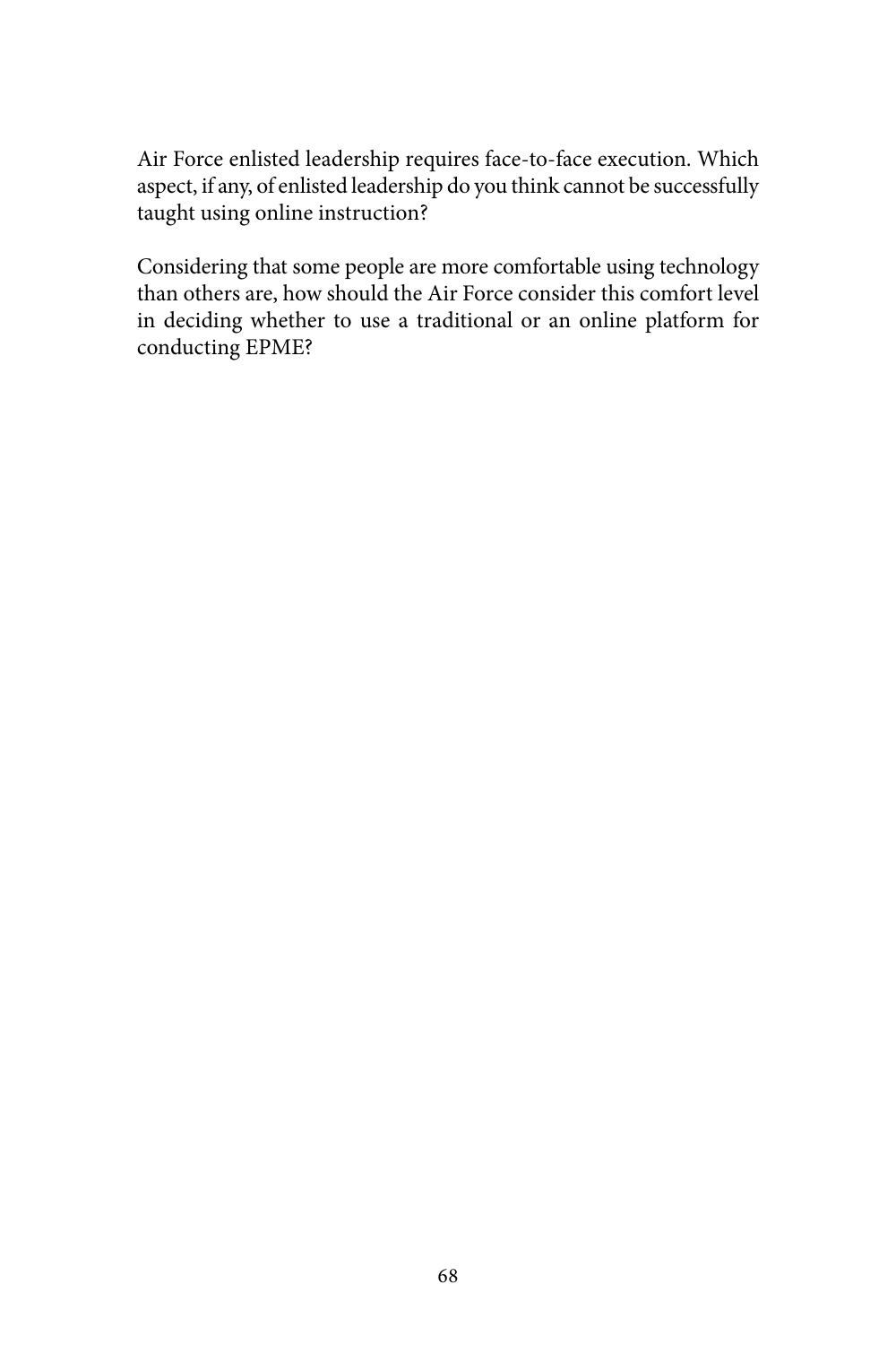Air Force enlisted leadership requires face-to-face execution. Which aspect, if any, of enlisted leadership do you think cannot be successfully taught using online instruction?

Considering that some people are more comfortable using technology than others are, how should the Air Force consider this comfort level in deciding whether to use a traditional or an online platform for conducting EPME?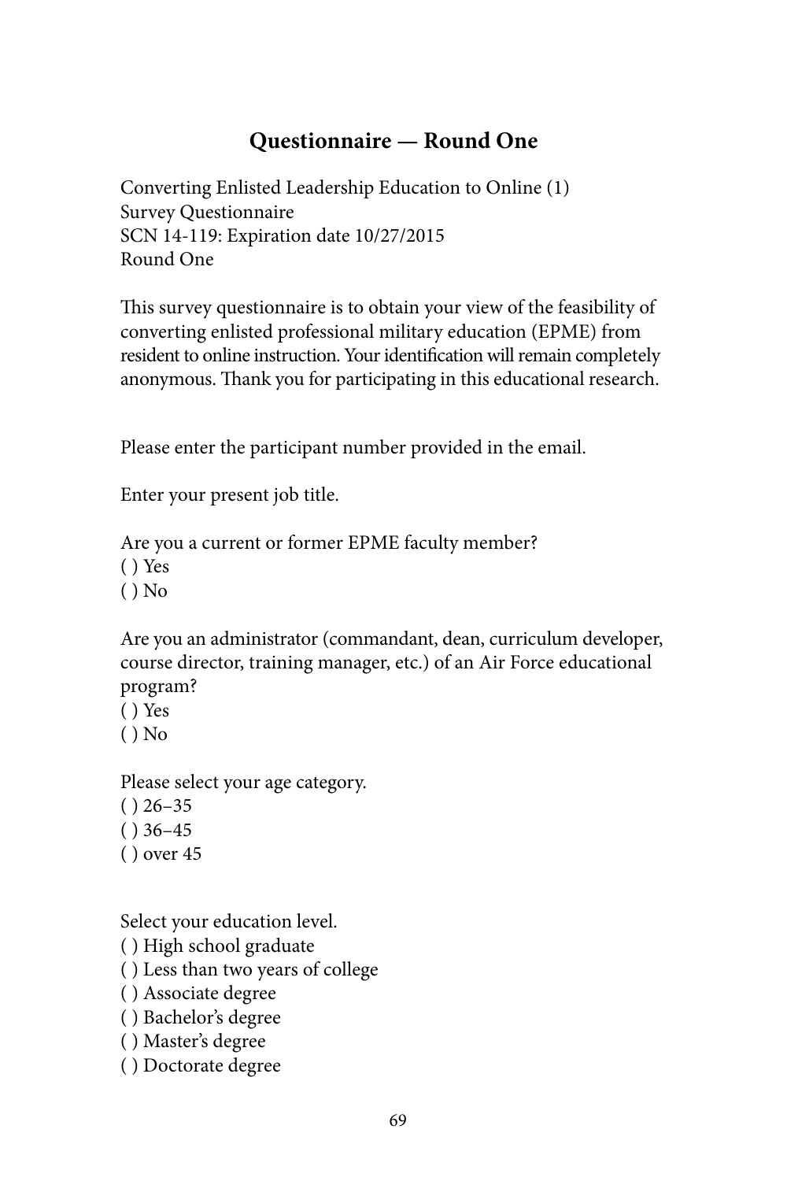## Questionnaire — Round One

Converting Enlisted Leadership Education to Online (1)
Survey Questionnaire
SCN 14-119: Expiration date 10/27/2015
Round One

This survey questionnaire is to obtain your view of the feasibility of converting enlisted professional military education (EPME) from resident to online instruction. Your identification will remain completely anonymous. Thank you for participating in this educational research.

Please enter the participant number provided in the email.

Enter your present job title.

Are you a current or former EPME faculty member?
( ) Yes
( ) No

Are you an administrator (commandant, dean, curriculum developer, course director, training manager, etc.) of an Air Force educational program?
( ) Yes
( ) No

Please select your age category.
( ) 26–35
( ) 36–45
( ) over 45

Select your education level.
( ) High school graduate
( ) Less than two years of college
( ) Associate degree
( ) Bachelor's degree
( ) Master's degree
( ) Doctorate degree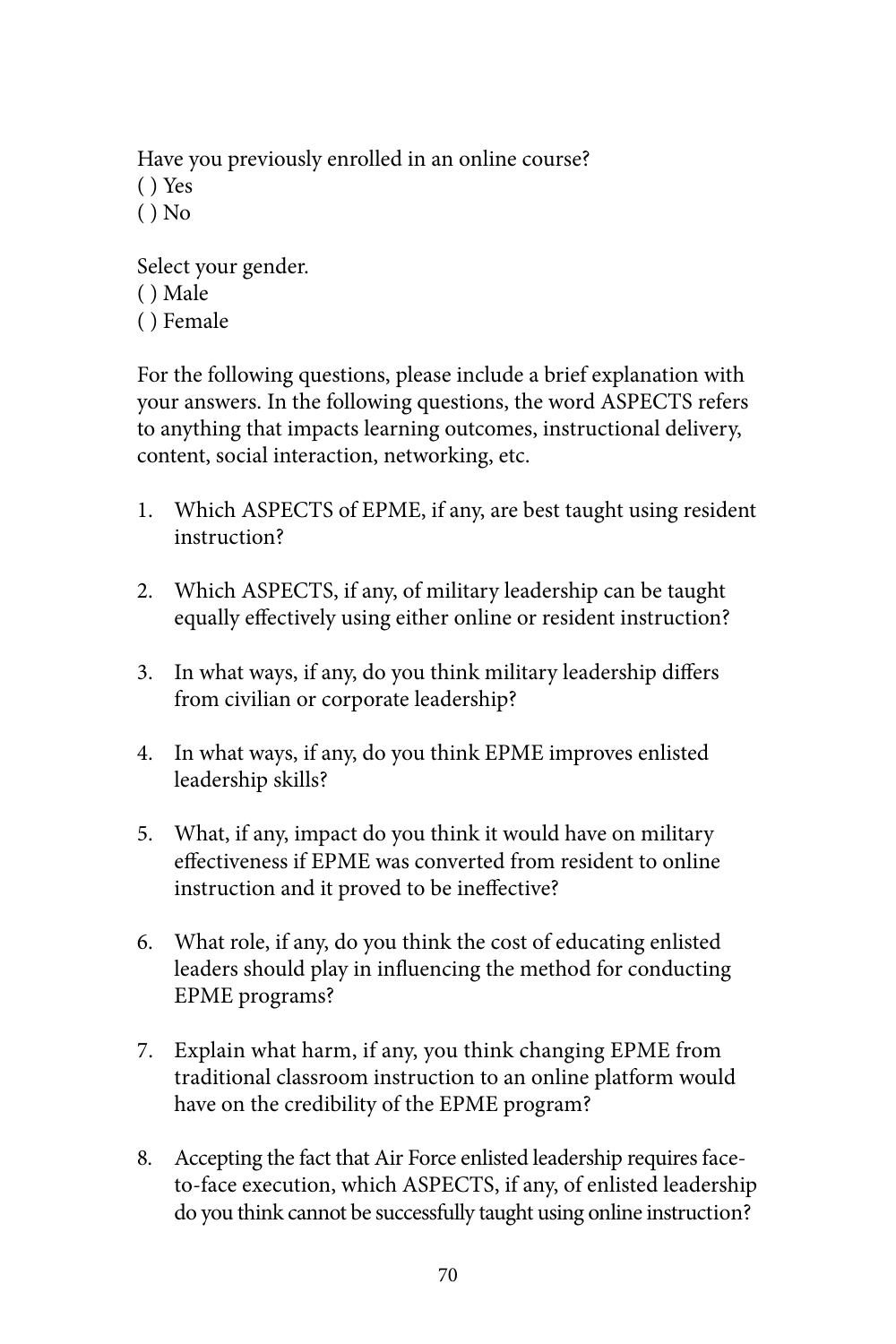Have you previously enrolled in an online course?
( ) Yes
( ) No

Select your gender.
( ) Male
( ) Female

For the following questions, please include a brief explanation with your answers. In the following questions, the word ASPECTS refers to anything that impacts learning outcomes, instructional delivery, content, social interaction, networking, etc.

1. Which ASPECTS of EPME, if any, are best taught using resident instruction?

2. Which ASPECTS, if any, of military leadership can be taught equally effectively using either online or resident instruction?

3. In what ways, if any, do you think military leadership differs from civilian or corporate leadership?

4. In what ways, if any, do you think EPME improves enlisted leadership skills?

5. What, if any, impact do you think it would have on military effectiveness if EPME was converted from resident to online instruction and it proved to be ineffective?

6. What role, if any, do you think the cost of educating enlisted leaders should play in influencing the method for conducting EPME programs?

7. Explain what harm, if any, you think changing EPME from traditional classroom instruction to an online platform would have on the credibility of the EPME program?

8. Accepting the fact that Air Force enlisted leadership requires face-to-face execution, which ASPECTS, if any, of enlisted leadership do you think cannot be successfully taught using online instruction?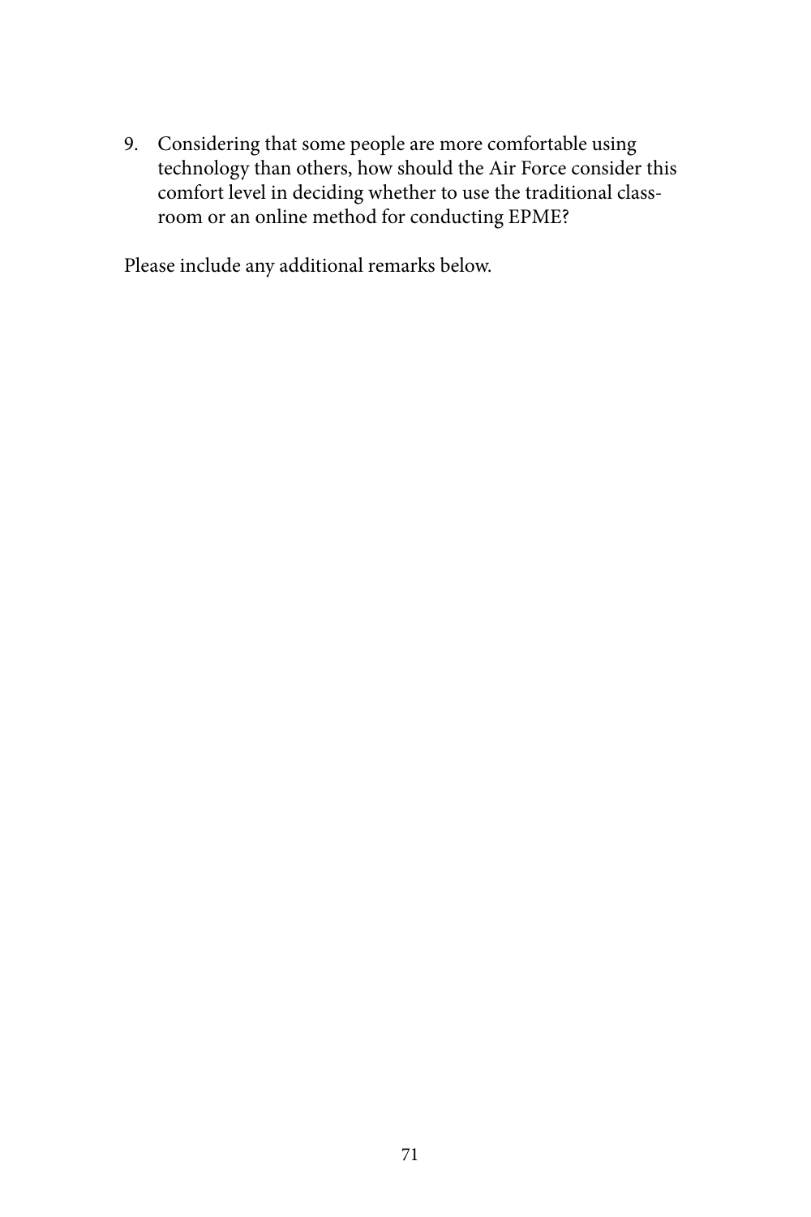9. Considering that some people are more comfortable using technology than others, how should the Air Force consider this comfort level in deciding whether to use the traditional classroom or an online method for conducting EPME?

Please include any additional remarks below.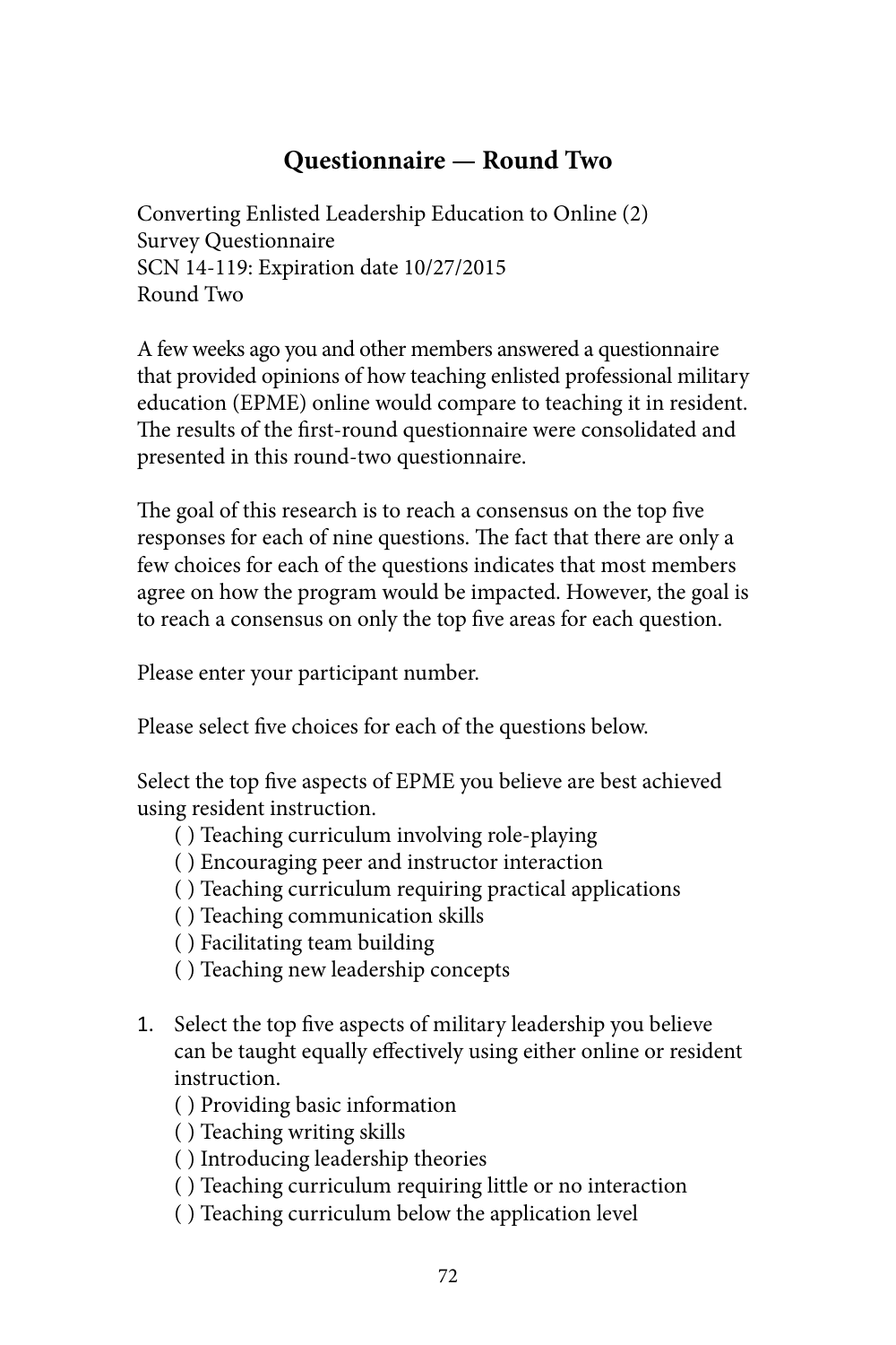## Questionnaire — Round Two

Converting Enlisted Leadership Education to Online (2)
Survey Questionnaire
SCN 14-119: Expiration date 10/27/2015
Round Two

A few weeks ago you and other members answered a questionnaire that provided opinions of how teaching enlisted professional military education (EPME) online would compare to teaching it in resident. The results of the first-round questionnaire were consolidated and presented in this round-two questionnaire.

The goal of this research is to reach a consensus on the top five responses for each of nine questions. The fact that there are only a few choices for each of the questions indicates that most members agree on how the program would be impacted. However, the goal is to reach a consensus on only the top five areas for each question.

Please enter your participant number.

Please select five choices for each of the questions below.

Select the top five aspects of EPME you believe are best achieved using resident instruction.

- ( ) Teaching curriculum involving role-playing
- ( ) Encouraging peer and instructor interaction
- ( ) Teaching curriculum requiring practical applications
- ( ) Teaching communication skills
- ( ) Facilitating team building
- ( ) Teaching new leadership concepts

1. Select the top five aspects of military leadership you believe can be taught equally effectively using either online or resident instruction.
   - ( ) Providing basic information
   - ( ) Teaching writing skills
   - ( ) Introducing leadership theories
   - ( ) Teaching curriculum requiring little or no interaction
   - ( ) Teaching curriculum below the application level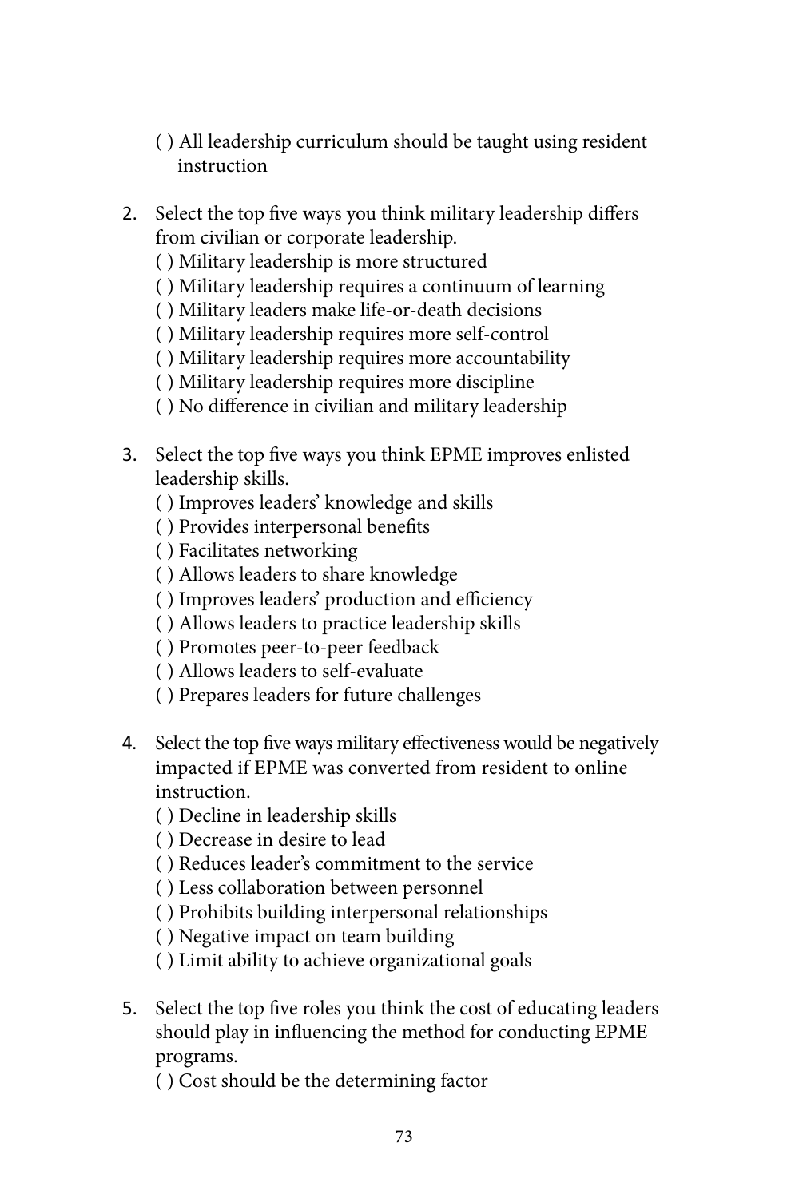( ) All leadership curriculum should be taught using resident instruction

2. Select the top five ways you think military leadership differs from civilian or corporate leadership.
   ( ) Military leadership is more structured
   ( ) Military leadership requires a continuum of learning
   ( ) Military leaders make life-or-death decisions
   ( ) Military leadership requires more self-control
   ( ) Military leadership requires more accountability
   ( ) Military leadership requires more discipline
   ( ) No difference in civilian and military leadership

3. Select the top five ways you think EPME improves enlisted leadership skills.
   ( ) Improves leaders' knowledge and skills
   ( ) Provides interpersonal benefits
   ( ) Facilitates networking
   ( ) Allows leaders to share knowledge
   ( ) Improves leaders' production and efficiency
   ( ) Allows leaders to practice leadership skills
   ( ) Promotes peer-to-peer feedback
   ( ) Allows leaders to self-evaluate
   ( ) Prepares leaders for future challenges

4. Select the top five ways military effectiveness would be negatively impacted if EPME was converted from resident to online instruction.
   ( ) Decline in leadership skills
   ( ) Decrease in desire to lead
   ( ) Reduces leader's commitment to the service
   ( ) Less collaboration between personnel
   ( ) Prohibits building interpersonal relationships
   ( ) Negative impact on team building
   ( ) Limit ability to achieve organizational goals

5. Select the top five roles you think the cost of educating leaders should play in influencing the method for conducting EPME programs.
   ( ) Cost should be the determining factor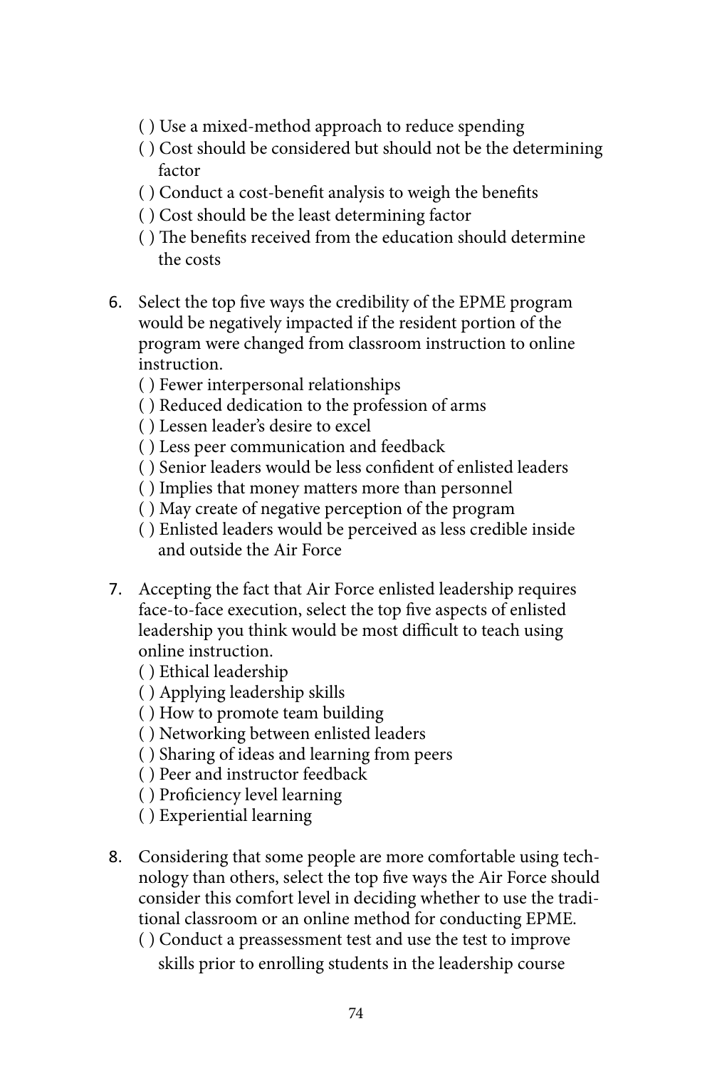( ) Use a mixed-method approach to reduce spending
( ) Cost should be considered but should not be the determining factor
( ) Conduct a cost-benefit analysis to weigh the benefits
( ) Cost should be the least determining factor
( ) The benefits received from the education should determine the costs

6. Select the top five ways the credibility of the EPME program would be negatively impacted if the resident portion of the program were changed from classroom instruction to online instruction.
   ( ) Fewer interpersonal relationships
   ( ) Reduced dedication to the profession of arms
   ( ) Lessen leader's desire to excel
   ( ) Less peer communication and feedback
   ( ) Senior leaders would be less confident of enlisted leaders
   ( ) Implies that money matters more than personnel
   ( ) May create of negative perception of the program
   ( ) Enlisted leaders would be perceived as less credible inside and outside the Air Force

7. Accepting the fact that Air Force enlisted leadership requires face-to-face execution, select the top five aspects of enlisted leadership you think would be most difficult to teach using online instruction.
   ( ) Ethical leadership
   ( ) Applying leadership skills
   ( ) How to promote team building
   ( ) Networking between enlisted leaders
   ( ) Sharing of ideas and learning from peers
   ( ) Peer and instructor feedback
   ( ) Proficiency level learning
   ( ) Experiential learning

8. Considering that some people are more comfortable using technology than others, select the top five ways the Air Force should consider this comfort level in deciding whether to use the traditional classroom or an online method for conducting EPME.
   ( ) Conduct a preassessment test and use the test to improve skills prior to enrolling students in the leadership course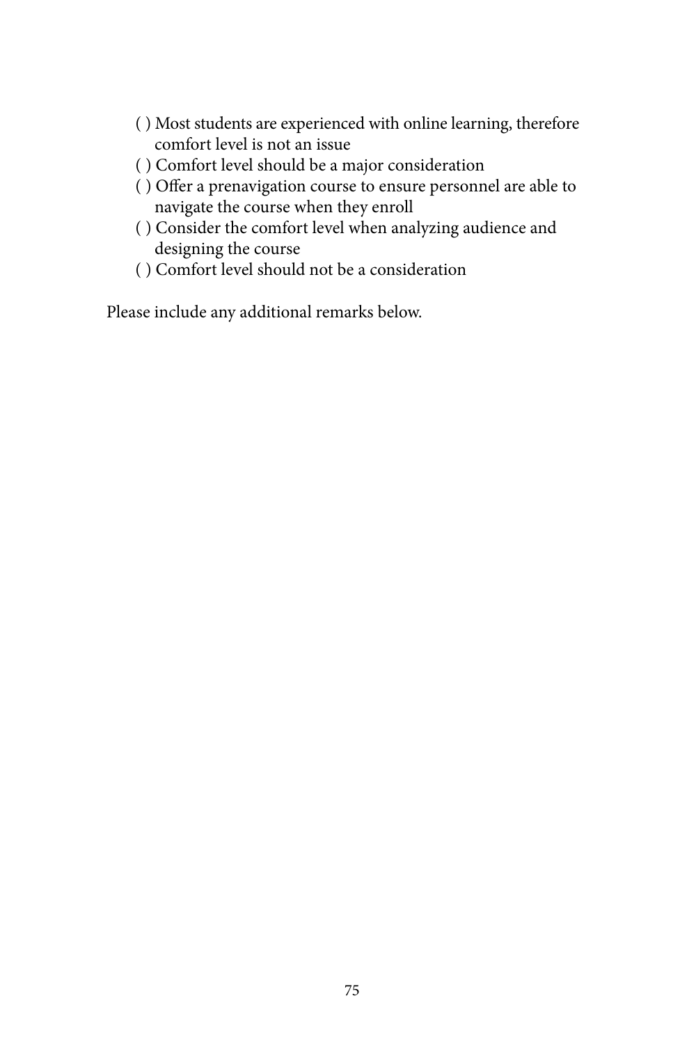( ) Most students are experienced with online learning, therefore comfort level is not an issue

( ) Comfort level should be a major consideration

( ) Offer a prenavigation course to ensure personnel are able to navigate the course when they enroll

( ) Consider the comfort level when analyzing audience and designing the course

( ) Comfort level should not be a consideration

Please include any additional remarks below.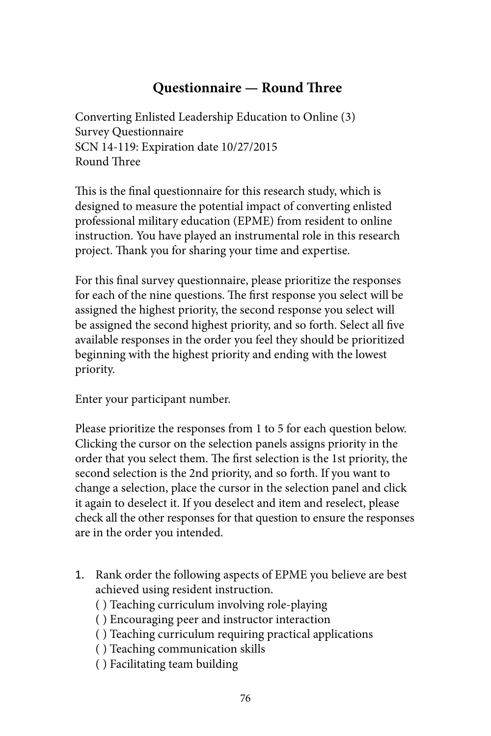## Questionnaire — Round Three

Converting Enlisted Leadership Education to Online (3)
Survey Questionnaire
SCN 14-119: Expiration date 10/27/2015
Round Three

This is the final questionnaire for this research study, which is designed to measure the potential impact of converting enlisted professional military education (EPME) from resident to online instruction. You have played an instrumental role in this research project. Thank you for sharing your time and expertise.

For this final survey questionnaire, please prioritize the responses for each of the nine questions. The first response you select will be assigned the highest priority, the second response you select will be assigned the second highest priority, and so forth. Select all five available responses in the order you feel they should be prioritized beginning with the highest priority and ending with the lowest priority.

Enter your participant number.

Please prioritize the responses from 1 to 5 for each question below. Clicking the cursor on the selection panels assigns priority in the order that you select them. The first selection is the 1st priority, the second selection is the 2nd priority, and so forth. If you want to change a selection, place the cursor in the selection panel and click it again to deselect it. If you deselect and item and reselect, please check all the other responses for that question to ensure the responses are in the order you intended.

1. Rank order the following aspects of EPME you believe are best achieved using resident instruction.
   ( ) Teaching curriculum involving role-playing
   ( ) Encouraging peer and instructor interaction
   ( ) Teaching curriculum requiring practical applications
   ( ) Teaching communication skills
   ( ) Facilitating team building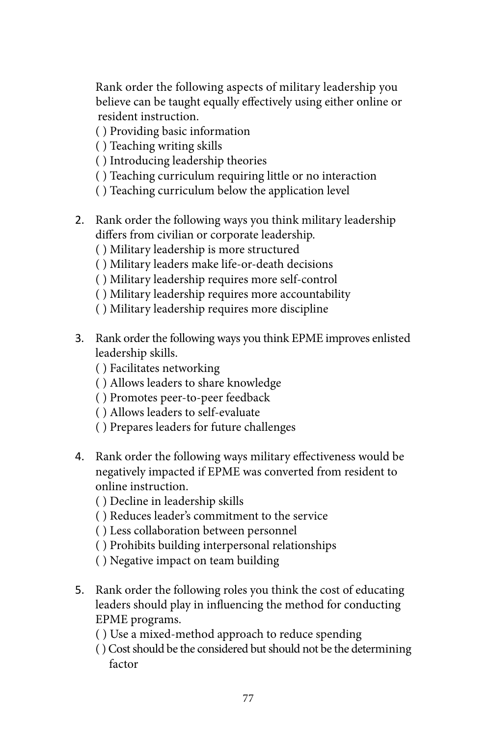Rank order the following aspects of military leadership you believe can be taught equally effectively using either online or resident instruction.

( ) Providing basic information  
( ) Teaching writing skills  
( ) Introducing leadership theories  
( ) Teaching curriculum requiring little or no interaction  
( ) Teaching curriculum below the application level

2. Rank order the following ways you think military leadership differs from civilian or corporate leadership.

   ( ) Military leadership is more structured  
   ( ) Military leaders make life-or-death decisions  
   ( ) Military leadership requires more self-control  
   ( ) Military leadership requires more accountability  
   ( ) Military leadership requires more discipline

3. Rank order the following ways you think EPME improves enlisted leadership skills.

   ( ) Facilitates networking  
   ( ) Allows leaders to share knowledge  
   ( ) Promotes peer-to-peer feedback  
   ( ) Allows leaders to self-evaluate  
   ( ) Prepares leaders for future challenges

4. Rank order the following ways military effectiveness would be negatively impacted if EPME was converted from resident to online instruction.

   ( ) Decline in leadership skills  
   ( ) Reduces leader's commitment to the service  
   ( ) Less collaboration between personnel  
   ( ) Prohibits building interpersonal relationships  
   ( ) Negative impact on team building

5. Rank order the following roles you think the cost of educating leaders should play in influencing the method for conducting EPME programs.

   ( ) Use a mixed-method approach to reduce spending  
   ( ) Cost should be the considered but should not be the determining factor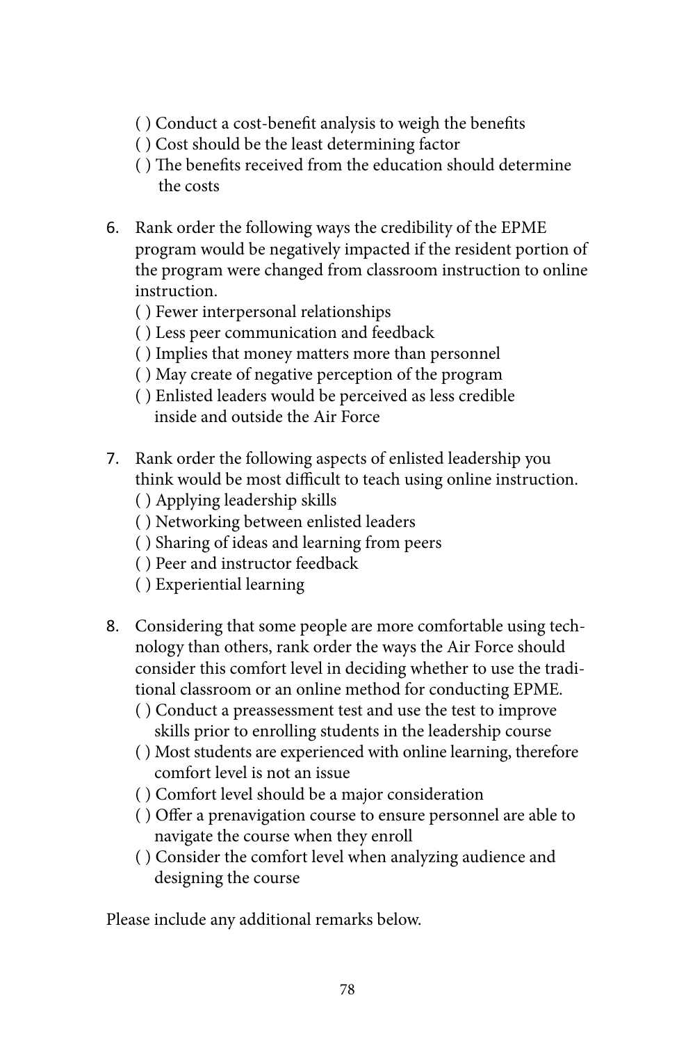( ) Conduct a cost-benefit analysis to weigh the benefits
( ) Cost should be the least determining factor
( ) The benefits received from the education should determine the costs

6. Rank order the following ways the credibility of the EPME program would be negatively impacted if the resident portion of the program were changed from classroom instruction to online instruction.
   ( ) Fewer interpersonal relationships
   ( ) Less peer communication and feedback
   ( ) Implies that money matters more than personnel
   ( ) May create of negative perception of the program
   ( ) Enlisted leaders would be perceived as less credible inside and outside the Air Force

7. Rank order the following aspects of enlisted leadership you think would be most difficult to teach using online instruction.
   ( ) Applying leadership skills
   ( ) Networking between enlisted leaders
   ( ) Sharing of ideas and learning from peers
   ( ) Peer and instructor feedback
   ( ) Experiential learning

8. Considering that some people are more comfortable using technology than others, rank order the ways the Air Force should consider this comfort level in deciding whether to use the traditional classroom or an online method for conducting EPME.
   ( ) Conduct a preassessment test and use the test to improve skills prior to enrolling students in the leadership course
   ( ) Most students are experienced with online learning, therefore comfort level is not an issue
   ( ) Comfort level should be a major consideration
   ( ) Offer a prenavigation course to ensure personnel are able to navigate the course when they enroll
   ( ) Consider the comfort level when analyzing audience and designing the course

Please include any additional remarks below.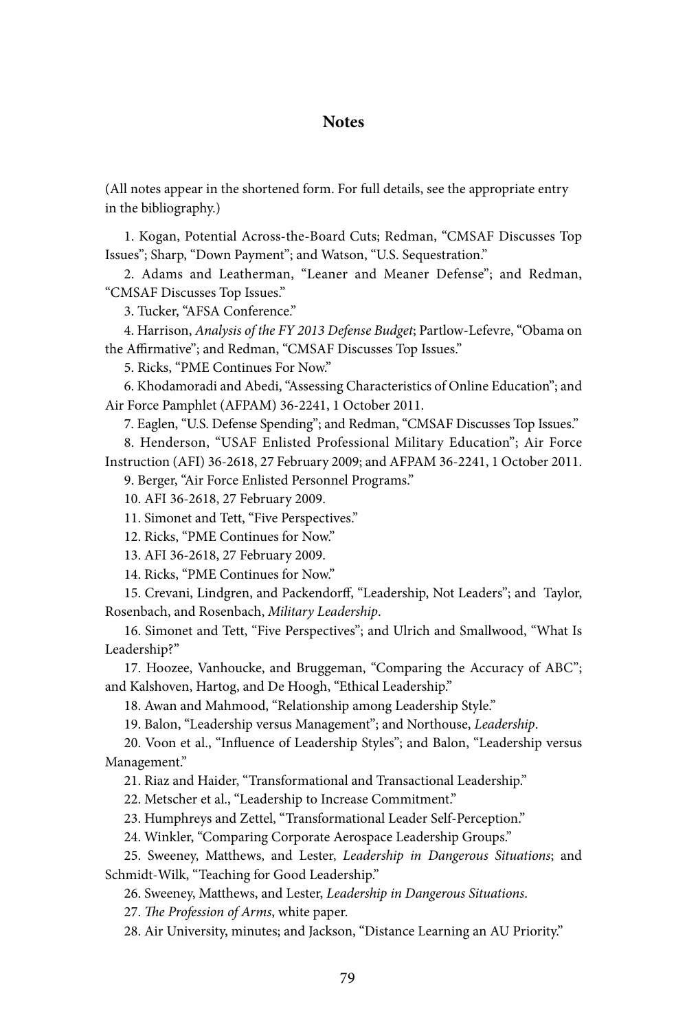## Notes

(All notes appear in the shortened form. For full details, see the appropriate entry in the bibliography.)

1. Kogan, Potential Across-the-Board Cuts; Redman, "CMSAF Discusses Top Issues"; Sharp, "Down Payment"; and Watson, "U.S. Sequestration."

2. Adams and Leatherman, "Leaner and Meaner Defense"; and Redman, "CMSAF Discusses Top Issues."

3. Tucker, "AFSA Conference."

4. Harrison, *Analysis of the FY 2013 Defense Budget*; Partlow-Lefevre, "Obama on the Affirmative"; and Redman, "CMSAF Discusses Top Issues."

5. Ricks, "PME Continues For Now."

6. Khodamoradi and Abedi, "Assessing Characteristics of Online Education"; and Air Force Pamphlet (AFPAM) 36-2241, 1 October 2011.

7. Eaglen, "U.S. Defense Spending"; and Redman, "CMSAF Discusses Top Issues."

8. Henderson, "USAF Enlisted Professional Military Education"; Air Force Instruction (AFI) 36-2618, 27 February 2009; and AFPAM 36-2241, 1 October 2011.

9. Berger, "Air Force Enlisted Personnel Programs."

10. AFI 36-2618, 27 February 2009.

11. Simonet and Tett, "Five Perspectives."

12. Ricks, "PME Continues for Now."

13. AFI 36-2618, 27 February 2009.

14. Ricks, "PME Continues for Now."

15. Crevani, Lindgren, and Packendorff, "Leadership, Not Leaders"; and Taylor, Rosenbach, and Rosenbach, *Military Leadership*.

16. Simonet and Tett, "Five Perspectives"; and Ulrich and Smallwood, "What Is Leadership?"

17. Hoozee, Vanhoucke, and Bruggeman, "Comparing the Accuracy of ABC"; and Kalshoven, Hartog, and De Hoogh, "Ethical Leadership."

18. Awan and Mahmood, "Relationship among Leadership Style."

19. Balon, "Leadership versus Management"; and Northouse, *Leadership*.

20. Voon et al., "Influence of Leadership Styles"; and Balon, "Leadership versus Management."

21. Riaz and Haider, "Transformational and Transactional Leadership."

22. Metscher et al., "Leadership to Increase Commitment."

23. Humphreys and Zettel, "Transformational Leader Self-Perception."

24. Winkler, "Comparing Corporate Aerospace Leadership Groups."

25. Sweeney, Matthews, and Lester, *Leadership in Dangerous Situations*; and Schmidt-Wilk, "Teaching for Good Leadership."

26. Sweeney, Matthews, and Lester, *Leadership in Dangerous Situations*.

27. *The Profession of Arms*, white paper.

28. Air University, minutes; and Jackson, "Distance Learning an AU Priority."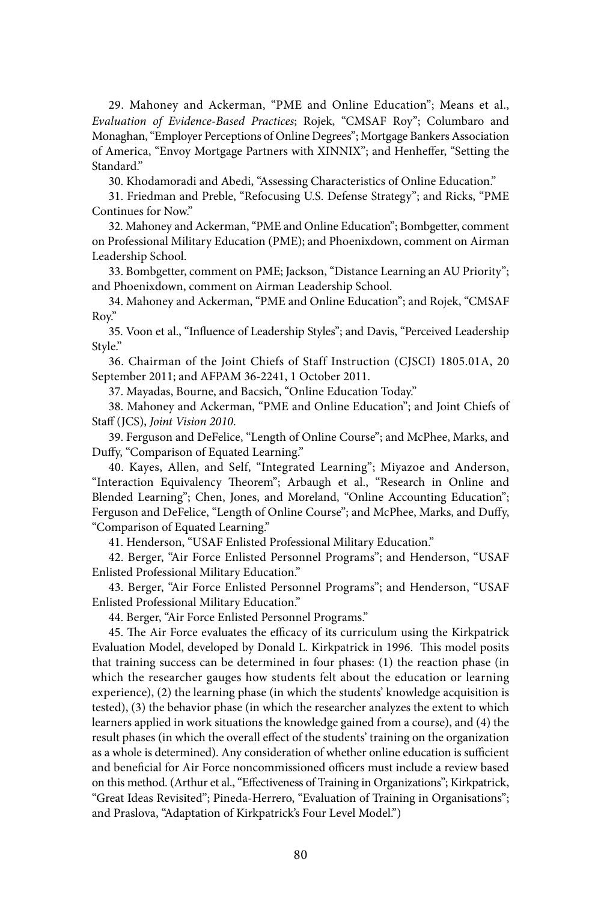29. Mahoney and Ackerman, "PME and Online Education"; Means et al., *Evaluation of Evidence-Based Practices*; Rojek, "CMSAF Roy"; Columbaro and Monaghan, "Employer Perceptions of Online Degrees"; Mortgage Bankers Association of America, "Envoy Mortgage Partners with XINNIX"; and Henheffer, "Setting the Standard."

30. Khodamoradi and Abedi, "Assessing Characteristics of Online Education."

31. Friedman and Preble, "Refocusing U.S. Defense Strategy"; and Ricks, "PME Continues for Now."

32. Mahoney and Ackerman, "PME and Online Education"; Bombgetter, comment on Professional Military Education (PME); and Phoenixdown, comment on Airman Leadership School.

33. Bombgetter, comment on PME; Jackson, "Distance Learning an AU Priority"; and Phoenixdown, comment on Airman Leadership School.

34. Mahoney and Ackerman, "PME and Online Education"; and Rojek, "CMSAF Roy."

35. Voon et al., "Influence of Leadership Styles"; and Davis, "Perceived Leadership Style."

36. Chairman of the Joint Chiefs of Staff Instruction (CJSCI) 1805.01A, 20 September 2011; and AFPAM 36-2241, 1 October 2011.

37. Mayadas, Bourne, and Bacsich, "Online Education Today."

38. Mahoney and Ackerman, "PME and Online Education"; and Joint Chiefs of Staff (JCS), *Joint Vision 2010*.

39. Ferguson and DeFelice, "Length of Online Course"; and McPhee, Marks, and Duffy, "Comparison of Equated Learning."

40. Kayes, Allen, and Self, "Integrated Learning"; Miyazoe and Anderson, "Interaction Equivalency Theorem"; Arbaugh et al., "Research in Online and Blended Learning"; Chen, Jones, and Moreland, "Online Accounting Education"; Ferguson and DeFelice, "Length of Online Course"; and McPhee, Marks, and Duffy, "Comparison of Equated Learning."

41. Henderson, "USAF Enlisted Professional Military Education."

42. Berger, "Air Force Enlisted Personnel Programs"; and Henderson, "USAF Enlisted Professional Military Education."

43. Berger, "Air Force Enlisted Personnel Programs"; and Henderson, "USAF Enlisted Professional Military Education."

44. Berger, "Air Force Enlisted Personnel Programs."

45. The Air Force evaluates the efficacy of its curriculum using the Kirkpatrick Evaluation Model, developed by Donald L. Kirkpatrick in 1996. This model posits that training success can be determined in four phases: (1) the reaction phase (in which the researcher gauges how students felt about the education or learning experience), (2) the learning phase (in which the students' knowledge acquisition is tested), (3) the behavior phase (in which the researcher analyzes the extent to which learners applied in work situations the knowledge gained from a course), and (4) the result phases (in which the overall effect of the students' training on the organization as a whole is determined). Any consideration of whether online education is sufficient and beneficial for Air Force noncommissioned officers must include a review based on this method. (Arthur et al., "Effectiveness of Training in Organizations"; Kirkpatrick, "Great Ideas Revisited"; Pineda-Herrero, "Evaluation of Training in Organisations"; and Praslova, "Adaptation of Kirkpatrick's Four Level Model.")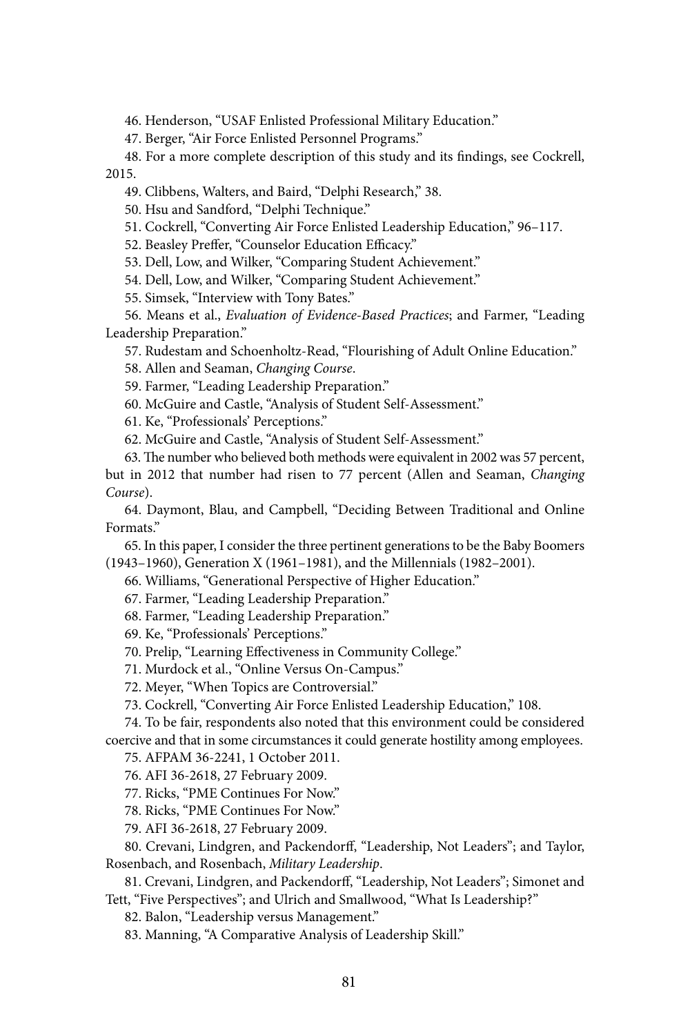46. Henderson, "USAF Enlisted Professional Military Education."

47. Berger, "Air Force Enlisted Personnel Programs."

48. For a more complete description of this study and its findings, see Cockrell, 2015.

49. Clibbens, Walters, and Baird, "Delphi Research," 38.

50. Hsu and Sandford, "Delphi Technique."

51. Cockrell, "Converting Air Force Enlisted Leadership Education," 96–117.

52. Beasley Preffer, "Counselor Education Efficacy."

53. Dell, Low, and Wilker, "Comparing Student Achievement."

54. Dell, Low, and Wilker, "Comparing Student Achievement."

55. Simsek, "Interview with Tony Bates."

56. Means et al., *Evaluation of Evidence-Based Practices*; and Farmer, "Leading Leadership Preparation."

57. Rudestam and Schoenholtz-Read, "Flourishing of Adult Online Education."

58. Allen and Seaman, *Changing Course*.

59. Farmer, "Leading Leadership Preparation."

60. McGuire and Castle, "Analysis of Student Self-Assessment."

61. Ke, "Professionals' Perceptions."

62. McGuire and Castle, "Analysis of Student Self-Assessment."

63. The number who believed both methods were equivalent in 2002 was 57 percent, but in 2012 that number had risen to 77 percent (Allen and Seaman, *Changing Course*).

64. Daymont, Blau, and Campbell, "Deciding Between Traditional and Online Formats."

65. In this paper, I consider the three pertinent generations to be the Baby Boomers (1943–1960), Generation X (1961–1981), and the Millennials (1982–2001).

66. Williams, "Generational Perspective of Higher Education."

67. Farmer, "Leading Leadership Preparation."

68. Farmer, "Leading Leadership Preparation."

69. Ke, "Professionals' Perceptions."

70. Prelip, "Learning Effectiveness in Community College."

71. Murdock et al., "Online Versus On-Campus."

72. Meyer, "When Topics are Controversial."

73. Cockrell, "Converting Air Force Enlisted Leadership Education," 108.

74. To be fair, respondents also noted that this environment could be considered coercive and that in some circumstances it could generate hostility among employees.

75. AFPAM 36-2241, 1 October 2011.

76. AFI 36-2618, 27 February 2009.

77. Ricks, "PME Continues For Now."

78. Ricks, "PME Continues For Now."

79. AFI 36-2618, 27 February 2009.

80. Crevani, Lindgren, and Packendorff, "Leadership, Not Leaders"; and Taylor, Rosenbach, and Rosenbach, *Military Leadership*.

81. Crevani, Lindgren, and Packendorff, "Leadership, Not Leaders"; Simonet and Tett, "Five Perspectives"; and Ulrich and Smallwood, "What Is Leadership?"

82. Balon, "Leadership versus Management."

83. Manning, "A Comparative Analysis of Leadership Skill."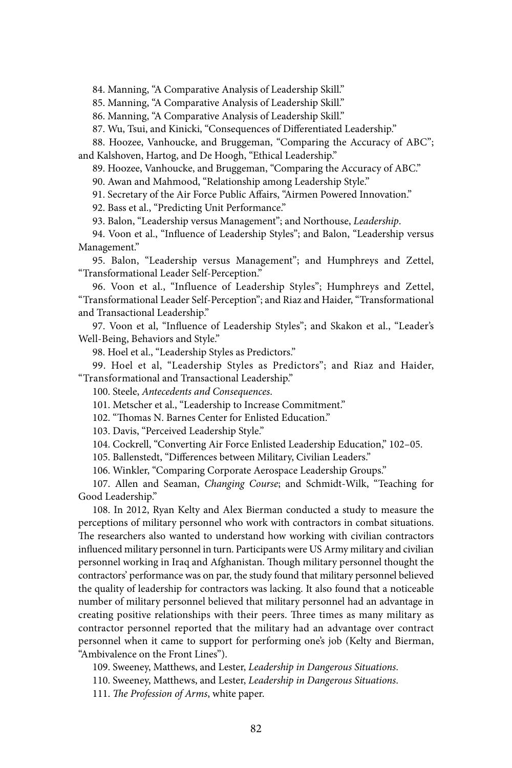84. Manning, "A Comparative Analysis of Leadership Skill."

85. Manning, "A Comparative Analysis of Leadership Skill."

86. Manning, "A Comparative Analysis of Leadership Skill."

87. Wu, Tsui, and Kinicki, "Consequences of Differentiated Leadership."

88. Hoozee, Vanhoucke, and Bruggeman, "Comparing the Accuracy of ABC"; and Kalshoven, Hartog, and De Hoogh, "Ethical Leadership."

89. Hoozee, Vanhoucke, and Bruggeman, "Comparing the Accuracy of ABC."

90. Awan and Mahmood, "Relationship among Leadership Style."

91. Secretary of the Air Force Public Affairs, "Airmen Powered Innovation."

92. Bass et al., "Predicting Unit Performance."

93. Balon, "Leadership versus Management"; and Northouse, *Leadership*.

94. Voon et al., "Influence of Leadership Styles"; and Balon, "Leadership versus Management."

95. Balon, "Leadership versus Management"; and Humphreys and Zettel, "Transformational Leader Self-Perception."

96. Voon et al., "Influence of Leadership Styles"; Humphreys and Zettel, "Transformational Leader Self-Perception"; and Riaz and Haider, "Transformational and Transactional Leadership."

97. Voon et al, "Influence of Leadership Styles"; and Skakon et al., "Leader's Well-Being, Behaviors and Style."

98. Hoel et al., "Leadership Styles as Predictors."

99. Hoel et al, "Leadership Styles as Predictors"; and Riaz and Haider, "Transformational and Transactional Leadership."

100. Steele, *Antecedents and Consequences*.

101. Metscher et al., "Leadership to Increase Commitment."

102. "Thomas N. Barnes Center for Enlisted Education."

103. Davis, "Perceived Leadership Style."

104. Cockrell, "Converting Air Force Enlisted Leadership Education," 102–05.

105. Ballenstedt, "Differences between Military, Civilian Leaders."

106. Winkler, "Comparing Corporate Aerospace Leadership Groups."

107. Allen and Seaman, *Changing Course*; and Schmidt-Wilk, "Teaching for Good Leadership."

108. In 2012, Ryan Kelty and Alex Bierman conducted a study to measure the perceptions of military personnel who work with contractors in combat situations. The researchers also wanted to understand how working with civilian contractors influenced military personnel in turn. Participants were US Army military and civilian personnel working in Iraq and Afghanistan. Though military personnel thought the contractors' performance was on par, the study found that military personnel believed the quality of leadership for contractors was lacking. It also found that a noticeable number of military personnel believed that military personnel had an advantage in creating positive relationships with their peers. Three times as many military as contractor personnel reported that the military had an advantage over contract personnel when it came to support for performing one's job (Kelty and Bierman, "Ambivalence on the Front Lines").

109. Sweeney, Matthews, and Lester, *Leadership in Dangerous Situations*.

110. Sweeney, Matthews, and Lester, *Leadership in Dangerous Situations*.

111. *The Profession of Arms*, white paper.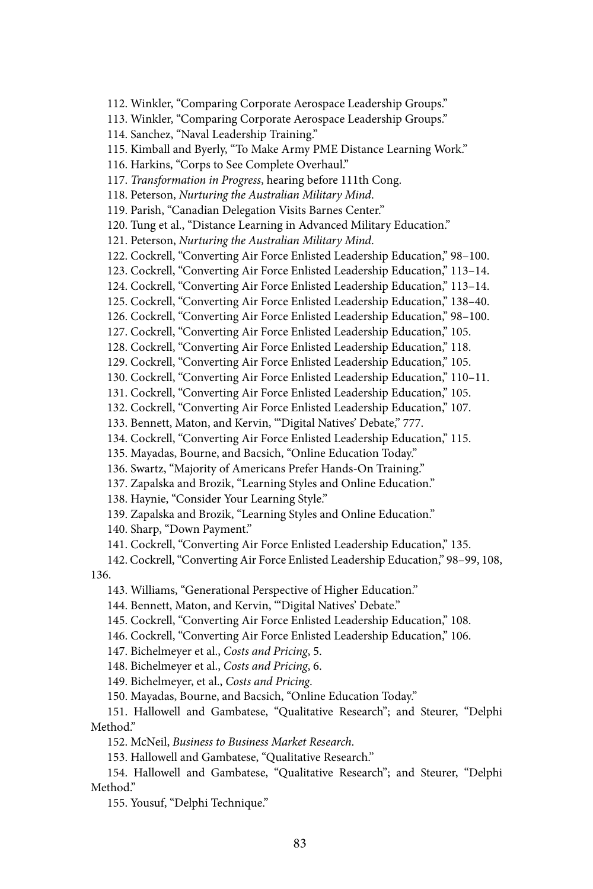112. Winkler, "Comparing Corporate Aerospace Leadership Groups."

113. Winkler, "Comparing Corporate Aerospace Leadership Groups."

114. Sanchez, "Naval Leadership Training."

115. Kimball and Byerly, "To Make Army PME Distance Learning Work."

116. Harkins, "Corps to See Complete Overhaul."

117. *Transformation in Progress*, hearing before 111th Cong.

118. Peterson, *Nurturing the Australian Military Mind*.

119. Parish, "Canadian Delegation Visits Barnes Center."

120. Tung et al., "Distance Learning in Advanced Military Education."

121. Peterson, *Nurturing the Australian Military Mind*.

122. Cockrell, "Converting Air Force Enlisted Leadership Education," 98–100.

123. Cockrell, "Converting Air Force Enlisted Leadership Education," 113–14.

124. Cockrell, "Converting Air Force Enlisted Leadership Education," 113–14.

125. Cockrell, "Converting Air Force Enlisted Leadership Education," 138–40.

126. Cockrell, "Converting Air Force Enlisted Leadership Education," 98–100.

127. Cockrell, "Converting Air Force Enlisted Leadership Education," 105.

128. Cockrell, "Converting Air Force Enlisted Leadership Education," 118.

129. Cockrell, "Converting Air Force Enlisted Leadership Education," 105.

130. Cockrell, "Converting Air Force Enlisted Leadership Education," 110–11.

131. Cockrell, "Converting Air Force Enlisted Leadership Education," 105.

132. Cockrell, "Converting Air Force Enlisted Leadership Education," 107.

133. Bennett, Maton, and Kervin, "'Digital Natives' Debate," 777.

134. Cockrell, "Converting Air Force Enlisted Leadership Education," 115.

135. Mayadas, Bourne, and Bacsich, "Online Education Today."

136. Swartz, "Majority of Americans Prefer Hands-On Training."

137. Zapalska and Brozik, "Learning Styles and Online Education."

138. Haynie, "Consider Your Learning Style."

139. Zapalska and Brozik, "Learning Styles and Online Education."

140. Sharp, "Down Payment."

141. Cockrell, "Converting Air Force Enlisted Leadership Education," 135.

142. Cockrell, "Converting Air Force Enlisted Leadership Education," 98–99, 108, 136.

143. Williams, "Generational Perspective of Higher Education."

144. Bennett, Maton, and Kervin, "'Digital Natives' Debate."

145. Cockrell, "Converting Air Force Enlisted Leadership Education," 108.

146. Cockrell, "Converting Air Force Enlisted Leadership Education," 106.

147. Bichelmeyer et al., *Costs and Pricing*, 5.

148. Bichelmeyer et al., *Costs and Pricing*, 6.

149. Bichelmeyer, et al., *Costs and Pricing*.

150. Mayadas, Bourne, and Bacsich, "Online Education Today."

151. Hallowell and Gambatese, "Qualitative Research"; and Steurer, "Delphi Method."

152. McNeil, *Business to Business Market Research*.

153. Hallowell and Gambatese, "Qualitative Research."

154. Hallowell and Gambatese, "Qualitative Research"; and Steurer, "Delphi Method."

155. Yousuf, "Delphi Technique."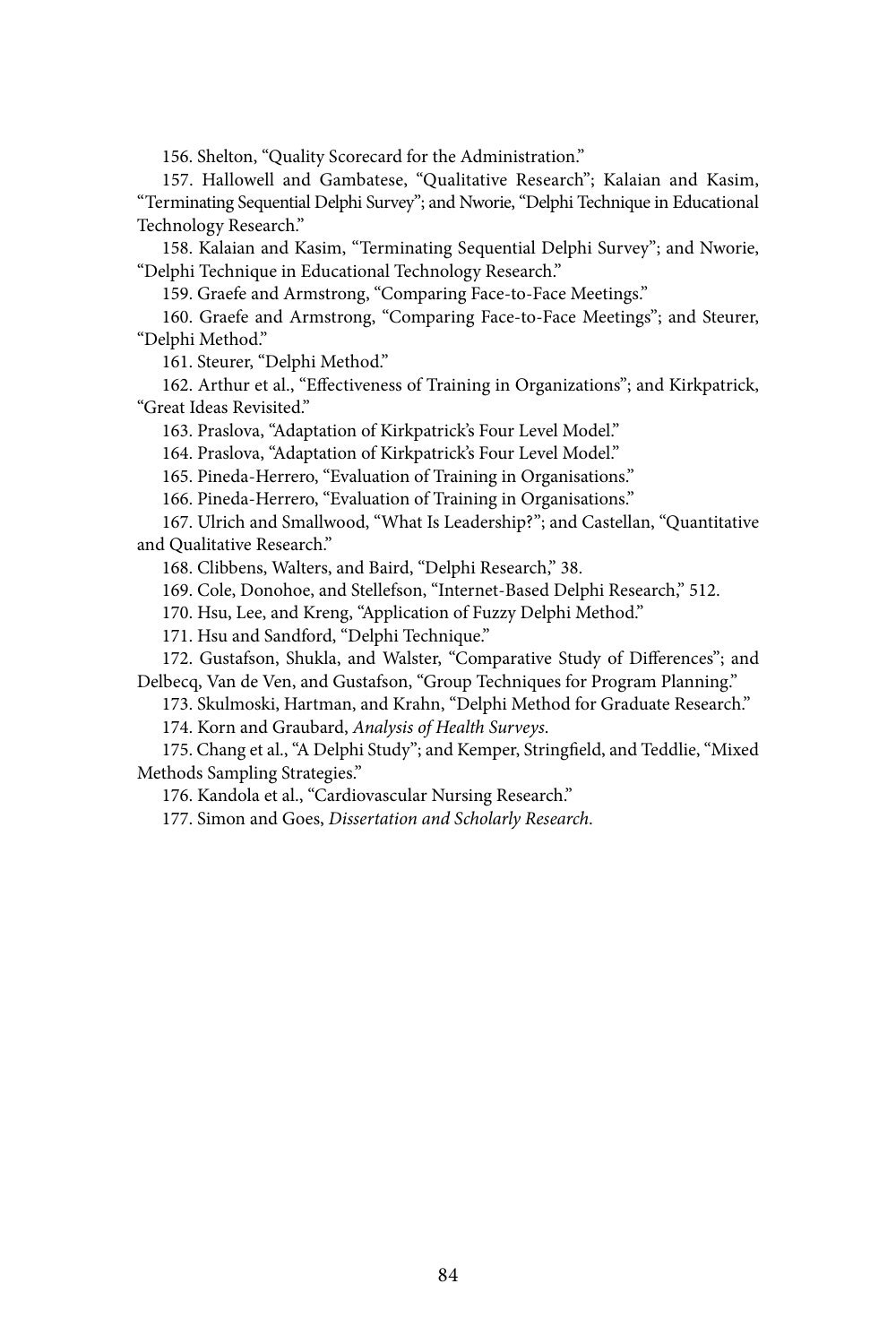156. Shelton, "Quality Scorecard for the Administration."

157. Hallowell and Gambatese, "Qualitative Research"; Kalaian and Kasim, "Terminating Sequential Delphi Survey"; and Nworie, "Delphi Technique in Educational Technology Research."

158. Kalaian and Kasim, "Terminating Sequential Delphi Survey"; and Nworie, "Delphi Technique in Educational Technology Research."

159. Graefe and Armstrong, "Comparing Face-to-Face Meetings."

160. Graefe and Armstrong, "Comparing Face-to-Face Meetings"; and Steurer, "Delphi Method."

161. Steurer, "Delphi Method."

162. Arthur et al., "Effectiveness of Training in Organizations"; and Kirkpatrick, "Great Ideas Revisited."

163. Praslova, "Adaptation of Kirkpatrick's Four Level Model."

164. Praslova, "Adaptation of Kirkpatrick's Four Level Model."

165. Pineda-Herrero, "Evaluation of Training in Organisations."

166. Pineda-Herrero, "Evaluation of Training in Organisations."

167. Ulrich and Smallwood, "What Is Leadership?"; and Castellan, "Quantitative and Qualitative Research."

168. Clibbens, Walters, and Baird, "Delphi Research," 38.

169. Cole, Donohoe, and Stellefson, "Internet-Based Delphi Research," 512.

170. Hsu, Lee, and Kreng, "Application of Fuzzy Delphi Method."

171. Hsu and Sandford, "Delphi Technique."

172. Gustafson, Shukla, and Walster, "Comparative Study of Differences"; and Delbecq, Van de Ven, and Gustafson, "Group Techniques for Program Planning."

173. Skulmoski, Hartman, and Krahn, "Delphi Method for Graduate Research."

174. Korn and Graubard, *Analysis of Health Surveys*.

175. Chang et al., "A Delphi Study"; and Kemper, Stringfield, and Teddlie, "Mixed Methods Sampling Strategies."

176. Kandola et al., "Cardiovascular Nursing Research."

177. Simon and Goes, *Dissertation and Scholarly Research*.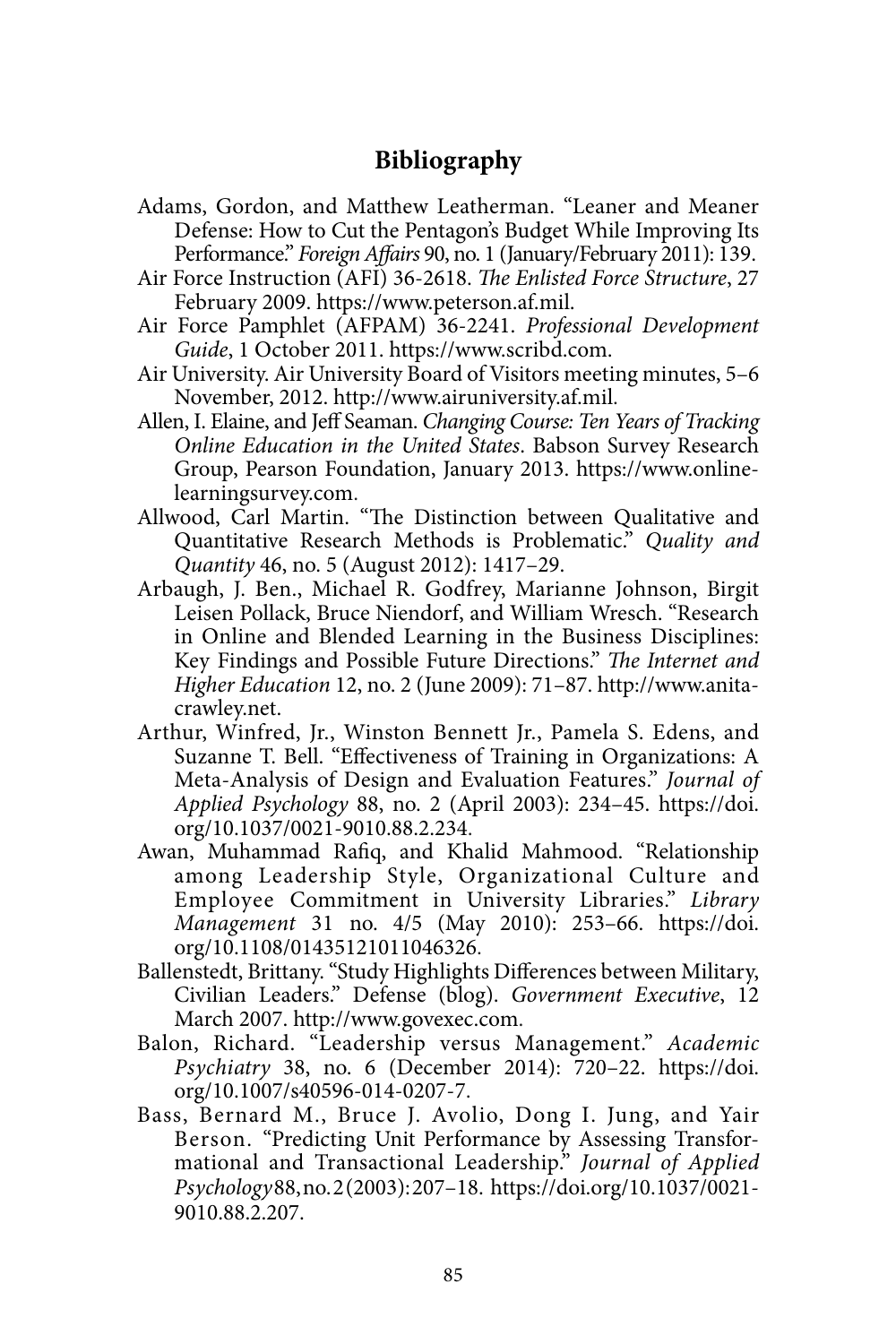# Bibliography

Adams, Gordon, and Matthew Leatherman. "Leaner and Meaner Defense: How to Cut the Pentagon's Budget While Improving Its Performance." *Foreign Affairs* 90, no. 1 (January/February 2011): 139.

Air Force Instruction (AFI) 36-2618. *The Enlisted Force Structure*, 27 February 2009. https://www.peterson.af.mil.

Air Force Pamphlet (AFPAM) 36-2241. *Professional Development Guide*, 1 October 2011. https://www.scribd.com.

Air University. Air University Board of Visitors meeting minutes, 5–6 November, 2012. http://www.airuniversity.af.mil.

Allen, I. Elaine, and Jeff Seaman. *Changing Course: Ten Years of Tracking Online Education in the United States*. Babson Survey Research Group, Pearson Foundation, January 2013. https://www.onlinelearningsurvey.com.

Allwood, Carl Martin. "The Distinction between Qualitative and Quantitative Research Methods is Problematic." *Quality and Quantity* 46, no. 5 (August 2012): 1417–29.

Arbaugh, J. Ben., Michael R. Godfrey, Marianne Johnson, Birgit Leisen Pollack, Bruce Niendorf, and William Wresch. "Research in Online and Blended Learning in the Business Disciplines: Key Findings and Possible Future Directions." *The Internet and Higher Education* 12, no. 2 (June 2009): 71–87. http://www.anitacrawley.net.

Arthur, Winfred, Jr., Winston Bennett Jr., Pamela S. Edens, and Suzanne T. Bell. "Effectiveness of Training in Organizations: A Meta-Analysis of Design and Evaluation Features." *Journal of Applied Psychology* 88, no. 2 (April 2003): 234–45. https://doi.org/10.1037/0021-9010.88.2.234.

Awan, Muhammad Rafiq, and Khalid Mahmood. "Relationship among Leadership Style, Organizational Culture and Employee Commitment in University Libraries." *Library Management* 31 no. 4/5 (May 2010): 253–66. https://doi.org/10.1108/01435121011046326.

Ballenstedt, Brittany. "Study Highlights Differences between Military, Civilian Leaders." Defense (blog). *Government Executive*, 12 March 2007. http://www.govexec.com.

Balon, Richard. "Leadership versus Management." *Academic Psychiatry* 38, no. 6 (December 2014): 720–22. https://doi.org/10.1007/s40596-014-0207-7.

Bass, Bernard M., Bruce J. Avolio, Dong I. Jung, and Yair Berson. "Predicting Unit Performance by Assessing Transformational and Transactional Leadership." *Journal of Applied Psychology* 88, no. 2 (2003): 207–18. https://doi.org/10.1037/0021-9010.88.2.207.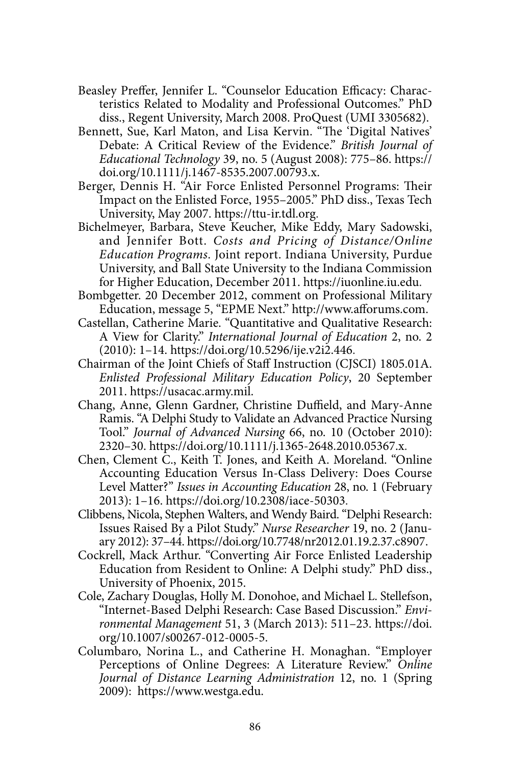Beasley Preffer, Jennifer L. "Counselor Education Efficacy: Characteristics Related to Modality and Professional Outcomes." PhD diss., Regent University, March 2008. ProQuest (UMI 3305682).

Bennett, Sue, Karl Maton, and Lisa Kervin. "The 'Digital Natives' Debate: A Critical Review of the Evidence." *British Journal of Educational Technology* 39, no. 5 (August 2008): 775–86. https://doi.org/10.1111/j.1467-8535.2007.00793.x.

Berger, Dennis H. "Air Force Enlisted Personnel Programs: Their Impact on the Enlisted Force, 1955–2005." PhD diss., Texas Tech University, May 2007. https://ttu-ir.tdl.org.

Bichelmeyer, Barbara, Steve Keucher, Mike Eddy, Mary Sadowski, and Jennifer Bott. *Costs and Pricing of Distance/Online Education Programs*. Joint report. Indiana University, Purdue University, and Ball State University to the Indiana Commission for Higher Education, December 2011. https://iuonline.iu.edu.

Bombgetter. 20 December 2012, comment on Professional Military Education, message 5, "EPME Next." http://www.afforums.com.

Castellan, Catherine Marie. "Quantitative and Qualitative Research: A View for Clarity." *International Journal of Education* 2, no. 2 (2010): 1–14. https://doi.org/10.5296/ije.v2i2.446.

Chairman of the Joint Chiefs of Staff Instruction (CJSCI) 1805.01A. *Enlisted Professional Military Education Policy*, 20 September 2011. https://usacac.army.mil.

Chang, Anne, Glenn Gardner, Christine Duffield, and Mary-Anne Ramis. "A Delphi Study to Validate an Advanced Practice Nursing Tool." *Journal of Advanced Nursing* 66, no. 10 (October 2010): 2320–30. https://doi.org/10.1111/j.1365-2648.2010.05367.x.

Chen, Clement C., Keith T. Jones, and Keith A. Moreland. "Online Accounting Education Versus In-Class Delivery: Does Course Level Matter?" *Issues in Accounting Education* 28, no. 1 (February 2013): 1–16. https://doi.org/10.2308/iace-50303.

Clibbens, Nicola, Stephen Walters, and Wendy Baird. "Delphi Research: Issues Raised By a Pilot Study." *Nurse Researcher* 19, no. 2 (January 2012): 37–44. https://doi.org/10.7748/nr2012.01.19.2.37.c8907.

Cockrell, Mack Arthur. "Converting Air Force Enlisted Leadership Education from Resident to Online: A Delphi study." PhD diss., University of Phoenix, 2015.

Cole, Zachary Douglas, Holly M. Donohoe, and Michael L. Stellefson, "Internet-Based Delphi Research: Case Based Discussion." *Environmental Management* 51, 3 (March 2013): 511–23. https://doi.org/10.1007/s00267-012-0005-5.

Columbaro, Norina L., and Catherine H. Monaghan. "Employer Perceptions of Online Degrees: A Literature Review." *Online Journal of Distance Learning Administration* 12, no. 1 (Spring 2009): https://www.westga.edu.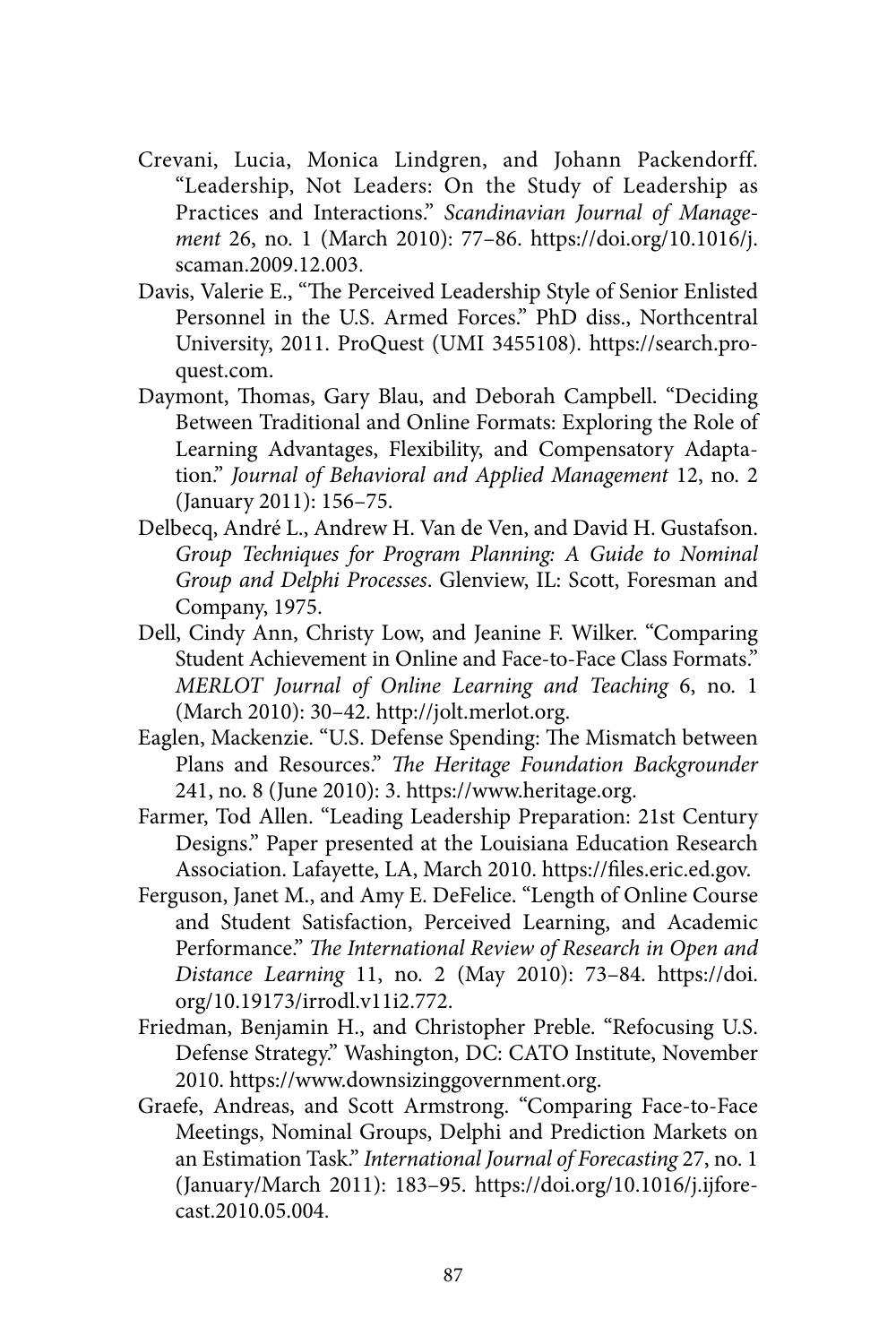Crevani, Lucia, Monica Lindgren, and Johann Packendorff. "Leadership, Not Leaders: On the Study of Leadership as Practices and Interactions." *Scandinavian Journal of Management* 26, no. 1 (March 2010): 77–86. https://doi.org/10.1016/j.scaman.2009.12.003.

Davis, Valerie E., "The Perceived Leadership Style of Senior Enlisted Personnel in the U.S. Armed Forces." PhD diss., Northcentral University, 2011. ProQuest (UMI 3455108). https://search.proquest.com.

Daymont, Thomas, Gary Blau, and Deborah Campbell. "Deciding Between Traditional and Online Formats: Exploring the Role of Learning Advantages, Flexibility, and Compensatory Adaptation." *Journal of Behavioral and Applied Management* 12, no. 2 (January 2011): 156–75.

Delbecq, André L., Andrew H. Van de Ven, and David H. Gustafson. *Group Techniques for Program Planning: A Guide to Nominal Group and Delphi Processes*. Glenview, IL: Scott, Foresman and Company, 1975.

Dell, Cindy Ann, Christy Low, and Jeanine F. Wilker. "Comparing Student Achievement in Online and Face-to-Face Class Formats." *MERLOT Journal of Online Learning and Teaching* 6, no. 1 (March 2010): 30–42. http://jolt.merlot.org.

Eaglen, Mackenzie. "U.S. Defense Spending: The Mismatch between Plans and Resources." *The Heritage Foundation Backgrounder* 241, no. 8 (June 2010): 3. https://www.heritage.org.

Farmer, Tod Allen. "Leading Leadership Preparation: 21st Century Designs." Paper presented at the Louisiana Education Research Association. Lafayette, LA, March 2010. https://files.eric.ed.gov.

Ferguson, Janet M., and Amy E. DeFelice. "Length of Online Course and Student Satisfaction, Perceived Learning, and Academic Performance." *The International Review of Research in Open and Distance Learning* 11, no. 2 (May 2010): 73–84. https://doi.org/10.19173/irrodl.v11i2.772.

Friedman, Benjamin H., and Christopher Preble. "Refocusing U.S. Defense Strategy." Washington, DC: CATO Institute, November 2010. https://www.downsizinggovernment.org.

Graefe, Andreas, and Scott Armstrong. "Comparing Face-to-Face Meetings, Nominal Groups, Delphi and Prediction Markets on an Estimation Task." *International Journal of Forecasting* 27, no. 1 (January/March 2011): 183–95. https://doi.org/10.1016/j.ijforecast.2010.05.004.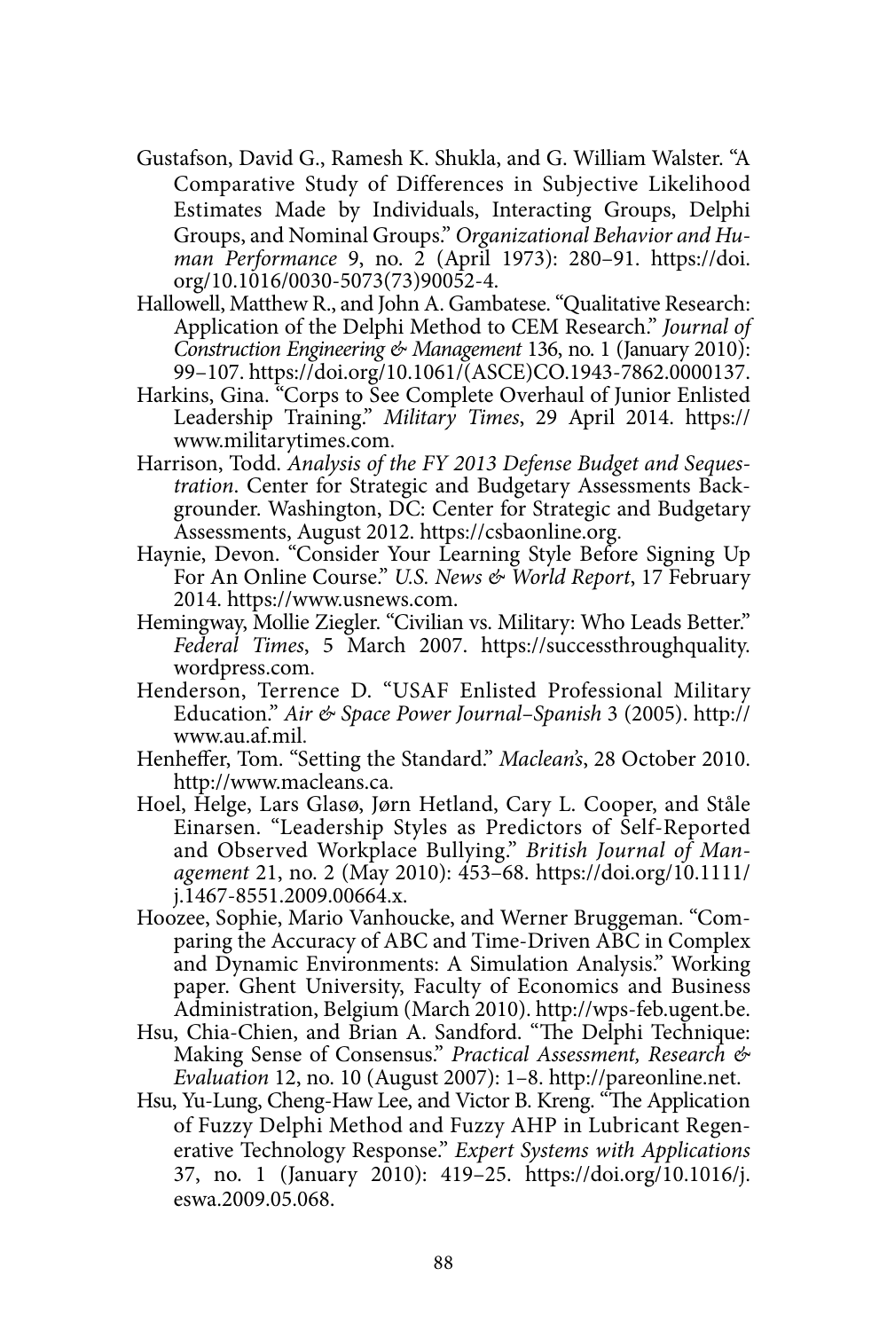Gustafson, David G., Ramesh K. Shukla, and G. William Walster. "A Comparative Study of Differences in Subjective Likelihood Estimates Made by Individuals, Interacting Groups, Delphi Groups, and Nominal Groups." *Organizational Behavior and Human Performance* 9, no. 2 (April 1973): 280–91. https://doi.org/10.1016/0030-5073(73)90052-4.

Hallowell, Matthew R., and John A. Gambatese. "Qualitative Research: Application of the Delphi Method to CEM Research." *Journal of Construction Engineering & Management* 136, no. 1 (January 2010): 99–107. https://doi.org/10.1061/(ASCE)CO.1943-7862.0000137.

Harkins, Gina. "Corps to See Complete Overhaul of Junior Enlisted Leadership Training." *Military Times*, 29 April 2014. https://www.militarytimes.com.

Harrison, Todd. *Analysis of the FY 2013 Defense Budget and Sequestration*. Center for Strategic and Budgetary Assessments Backgrounder. Washington, DC: Center for Strategic and Budgetary Assessments, August 2012. https://csbaonline.org.

Haynie, Devon. "Consider Your Learning Style Before Signing Up For An Online Course." *U.S. News & World Report*, 17 February 2014. https://www.usnews.com.

Hemingway, Mollie Ziegler. "Civilian vs. Military: Who Leads Better." *Federal Times*, 5 March 2007. https://successthroughquality.wordpress.com.

Henderson, Terrence D. "USAF Enlisted Professional Military Education." *Air & Space Power Journal–Spanish* 3 (2005). http://www.au.af.mil.

Henheffer, Tom. "Setting the Standard." *Maclean's*, 28 October 2010. http://www.macleans.ca.

Hoel, Helge, Lars Glasø, Jørn Hetland, Cary L. Cooper, and Ståle Einarsen. "Leadership Styles as Predictors of Self-Reported and Observed Workplace Bullying." *British Journal of Management* 21, no. 2 (May 2010): 453–68. https://doi.org/10.1111/j.1467-8551.2009.00664.x.

Hoozee, Sophie, Mario Vanhoucke, and Werner Bruggeman. "Comparing the Accuracy of ABC and Time-Driven ABC in Complex and Dynamic Environments: A Simulation Analysis." Working paper. Ghent University, Faculty of Economics and Business Administration, Belgium (March 2010). http://wps-feb.ugent.be.

Hsu, Chia-Chien, and Brian A. Sandford. "The Delphi Technique: Making Sense of Consensus." *Practical Assessment, Research & Evaluation* 12, no. 10 (August 2007): 1–8. http://pareonline.net.

Hsu, Yu-Lung, Cheng-Haw Lee, and Victor B. Kreng. "The Application of Fuzzy Delphi Method and Fuzzy AHP in Lubricant Regenerative Technology Response." *Expert Systems with Applications* 37, no. 1 (January 2010): 419–25. https://doi.org/10.1016/j.eswa.2009.05.068.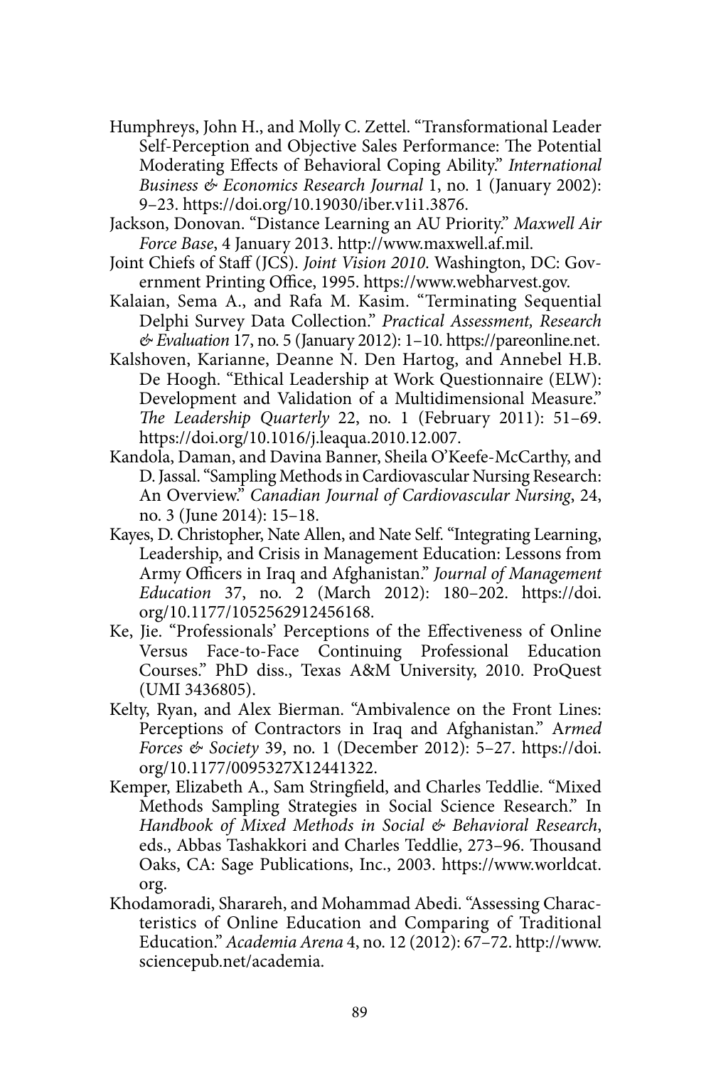Humphreys, John H., and Molly C. Zettel. "Transformational Leader Self-Perception and Objective Sales Performance: The Potential Moderating Effects of Behavioral Coping Ability." *International Business & Economics Research Journal* 1, no. 1 (January 2002): 9–23. https://doi.org/10.19030/iber.v1i1.3876.

Jackson, Donovan. "Distance Learning an AU Priority." *Maxwell Air Force Base*, 4 January 2013. http://www.maxwell.af.mil.

Joint Chiefs of Staff (JCS). *Joint Vision 2010*. Washington, DC: Government Printing Office, 1995. https://www.webharvest.gov.

Kalaian, Sema A., and Rafa M. Kasim. "Terminating Sequential Delphi Survey Data Collection." *Practical Assessment, Research & Evaluation* 17, no. 5 (January 2012): 1–10. https://pareonline.net.

Kalshoven, Karianne, Deanne N. Den Hartog, and Annebel H.B. De Hoogh. "Ethical Leadership at Work Questionnaire (ELW): Development and Validation of a Multidimensional Measure." *The Leadership Quarterly* 22, no. 1 (February 2011): 51–69. https://doi.org/10.1016/j.leaqua.2010.12.007.

Kandola, Daman, and Davina Banner, Sheila O'Keefe-McCarthy, and D. Jassal. "Sampling Methods in Cardiovascular Nursing Research: An Overview." *Canadian Journal of Cardiovascular Nursing*, 24, no. 3 (June 2014): 15–18.

Kayes, D. Christopher, Nate Allen, and Nate Self. "Integrating Learning, Leadership, and Crisis in Management Education: Lessons from Army Officers in Iraq and Afghanistan." *Journal of Management Education* 37, no. 2 (March 2012): 180–202. https://doi.org/10.1177/1052562912456168.

Ke, Jie. "Professionals' Perceptions of the Effectiveness of Online Versus Face-to-Face Continuing Professional Education Courses." PhD diss., Texas A&M University, 2010. ProQuest (UMI 3436805).

Kelty, Ryan, and Alex Bierman. "Ambivalence on the Front Lines: Perceptions of Contractors in Iraq and Afghanistan." A*rmed Forces & Society* 39, no. 1 (December 2012): 5–27. https://doi.org/10.1177/0095327X12441322.

Kemper, Elizabeth A., Sam Stringfield, and Charles Teddlie. "Mixed Methods Sampling Strategies in Social Science Research." In *Handbook of Mixed Methods in Social & Behavioral Research*, eds., Abbas Tashakkori and Charles Teddlie, 273–96. Thousand Oaks, CA: Sage Publications, Inc., 2003. https://www.worldcat.org.

Khodamoradi, Sharareh, and Mohammad Abedi. "Assessing Characteristics of Online Education and Comparing of Traditional Education." *Academia Arena* 4, no. 12 (2012): 67–72. http://www.sciencepub.net/academia.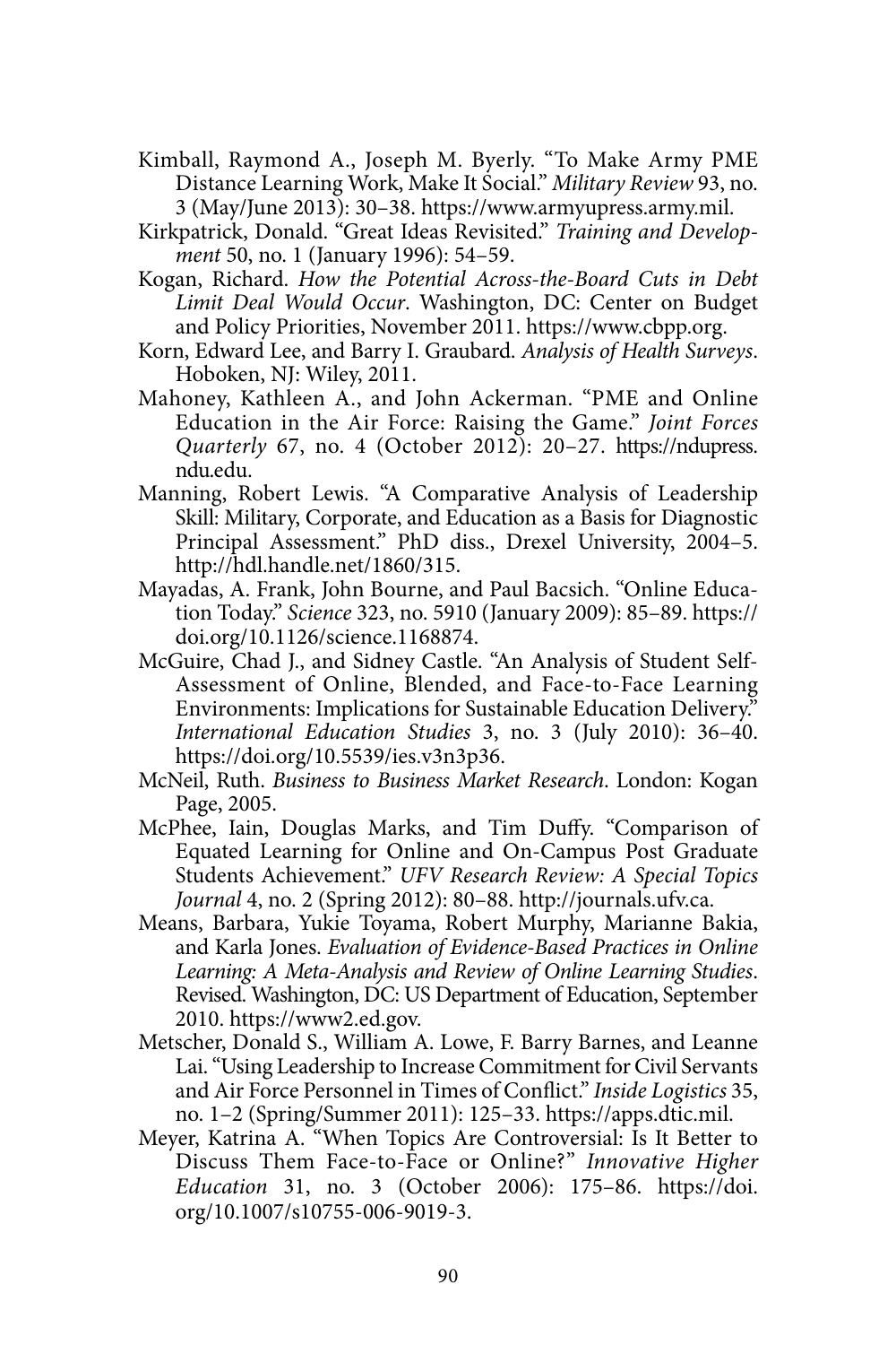Kimball, Raymond A., Joseph M. Byerly. "To Make Army PME Distance Learning Work, Make It Social." *Military Review* 93, no. 3 (May/June 2013): 30–38. https://www.armyupress.army.mil.

Kirkpatrick, Donald. "Great Ideas Revisited." *Training and Development* 50, no. 1 (January 1996): 54–59.

Kogan, Richard. *How the Potential Across-the-Board Cuts in Debt Limit Deal Would Occur*. Washington, DC: Center on Budget and Policy Priorities, November 2011. https://www.cbpp.org.

Korn, Edward Lee, and Barry I. Graubard. *Analysis of Health Surveys*. Hoboken, NJ: Wiley, 2011.

Mahoney, Kathleen A., and John Ackerman. "PME and Online Education in the Air Force: Raising the Game." *Joint Forces Quarterly* 67, no. 4 (October 2012): 20–27. https://ndupress.ndu.edu.

Manning, Robert Lewis. "A Comparative Analysis of Leadership Skill: Military, Corporate, and Education as a Basis for Diagnostic Principal Assessment." PhD diss., Drexel University, 2004–5. http://hdl.handle.net/1860/315.

Mayadas, A. Frank, John Bourne, and Paul Bacsich. "Online Education Today." *Science* 323, no. 5910 (January 2009): 85–89. https://doi.org/10.1126/science.1168874.

McGuire, Chad J., and Sidney Castle. "An Analysis of Student Self-Assessment of Online, Blended, and Face-to-Face Learning Environments: Implications for Sustainable Education Delivery." *International Education Studies* 3, no. 3 (July 2010): 36–40. https://doi.org/10.5539/ies.v3n3p36.

McNeil, Ruth. *Business to Business Market Research*. London: Kogan Page, 2005.

McPhee, Iain, Douglas Marks, and Tim Duffy. "Comparison of Equated Learning for Online and On-Campus Post Graduate Students Achievement." *UFV Research Review: A Special Topics Journal* 4, no. 2 (Spring 2012): 80–88. http://journals.ufv.ca.

Means, Barbara, Yukie Toyama, Robert Murphy, Marianne Bakia, and Karla Jones. *Evaluation of Evidence-Based Practices in Online Learning: A Meta-Analysis and Review of Online Learning Studies*. Revised. Washington, DC: US Department of Education, September 2010. https://www2.ed.gov.

Metscher, Donald S., William A. Lowe, F. Barry Barnes, and Leanne Lai. "Using Leadership to Increase Commitment for Civil Servants and Air Force Personnel in Times of Conflict." *Inside Logistics* 35, no. 1–2 (Spring/Summer 2011): 125–33. https://apps.dtic.mil.

Meyer, Katrina A. "When Topics Are Controversial: Is It Better to Discuss Them Face-to-Face or Online?" *Innovative Higher Education* 31, no. 3 (October 2006): 175–86. https://doi.org/10.1007/s10755-006-9019-3.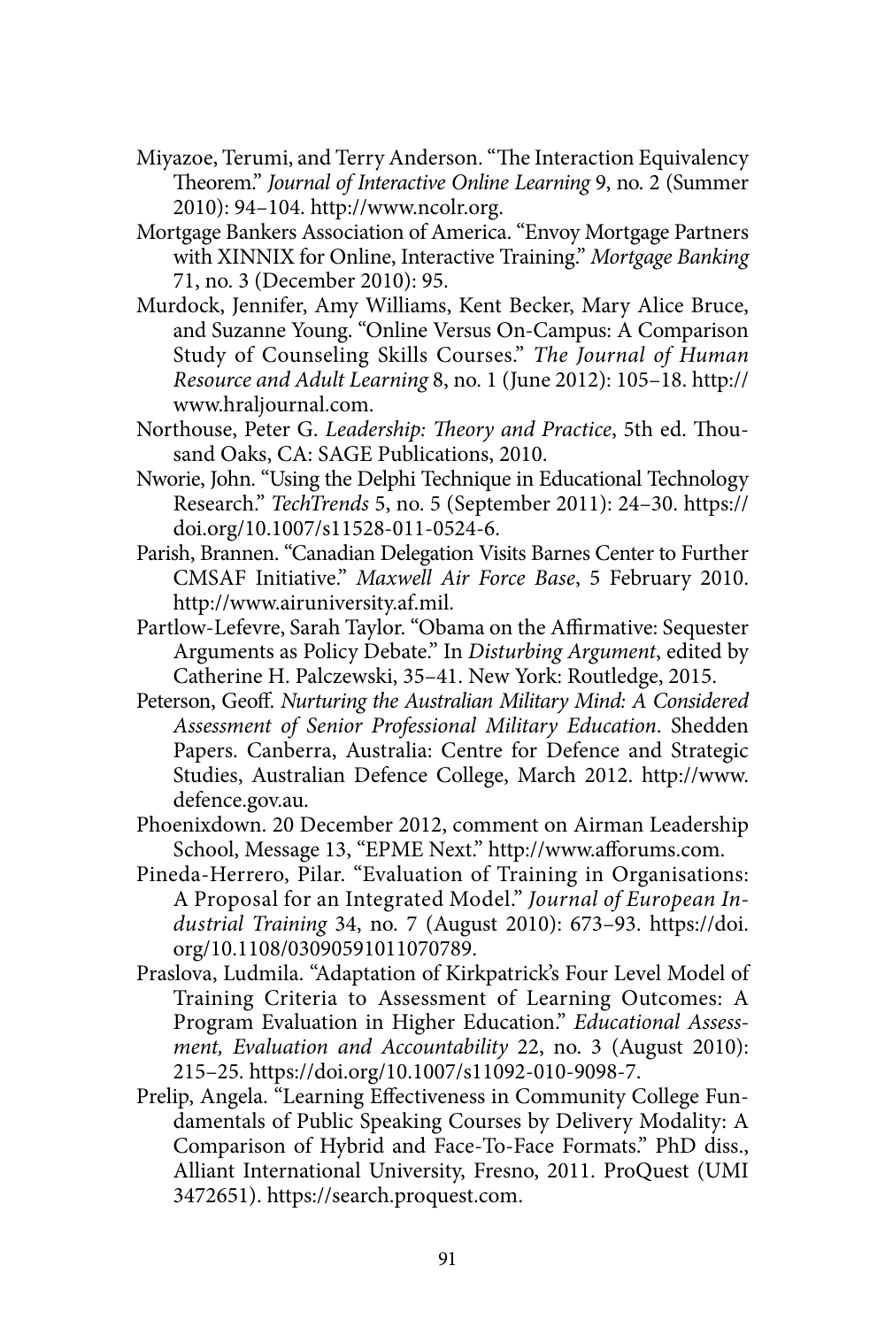Miyazoe, Terumi, and Terry Anderson. "The Interaction Equivalency Theorem." *Journal of Interactive Online Learning* 9, no. 2 (Summer 2010): 94–104. http://www.ncolr.org.

Mortgage Bankers Association of America. "Envoy Mortgage Partners with XINNIX for Online, Interactive Training." *Mortgage Banking* 71, no. 3 (December 2010): 95.

Murdock, Jennifer, Amy Williams, Kent Becker, Mary Alice Bruce, and Suzanne Young. "Online Versus On-Campus: A Comparison Study of Counseling Skills Courses." *The Journal of Human Resource and Adult Learning* 8, no. 1 (June 2012): 105–18. http://www.hraljournal.com.

Northouse, Peter G. *Leadership: Theory and Practice*, 5th ed. Thousand Oaks, CA: SAGE Publications, 2010.

Nworie, John. "Using the Delphi Technique in Educational Technology Research." *TechTrends* 5, no. 5 (September 2011): 24–30. https://doi.org/10.1007/s11528-011-0524-6.

Parish, Brannen. "Canadian Delegation Visits Barnes Center to Further CMSAF Initiative." *Maxwell Air Force Base*, 5 February 2010. http://www.airuniversity.af.mil.

Partlow-Lefevre, Sarah Taylor. "Obama on the Affirmative: Sequester Arguments as Policy Debate." In *Disturbing Argument*, edited by Catherine H. Palczewski, 35–41. New York: Routledge, 2015.

Peterson, Geoff. *Nurturing the Australian Military Mind: A Considered Assessment of Senior Professional Military Education*. Shedden Papers. Canberra, Australia: Centre for Defence and Strategic Studies, Australian Defence College, March 2012. http://www.defence.gov.au.

Phoenixdown. 20 December 2012, comment on Airman Leadership School, Message 13, "EPME Next." http://www.afforums.com.

Pineda-Herrero, Pilar. "Evaluation of Training in Organisations: A Proposal for an Integrated Model." *Journal of European Industrial Training* 34, no. 7 (August 2010): 673–93. https://doi.org/10.1108/03090591011070789.

Praslova, Ludmila. "Adaptation of Kirkpatrick's Four Level Model of Training Criteria to Assessment of Learning Outcomes: A Program Evaluation in Higher Education." *Educational Assessment, Evaluation and Accountability* 22, no. 3 (August 2010): 215–25. https://doi.org/10.1007/s11092-010-9098-7.

Prelip, Angela. "Learning Effectiveness in Community College Fundamentals of Public Speaking Courses by Delivery Modality: A Comparison of Hybrid and Face-To-Face Formats." PhD diss., Alliant International University, Fresno, 2011. ProQuest (UMI 3472651). https://search.proquest.com.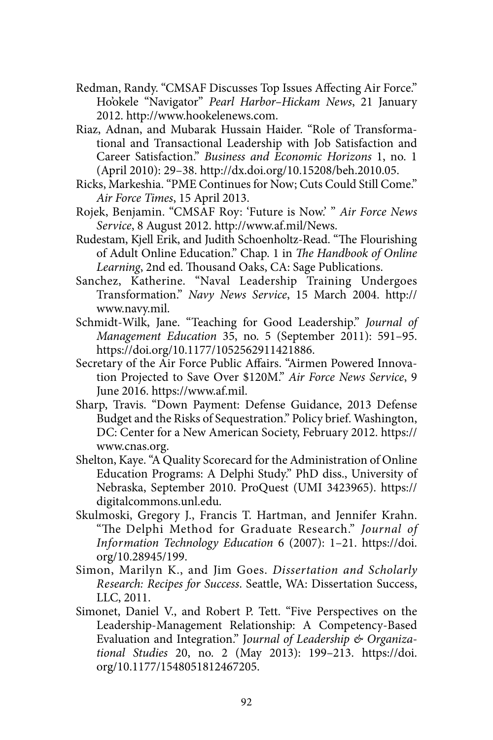Redman, Randy. "CMSAF Discusses Top Issues Affecting Air Force." Ho'okele "Navigator" *Pearl Harbor–Hickam News*, 21 January 2012. http://www.hookelenews.com.

Riaz, Adnan, and Mubarak Hussain Haider. "Role of Transformational and Transactional Leadership with Job Satisfaction and Career Satisfaction." *Business and Economic Horizons* 1, no. 1 (April 2010): 29–38. http://dx.doi.org/10.15208/beh.2010.05.

Ricks, Markeshia. "PME Continues for Now; Cuts Could Still Come." *Air Force Times*, 15 April 2013.

Rojek, Benjamin. "CMSAF Roy: 'Future is Now.' " *Air Force News Service*, 8 August 2012. http://www.af.mil/News.

Rudestam, Kjell Erik, and Judith Schoenholtz-Read. "The Flourishing of Adult Online Education." Chap. 1 in *The Handbook of Online Learning*, 2nd ed. Thousand Oaks, CA: Sage Publications.

Sanchez, Katherine. "Naval Leadership Training Undergoes Transformation." *Navy News Service*, 15 March 2004. http://www.navy.mil.

Schmidt-Wilk, Jane. "Teaching for Good Leadership." *Journal of Management Education* 35, no. 5 (September 2011): 591–95. https://doi.org/10.1177/1052562911421886.

Secretary of the Air Force Public Affairs. "Airmen Powered Innovation Projected to Save Over $120M." *Air Force News Service*, 9 June 2016. https://www.af.mil.

Sharp, Travis. "Down Payment: Defense Guidance, 2013 Defense Budget and the Risks of Sequestration." Policy brief. Washington, DC: Center for a New American Society, February 2012. https://www.cnas.org.

Shelton, Kaye. "A Quality Scorecard for the Administration of Online Education Programs: A Delphi Study." PhD diss., University of Nebraska, September 2010. ProQuest (UMI 3423965). https://digitalcommons.unl.edu.

Skulmoski, Gregory J., Francis T. Hartman, and Jennifer Krahn. "The Delphi Method for Graduate Research." *Journal of Information Technology Education* 6 (2007): 1–21. https://doi.org/10.28945/199.

Simon, Marilyn K., and Jim Goes. *Dissertation and Scholarly Research: Recipes for Success*. Seattle, WA: Dissertation Success, LLC, 2011.

Simonet, Daniel V., and Robert P. Tett. "Five Perspectives on the Leadership-Management Relationship: A Competency-Based Evaluation and Integration." J*ournal of Leadership & Organizational Studies* 20, no. 2 (May 2013): 199–213. https://doi.org/10.1177/1548051812467205.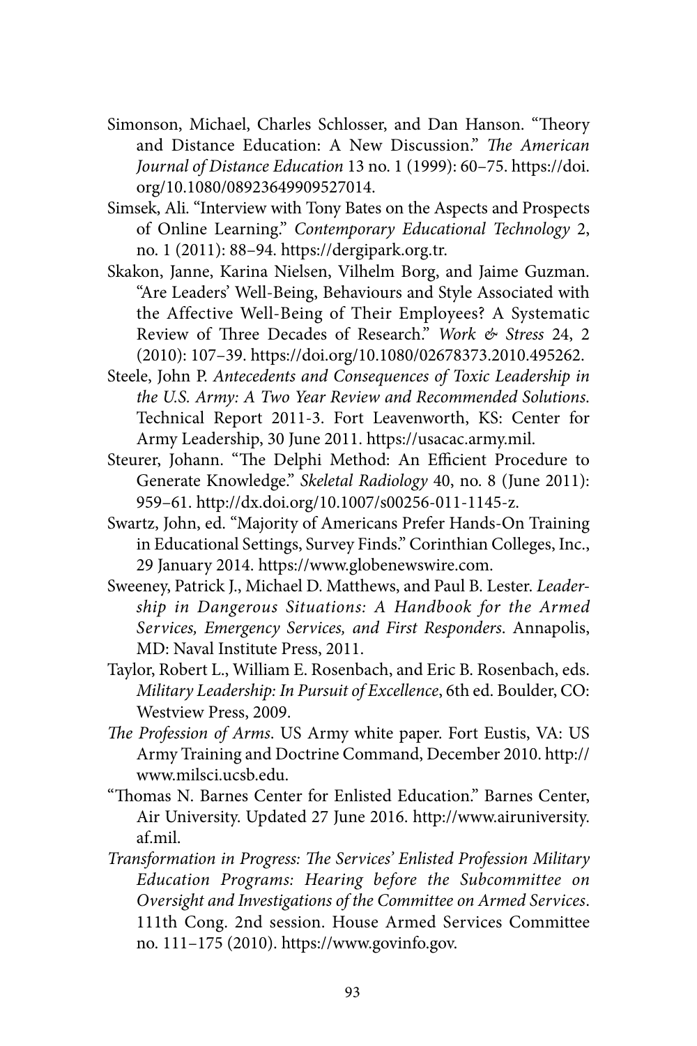Simonson, Michael, Charles Schlosser, and Dan Hanson. "Theory and Distance Education: A New Discussion." *The American Journal of Distance Education* 13 no. 1 (1999): 60–75. https://doi.org/10.1080/08923649909527014.

Simsek, Ali. "Interview with Tony Bates on the Aspects and Prospects of Online Learning." *Contemporary Educational Technology* 2, no. 1 (2011): 88–94. https://dergipark.org.tr.

Skakon, Janne, Karina Nielsen, Vilhelm Borg, and Jaime Guzman. "Are Leaders' Well-Being, Behaviours and Style Associated with the Affective Well-Being of Their Employees? A Systematic Review of Three Decades of Research." *Work & Stress* 24, 2 (2010): 107–39. https://doi.org/10.1080/02678373.2010.495262.

Steele, John P. *Antecedents and Consequences of Toxic Leadership in the U.S. Army: A Two Year Review and Recommended Solutions*. Technical Report 2011-3. Fort Leavenworth, KS: Center for Army Leadership, 30 June 2011. https://usacac.army.mil.

Steurer, Johann. "The Delphi Method: An Efficient Procedure to Generate Knowledge." *Skeletal Radiology* 40, no. 8 (June 2011): 959–61. http://dx.doi.org/10.1007/s00256-011-1145-z.

Swartz, John, ed. "Majority of Americans Prefer Hands-On Training in Educational Settings, Survey Finds." Corinthian Colleges, Inc., 29 January 2014. https://www.globenewswire.com.

Sweeney, Patrick J., Michael D. Matthews, and Paul B. Lester. *Leadership in Dangerous Situations: A Handbook for the Armed Services, Emergency Services, and First Responders*. Annapolis, MD: Naval Institute Press, 2011.

Taylor, Robert L., William E. Rosenbach, and Eric B. Rosenbach, eds. *Military Leadership: In Pursuit of Excellence*, 6th ed. Boulder, CO: Westview Press, 2009.

*The Profession of Arms*. US Army white paper. Fort Eustis, VA: US Army Training and Doctrine Command, December 2010. http://www.milsci.ucsb.edu.

"Thomas N. Barnes Center for Enlisted Education." Barnes Center, Air University. Updated 27 June 2016. http://www.airuniversity.af.mil.

*Transformation in Progress: The Services' Enlisted Profession Military Education Programs: Hearing before the Subcommittee on Oversight and Investigations of the Committee on Armed Services*. 111th Cong. 2nd session. House Armed Services Committee no. 111–175 (2010). https://www.govinfo.gov.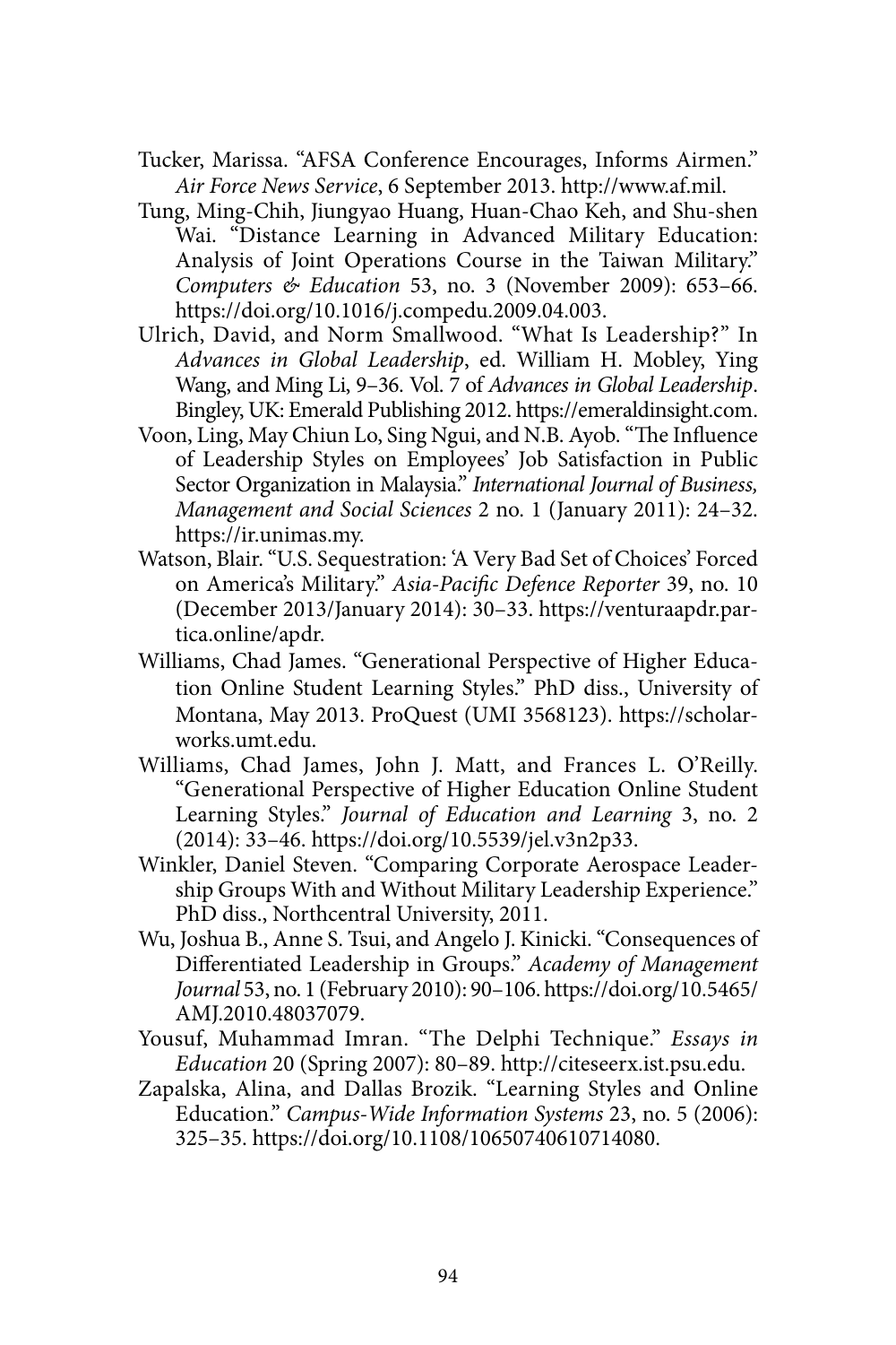Tucker, Marissa. "AFSA Conference Encourages, Informs Airmen." *Air Force News Service*, 6 September 2013. http://www.af.mil.

Tung, Ming-Chih, Jiungyao Huang, Huan-Chao Keh, and Shu-shen Wai. "Distance Learning in Advanced Military Education: Analysis of Joint Operations Course in the Taiwan Military." *Computers & Education* 53, no. 3 (November 2009): 653–66. https://doi.org/10.1016/j.compedu.2009.04.003.

Ulrich, David, and Norm Smallwood. "What Is Leadership?" In *Advances in Global Leadership*, ed. William H. Mobley, Ying Wang, and Ming Li, 9–36. Vol. 7 of *Advances in Global Leadership*. Bingley, UK: Emerald Publishing 2012. https://emeraldinsight.com.

Voon, Ling, May Chiun Lo, Sing Ngui, and N.B. Ayob. "The Influence of Leadership Styles on Employees' Job Satisfaction in Public Sector Organization in Malaysia." *International Journal of Business, Management and Social Sciences* 2 no. 1 (January 2011): 24–32. https://ir.unimas.my.

Watson, Blair. "U.S. Sequestration: 'A Very Bad Set of Choices' Forced on America's Military." *Asia-Pacific Defence Reporter* 39, no. 10 (December 2013/January 2014): 30–33. https://venturaapdr.partica.online/apdr.

Williams, Chad James. "Generational Perspective of Higher Education Online Student Learning Styles." PhD diss., University of Montana, May 2013. ProQuest (UMI 3568123). https://scholarworks.umt.edu.

Williams, Chad James, John J. Matt, and Frances L. O'Reilly. "Generational Perspective of Higher Education Online Student Learning Styles." *Journal of Education and Learning* 3, no. 2 (2014): 33–46. https://doi.org/10.5539/jel.v3n2p33.

Winkler, Daniel Steven. "Comparing Corporate Aerospace Leadership Groups With and Without Military Leadership Experience." PhD diss., Northcentral University, 2011.

Wu, Joshua B., Anne S. Tsui, and Angelo J. Kinicki. "Consequences of Differentiated Leadership in Groups." *Academy of Management Journal* 53, no. 1 (February 2010): 90–106. https://doi.org/10.5465/AMJ.2010.48037079.

Yousuf, Muhammad Imran. "The Delphi Technique." *Essays in Education* 20 (Spring 2007): 80–89. http://citeseerx.ist.psu.edu.

Zapalska, Alina, and Dallas Brozik. "Learning Styles and Online Education." *Campus-Wide Information Systems* 23, no. 5 (2006): 325–35. https://doi.org/10.1108/10650740610714080.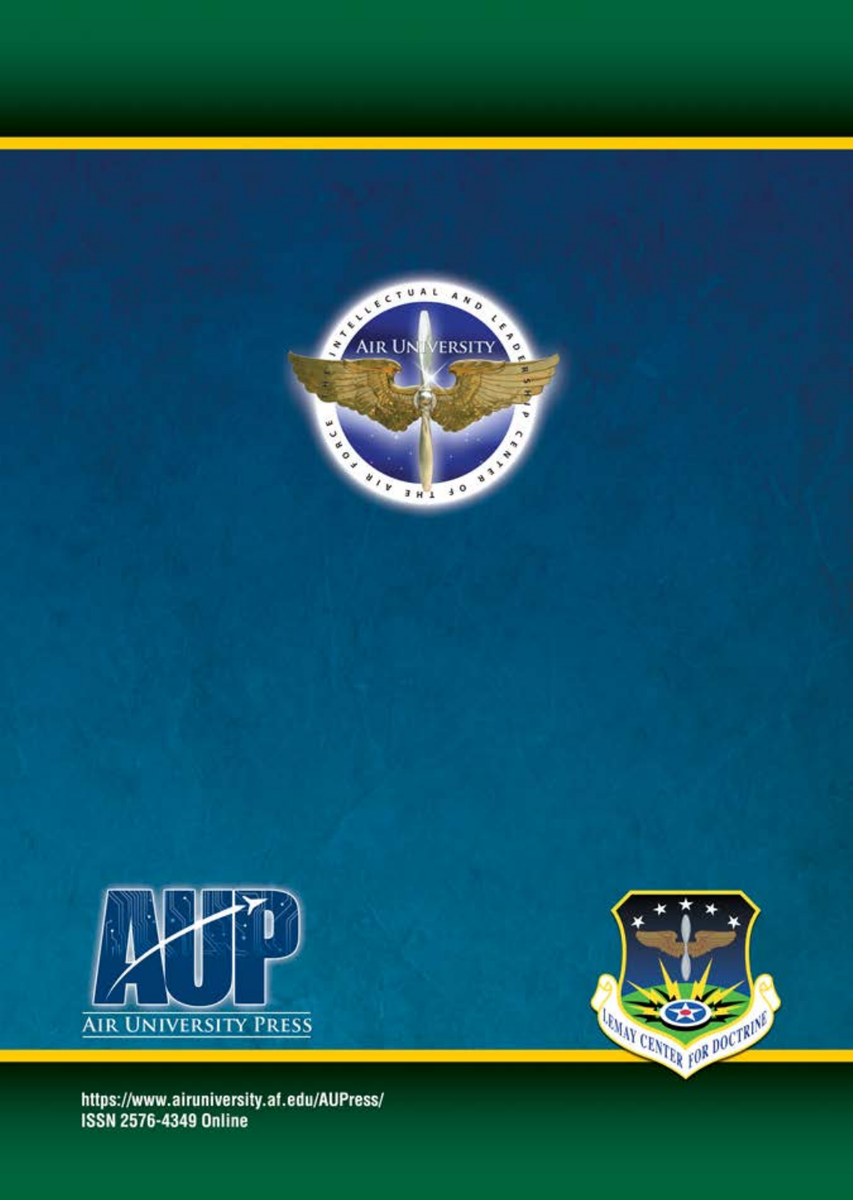https://www.airuniversity.af.edu/AUPress/
ISSN 2576-4349 Online